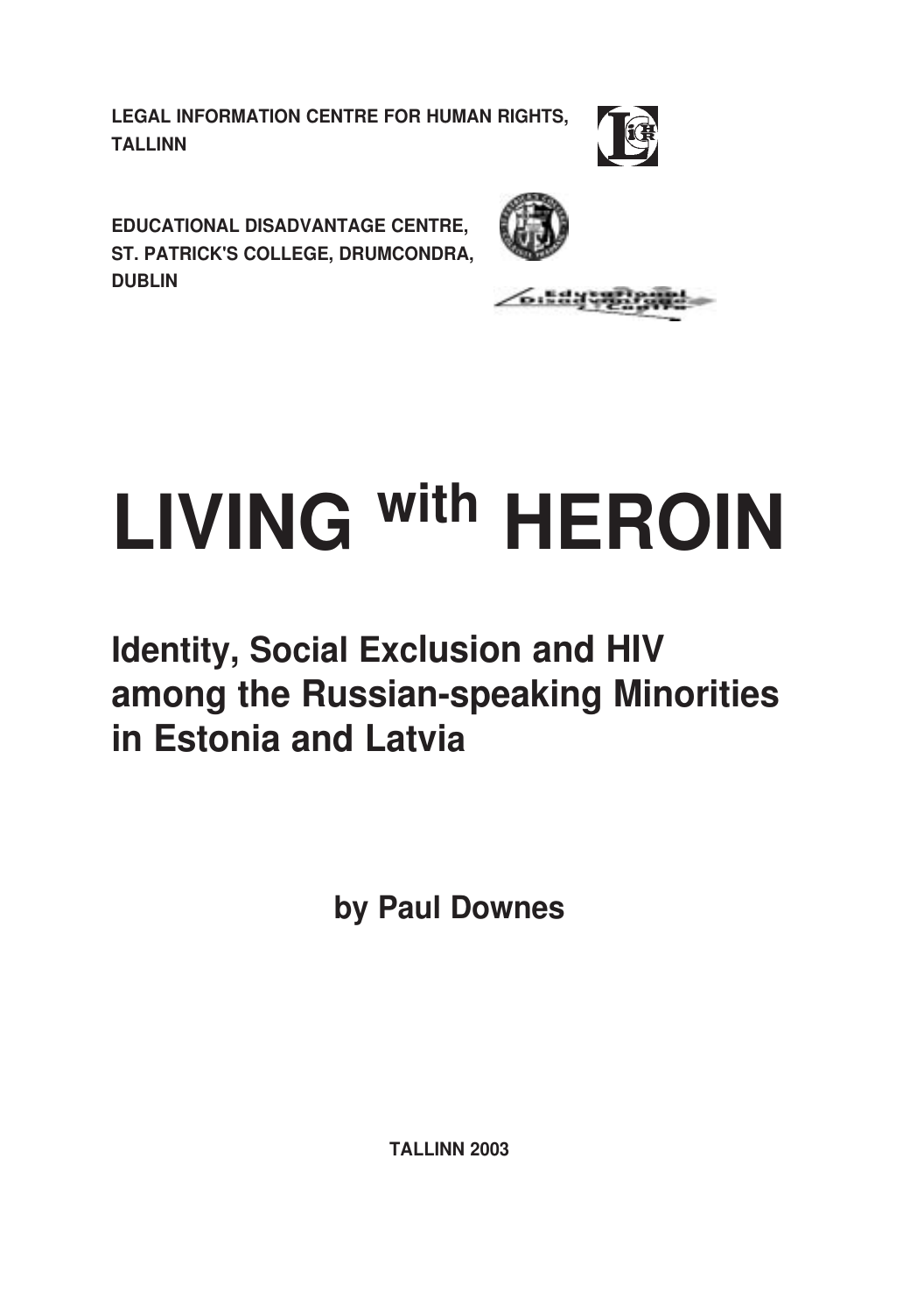**LEGAL INFORMATION CENTRE FOR HUMAN RIGHTS, TALLINN**

**EDUCATIONAL DISADVANTAGE CENTRE, ST. PATRICK'S COLLEGE, DRUMCONDRA, DUBLIN**

# LIVING with HEROIN

## Identity, Social Exclusion and HIV among the Russian-speaking Minorities in Estonia and Latvia

**by Paul Downes**

**TALLINN 2003**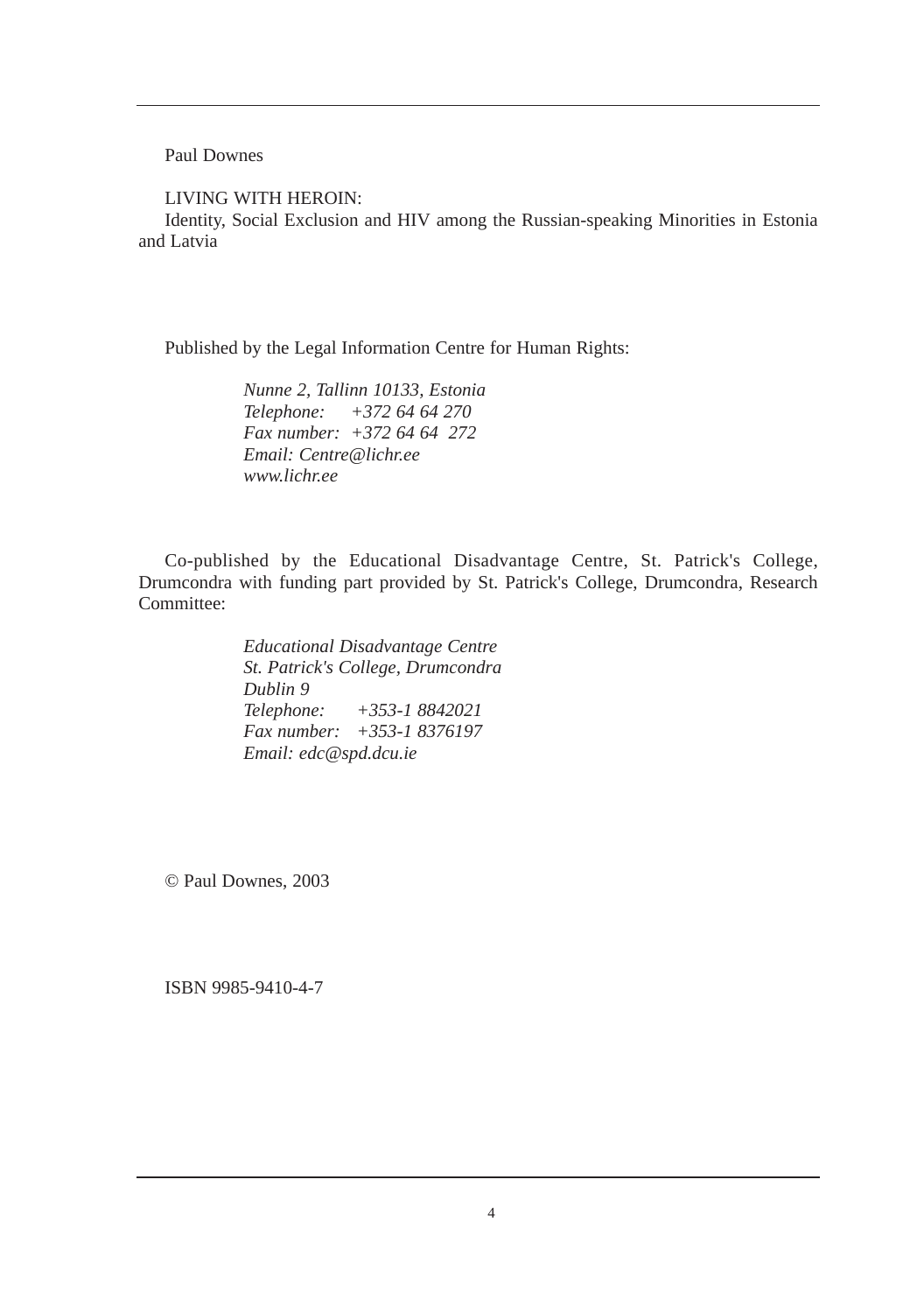Paul Downes

LIVING WITH HEROIN:
Identity, Social Exclusion and HIV among the Russian-speaking Minorities in Estonia and Latvia

Published by the Legal Information Centre for Human Rights:

*Nunne 2, Tallinn 10133, Estonia*
*Telephone: +372 64 64 270*
*Fax number: +372 64 64 272*
*Email: Centre@lichr.ee*
*www.lichr.ee*

Co-published by the Educational Disadvantage Centre, St. Patrick's College, Drumcondra with funding part provided by St. Patrick's College, Drumcondra, Research Committee:

*Educational Disadvantage Centre*
*St. Patrick's College, Drumcondra*
*Dublin 9*
*Telephone: +353-1 8842021*
*Fax number: +353-1 8376197*
*Email: edc@spd.dcu.ie*

© Paul Downes, 2003

ISBN 9985-9410-4-7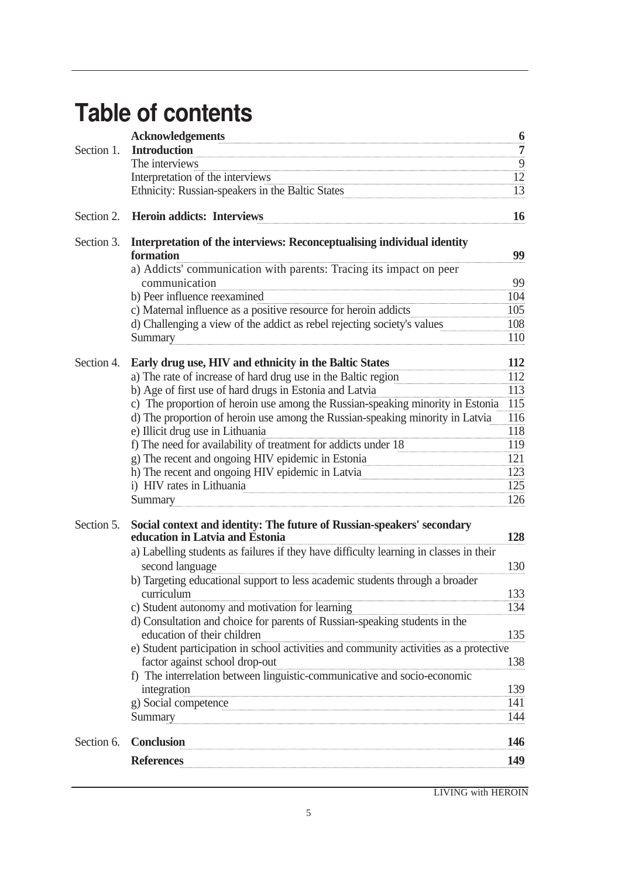# Table of contents

| | | |
|---|---|---|
| | **Acknowledgements** | **6** |
| Section 1. | **Introduction** | **7** |
| | The interviews | 9 |
| | Interpretation of the interviews | 12 |
| | Ethnicity: Russian-speakers in the Baltic States | 13 |
| Section 2. | **Heroin addicts: Interviews** | **16** |
| Section 3. | **Interpretation of the interviews: Reconceptualising individual identity formation** | **99** |
| | a) Addicts' communication with parents: Tracing its impact on peer communication | 99 |
| | b) Peer influence reexamined | 104 |
| | c) Maternal influence as a positive resource for heroin addicts | 105 |
| | d) Challenging a view of the addict as rebel rejecting society's values | 108 |
| | Summary | 110 |
| Section 4. | **Early drug use, HIV and ethnicity in the Baltic States** | **112** |
| | a) The rate of increase of hard drug use in the Baltic region | 112 |
| | b) Age of first use of hard drugs in Estonia and Latvia | 113 |
| | c) The proportion of heroin use among the Russian-speaking minority in Estonia | 115 |
| | d) The proportion of heroin use among the Russian-speaking minority in Latvia | 116 |
| | e) Illicit drug use in Lithuania | 118 |
| | f) The need for availability of treatment for addicts under 18 | 119 |
| | g) The recent and ongoing HIV epidemic in Estonia | 121 |
| | h) The recent and ongoing HIV epidemic in Latvia | 123 |
| | i) HIV rates in Lithuania | 125 |
| | Summary | 126 |
| Section 5. | **Social context and identity: The future of Russian-speakers' secondary education in Latvia and Estonia** | **128** |
| | a) Labelling students as failures if they have difficulty learning in classes in their second language | 130 |
| | b) Targeting educational support to less academic students through a broader curriculum | 133 |
| | c) Student autonomy and motivation for learning | 134 |
| | d) Consultation and choice for parents of Russian-speaking students in the education of their children | 135 |
| | e) Student participation in school activities and community activities as a protective factor against school drop-out | 138 |
| | f) The interrelation between linguistic-communicative and socio-economic integration | 139 |
| | g) Social competence | 141 |
| | Summary | 144 |
| Section 6. | **Conclusion** | **146** |
| | **References** | **149** |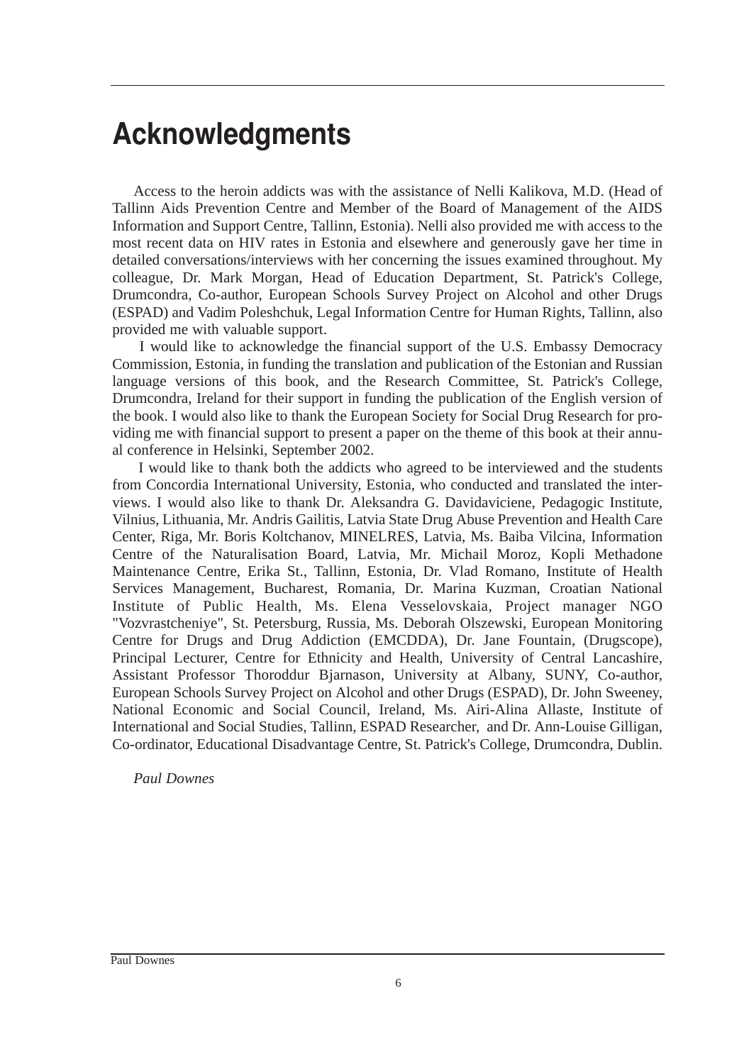# Acknowledgments

Access to the heroin addicts was with the assistance of Nelli Kalikova, M.D. (Head of Tallinn Aids Prevention Centre and Member of the Board of Management of the AIDS Information and Support Centre, Tallinn, Estonia). Nelli also provided me with access to the most recent data on HIV rates in Estonia and elsewhere and generously gave her time in detailed conversations/interviews with her concerning the issues examined throughout. My colleague, Dr. Mark Morgan, Head of Education Department, St. Patrick's College, Drumcondra, Co-author, European Schools Survey Project on Alcohol and other Drugs (ESPAD) and Vadim Poleshchuk, Legal Information Centre for Human Rights, Tallinn, also provided me with valuable support.

I would like to acknowledge the financial support of the U.S. Embassy Democracy Commission, Estonia, in funding the translation and publication of the Estonian and Russian language versions of this book, and the Research Committee, St. Patrick's College, Drumcondra, Ireland for their support in funding the publication of the English version of the book. I would also like to thank the European Society for Social Drug Research for providing me with financial support to present a paper on the theme of this book at their annual conference in Helsinki, September 2002.

I would like to thank both the addicts who agreed to be interviewed and the students from Concordia International University, Estonia, who conducted and translated the interviews. I would also like to thank Dr. Aleksandra G. Davidaviciene, Pedagogic Institute, Vilnius, Lithuania, Mr. Andris Gailitis, Latvia State Drug Abuse Prevention and Health Care Center, Riga, Mr. Boris Koltchanov, MINELRES, Latvia, Ms. Baiba Vilcina, Information Centre of the Naturalisation Board, Latvia, Mr. Michail Moroz, Kopli Methadone Maintenance Centre, Erika St., Tallinn, Estonia, Dr. Vlad Romano, Institute of Health Services Management, Bucharest, Romania, Dr. Marina Kuzman, Croatian National Institute of Public Health, Ms. Elena Vesselovskaia, Project manager NGO "Vozvrastcheniye", St. Petersburg, Russia, Ms. Deborah Olszewski, European Monitoring Centre for Drugs and Drug Addiction (EMCDDA), Dr. Jane Fountain, (Drugscope), Principal Lecturer, Centre for Ethnicity and Health, University of Central Lancashire, Assistant Professor Thoroddur Bjarnason, University at Albany, SUNY, Co-author, European Schools Survey Project on Alcohol and other Drugs (ESPAD), Dr. John Sweeney, National Economic and Social Council, Ireland, Ms. Airi-Alina Allaste, Institute of International and Social Studies, Tallinn, ESPAD Researcher, and Dr. Ann-Louise Gilligan, Co-ordinator, Educational Disadvantage Centre, St. Patrick's College, Drumcondra, Dublin.

*Paul Downes*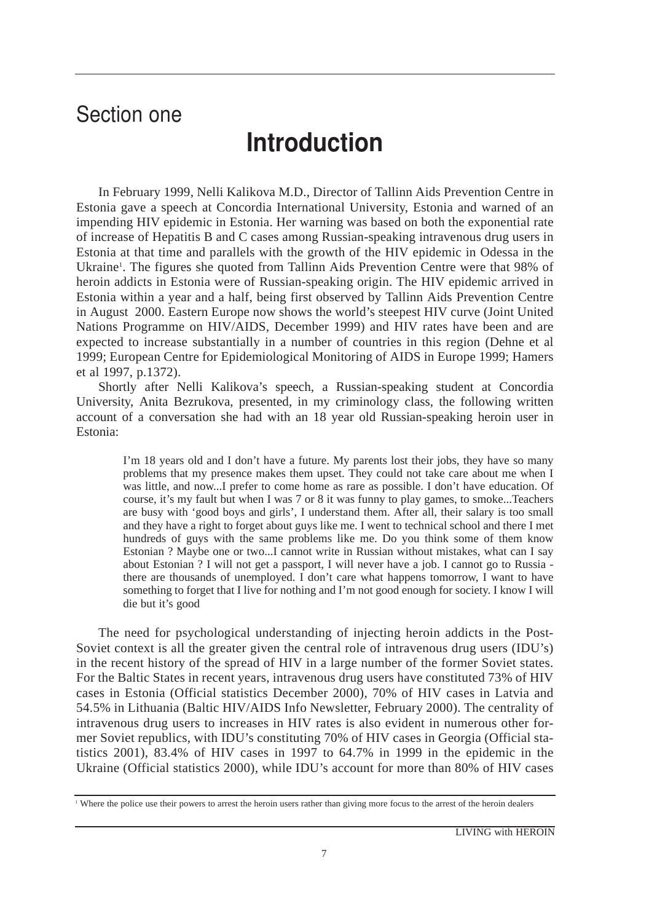# Section one

## Introduction

In February 1999, Nelli Kalikova M.D., Director of Tallinn Aids Prevention Centre in Estonia gave a speech at Concordia International University, Estonia and warned of an impending HIV epidemic in Estonia. Her warning was based on both the exponential rate of increase of Hepatitis B and C cases among Russian-speaking intravenous drug users in Estonia at that time and parallels with the growth of the HIV epidemic in Odessa in the Ukraine[1]. The figures she quoted from Tallinn Aids Prevention Centre were that 98% of heroin addicts in Estonia were of Russian-speaking origin. The HIV epidemic arrived in Estonia within a year and a half, being first observed by Tallinn Aids Prevention Centre in August 2000. Eastern Europe now shows the world's steepest HIV curve (Joint United Nations Programme on HIV/AIDS, December 1999) and HIV rates have been and are expected to increase substantially in a number of countries in this region (Dehne et al 1999; European Centre for Epidemiological Monitoring of AIDS in Europe 1999; Hamers et al 1997, p.1372).

Shortly after Nelli Kalikova's speech, a Russian-speaking student at Concordia University, Anita Bezrukova, presented, in my criminology class, the following written account of a conversation she had with an 18 year old Russian-speaking heroin user in Estonia:

> I'm 18 years old and I don't have a future. My parents lost their jobs, they have so many problems that my presence makes them upset. They could not take care about me when I was little, and now...I prefer to come home as rare as possible. I don't have education. Of course, it's my fault but when I was 7 or 8 it was funny to play games, to smoke...Teachers are busy with 'good boys and girls', I understand them. After all, their salary is too small and they have a right to forget about guys like me. I went to technical school and there I met hundreds of guys with the same problems like me. Do you think some of them know Estonian ? Maybe one or two...I cannot write in Russian without mistakes, what can I say about Estonian ? I will not get a passport, I will never have a job. I cannot go to Russia - there are thousands of unemployed. I don't care what happens tomorrow, I want to have something to forget that I live for nothing and I'm not good enough for society. I know I will die but it's good

The need for psychological understanding of injecting heroin addicts in the Post-Soviet context is all the greater given the central role of intravenous drug users (IDU's) in the recent history of the spread of HIV in a large number of the former Soviet states. For the Baltic States in recent years, intravenous drug users have constituted 73% of HIV cases in Estonia (Official statistics December 2000), 70% of HIV cases in Latvia and 54.5% in Lithuania (Baltic HIV/AIDS Info Newsletter, February 2000). The centrality of intravenous drug users to increases in HIV rates is also evident in numerous other former Soviet republics, with IDU's constituting 70% of HIV cases in Georgia (Official statistics 2001), 83.4% of HIV cases in 1997 to 64.7% in 1999 in the epidemic in the Ukraine (Official statistics 2000), while IDU's account for more than 80% of HIV cases

[1] Where the police use their powers to arrest the heroin users rather than giving more focus to the arrest of the heroin dealers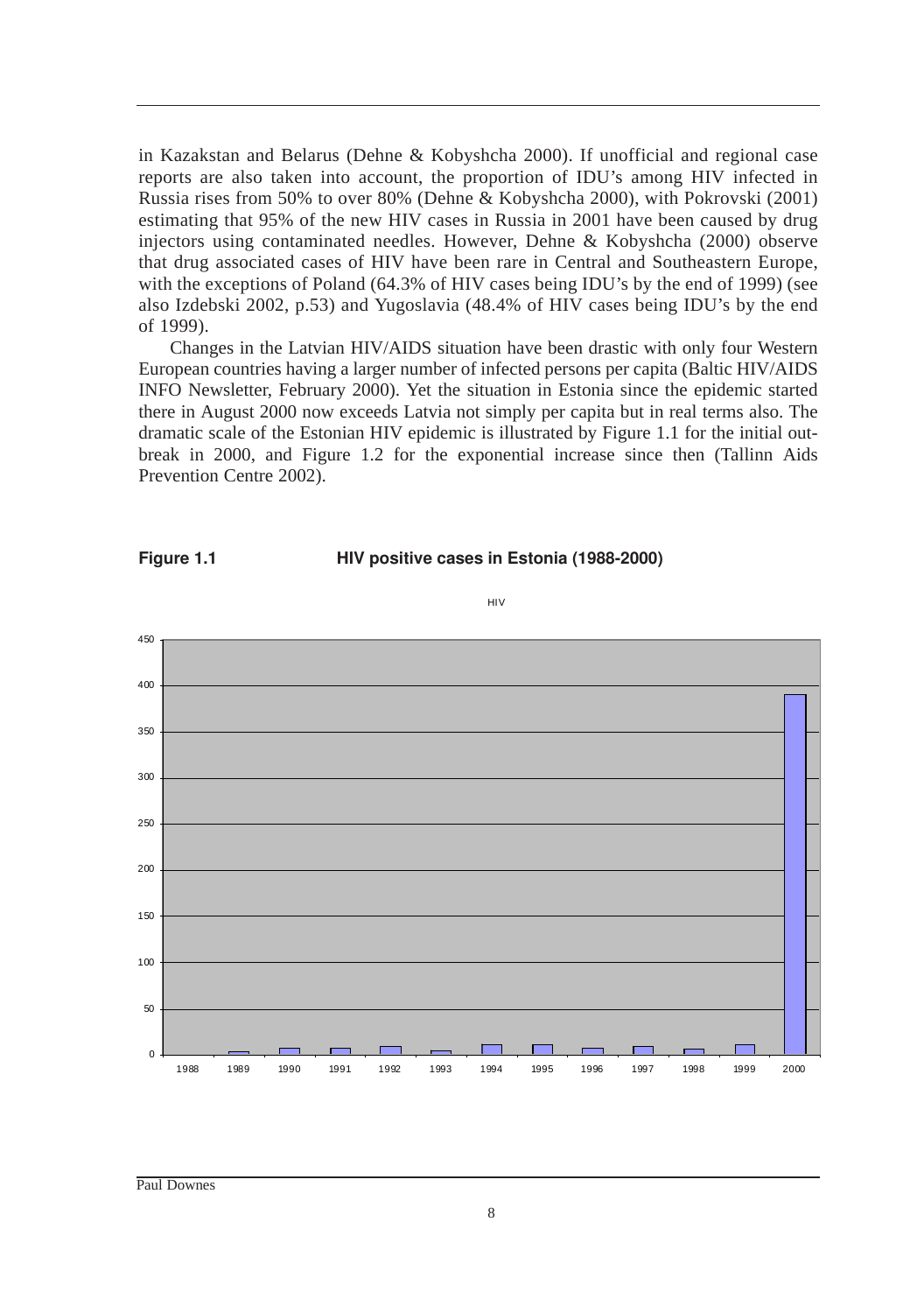in Kazakstan and Belarus (Dehne & Kobyshcha 2000). If unofficial and regional case reports are also taken into account, the proportion of IDU's among HIV infected in Russia rises from 50% to over 80% (Dehne & Kobyshcha 2000), with Pokrovski (2001) estimating that 95% of the new HIV cases in Russia in 2001 have been caused by drug injectors using contaminated needles. However, Dehne & Kobyshcha (2000) observe that drug associated cases of HIV have been rare in Central and Southeastern Europe, with the exceptions of Poland (64.3% of HIV cases being IDU's by the end of 1999) (see also Izdebski 2002, p.53) and Yugoslavia (48.4% of HIV cases being IDU's by the end of 1999).

Changes in the Latvian HIV/AIDS situation have been drastic with only four Western European countries having a larger number of infected persons per capita (Baltic HIV/AIDS INFO Newsletter, February 2000). Yet the situation in Estonia since the epidemic started there in August 2000 now exceeds Latvia not simply per capita but in real terms also. The dramatic scale of the Estonian HIV epidemic is illustrated by Figure 1.1 for the initial outbreak in 2000, and Figure 1.2 for the exponential increase since then (Tallinn Aids Prevention Centre 2002).

**Figure 1.1 HIV positive cases in Estonia (1988-2000)**

HIV

| Year | HIV |
|---|---|
| 1988 | 0 |
| 1989 | 4 |
| 1990 | 8 |
| 1991 | 8 |
| 1992 | 10 |
| 1993 | 5 |
| 1994 | 12 |
| 1995 | 12 |
| 1996 | 8 |
| 1997 | 10 |
| 1998 | 7 |
| 1999 | 12 |
| 2000 | 390 |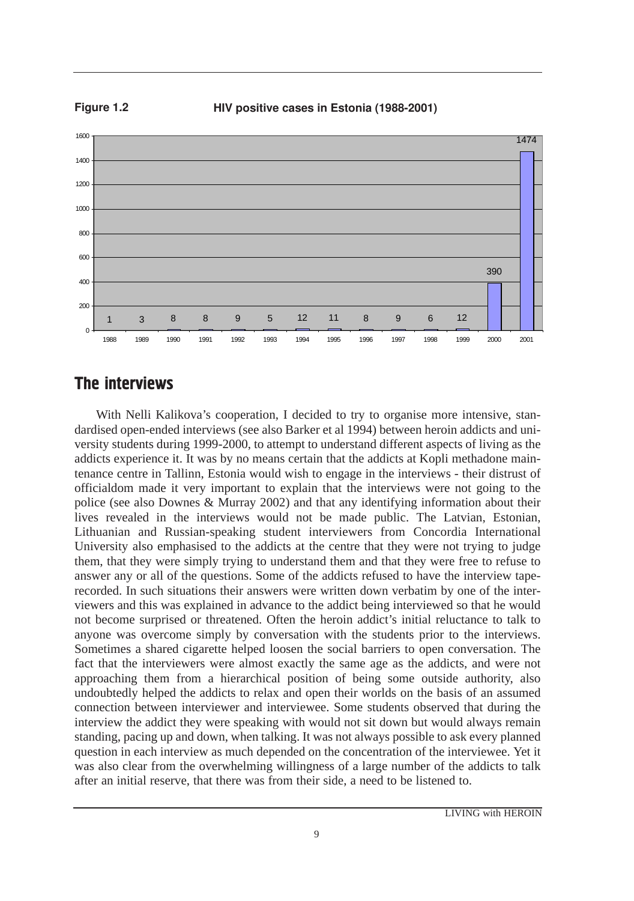**Figure 1.2** **HIV positive cases in Estonia (1988-2001)**

| Year | HIV positive cases |
| --- | --- |
| 1988 | 1 |
| 1989 | 3 |
| 1990 | 8 |
| 1991 | 8 |
| 1992 | 9 |
| 1993 | 5 |
| 1994 | 12 |
| 1995 | 11 |
| 1996 | 8 |
| 1997 | 9 |
| 1998 | 6 |
| 1999 | 12 |
| 2000 | 390 |
| 2001 | 1474 |

## The interviews

With Nelli Kalikova's cooperation, I decided to try to organise more intensive, standardised open-ended interviews (see also Barker et al 1994) between heroin addicts and university students during 1999-2000, to attempt to understand different aspects of living as the addicts experience it. It was by no means certain that the addicts at Kopli methadone maintenance centre in Tallinn, Estonia would wish to engage in the interviews - their distrust of officialdom made it very important to explain that the interviews were not going to the police (see also Downes & Murray 2002) and that any identifying information about their lives revealed in the interviews would not be made public. The Latvian, Estonian, Lithuanian and Russian-speaking student interviewers from Concordia International University also emphasised to the addicts at the centre that they were not trying to judge them, that they were simply trying to understand them and that they were free to refuse to answer any or all of the questions. Some of the addicts refused to have the interview tape-recorded. In such situations their answers were written down verbatim by one of the interviewers and this was explained in advance to the addict being interviewed so that he would not become surprised or threatened. Often the heroin addict's initial reluctance to talk to anyone was overcome simply by conversation with the students prior to the interviews. Sometimes a shared cigarette helped loosen the social barriers to open conversation. The fact that the interviewers were almost exactly the same age as the addicts, and were not approaching them from a hierarchical position of being some outside authority, also undoubtedly helped the addicts to relax and open their worlds on the basis of an assumed connection between interviewer and interviewee. Some students observed that during the interview the addict they were speaking with would not sit down but would always remain standing, pacing up and down, when talking. It was not always possible to ask every planned question in each interview as much depended on the concentration of the interviewee. Yet it was also clear from the overwhelming willingness of a large number of the addicts to talk after an initial reserve, that there was from their side, a need to be listened to.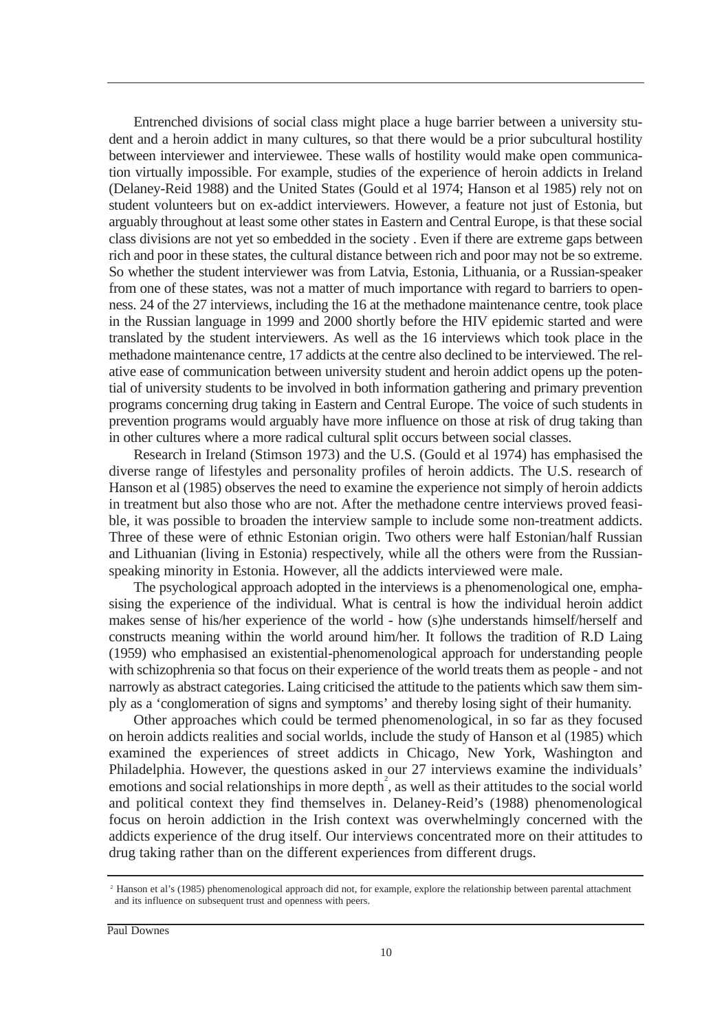Entrenched divisions of social class might place a huge barrier between a university student and a heroin addict in many cultures, so that there would be a prior subcultural hostility between interviewer and interviewee. These walls of hostility would make open communication virtually impossible. For example, studies of the experience of heroin addicts in Ireland (Delaney-Reid 1988) and the United States (Gould et al 1974; Hanson et al 1985) rely not on student volunteers but on ex-addict interviewers. However, a feature not just of Estonia, but arguably throughout at least some other states in Eastern and Central Europe, is that these social class divisions are not yet so embedded in the society . Even if there are extreme gaps between rich and poor in these states, the cultural distance between rich and poor may not be so extreme. So whether the student interviewer was from Latvia, Estonia, Lithuania, or a Russian-speaker from one of these states, was not a matter of much importance with regard to barriers to openness. 24 of the 27 interviews, including the 16 at the methadone maintenance centre, took place in the Russian language in 1999 and 2000 shortly before the HIV epidemic started and were translated by the student interviewers. As well as the 16 interviews which took place in the methadone maintenance centre, 17 addicts at the centre also declined to be interviewed. The relative ease of communication between university student and heroin addict opens up the potential of university students to be involved in both information gathering and primary prevention programs concerning drug taking in Eastern and Central Europe. The voice of such students in prevention programs would arguably have more influence on those at risk of drug taking than in other cultures where a more radical cultural split occurs between social classes.

Research in Ireland (Stimson 1973) and the U.S. (Gould et al 1974) has emphasised the diverse range of lifestyles and personality profiles of heroin addicts. The U.S. research of Hanson et al (1985) observes the need to examine the experience not simply of heroin addicts in treatment but also those who are not. After the methadone centre interviews proved feasible, it was possible to broaden the interview sample to include some non-treatment addicts. Three of these were of ethnic Estonian origin. Two others were half Estonian/half Russian and Lithuanian (living in Estonia) respectively, while all the others were from the Russian-speaking minority in Estonia. However, all the addicts interviewed were male.

The psychological approach adopted in the interviews is a phenomenological one, emphasising the experience of the individual. What is central is how the individual heroin addict makes sense of his/her experience of the world - how (s)he understands himself/herself and constructs meaning within the world around him/her. It follows the tradition of R.D Laing (1959) who emphasised an existential-phenomenological approach for understanding people with schizophrenia so that focus on their experience of the world treats them as people - and not narrowly as abstract categories. Laing criticised the attitude to the patients which saw them simply as a 'conglomeration of signs and symptoms' and thereby losing sight of their humanity.

Other approaches which could be termed phenomenological, in so far as they focused on heroin addicts realities and social worlds, include the study of Hanson et al (1985) which examined the experiences of street addicts in Chicago, New York, Washington and Philadelphia. However, the questions asked in our 27 interviews examine the individuals' emotions and social relationships in more depth[2], as well as their attitudes to the social world and political context they find themselves in. Delaney-Reid's (1988) phenomenological focus on heroin addiction in the Irish context was overwhelmingly concerned with the addicts experience of the drug itself. Our interviews concentrated more on their attitudes to drug taking rather than on the different experiences from different drugs.

[2] Hanson et al's (1985) phenomenological approach did not, for example, explore the relationship between parental attachment and its influence on subsequent trust and openness with peers.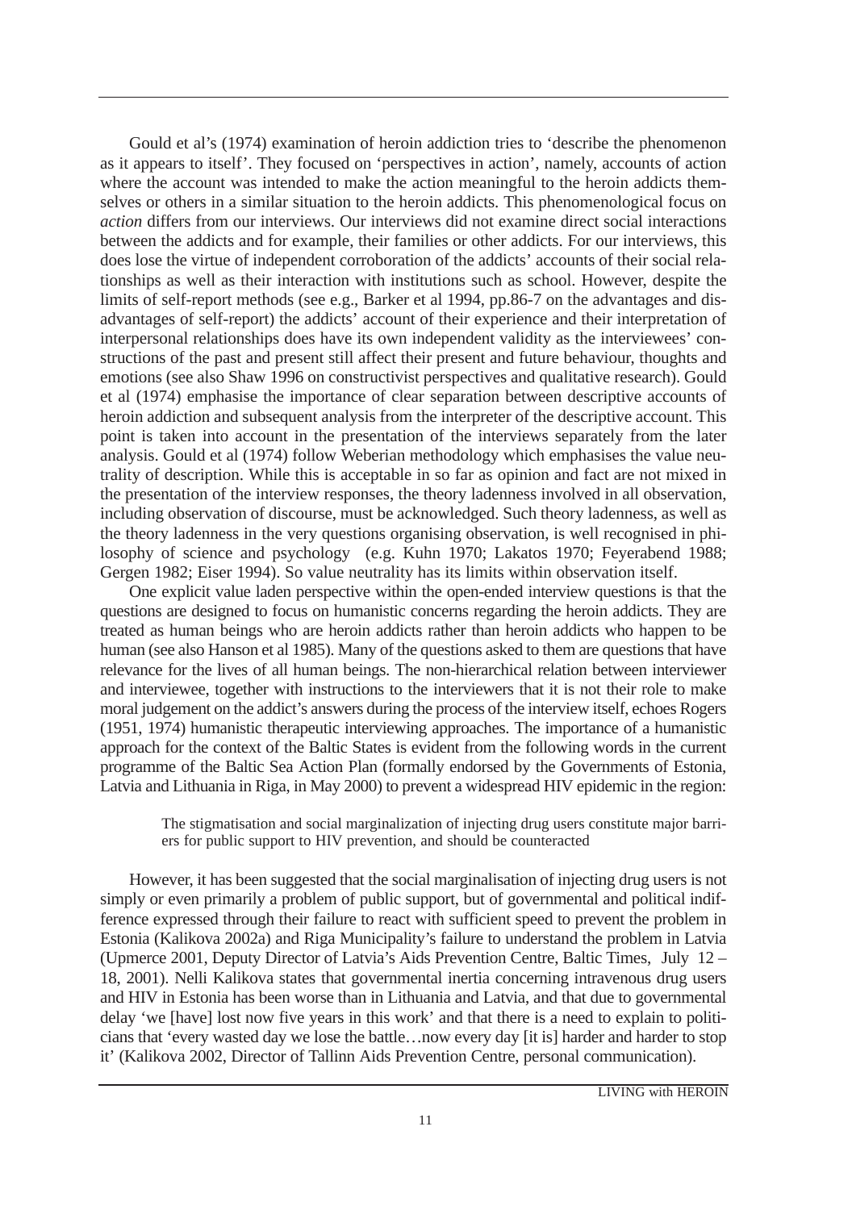Gould et al's (1974) examination of heroin addiction tries to 'describe the phenomenon as it appears to itself'. They focused on 'perspectives in action', namely, accounts of action where the account was intended to make the action meaningful to the heroin addicts themselves or others in a similar situation to the heroin addicts. This phenomenological focus on *action* differs from our interviews. Our interviews did not examine direct social interactions between the addicts and for example, their families or other addicts. For our interviews, this does lose the virtue of independent corroboration of the addicts' accounts of their social relationships as well as their interaction with institutions such as school. However, despite the limits of self-report methods (see e.g., Barker et al 1994, pp.86-7 on the advantages and disadvantages of self-report) the addicts' account of their experience and their interpretation of interpersonal relationships does have its own independent validity as the interviewees' constructions of the past and present still affect their present and future behaviour, thoughts and emotions (see also Shaw 1996 on constructivist perspectives and qualitative research). Gould et al (1974) emphasise the importance of clear separation between descriptive accounts of heroin addiction and subsequent analysis from the interpreter of the descriptive account. This point is taken into account in the presentation of the interviews separately from the later analysis. Gould et al (1974) follow Weberian methodology which emphasises the value neutrality of description. While this is acceptable in so far as opinion and fact are not mixed in the presentation of the interview responses, the theory ladenness involved in all observation, including observation of discourse, must be acknowledged. Such theory ladenness, as well as the theory ladenness in the very questions organising observation, is well recognised in philosophy of science and psychology (e.g. Kuhn 1970; Lakatos 1970; Feyerabend 1988; Gergen 1982; Eiser 1994). So value neutrality has its limits within observation itself.

One explicit value laden perspective within the open-ended interview questions is that the questions are designed to focus on humanistic concerns regarding the heroin addicts. They are treated as human beings who are heroin addicts rather than heroin addicts who happen to be human (see also Hanson et al 1985). Many of the questions asked to them are questions that have relevance for the lives of all human beings. The non-hierarchical relation between interviewer and interviewee, together with instructions to the interviewers that it is not their role to make moral judgement on the addict's answers during the process of the interview itself, echoes Rogers (1951, 1974) humanistic therapeutic interviewing approaches. The importance of a humanistic approach for the context of the Baltic States is evident from the following words in the current programme of the Baltic Sea Action Plan (formally endorsed by the Governments of Estonia, Latvia and Lithuania in Riga, in May 2000) to prevent a widespread HIV epidemic in the region:

> The stigmatisation and social marginalization of injecting drug users constitute major barriers for public support to HIV prevention, and should be counteracted

However, it has been suggested that the social marginalisation of injecting drug users is not simply or even primarily a problem of public support, but of governmental and political indifference expressed through their failure to react with sufficient speed to prevent the problem in Estonia (Kalikova 2002a) and Riga Municipality's failure to understand the problem in Latvia (Upmerce 2001, Deputy Director of Latvia's Aids Prevention Centre, Baltic Times, July 12 – 18, 2001). Nelli Kalikova states that governmental inertia concerning intravenous drug users and HIV in Estonia has been worse than in Lithuania and Latvia, and that due to governmental delay 'we [have] lost now five years in this work' and that there is a need to explain to politicians that 'every wasted day we lose the battle…now every day [it is] harder and harder to stop it' (Kalikova 2002, Director of Tallinn Aids Prevention Centre, personal communication).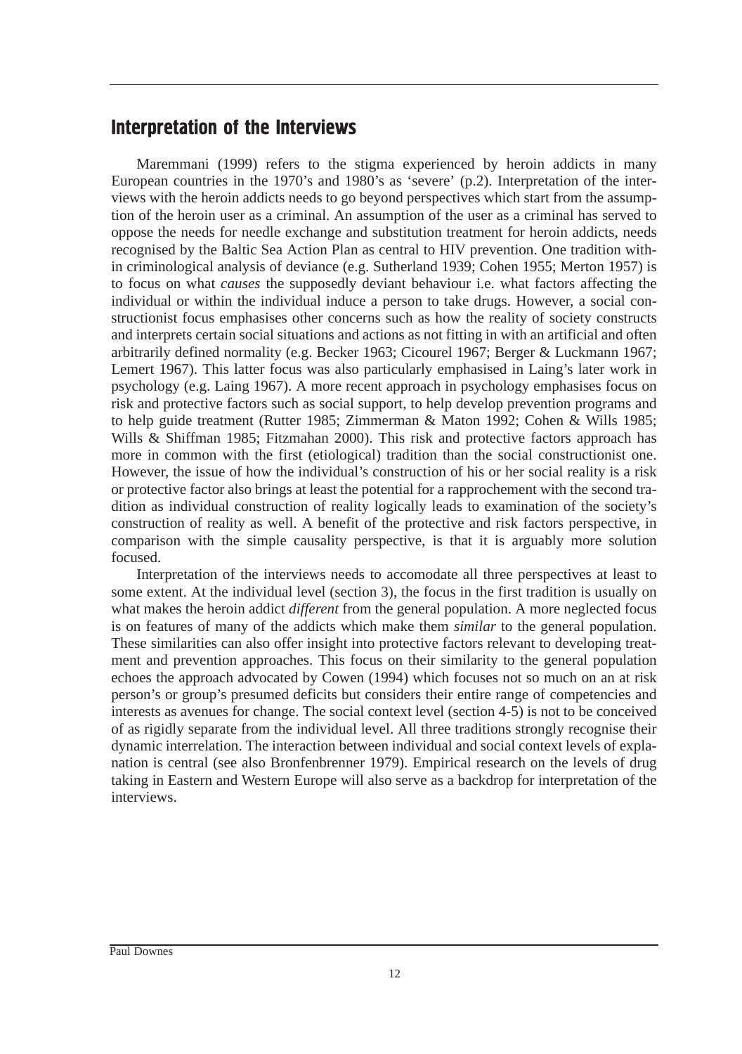## Interpretation of the Interviews

Maremmani (1999) refers to the stigma experienced by heroin addicts in many European countries in the 1970's and 1980's as 'severe' (p.2). Interpretation of the interviews with the heroin addicts needs to go beyond perspectives which start from the assumption of the heroin user as a criminal. An assumption of the user as a criminal has served to oppose the needs for needle exchange and substitution treatment for heroin addicts, needs recognised by the Baltic Sea Action Plan as central to HIV prevention. One tradition within criminological analysis of deviance (e.g. Sutherland 1939; Cohen 1955; Merton 1957) is to focus on what *causes* the supposedly deviant behaviour i.e. what factors affecting the individual or within the individual induce a person to take drugs. However, a social constructionist focus emphasises other concerns such as how the reality of society constructs and interprets certain social situations and actions as not fitting in with an artificial and often arbitrarily defined normality (e.g. Becker 1963; Cicourel 1967; Berger & Luckmann 1967; Lemert 1967). This latter focus was also particularly emphasised in Laing's later work in psychology (e.g. Laing 1967). A more recent approach in psychology emphasises focus on risk and protective factors such as social support, to help develop prevention programs and to help guide treatment (Rutter 1985; Zimmerman & Maton 1992; Cohen & Wills 1985; Wills & Shiffman 1985; Fitzmahan 2000). This risk and protective factors approach has more in common with the first (etiological) tradition than the social constructionist one. However, the issue of how the individual's construction of his or her social reality is a risk or protective factor also brings at least the potential for a rapprochement with the second tradition as individual construction of reality logically leads to examination of the society's construction of reality as well. A benefit of the protective and risk factors perspective, in comparison with the simple causality perspective, is that it is arguably more solution focused.

Interpretation of the interviews needs to accomodate all three perspectives at least to some extent. At the individual level (section 3), the focus in the first tradition is usually on what makes the heroin addict *different* from the general population. A more neglected focus is on features of many of the addicts which make them *similar* to the general population. These similarities can also offer insight into protective factors relevant to developing treatment and prevention approaches. This focus on their similarity to the general population echoes the approach advocated by Cowen (1994) which focuses not so much on an at risk person's or group's presumed deficits but considers their entire range of competencies and interests as avenues for change. The social context level (section 4-5) is not to be conceived of as rigidly separate from the individual level. All three traditions strongly recognise their dynamic interrelation. The interaction between individual and social context levels of explanation is central (see also Bronfenbrenner 1979). Empirical research on the levels of drug taking in Eastern and Western Europe will also serve as a backdrop for interpretation of the interviews.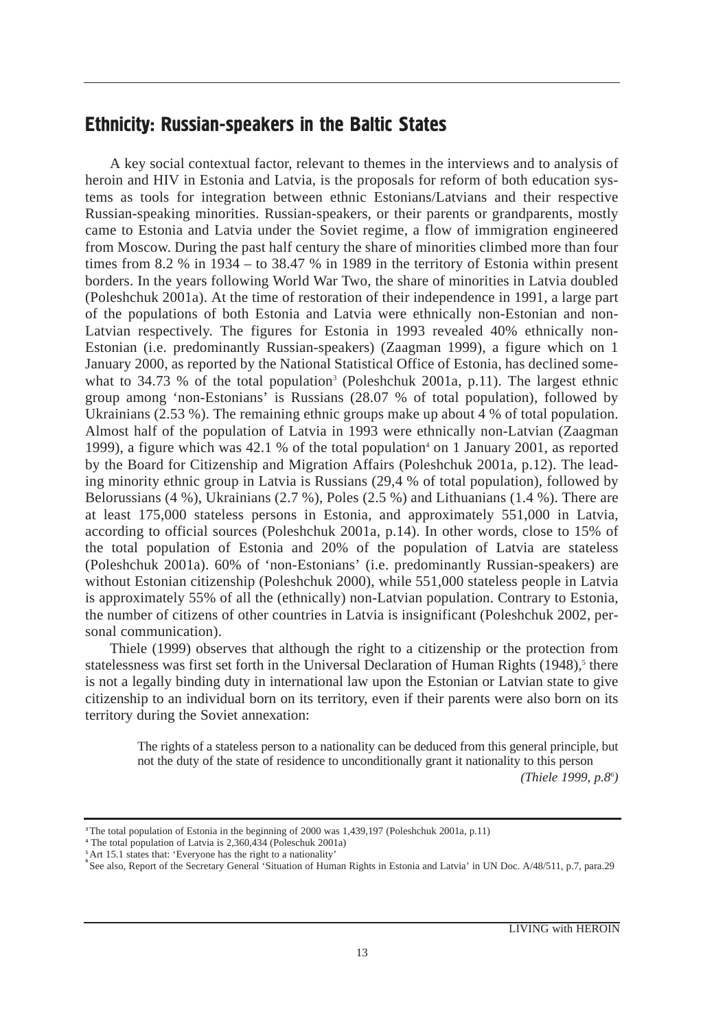## Ethnicity: Russian-speakers in the Baltic States

A key social contextual factor, relevant to themes in the interviews and to analysis of heroin and HIV in Estonia and Latvia, is the proposals for reform of both education systems as tools for integration between ethnic Estonians/Latvians and their respective Russian-speaking minorities. Russian-speakers, or their parents or grandparents, mostly came to Estonia and Latvia under the Soviet regime, a flow of immigration engineered from Moscow. During the past half century the share of minorities climbed more than four times from 8.2 % in 1934 – to 38.47 % in 1989 in the territory of Estonia within present borders. In the years following World War Two, the share of minorities in Latvia doubled (Poleshchuk 2001a). At the time of restoration of their independence in 1991, a large part of the populations of both Estonia and Latvia were ethnically non-Estonian and non-Latvian respectively. The figures for Estonia in 1993 revealed 40% ethnically non-Estonian (i.e. predominantly Russian-speakers) (Zaagman 1999), a figure which on 1 January 2000, as reported by the National Statistical Office of Estonia, has declined somewhat to 34.73 % of the total population[3] (Poleshchuk 2001a, p.11). The largest ethnic group among 'non-Estonians' is Russians (28.07 % of total population), followed by Ukrainians (2.53 %). The remaining ethnic groups make up about 4 % of total population. Almost half of the population of Latvia in 1993 were ethnically non-Latvian (Zaagman 1999), a figure which was 42.1 % of the total population[4] on 1 January 2001, as reported by the Board for Citizenship and Migration Affairs (Poleshchuk 2001a, p.12). The leading minority ethnic group in Latvia is Russians (29,4 % of total population), followed by Belorussians (4 %), Ukrainians (2.7 %), Poles (2.5 %) and Lithuanians (1.4 %). There are at least 175,000 stateless persons in Estonia, and approximately 551,000 in Latvia, according to official sources (Poleshchuk 2001a, p.14). In other words, close to 15% of the total population of Estonia and 20% of the population of Latvia are stateless (Poleshchuk 2001a). 60% of 'non-Estonians' (i.e. predominantly Russian-speakers) are without Estonian citizenship (Poleshchuk 2000), while 551,000 stateless people in Latvia is approximately 55% of all the (ethnically) non-Latvian population. Contrary to Estonia, the number of citizens of other countries in Latvia is insignificant (Poleshchuk 2002, personal communication).

Thiele (1999) observes that although the right to a citizenship or the protection from statelessness was first set forth in the Universal Declaration of Human Rights (1948),[5] there is not a legally binding duty in international law upon the Estonian or Latvian state to give citizenship to an individual born on its territory, even if their parents were also born on its territory during the Soviet annexation:

> The rights of a stateless person to a nationality can be deduced from this general principle, but not the duty of the state of residence to unconditionally grant it nationality to this person
>
> *(Thiele 1999, p.8[6])*

---

[3] The total population of Estonia in the beginning of 2000 was 1,439,197 (Poleshchuk 2001a, p.11)

[4] The total population of Latvia is 2,360,434 (Poleschuk 2001a)

[5] Art 15.1 states that: 'Everyone has the right to a nationality'

[6] See also, Report of the Secretary General 'Situation of Human Rights in Estonia and Latvia' in UN Doc. A/48/511, p.7, para.29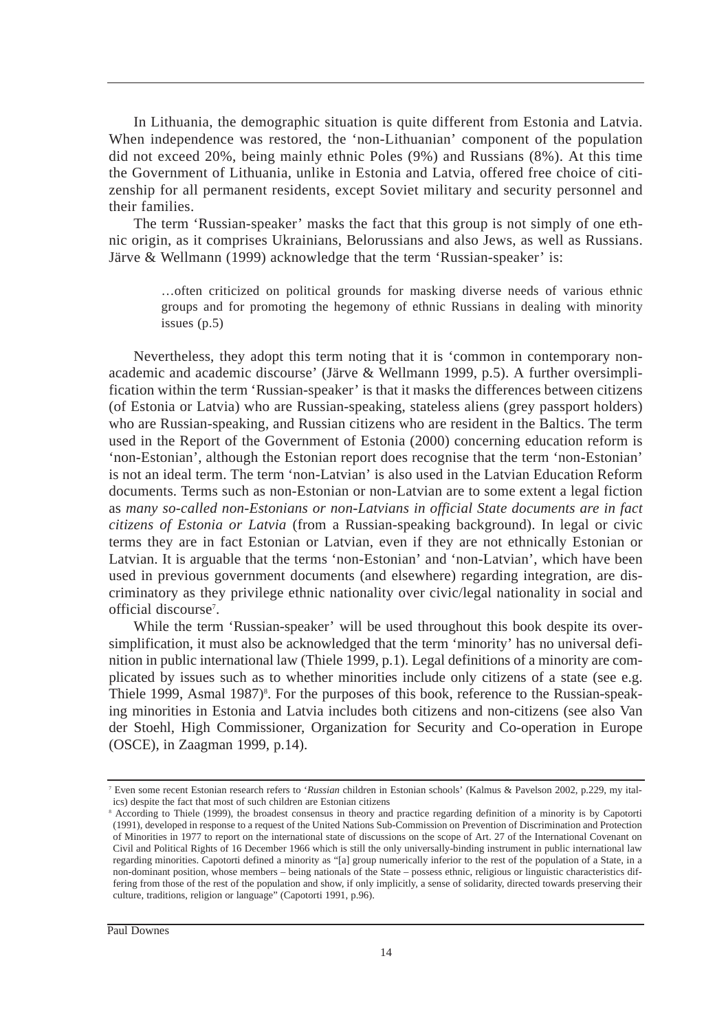In Lithuania, the demographic situation is quite different from Estonia and Latvia. When independence was restored, the 'non-Lithuanian' component of the population did not exceed 20%, being mainly ethnic Poles (9%) and Russians (8%). At this time the Government of Lithuania, unlike in Estonia and Latvia, offered free choice of citizenship for all permanent residents, except Soviet military and security personnel and their families.

The term 'Russian-speaker' masks the fact that this group is not simply of one ethnic origin, as it comprises Ukrainians, Belorussians and also Jews, as well as Russians. Järve & Wellmann (1999) acknowledge that the term 'Russian-speaker' is:

> …often criticized on political grounds for masking diverse needs of various ethnic groups and for promoting the hegemony of ethnic Russians in dealing with minority issues (p.5)

Nevertheless, they adopt this term noting that it is 'common in contemporary non-academic and academic discourse' (Järve & Wellmann 1999, p.5). A further oversimplification within the term 'Russian-speaker' is that it masks the differences between citizens (of Estonia or Latvia) who are Russian-speaking, stateless aliens (grey passport holders) who are Russian-speaking, and Russian citizens who are resident in the Baltics. The term used in the Report of the Government of Estonia (2000) concerning education reform is 'non-Estonian', although the Estonian report does recognise that the term 'non-Estonian' is not an ideal term. The term 'non-Latvian' is also used in the Latvian Education Reform documents. Terms such as non-Estonian or non-Latvian are to some extent a legal fiction as *many so-called non-Estonians or non-Latvians in official State documents are in fact citizens of Estonia or Latvia* (from a Russian-speaking background). In legal or civic terms they are in fact Estonian or Latvian, even if they are not ethnically Estonian or Latvian. It is arguable that the terms 'non-Estonian' and 'non-Latvian', which have been used in previous government documents (and elsewhere) regarding integration, are discriminatory as they privilege ethnic nationality over civic/legal nationality in social and official discourse[7].

While the term 'Russian-speaker' will be used throughout this book despite its oversimplification, it must also be acknowledged that the term 'minority' has no universal definition in public international law (Thiele 1999, p.1). Legal definitions of a minority are complicated by issues such as to whether minorities include only citizens of a state (see e.g. Thiele 1999, Asmal 1987)[8]. For the purposes of this book, reference to the Russian-speaking minorities in Estonia and Latvia includes both citizens and non-citizens (see also Van der Stoehl, High Commissioner, Organization for Security and Co-operation in Europe (OSCE), in Zaagman 1999, p.14).

---

[7] Even some recent Estonian research refers to '*Russian* children in Estonian schools' (Kalmus & Pavelson 2002, p.229, my italics) despite the fact that most of such children are Estonian citizens

[8] According to Thiele (1999), the broadest consensus in theory and practice regarding definition of a minority is by Capotorti (1991), developed in response to a request of the United Nations Sub-Commission on Prevention of Discrimination and Protection of Minorities in 1977 to report on the international state of discussions on the scope of Art. 27 of the International Covenant on Civil and Political Rights of 16 December 1966 which is still the only universally-binding instrument in public international law regarding minorities. Capotorti defined a minority as "[a] group numerically inferior to the rest of the population of a State, in a non-dominant position, whose members – being nationals of the State – possess ethnic, religious or linguistic characteristics differing from those of the rest of the population and show, if only implicitly, a sense of solidarity, directed towards preserving their culture, traditions, religion or language" (Capotorti 1991, p.96).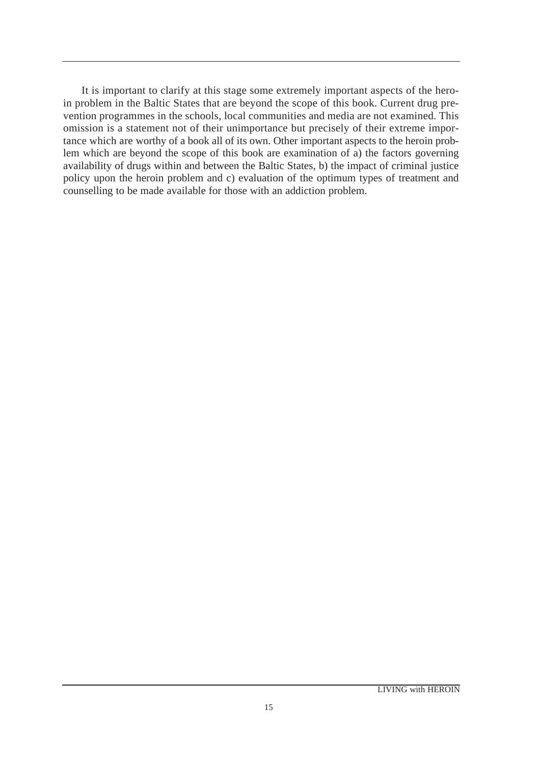It is important to clarify at this stage some extremely important aspects of the heroin problem in the Baltic States that are beyond the scope of this book. Current drug prevention programmes in the schools, local communities and media are not examined. This omission is a statement not of their unimportance but precisely of their extreme importance which are worthy of a book all of its own. Other important aspects to the heroin problem which are beyond the scope of this book are examination of a) the factors governing availability of drugs within and between the Baltic States, b) the impact of criminal justice policy upon the heroin problem and c) evaluation of the optimum types of treatment and counselling to be made available for those with an addiction problem.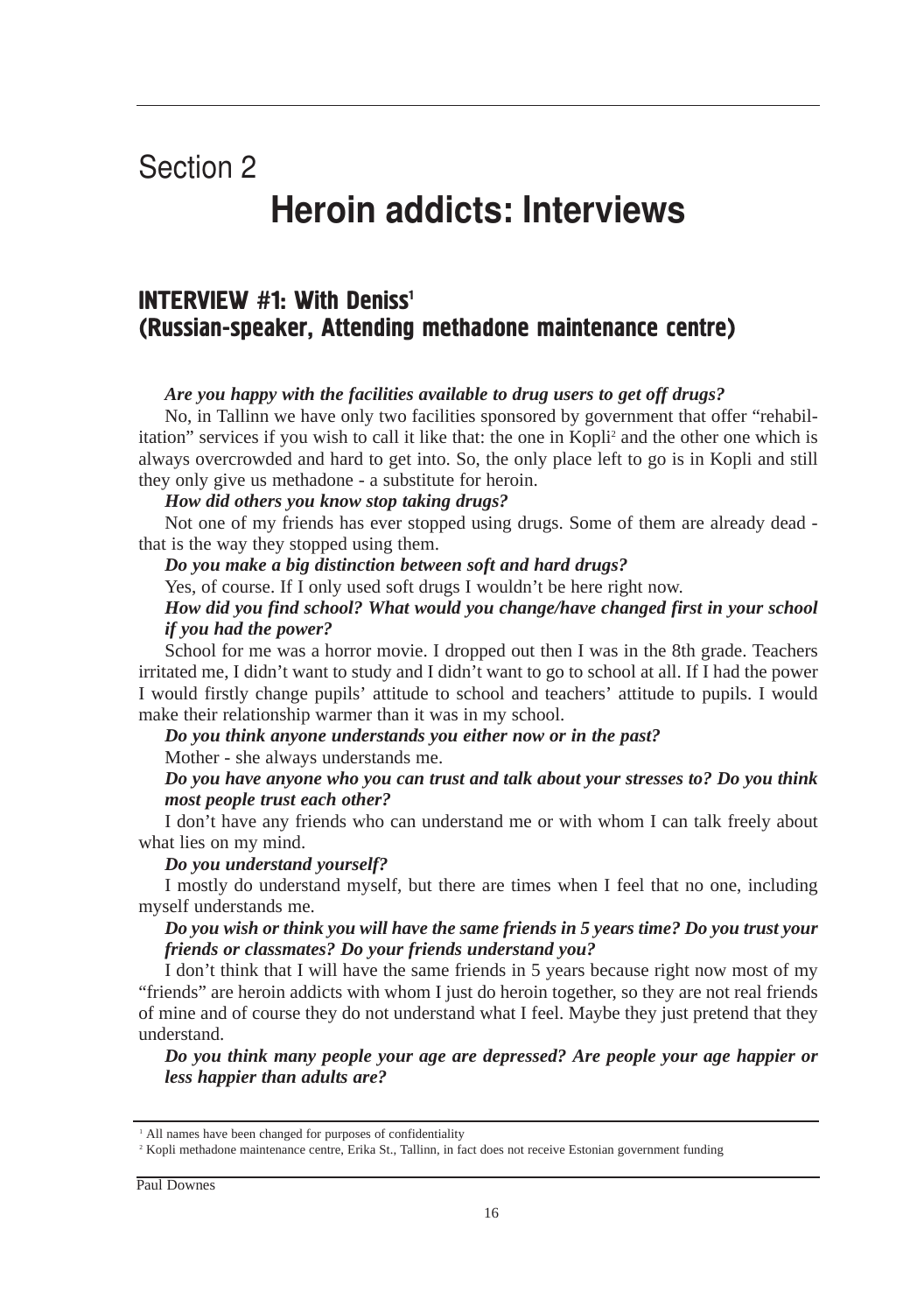# Section 2

# Heroin addicts: Interviews

## INTERVIEW #1: With Deniss[1] (Russian-speaker, Attending methadone maintenance centre)

***Are you happy with the facilities available to drug users to get off drugs?***

No, in Tallinn we have only two facilities sponsored by government that offer "rehabilitation" services if you wish to call it like that: the one in Kopli[2] and the other one which is always overcrowded and hard to get into. So, the only place left to go is in Kopli and still they only give us methadone - a substitute for heroin.

***How did others you know stop taking drugs?***

Not one of my friends has ever stopped using drugs. Some of them are already dead - that is the way they stopped using them.

***Do you make a big distinction between soft and hard drugs?***

Yes, of course. If I only used soft drugs I wouldn't be here right now.

***How did you find school? What would you change/have changed first in your school if you had the power?***

School for me was a horror movie. I dropped out then I was in the 8th grade. Teachers irritated me, I didn't want to study and I didn't want to go to school at all. If I had the power I would firstly change pupils' attitude to school and teachers' attitude to pupils. I would make their relationship warmer than it was in my school.

***Do you think anyone understands you either now or in the past?***

Mother - she always understands me.

***Do you have anyone who you can trust and talk about your stresses to? Do you think most people trust each other?***

I don't have any friends who can understand me or with whom I can talk freely about what lies on my mind.

***Do you understand yourself?***

I mostly do understand myself, but there are times when I feel that no one, including myself understands me.

***Do you wish or think you will have the same friends in 5 years time? Do you trust your friends or classmates? Do your friends understand you?***

I don't think that I will have the same friends in 5 years because right now most of my "friends" are heroin addicts with whom I just do heroin together, so they are not real friends of mine and of course they do not understand what I feel. Maybe they just pretend that they understand.

***Do you think many people your age are depressed? Are people your age happier or less happier than adults are?***

---

[1] All names have been changed for purposes of confidentiality

[2] Kopli methadone maintenance centre, Erika St., Tallinn, in fact does not receive Estonian government funding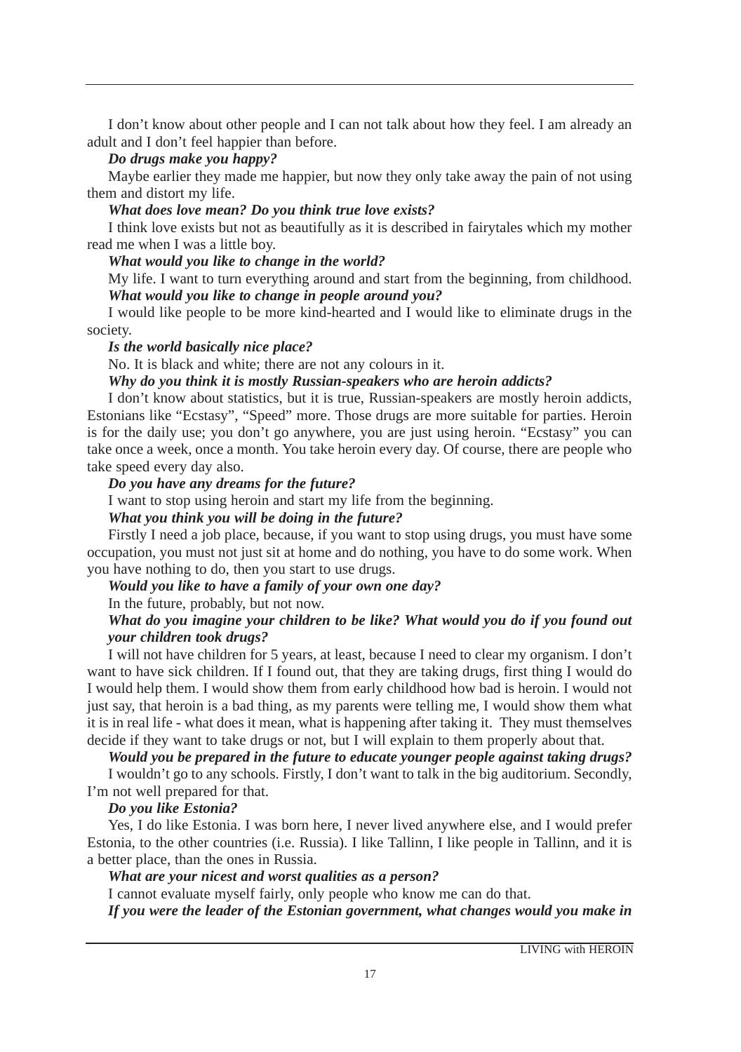I don't know about other people and I can not talk about how they feel. I am already an adult and I don't feel happier than before.

***Do drugs make you happy?***

Maybe earlier they made me happier, but now they only take away the pain of not using them and distort my life.

***What does love mean? Do you think true love exists?***

I think love exists but not as beautifully as it is described in fairytales which my mother read me when I was a little boy.

***What would you like to change in the world?***

My life. I want to turn everything around and start from the beginning, from childhood.

***What would you like to change in people around you?***

I would like people to be more kind-hearted and I would like to eliminate drugs in the society.

***Is the world basically nice place?***

No. It is black and white; there are not any colours in it.

***Why do you think it is mostly Russian-speakers who are heroin addicts?***

I don't know about statistics, but it is true, Russian-speakers are mostly heroin addicts, Estonians like "Ecstasy", "Speed" more. Those drugs are more suitable for parties. Heroin is for the daily use; you don't go anywhere, you are just using heroin. "Ecstasy" you can take once a week, once a month. You take heroin every day. Of course, there are people who take speed every day also.

***Do you have any dreams for the future?***

I want to stop using heroin and start my life from the beginning.

***What you think you will be doing in the future?***

Firstly I need a job place, because, if you want to stop using drugs, you must have some occupation, you must not just sit at home and do nothing, you have to do some work. When you have nothing to do, then you start to use drugs.

***Would you like to have a family of your own one day?***

In the future, probably, but not now.

***What do you imagine your children to be like? What would you do if you found out your children took drugs?***

I will not have children for 5 years, at least, because I need to clear my organism. I don't want to have sick children. If I found out, that they are taking drugs, first thing I would do I would help them. I would show them from early childhood how bad is heroin. I would not just say, that heroin is a bad thing, as my parents were telling me, I would show them what it is in real life - what does it mean, what is happening after taking it. They must themselves decide if they want to take drugs or not, but I will explain to them properly about that.

***Would you be prepared in the future to educate younger people against taking drugs?***

I wouldn't go to any schools. Firstly, I don't want to talk in the big auditorium. Secondly, I'm not well prepared for that.

***Do you like Estonia?***

Yes, I do like Estonia. I was born here, I never lived anywhere else, and I would prefer Estonia, to the other countries (i.e. Russia). I like Tallinn, I like people in Tallinn, and it is a better place, than the ones in Russia.

***What are your nicest and worst qualities as a person?***

I cannot evaluate myself fairly, only people who know me can do that.

***If you were the leader of the Estonian government, what changes would you make in***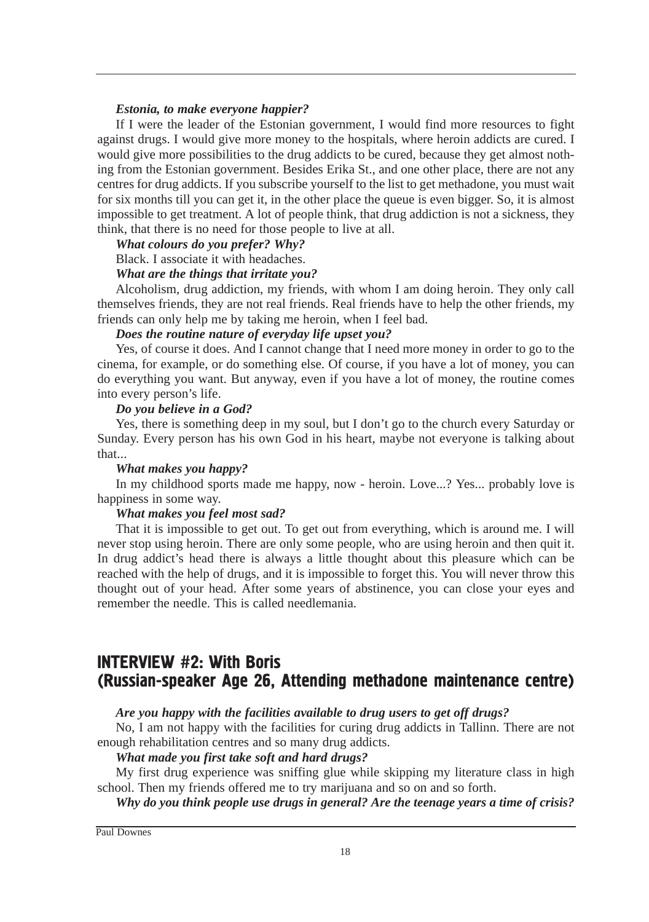***Estonia, to make everyone happier?***

If I were the leader of the Estonian government, I would find more resources to fight against drugs. I would give more money to the hospitals, where heroin addicts are cured. I would give more possibilities to the drug addicts to be cured, because they get almost nothing from the Estonian government. Besides Erika St., and one other place, there are not any centres for drug addicts. If you subscribe yourself to the list to get methadone, you must wait for six months till you can get it, in the other place the queue is even bigger. So, it is almost impossible to get treatment. A lot of people think, that drug addiction is not a sickness, they think, that there is no need for those people to live at all.

***What colours do you prefer? Why?***

Black. I associate it with headaches.

***What are the things that irritate you?***

Alcoholism, drug addiction, my friends, with whom I am doing heroin. They only call themselves friends, they are not real friends. Real friends have to help the other friends, my friends can only help me by taking me heroin, when I feel bad.

***Does the routine nature of everyday life upset you?***

Yes, of course it does. And I cannot change that I need more money in order to go to the cinema, for example, or do something else. Of course, if you have a lot of money, you can do everything you want. But anyway, even if you have a lot of money, the routine comes into every person's life.

***Do you believe in a God?***

Yes, there is something deep in my soul, but I don't go to the church every Saturday or Sunday. Every person has his own God in his heart, maybe not everyone is talking about that...

***What makes you happy?***

In my childhood sports made me happy, now - heroin. Love...? Yes... probably love is happiness in some way.

***What makes you feel most sad?***

That it is impossible to get out. To get out from everything, which is around me. I will never stop using heroin. There are only some people, who are using heroin and then quit it. In drug addict's head there is always a little thought about this pleasure which can be reached with the help of drugs, and it is impossible to forget this. You will never throw this thought out of your head. After some years of abstinence, you can close your eyes and remember the needle. This is called needlemania.

## INTERVIEW #2: With Boris (Russian-speaker Age 26, Attending methadone maintenance centre)

***Are you happy with the facilities available to drug users to get off drugs?***

No, I am not happy with the facilities for curing drug addicts in Tallinn. There are not enough rehabilitation centres and so many drug addicts.

***What made you first take soft and hard drugs?***

My first drug experience was sniffing glue while skipping my literature class in high school. Then my friends offered me to try marijuana and so on and so forth.

***Why do you think people use drugs in general? Are the teenage years a time of crisis?***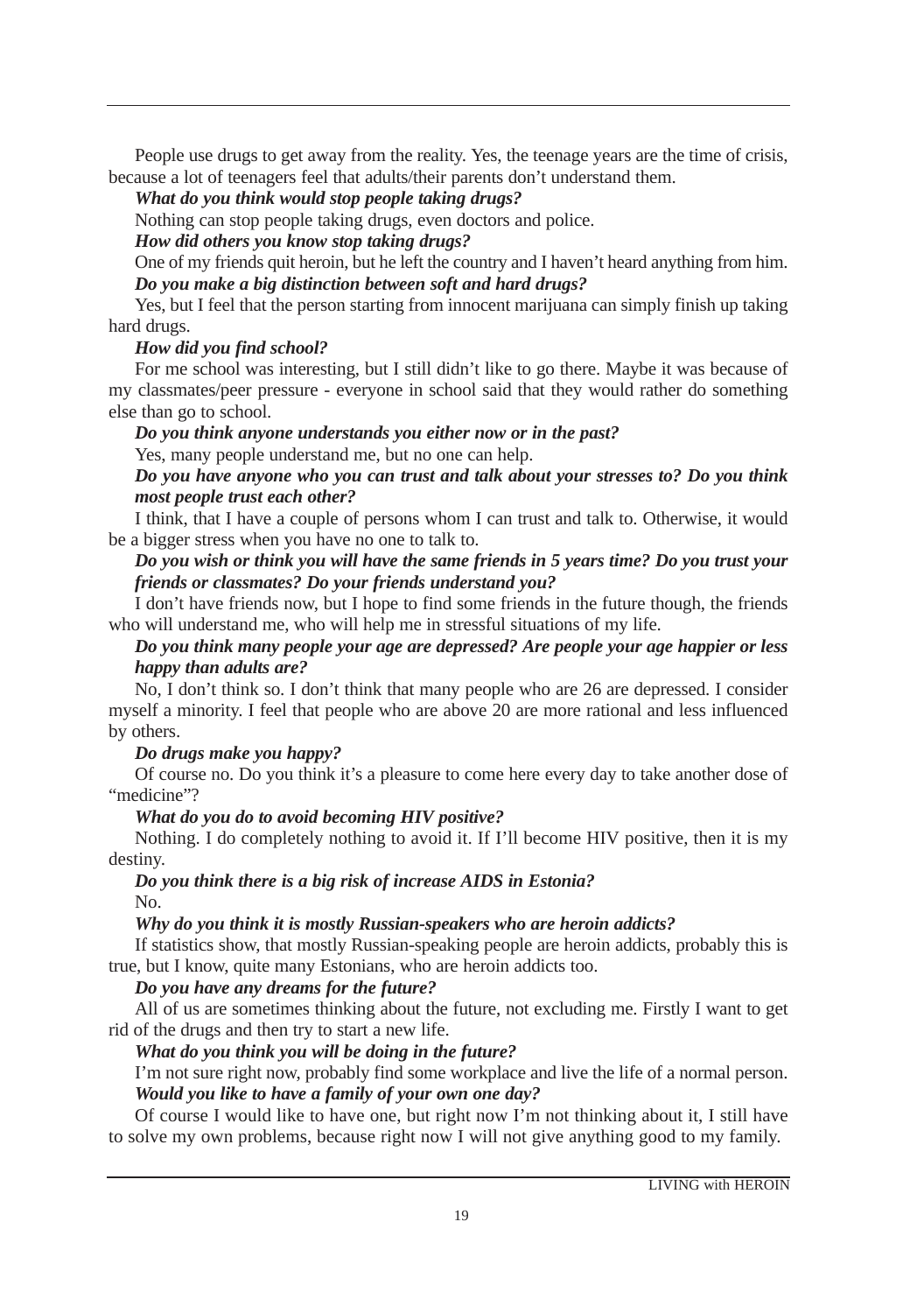People use drugs to get away from the reality. Yes, the teenage years are the time of crisis, because a lot of teenagers feel that adults/their parents don't understand them.

***What do you think would stop people taking drugs?***

Nothing can stop people taking drugs, even doctors and police.

***How did others you know stop taking drugs?***

One of my friends quit heroin, but he left the country and I haven't heard anything from him.

***Do you make a big distinction between soft and hard drugs?***

Yes, but I feel that the person starting from innocent marijuana can simply finish up taking hard drugs.

***How did you find school?***

For me school was interesting, but I still didn't like to go there. Maybe it was because of my classmates/peer pressure - everyone in school said that they would rather do something else than go to school.

***Do you think anyone understands you either now or in the past?***

Yes, many people understand me, but no one can help.

***Do you have anyone who you can trust and talk about your stresses to? Do you think most people trust each other?***

I think, that I have a couple of persons whom I can trust and talk to. Otherwise, it would be a bigger stress when you have no one to talk to.

***Do you wish or think you will have the same friends in 5 years time? Do you trust your friends or classmates? Do your friends understand you?***

I don't have friends now, but I hope to find some friends in the future though, the friends who will understand me, who will help me in stressful situations of my life.

***Do you think many people your age are depressed? Are people your age happier or less happy than adults are?***

No, I don't think so. I don't think that many people who are 26 are depressed. I consider myself a minority. I feel that people who are above 20 are more rational and less influenced by others.

***Do drugs make you happy?***

Of course no. Do you think it's a pleasure to come here every day to take another dose of "medicine"?

***What do you do to avoid becoming HIV positive?***

Nothing. I do completely nothing to avoid it. If I'll become HIV positive, then it is my destiny.

***Do you think there is a big risk of increase AIDS in Estonia?***

No.

***Why do you think it is mostly Russian-speakers who are heroin addicts?***

If statistics show, that mostly Russian-speaking people are heroin addicts, probably this is true, but I know, quite many Estonians, who are heroin addicts too.

***Do you have any dreams for the future?***

All of us are sometimes thinking about the future, not excluding me. Firstly I want to get rid of the drugs and then try to start a new life.

***What do you think you will be doing in the future?***

I'm not sure right now, probably find some workplace and live the life of a normal person.

***Would you like to have a family of your own one day?***

Of course I would like to have one, but right now I'm not thinking about it, I still have to solve my own problems, because right now I will not give anything good to my family.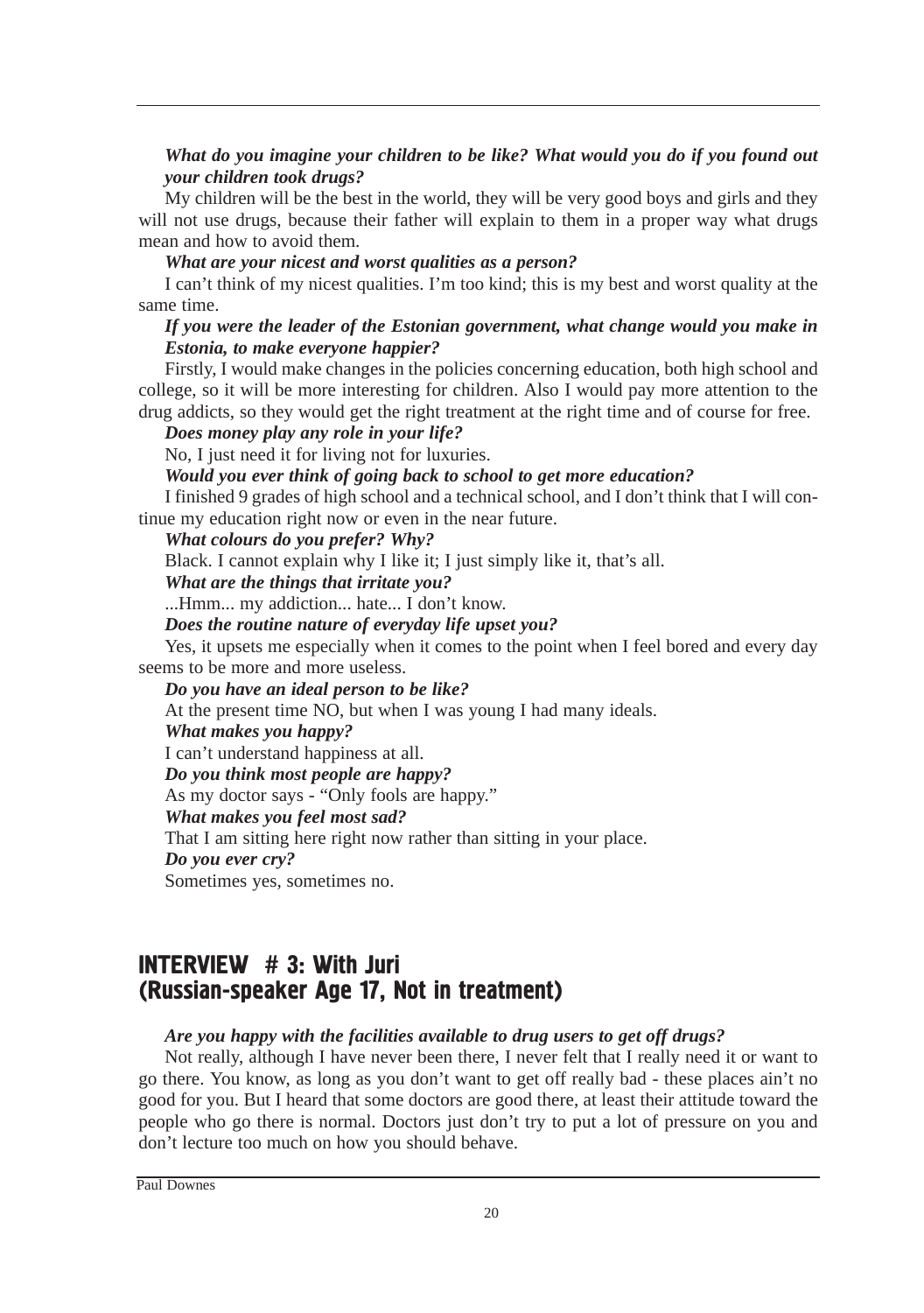***What do you imagine your children to be like? What would you do if you found out your children took drugs?***

My children will be the best in the world, they will be very good boys and girls and they will not use drugs, because their father will explain to them in a proper way what drugs mean and how to avoid them.

***What are your nicest and worst qualities as a person?***

I can't think of my nicest qualities. I'm too kind; this is my best and worst quality at the same time.

***If you were the leader of the Estonian government, what change would you make in Estonia, to make everyone happier?***

Firstly, I would make changes in the policies concerning education, both high school and college, so it will be more interesting for children. Also I would pay more attention to the drug addicts, so they would get the right treatment at the right time and of course for free.

***Does money play any role in your life?***

No, I just need it for living not for luxuries.

***Would you ever think of going back to school to get more education?***

I finished 9 grades of high school and a technical school, and I don't think that I will continue my education right now or even in the near future.

***What colours do you prefer? Why?***

Black. I cannot explain why I like it; I just simply like it, that's all.

***What are the things that irritate you?***

...Hmm... my addiction... hate... I don't know.

***Does the routine nature of everyday life upset you?***

Yes, it upsets me especially when it comes to the point when I feel bored and every day seems to be more and more useless.

***Do you have an ideal person to be like?***

At the present time NO, but when I was young I had many ideals.

***What makes you happy?***

I can't understand happiness at all.

***Do you think most people are happy?***

As my doctor says - "Only fools are happy."

***What makes you feel most sad?***

That I am sitting here right now rather than sitting in your place.

***Do you ever cry?***

Sometimes yes, sometimes no.

## INTERVIEW # 3: With Juri (Russian-speaker Age 17, Not in treatment)

***Are you happy with the facilities available to drug users to get off drugs?***

Not really, although I have never been there, I never felt that I really need it or want to go there. You know, as long as you don't want to get off really bad - these places ain't no good for you. But I heard that some doctors are good there, at least their attitude toward the people who go there is normal. Doctors just don't try to put a lot of pressure on you and don't lecture too much on how you should behave.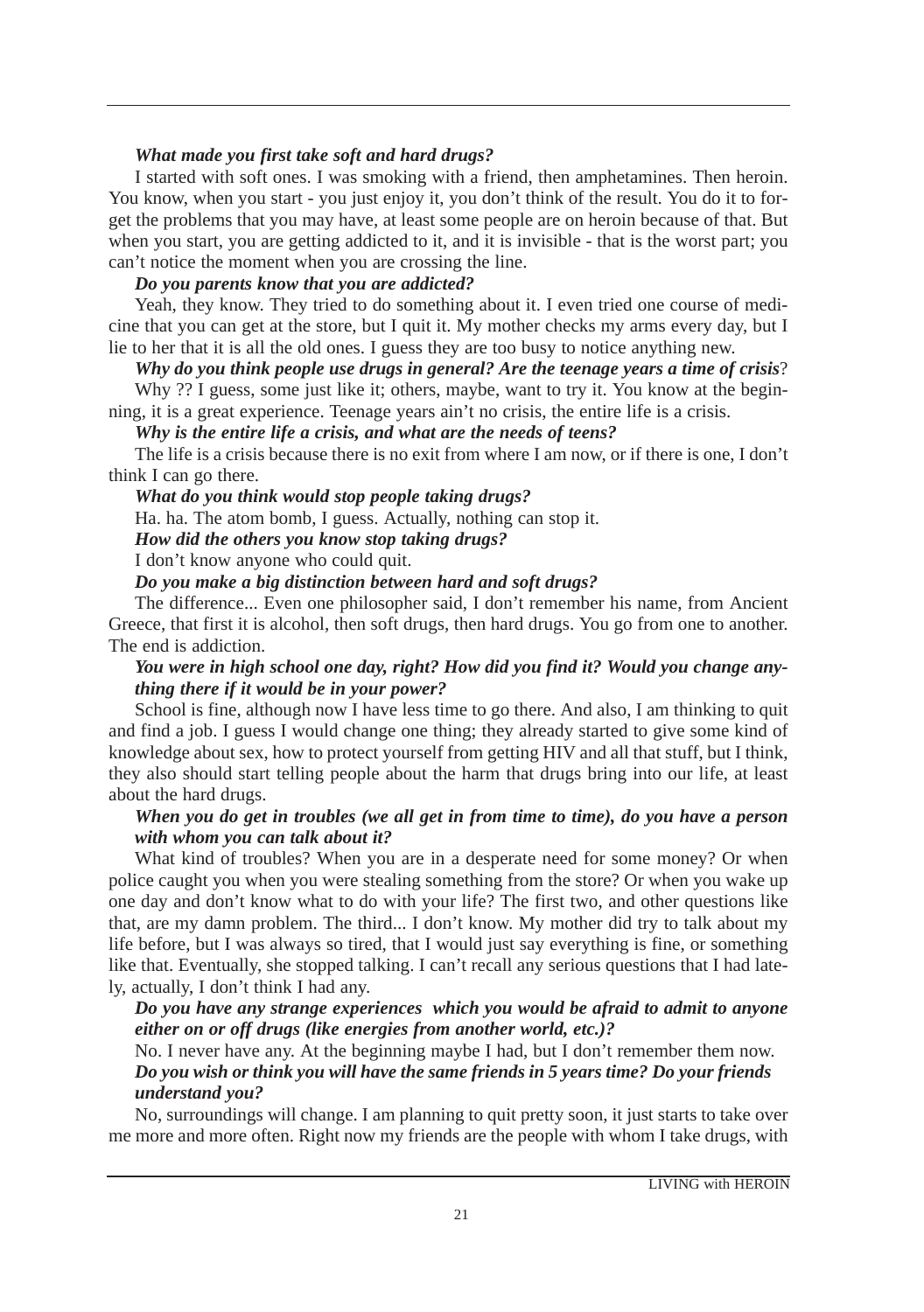***What made you first take soft and hard drugs?***

I started with soft ones. I was smoking with a friend, then amphetamines. Then heroin. You know, when you start - you just enjoy it, you don't think of the result. You do it to forget the problems that you may have, at least some people are on heroin because of that. But when you start, you are getting addicted to it, and it is invisible - that is the worst part; you can't notice the moment when you are crossing the line.

***Do you parents know that you are addicted?***

Yeah, they know. They tried to do something about it. I even tried one course of medicine that you can get at the store, but I quit it. My mother checks my arms every day, but I lie to her that it is all the old ones. I guess they are too busy to notice anything new.

***Why do you think people use drugs in general? Are the teenage years a time of crisis*?**

Why ?? I guess, some just like it; others, maybe, want to try it. You know at the beginning, it is a great experience. Teenage years ain't no crisis, the entire life is a crisis.

***Why is the entire life a crisis, and what are the needs of teens?***

The life is a crisis because there is no exit from where I am now, or if there is one, I don't think I can go there.

***What do you think would stop people taking drugs?***

Ha. ha. The atom bomb, I guess. Actually, nothing can stop it.

***How did the others you know stop taking drugs?***

I don't know anyone who could quit.

***Do you make a big distinction between hard and soft drugs?***

The difference... Even one philosopher said, I don't remember his name, from Ancient Greece, that first it is alcohol, then soft drugs, then hard drugs. You go from one to another. The end is addiction.

***You were in high school one day, right? How did you find it? Would you change anything there if it would be in your power?***

School is fine, although now I have less time to go there. And also, I am thinking to quit and find a job. I guess I would change one thing; they already started to give some kind of knowledge about sex, how to protect yourself from getting HIV and all that stuff, but I think, they also should start telling people about the harm that drugs bring into our life, at least about the hard drugs.

***When you do get in troubles (we all get in from time to time), do you have a person with whom you can talk about it?***

What kind of troubles? When you are in a desperate need for some money? Or when police caught you when you were stealing something from the store? Or when you wake up one day and don't know what to do with your life? The first two, and other questions like that, are my damn problem. The third... I don't know. My mother did try to talk about my life before, but I was always so tired, that I would just say everything is fine, or something like that. Eventually, she stopped talking. I can't recall any serious questions that I had lately, actually, I don't think I had any.

***Do you have any strange experiences which you would be afraid to admit to anyone either on or off drugs (like energies from another world, etc.)?***

No. I never have any. At the beginning maybe I had, but I don't remember them now.

***Do you wish or think you will have the same friends in 5 years time? Do your friends understand you?***

No, surroundings will change. I am planning to quit pretty soon, it just starts to take over me more and more often. Right now my friends are the people with whom I take drugs, with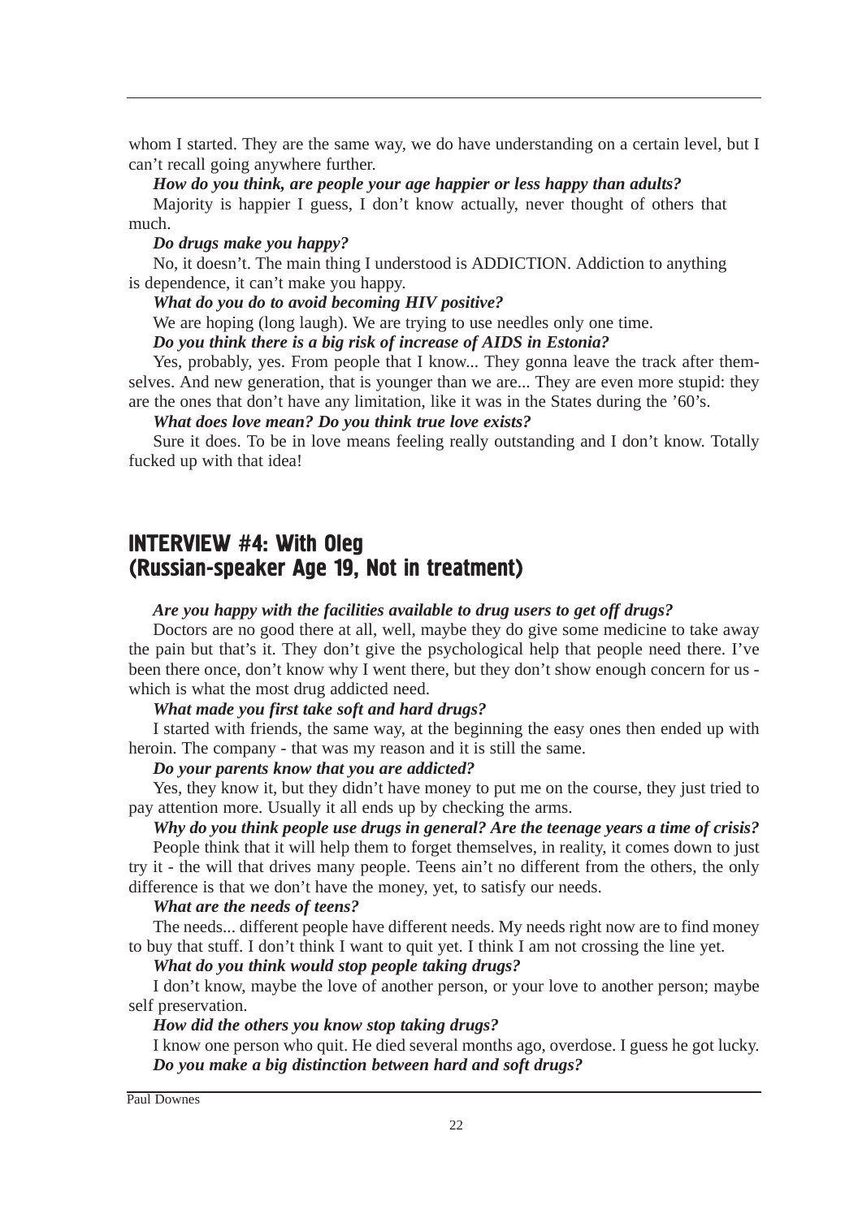whom I started. They are the same way, we do have understanding on a certain level, but I can't recall going anywhere further.

***How do you think, are people your age happier or less happy than adults?***

Majority is happier I guess, I don't know actually, never thought of others that much.

***Do drugs make you happy?***

No, it doesn't. The main thing I understood is ADDICTION. Addiction to anything is dependence, it can't make you happy.

***What do you do to avoid becoming HIV positive?***

We are hoping (long laugh). We are trying to use needles only one time.

***Do you think there is a big risk of increase of AIDS in Estonia?***

Yes, probably, yes. From people that I know... They gonna leave the track after themselves. And new generation, that is younger than we are... They are even more stupid: they are the ones that don't have any limitation, like it was in the States during the '60's.

***What does love mean? Do you think true love exists?***

Sure it does. To be in love means feeling really outstanding and I don't know. Totally fucked up with that idea!

## INTERVIEW #4: With Oleg (Russian-speaker Age 19, Not in treatment)

***Are you happy with the facilities available to drug users to get off drugs?***

Doctors are no good there at all, well, maybe they do give some medicine to take away the pain but that's it. They don't give the psychological help that people need there. I've been there once, don't know why I went there, but they don't show enough concern for us - which is what the most drug addicted need.

***What made you first take soft and hard drugs?***

I started with friends, the same way, at the beginning the easy ones then ended up with heroin. The company - that was my reason and it is still the same.

***Do your parents know that you are addicted?***

Yes, they know it, but they didn't have money to put me on the course, they just tried to pay attention more. Usually it all ends up by checking the arms.

***Why do you think people use drugs in general? Are the teenage years a time of crisis?***

People think that it will help them to forget themselves, in reality, it comes down to just try it - the will that drives many people. Teens ain't no different from the others, the only difference is that we don't have the money, yet, to satisfy our needs.

***What are the needs of teens?***

The needs... different people have different needs. My needs right now are to find money to buy that stuff. I don't think I want to quit yet. I think I am not crossing the line yet.

***What do you think would stop people taking drugs?***

I don't know, maybe the love of another person, or your love to another person; maybe self preservation.

***How did the others you know stop taking drugs?***

I know one person who quit. He died several months ago, overdose. I guess he got lucky.

***Do you make a big distinction between hard and soft drugs?***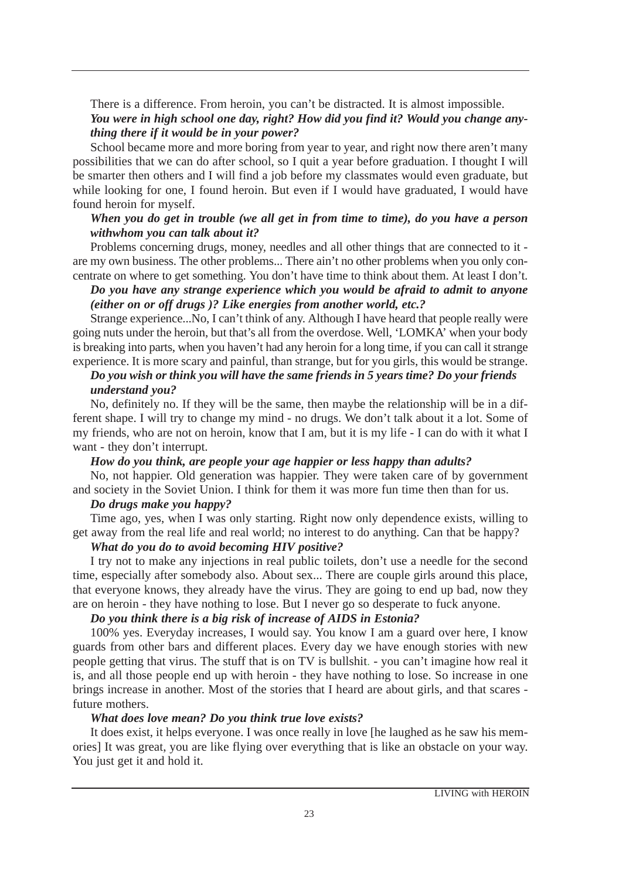There is a difference. From heroin, you can't be distracted. It is almost impossible.

***You were in high school one day, right? How did you find it? Would you change anything there if it would be in your power?***

School became more and more boring from year to year, and right now there aren't many possibilities that we can do after school, so I quit a year before graduation. I thought I will be smarter then others and I will find a job before my classmates would even graduate, but while looking for one, I found heroin. But even if I would have graduated, I would have found heroin for myself.

***When you do get in trouble (we all get in from time to time), do you have a person withwhom you can talk about it?***

Problems concerning drugs, money, needles and all other things that are connected to it - are my own business. The other problems... There ain't no other problems when you only concentrate on where to get something. You don't have time to think about them. At least I don't.

***Do you have any strange experience which you would be afraid to admit to anyone (either on or off drugs )? Like energies from another world, etc.?***

Strange experience...No, I can't think of any. Although I have heard that people really were going nuts under the heroin, but that's all from the overdose. Well, 'LOMKA' when your body is breaking into parts, when you haven't had any heroin for a long time, if you can call it strange experience. It is more scary and painful, than strange, but for you girls, this would be strange.

***Do you wish or think you will have the same friends in 5 years time? Do your friends understand you?***

No, definitely no. If they will be the same, then maybe the relationship will be in a different shape. I will try to change my mind - no drugs. We don't talk about it a lot. Some of my friends, who are not on heroin, know that I am, but it is my life - I can do with it what I want - they don't interrupt.

***How do you think, are people your age happier or less happy than adults?***

No, not happier. Old generation was happier. They were taken care of by government and society in the Soviet Union. I think for them it was more fun time then than for us.

***Do drugs make you happy?***

Time ago, yes, when I was only starting. Right now only dependence exists, willing to get away from the real life and real world; no interest to do anything. Can that be happy?

***What do you do to avoid becoming HIV positive?***

I try not to make any injections in real public toilets, don't use a needle for the second time, especially after somebody also. About sex... There are couple girls around this place, that everyone knows, they already have the virus. They are going to end up bad, now they are on heroin - they have nothing to lose. But I never go so desperate to fuck anyone.

***Do you think there is a big risk of increase of AIDS in Estonia?***

100% yes. Everyday increases, I would say. You know I am a guard over here, I know guards from other bars and different places. Every day we have enough stories with new people getting that virus. The stuff that is on TV is bullshit. - you can't imagine how real it is, and all those people end up with heroin - they have nothing to lose. So increase in one brings increase in another. Most of the stories that I heard are about girls, and that scares - future mothers.

***What does love mean? Do you think true love exists?***

It does exist, it helps everyone. I was once really in love [he laughed as he saw his memories] It was great, you are like flying over everything that is like an obstacle on your way. You just get it and hold it.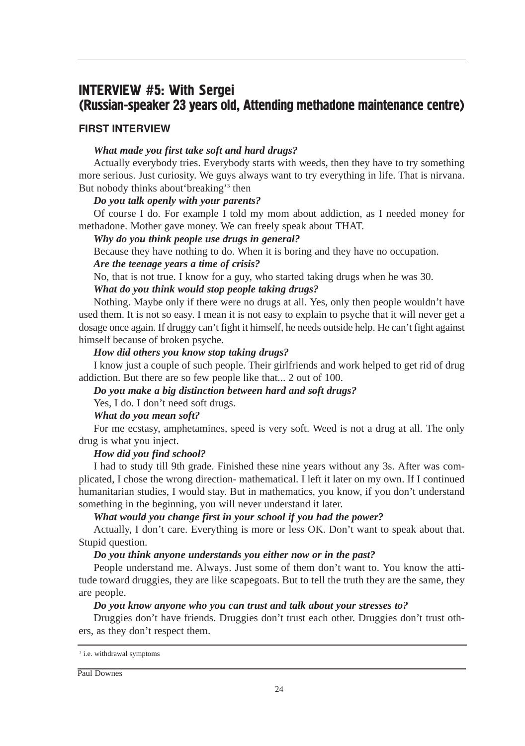## INTERVIEW #5: With Sergei (Russian-speaker 23 years old, Attending methadone maintenance centre)

### FIRST INTERVIEW

***What made you first take soft and hard drugs?***

Actually everybody tries. Everybody starts with weeds, then they have to try something more serious. Just curiosity. We guys always want to try everything in life. That is nirvana. But nobody thinks about'breaking'[3] then

***Do you talk openly with your parents?***

Of course I do. For example I told my mom about addiction, as I needed money for methadone. Mother gave money. We can freely speak about THAT.

***Why do you think people use drugs in general?***

Because they have nothing to do. When it is boring and they have no occupation.

***Are the teenage years a time of crisis?***

No, that is not true. I know for a guy, who started taking drugs when he was 30.

***What do you think would stop people taking drugs?***

Nothing. Maybe only if there were no drugs at all. Yes, only then people wouldn't have used them. It is not so easy. I mean it is not easy to explain to psyche that it will never get a dosage once again. If druggy can't fight it himself, he needs outside help. He can't fight against himself because of broken psyche.

***How did others you know stop taking drugs?***

I know just a couple of such people. Their girlfriends and work helped to get rid of drug addiction. But there are so few people like that... 2 out of 100.

***Do you make a big distinction between hard and soft drugs?***

Yes, I do. I don't need soft drugs.

***What do you mean soft?***

For me ecstasy, amphetamines, speed is very soft. Weed is not a drug at all. The only drug is what you inject.

***How did you find school?***

I had to study till 9th grade. Finished these nine years without any 3s. After was complicated, I chose the wrong direction- mathematical. I left it later on my own. If I continued humanitarian studies, I would stay. But in mathematics, you know, if you don't understand something in the beginning, you will never understand it later.

***What would you change first in your school if you had the power?***

Actually, I don't care. Everything is more or less OK. Don't want to speak about that. Stupid question.

***Do you think anyone understands you either now or in the past?***

People understand me. Always. Just some of them don't want to. You know the attitude toward druggies, they are like scapegoats. But to tell the truth they are the same, they are people.

***Do you know anyone who you can trust and talk about your stresses to?***

Druggies don't have friends. Druggies don't trust each other. Druggies don't trust others, as they don't respect them.

---

[3] i.e. withdrawal symptoms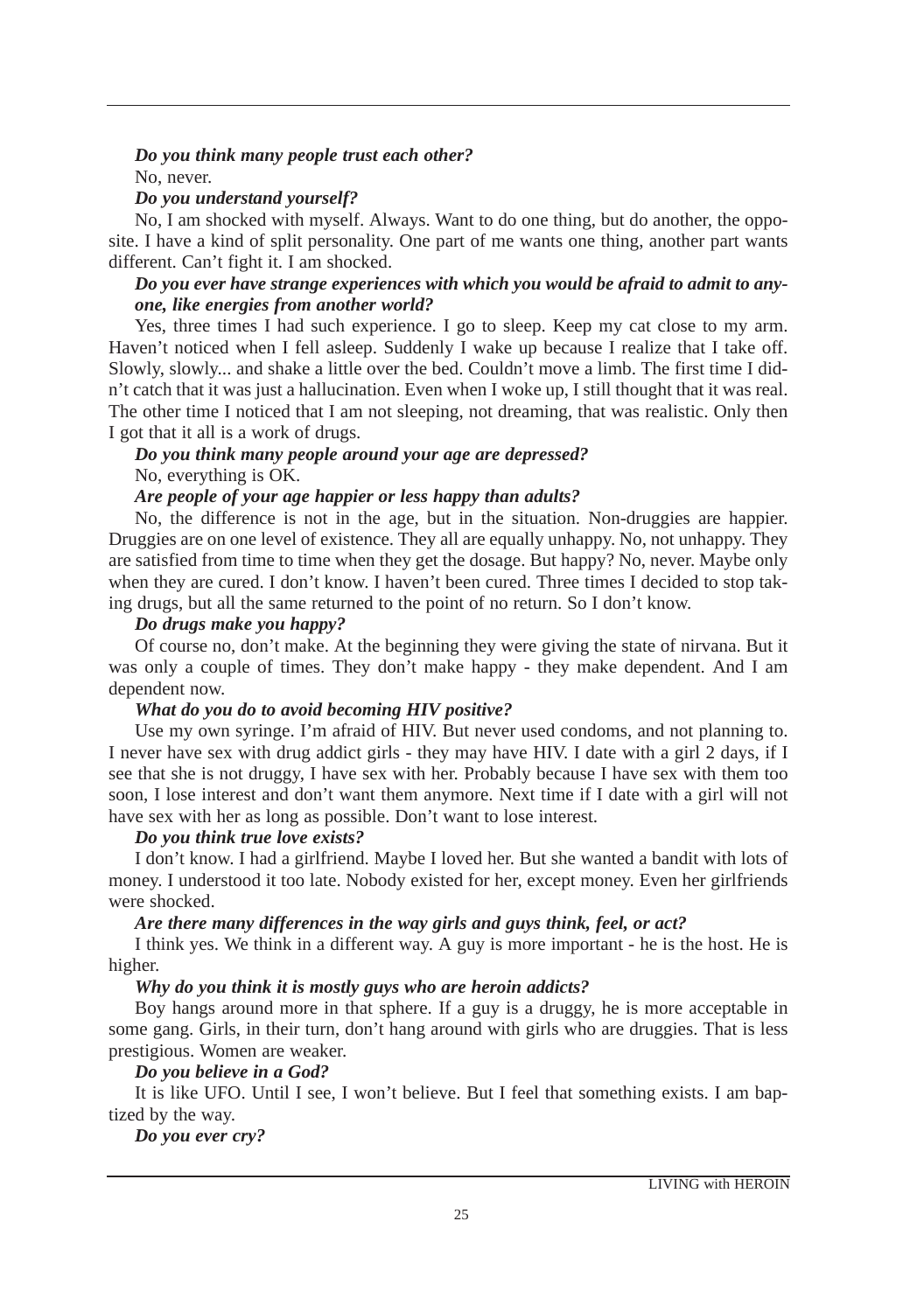***Do you think many people trust each other?***

No, never.

***Do you understand yourself?***

No, I am shocked with myself. Always. Want to do one thing, but do another, the opposite. I have a kind of split personality. One part of me wants one thing, another part wants different. Can't fight it. I am shocked.

***Do you ever have strange experiences with which you would be afraid to admit to anyone, like energies from another world?***

Yes, three times I had such experience. I go to sleep. Keep my cat close to my arm. Haven't noticed when I fell asleep. Suddenly I wake up because I realize that I take off. Slowly, slowly... and shake a little over the bed. Couldn't move a limb. The first time I didn't catch that it was just a hallucination. Even when I woke up, I still thought that it was real. The other time I noticed that I am not sleeping, not dreaming, that was realistic. Only then I got that it all is a work of drugs.

***Do you think many people around your age are depressed?***

No, everything is OK.

***Are people of your age happier or less happy than adults?***

No, the difference is not in the age, but in the situation. Non-druggies are happier. Druggies are on one level of existence. They all are equally unhappy. No, not unhappy. They are satisfied from time to time when they get the dosage. But happy? No, never. Maybe only when they are cured. I don't know. I haven't been cured. Three times I decided to stop taking drugs, but all the same returned to the point of no return. So I don't know.

***Do drugs make you happy?***

Of course no, don't make. At the beginning they were giving the state of nirvana. But it was only a couple of times. They don't make happy - they make dependent. And I am dependent now.

***What do you do to avoid becoming HIV positive?***

Use my own syringe. I'm afraid of HIV. But never used condoms, and not planning to. I never have sex with drug addict girls - they may have HIV. I date with a girl 2 days, if I see that she is not druggy, I have sex with her. Probably because I have sex with them too soon, I lose interest and don't want them anymore. Next time if I date with a girl will not have sex with her as long as possible. Don't want to lose interest.

***Do you think true love exists?***

I don't know. I had a girlfriend. Maybe I loved her. But she wanted a bandit with lots of money. I understood it too late. Nobody existed for her, except money. Even her girlfriends were shocked.

***Are there many differences in the way girls and guys think, feel, or act?***

I think yes. We think in a different way. A guy is more important - he is the host. He is higher.

***Why do you think it is mostly guys who are heroin addicts?***

Boy hangs around more in that sphere. If a guy is a druggy, he is more acceptable in some gang. Girls, in their turn, don't hang around with girls who are druggies. That is less prestigious. Women are weaker.

***Do you believe in a God?***

It is like UFO. Until I see, I won't believe. But I feel that something exists. I am baptized by the way.

***Do you ever cry?***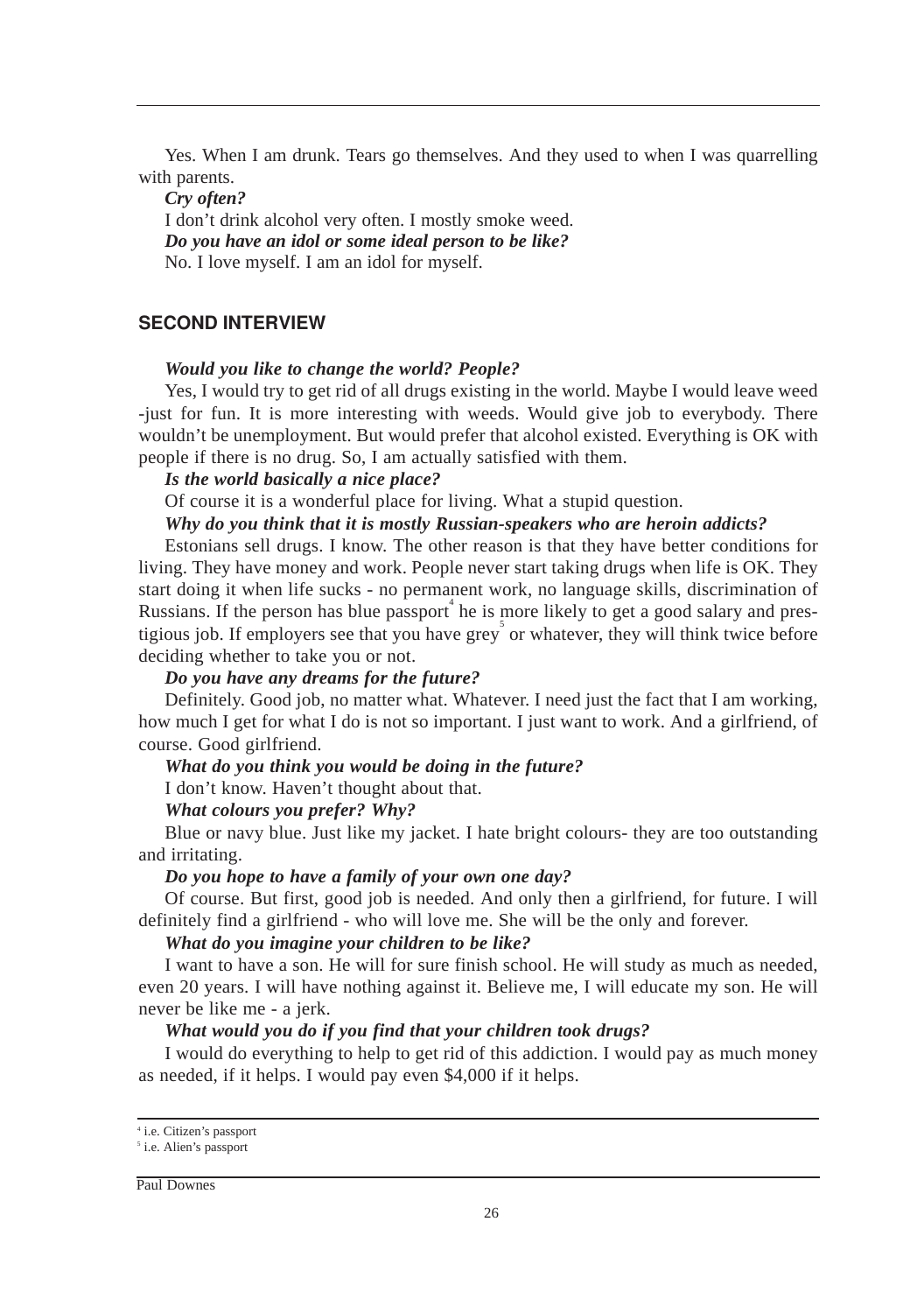Yes. When I am drunk. Tears go themselves. And they used to when I was quarrelling with parents.

***Cry often?***

I don't drink alcohol very often. I mostly smoke weed.

***Do you have an idol or some ideal person to be like?***

No. I love myself. I am an idol for myself.

## SECOND INTERVIEW

***Would you like to change the world? People?***

Yes, I would try to get rid of all drugs existing in the world. Maybe I would leave weed -just for fun. It is more interesting with weeds. Would give job to everybody. There wouldn't be unemployment. But would prefer that alcohol existed. Everything is OK with people if there is no drug. So, I am actually satisfied with them.

***Is the world basically a nice place?***

Of course it is a wonderful place for living. What a stupid question.

***Why do you think that it is mostly Russian-speakers who are heroin addicts?***

Estonians sell drugs. I know. The other reason is that they have better conditions for living. They have money and work. People never start taking drugs when life is OK. They start doing it when life sucks - no permanent work, no language skills, discrimination of Russians. If the person has blue passport[4] he is more likely to get a good salary and prestigious job. If employers see that you have grey[5] or whatever, they will think twice before deciding whether to take you or not.

***Do you have any dreams for the future?***

Definitely. Good job, no matter what. Whatever. I need just the fact that I am working, how much I get for what I do is not so important. I just want to work. And a girlfriend, of course. Good girlfriend.

***What do you think you would be doing in the future?***

I don't know. Haven't thought about that.

***What colours you prefer? Why?***

Blue or navy blue. Just like my jacket. I hate bright colours- they are too outstanding and irritating.

***Do you hope to have a family of your own one day?***

Of course. But first, good job is needed. And only then a girlfriend, for future. I will definitely find a girlfriend - who will love me. She will be the only and forever.

***What do you imagine your children to be like?***

I want to have a son. He will for sure finish school. He will study as much as needed, even 20 years. I will have nothing against it. Believe me, I will educate my son. He will never be like me - a jerk.

***What would you do if you find that your children took drugs?***

I would do everything to help to get rid of this addiction. I would pay as much money as needed, if it helps. I would pay even $4,000 if it helps.

---

[4] i.e. Citizen's passport

[5] i.e. Alien's passport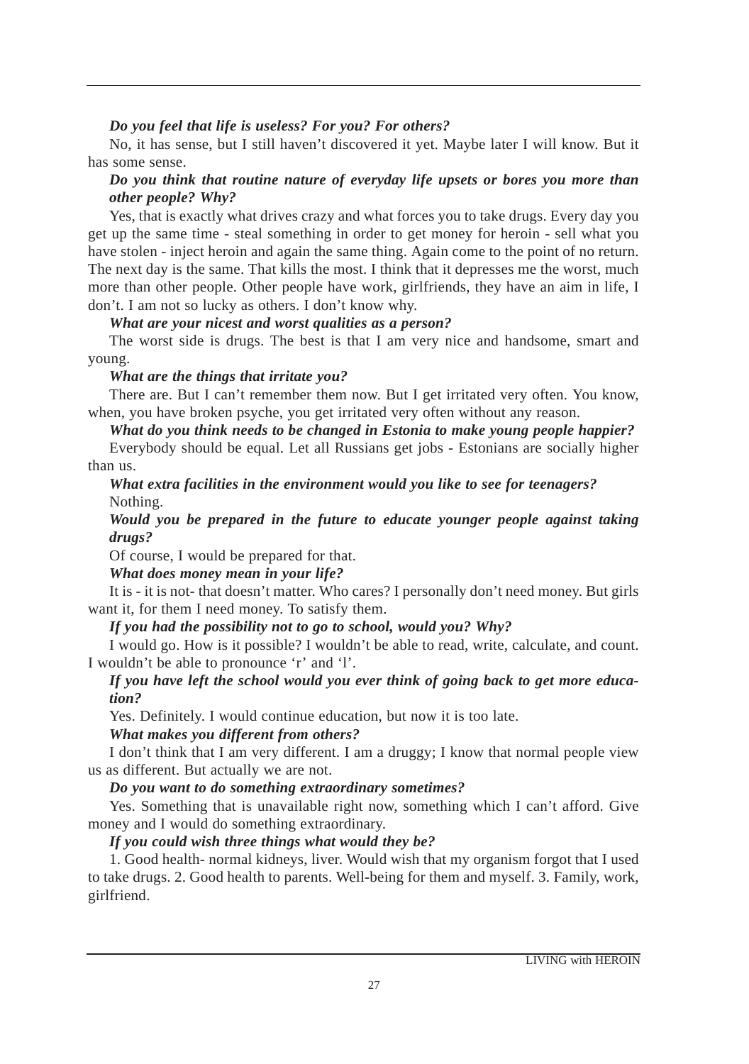***Do you feel that life is useless? For you? For others?***

No, it has sense, but I still haven't discovered it yet. Maybe later I will know. But it has some sense.

***Do you think that routine nature of everyday life upsets or bores you more than other people? Why?***

Yes, that is exactly what drives crazy and what forces you to take drugs. Every day you get up the same time - steal something in order to get money for heroin - sell what you have stolen - inject heroin and again the same thing. Again come to the point of no return. The next day is the same. That kills the most. I think that it depresses me the worst, much more than other people. Other people have work, girlfriends, they have an aim in life, I don't. I am not so lucky as others. I don't know why.

***What are your nicest and worst qualities as a person?***

The worst side is drugs. The best is that I am very nice and handsome, smart and young.

***What are the things that irritate you?***

There are. But I can't remember them now. But I get irritated very often. You know, when, you have broken psyche, you get irritated very often without any reason.

***What do you think needs to be changed in Estonia to make young people happier?***

Everybody should be equal. Let all Russians get jobs - Estonians are socially higher than us.

***What extra facilities in the environment would you like to see for teenagers?***

Nothing.

***Would you be prepared in the future to educate younger people against taking drugs?***

Of course, I would be prepared for that.

***What does money mean in your life?***

It is - it is not- that doesn't matter. Who cares? I personally don't need money. But girls want it, for them I need money. To satisfy them.

***If you had the possibility not to go to school, would you? Why?***

I would go. How is it possible? I wouldn't be able to read, write, calculate, and count. I wouldn't be able to pronounce 'r' and 'l'.

***If you have left the school would you ever think of going back to get more education?***

Yes. Definitely. I would continue education, but now it is too late.

***What makes you different from others?***

I don't think that I am very different. I am a druggy; I know that normal people view us as different. But actually we are not.

***Do you want to do something extraordinary sometimes?***

Yes. Something that is unavailable right now, something which I can't afford. Give money and I would do something extraordinary.

***If you could wish three things what would they be?***

1. Good health- normal kidneys, liver. Would wish that my organism forgot that I used to take drugs. 2. Good health to parents. Well-being for them and myself. 3. Family, work, girlfriend.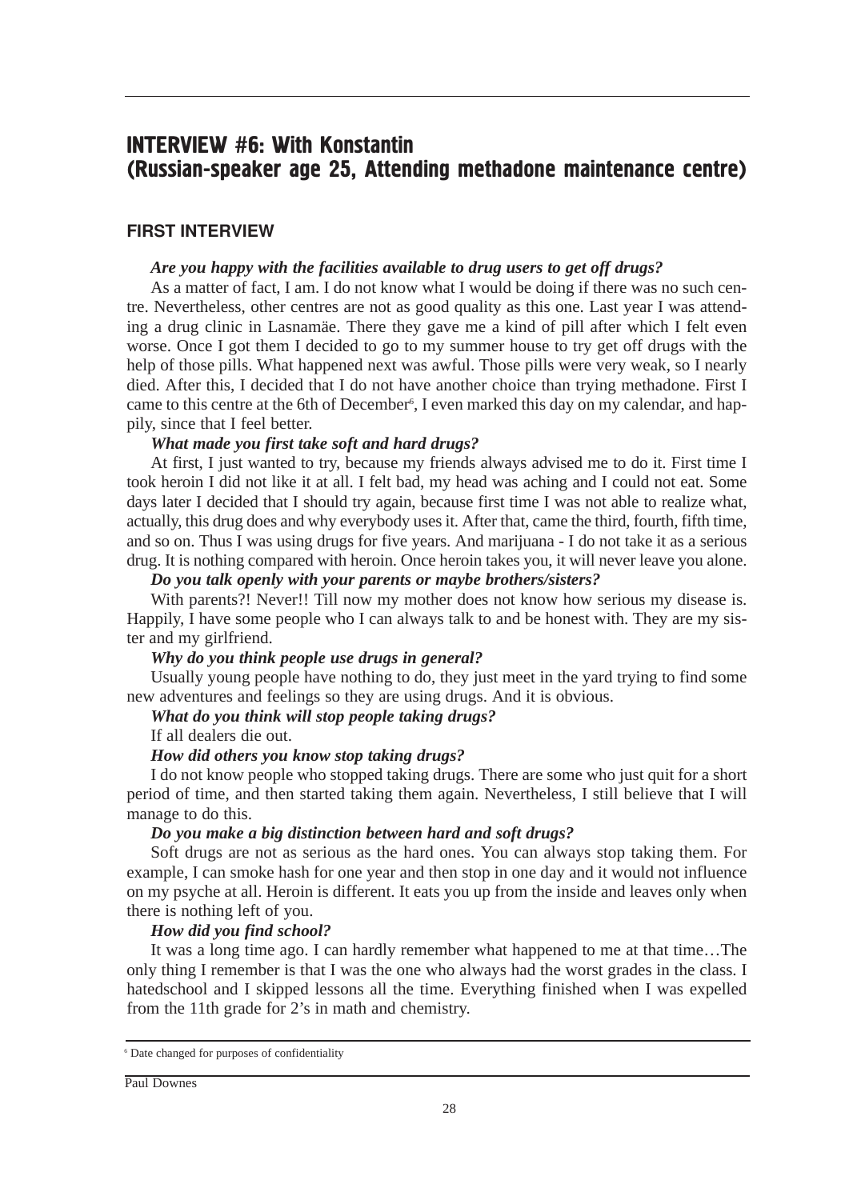# INTERVIEW #6: With Konstantin (Russian-speaker age 25, Attending methadone maintenance centre)

## FIRST INTERVIEW

***Are you happy with the facilities available to drug users to get off drugs?***

As a matter of fact, I am. I do not know what I would be doing if there was no such centre. Nevertheless, other centres are not as good quality as this one. Last year I was attending a drug clinic in Lasnamäe. There they gave me a kind of pill after which I felt even worse. Once I got them I decided to go to my summer house to try get off drugs with the help of those pills. What happened next was awful. Those pills were very weak, so I nearly died. After this, I decided that I do not have another choice than trying methadone. First I came to this centre at the 6th of December[6], I even marked this day on my calendar, and happily, since that I feel better.

***What made you first take soft and hard drugs?***

At first, I just wanted to try, because my friends always advised me to do it. First time I took heroin I did not like it at all. I felt bad, my head was aching and I could not eat. Some days later I decided that I should try again, because first time I was not able to realize what, actually, this drug does and why everybody uses it. After that, came the third, fourth, fifth time, and so on. Thus I was using drugs for five years. And marijuana - I do not take it as a serious drug. It is nothing compared with heroin. Once heroin takes you, it will never leave you alone.

***Do you talk openly with your parents or maybe brothers/sisters?***

With parents?! Never!! Till now my mother does not know how serious my disease is. Happily, I have some people who I can always talk to and be honest with. They are my sister and my girlfriend.

***Why do you think people use drugs in general?***

Usually young people have nothing to do, they just meet in the yard trying to find some new adventures and feelings so they are using drugs. And it is obvious.

***What do you think will stop people taking drugs?***

If all dealers die out.

***How did others you know stop taking drugs?***

I do not know people who stopped taking drugs. There are some who just quit for a short period of time, and then started taking them again. Nevertheless, I still believe that I will manage to do this.

***Do you make a big distinction between hard and soft drugs?***

Soft drugs are not as serious as the hard ones. You can always stop taking them. For example, I can smoke hash for one year and then stop in one day and it would not influence on my psyche at all. Heroin is different. It eats you up from the inside and leaves only when there is nothing left of you.

***How did you find school?***

It was a long time ago. I can hardly remember what happened to me at that time…The only thing I remember is that I was the one who always had the worst grades in the class. I hatedschool and I skipped lessons all the time. Everything finished when I was expelled from the 11th grade for 2's in math and chemistry.

---

[6] Date changed for purposes of confidentiality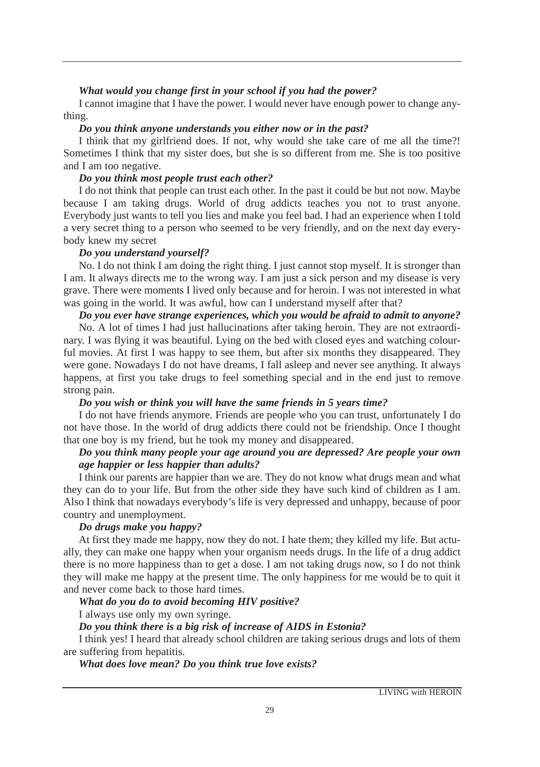***What would you change first in your school if you had the power?***

I cannot imagine that I have the power. I would never have enough power to change anything.

***Do you think anyone understands you either now or in the past?***

I think that my girlfriend does. If not, why would she take care of me all the time?! Sometimes I think that my sister does, but she is so different from me. She is too positive and I am too negative.

***Do you think most people trust each other?***

I do not think that people can trust each other. In the past it could be but not now. Maybe because I am taking drugs. World of drug addicts teaches you not to trust anyone. Everybody just wants to tell you lies and make you feel bad. I had an experience when I told a very secret thing to a person who seemed to be very friendly, and on the next day everybody knew my secret

***Do you understand yourself?***

No. I do not think I am doing the right thing. I just cannot stop myself. It is stronger than I am. It always directs me to the wrong way. I am just a sick person and my disease is very grave. There were moments I lived only because and for heroin. I was not interested in what was going in the world. It was awful, how can I understand myself after that?

***Do you ever have strange experiences, which you would be afraid to admit to anyone?***

No. A lot of times I had just hallucinations after taking heroin. They are not extraordinary. I was flying it was beautiful. Lying on the bed with closed eyes and watching colourful movies. At first I was happy to see them, but after six months they disappeared. They were gone. Nowadays I do not have dreams, I fall asleep and never see anything. It always happens, at first you take drugs to feel something special and in the end just to remove strong pain.

***Do you wish or think you will have the same friends in 5 years time?***

I do not have friends anymore. Friends are people who you can trust, unfortunately I do not have those. In the world of drug addicts there could not be friendship. Once I thought that one boy is my friend, but he took my money and disappeared.

***Do you think many people your age around you are depressed? Are people your own age happier or less happier than adults?***

I think our parents are happier than we are. They do not know what drugs mean and what they can do to your life. But from the other side they have such kind of children as I am. Also I think that nowadays everybody's life is very depressed and unhappy, because of poor country and unemployment.

***Do drugs make you happy?***

At first they made me happy, now they do not. I hate them; they killed my life. But actually, they can make one happy when your organism needs drugs. In the life of a drug addict there is no more happiness than to get a dose. I am not taking drugs now, so I do not think they will make me happy at the present time. The only happiness for me would be to quit it and never come back to those hard times.

***What do you do to avoid becoming HIV positive?***

I always use only my own syringe.

***Do you think there is a big risk of increase of AIDS in Estonia?***

I think yes! I heard that already school children are taking serious drugs and lots of them are suffering from hepatitis.

***What does love mean? Do you think true love exists?***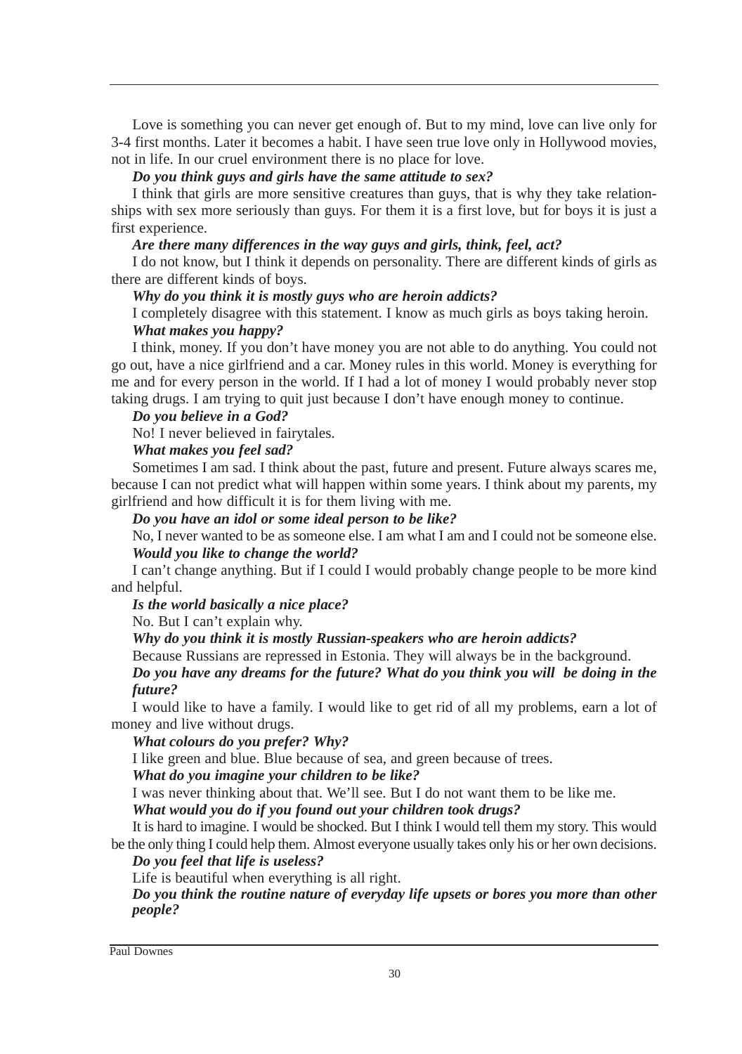Love is something you can never get enough of. But to my mind, love can live only for 3-4 first months. Later it becomes a habit. I have seen true love only in Hollywood movies, not in life. In our cruel environment there is no place for love.

***Do you think guys and girls have the same attitude to sex?***

I think that girls are more sensitive creatures than guys, that is why they take relationships with sex more seriously than guys. For them it is a first love, but for boys it is just a first experience.

***Are there many differences in the way guys and girls, think, feel, act?***

I do not know, but I think it depends on personality. There are different kinds of girls as there are different kinds of boys.

***Why do you think it is mostly guys who are heroin addicts?***

I completely disagree with this statement. I know as much girls as boys taking heroin.

***What makes you happy?***

I think, money. If you don't have money you are not able to do anything. You could not go out, have a nice girlfriend and a car. Money rules in this world. Money is everything for me and for every person in the world. If I had a lot of money I would probably never stop taking drugs. I am trying to quit just because I don't have enough money to continue.

***Do you believe in a God?***

No! I never believed in fairytales.

***What makes you feel sad?***

Sometimes I am sad. I think about the past, future and present. Future always scares me, because I can not predict what will happen within some years. I think about my parents, my girlfriend and how difficult it is for them living with me.

***Do you have an idol or some ideal person to be like?***

No, I never wanted to be as someone else. I am what I am and I could not be someone else.

***Would you like to change the world?***

I can't change anything. But if I could I would probably change people to be more kind and helpful.

***Is the world basically a nice place?***

No. But I can't explain why.

***Why do you think it is mostly Russian-speakers who are heroin addicts?***

Because Russians are repressed in Estonia. They will always be in the background.

***Do you have any dreams for the future? What do you think you will be doing in the future?***

I would like to have a family. I would like to get rid of all my problems, earn a lot of money and live without drugs.

***What colours do you prefer? Why?***

I like green and blue. Blue because of sea, and green because of trees.

***What do you imagine your children to be like?***

I was never thinking about that. We'll see. But I do not want them to be like me.

***What would you do if you found out your children took drugs?***

It is hard to imagine. I would be shocked. But I think I would tell them my story. This would be the only thing I could help them. Almost everyone usually takes only his or her own decisions.

***Do you feel that life is useless?***

Life is beautiful when everything is all right.

***Do you think the routine nature of everyday life upsets or bores you more than other people?***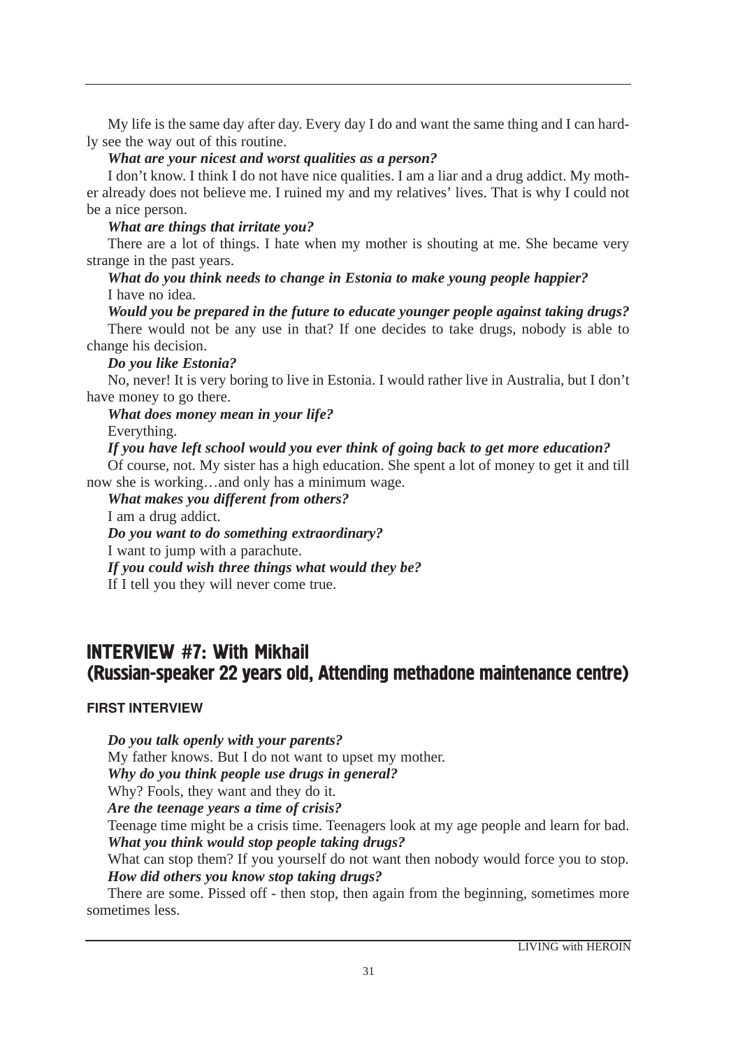My life is the same day after day. Every day I do and want the same thing and I can hardly see the way out of this routine.

***What are your nicest and worst qualities as a person?***

I don't know. I think I do not have nice qualities. I am a liar and a drug addict. My mother already does not believe me. I ruined my and my relatives' lives. That is why I could not be a nice person.

***What are things that irritate you?***

There are a lot of things. I hate when my mother is shouting at me. She became very strange in the past years.

***What do you think needs to change in Estonia to make young people happier?***

I have no idea.

***Would you be prepared in the future to educate younger people against taking drugs?***

There would not be any use in that? If one decides to take drugs, nobody is able to change his decision.

***Do you like Estonia?***

No, never! It is very boring to live in Estonia. I would rather live in Australia, but I don't have money to go there.

***What does money mean in your life?***

Everything.

***If you have left school would you ever think of going back to get more education?***

Of course, not. My sister has a high education. She spent a lot of money to get it and till now she is working…and only has a minimum wage.

***What makes you different from others?***

I am a drug addict.

***Do you want to do something extraordinary?***

I want to jump with a parachute.

***If you could wish three things what would they be?***

If I tell you they will never come true.

## INTERVIEW #7: With Mikhail (Russian-speaker 22 years old, Attending methadone maintenance centre)

### FIRST INTERVIEW

***Do you talk openly with your parents?***

My father knows. But I do not want to upset my mother.

***Why do you think people use drugs in general?***

Why? Fools, they want and they do it.

***Are the teenage years a time of crisis?***

Teenage time might be a crisis time. Teenagers look at my age people and learn for bad.

***What you think would stop people taking drugs?***

What can stop them? If you yourself do not want then nobody would force you to stop.

***How did others you know stop taking drugs?***

There are some. Pissed off - then stop, then again from the beginning, sometimes more sometimes less.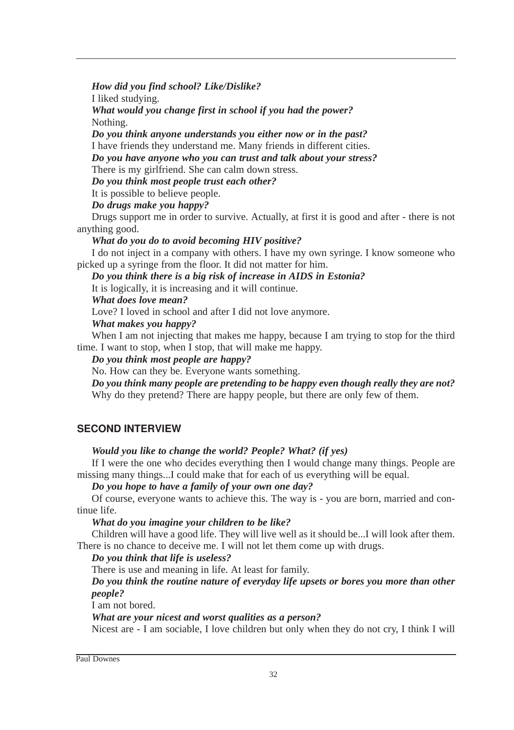***How did you find school? Like/Dislike?***

I liked studying.

***What would you change first in school if you had the power?***

Nothing.

***Do you think anyone understands you either now or in the past?***

I have friends they understand me. Many friends in different cities.

***Do you have anyone who you can trust and talk about your stress?***

There is my girlfriend. She can calm down stress.

***Do you think most people trust each other?***

It is possible to believe people.

***Do drugs make you happy?***

Drugs support me in order to survive. Actually, at first it is good and after - there is not anything good.

***What do you do to avoid becoming HIV positive?***

I do not inject in a company with others. I have my own syringe. I know someone who picked up a syringe from the floor. It did not matter for him.

***Do you think there is a big risk of increase in AIDS in Estonia?***

It is logically, it is increasing and it will continue.

***What does love mean?***

Love? I loved in school and after I did not love anymore.

***What makes you happy?***

When I am not injecting that makes me happy, because I am trying to stop for the third time. I want to stop, when I stop, that will make me happy.

***Do you think most people are happy?***

No. How can they be. Everyone wants something.

***Do you think many people are pretending to be happy even though really they are not?***

Why do they pretend? There are happy people, but there are only few of them.

## SECOND INTERVIEW

***Would you like to change the world? People? What? (if yes)***

If I were the one who decides everything then I would change many things. People are missing many things...I could make that for each of us everything will be equal.

***Do you hope to have a family of your own one day?***

Of course, everyone wants to achieve this. The way is - you are born, married and continue life.

***What do you imagine your children to be like?***

Children will have a good life. They will live well as it should be...I will look after them. There is no chance to deceive me. I will not let them come up with drugs.

***Do you think that life is useless?***

There is use and meaning in life. At least for family.

***Do you think the routine nature of everyday life upsets or bores you more than other people?***

I am not bored.

***What are your nicest and worst qualities as a person?***

Nicest are - I am sociable, I love children but only when they do not cry, I think I will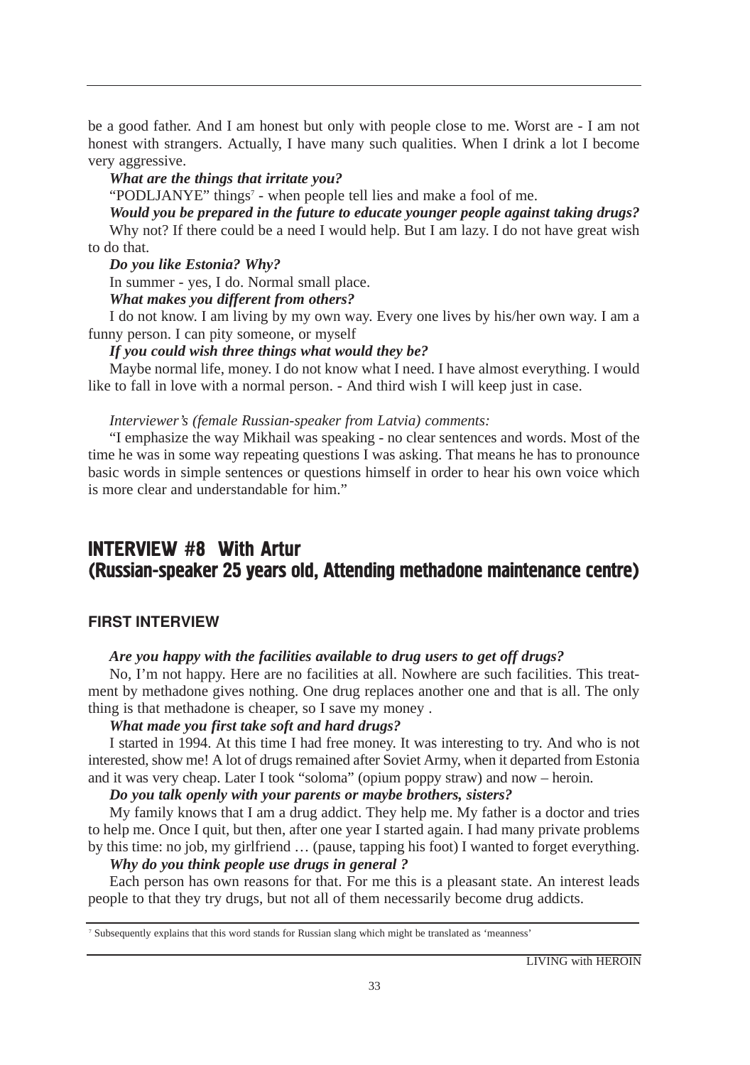be a good father. And I am honest but only with people close to me. Worst are - I am not honest with strangers. Actually, I have many such qualities. When I drink a lot I become very aggressive.

***What are the things that irritate you?***

"PODLJANYE" things[7] - when people tell lies and make a fool of me.

***Would you be prepared in the future to educate younger people against taking drugs?***

Why not? If there could be a need I would help. But I am lazy. I do not have great wish to do that.

***Do you like Estonia? Why?***

In summer - yes, I do. Normal small place.

***What makes you different from others?***

I do not know. I am living by my own way. Every one lives by his/her own way. I am a funny person. I can pity someone, or myself

***If you could wish three things what would they be?***

Maybe normal life, money. I do not know what I need. I have almost everything. I would like to fall in love with a normal person. - And third wish I will keep just in case.

*Interviewer's (female Russian-speaker from Latvia) comments:*

"I emphasize the way Mikhail was speaking - no clear sentences and words. Most of the time he was in some way repeating questions I was asking. That means he has to pronounce basic words in simple sentences or questions himself in order to hear his own voice which is more clear and understandable for him."

## INTERVIEW #8 With Artur (Russian-speaker 25 years old, Attending methadone maintenance centre)

### FIRST INTERVIEW

***Are you happy with the facilities available to drug users to get off drugs?***

No, I'm not happy. Here are no facilities at all. Nowhere are such facilities. This treatment by methadone gives nothing. One drug replaces another one and that is all. The only thing is that methadone is cheaper, so I save my money .

***What made you first take soft and hard drugs?***

I started in 1994. At this time I had free money. It was interesting to try. And who is not interested, show me! A lot of drugs remained after Soviet Army, when it departed from Estonia and it was very cheap. Later I took "soloma" (opium poppy straw) and now – heroin.

***Do you talk openly with your parents or maybe brothers, sisters?***

My family knows that I am a drug addict. They help me. My father is a doctor and tries to help me. Once I quit, but then, after one year I started again. I had many private problems by this time: no job, my girlfriend … (pause, tapping his foot) I wanted to forget everything.

***Why do you think people use drugs in general ?***

Each person has own reasons for that. For me this is a pleasant state. An interest leads people to that they try drugs, but not all of them necessarily become drug addicts.

---

[7] Subsequently explains that this word stands for Russian slang which might be translated as 'meanness'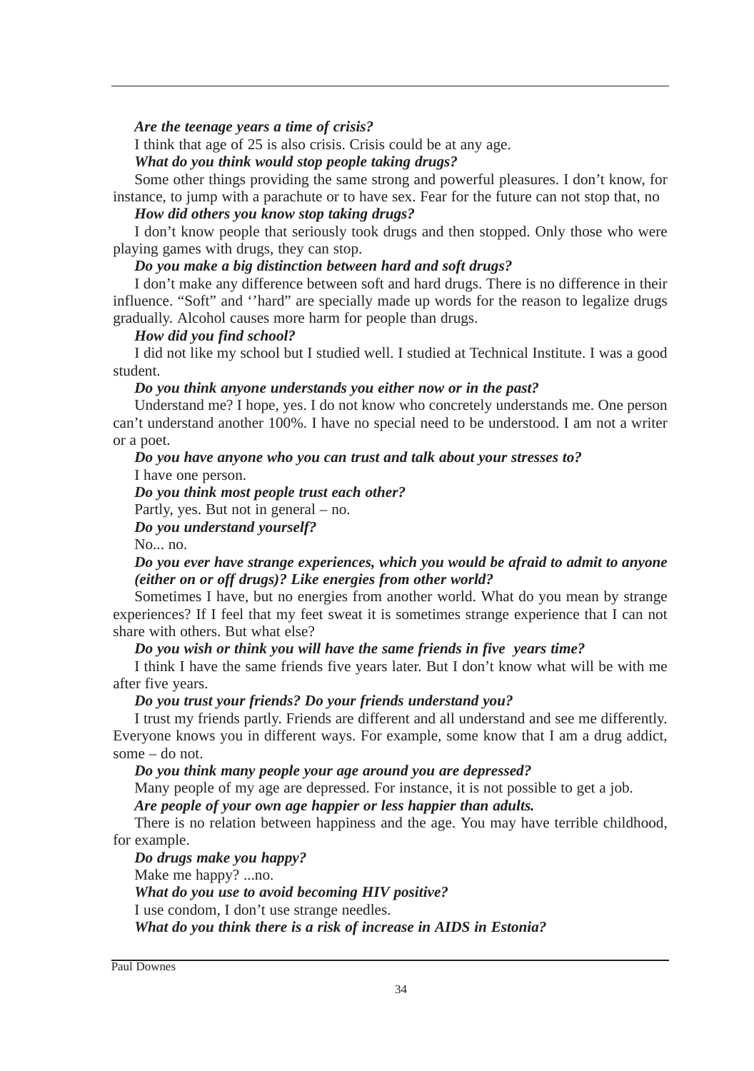***Are the teenage years a time of crisis?***

I think that age of 25 is also crisis. Crisis could be at any age.

***What do you think would stop people taking drugs?***

Some other things providing the same strong and powerful pleasures. I don't know, for instance, to jump with a parachute or to have sex. Fear for the future can not stop that, no

***How did others you know stop taking drugs?***

I don't know people that seriously took drugs and then stopped. Only those who were playing games with drugs, they can stop.

***Do you make a big distinction between hard and soft drugs?***

I don't make any difference between soft and hard drugs. There is no difference in their influence. "Soft" and ''hard" are specially made up words for the reason to legalize drugs gradually. Alcohol causes more harm for people than drugs.

***How did you find school?***

I did not like my school but I studied well. I studied at Technical Institute. I was a good student.

***Do you think anyone understands you either now or in the past?***

Understand me? I hope, yes. I do not know who concretely understands me. One person can't understand another 100%. I have no special need to be understood. I am not a writer or a poet.

***Do you have anyone who you can trust and talk about your stresses to?***

I have one person.

***Do you think most people trust each other?***

Partly, yes. But not in general – no.

***Do you understand yourself?***

No... no.

***Do you ever have strange experiences, which you would be afraid to admit to anyone (either on or off drugs)? Like energies from other world?***

Sometimes I have, but no energies from another world. What do you mean by strange experiences? If I feel that my feet sweat it is sometimes strange experience that I can not share with others. But what else?

***Do you wish or think you will have the same friends in five years time?***

I think I have the same friends five years later. But I don't know what will be with me after five years.

***Do you trust your friends? Do your friends understand you?***

I trust my friends partly. Friends are different and all understand and see me differently. Everyone knows you in different ways. For example, some know that I am a drug addict, some – do not.

***Do you think many people your age around you are depressed?***

Many people of my age are depressed. For instance, it is not possible to get a job.

***Are people of your own age happier or less happier than adults.***

There is no relation between happiness and the age. You may have terrible childhood, for example.

***Do drugs make you happy?***

Make me happy? ...no.

***What do you use to avoid becoming HIV positive?***

I use condom, I don't use strange needles.

***What do you think there is a risk of increase in AIDS in Estonia?***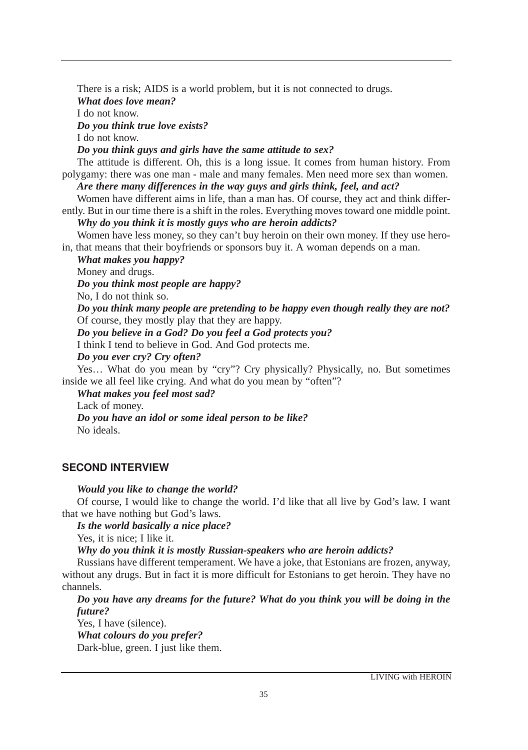There is a risk; AIDS is a world problem, but it is not connected to drugs.

***What does love mean?***

I do not know.

***Do you think true love exists?***

I do not know.

***Do you think guys and girls have the same attitude to sex?***

The attitude is different. Oh, this is a long issue. It comes from human history. From polygamy: there was one man - male and many females. Men need more sex than women.

***Are there many differences in the way guys and girls think, feel, and act?***

Women have different aims in life, than a man has. Of course, they act and think differently. But in our time there is a shift in the roles. Everything moves toward one middle point.

***Why do you think it is mostly guys who are heroin addicts?***

Women have less money, so they can't buy heroin on their own money. If they use heroin, that means that their boyfriends or sponsors buy it. A woman depends on a man.

***What makes you happy?***

Money and drugs.

***Do you think most people are happy?***

No, I do not think so.

***Do you think many people are pretending to be happy even though really they are not?***

Of course, they mostly play that they are happy.

***Do you believe in a God? Do you feel a God protects you?***

I think I tend to believe in God. And God protects me.

***Do you ever cry? Cry often?***

Yes… What do you mean by "cry"? Cry physically? Physically, no. But sometimes inside we all feel like crying. And what do you mean by "often"?

***What makes you feel most sad?***

Lack of money.

***Do you have an idol or some ideal person to be like?***

No ideals.

## SECOND INTERVIEW

***Would you like to change the world?***

Of course, I would like to change the world. I'd like that all live by God's law. I want that we have nothing but God's laws.

***Is the world basically a nice place?***

Yes, it is nice; I like it.

***Why do you think it is mostly Russian-speakers who are heroin addicts?***

Russians have different temperament. We have a joke, that Estonians are frozen, anyway, without any drugs. But in fact it is more difficult for Estonians to get heroin. They have no channels.

***Do you have any dreams for the future? What do you think you will be doing in the future?***

Yes, I have (silence).

***What colours do you prefer?***

Dark-blue, green. I just like them.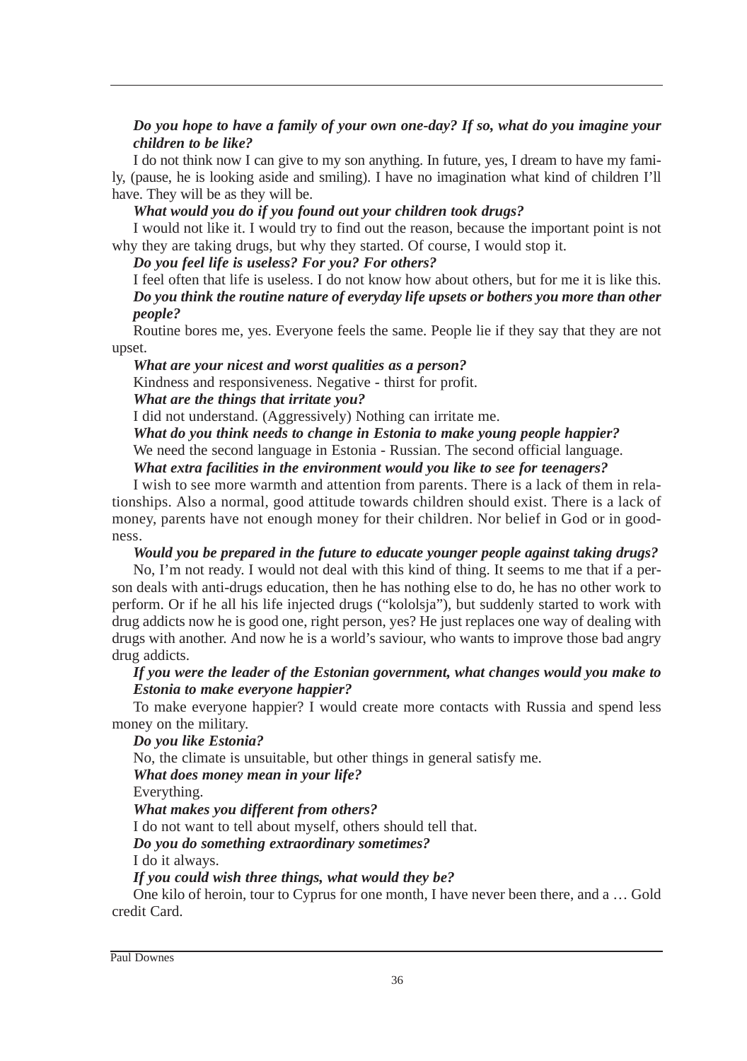***Do you hope to have a family of your own one-day? If so, what do you imagine your children to be like?***

I do not think now I can give to my son anything. In future, yes, I dream to have my family, (pause, he is looking aside and smiling). I have no imagination what kind of children I'll have. They will be as they will be.

***What would you do if you found out your children took drugs?***

I would not like it. I would try to find out the reason, because the important point is not why they are taking drugs, but why they started. Of course, I would stop it.

***Do you feel life is useless? For you? For others?***

I feel often that life is useless. I do not know how about others, but for me it is like this.

***Do you think the routine nature of everyday life upsets or bothers you more than other people?***

Routine bores me, yes. Everyone feels the same. People lie if they say that they are not upset.

***What are your nicest and worst qualities as a person?***

Kindness and responsiveness. Negative - thirst for profit.

***What are the things that irritate you?***

I did not understand. (Aggressively) Nothing can irritate me.

***What do you think needs to change in Estonia to make young people happier?***

We need the second language in Estonia - Russian. The second official language.

***What extra facilities in the environment would you like to see for teenagers?***

I wish to see more warmth and attention from parents. There is a lack of them in relationships. Also a normal, good attitude towards children should exist. There is a lack of money, parents have not enough money for their children. Nor belief in God or in goodness.

***Would you be prepared in the future to educate younger people against taking drugs?***

No, I'm not ready. I would not deal with this kind of thing. It seems to me that if a person deals with anti-drugs education, then he has nothing else to do, he has no other work to perform. Or if he all his life injected drugs ("kololsja"), but suddenly started to work with drug addicts now he is good one, right person, yes? He just replaces one way of dealing with drugs with another. And now he is a world's saviour, who wants to improve those bad angry drug addicts.

***If you were the leader of the Estonian government, what changes would you make to Estonia to make everyone happier?***

To make everyone happier? I would create more contacts with Russia and spend less money on the military.

***Do you like Estonia?***

No, the climate is unsuitable, but other things in general satisfy me.

***What does money mean in your life?***

Everything.

***What makes you different from others?***

I do not want to tell about myself, others should tell that.

***Do you do something extraordinary sometimes?***

I do it always.

***If you could wish three things, what would they be?***

One kilo of heroin, tour to Cyprus for one month, I have never been there, and a … Gold credit Card.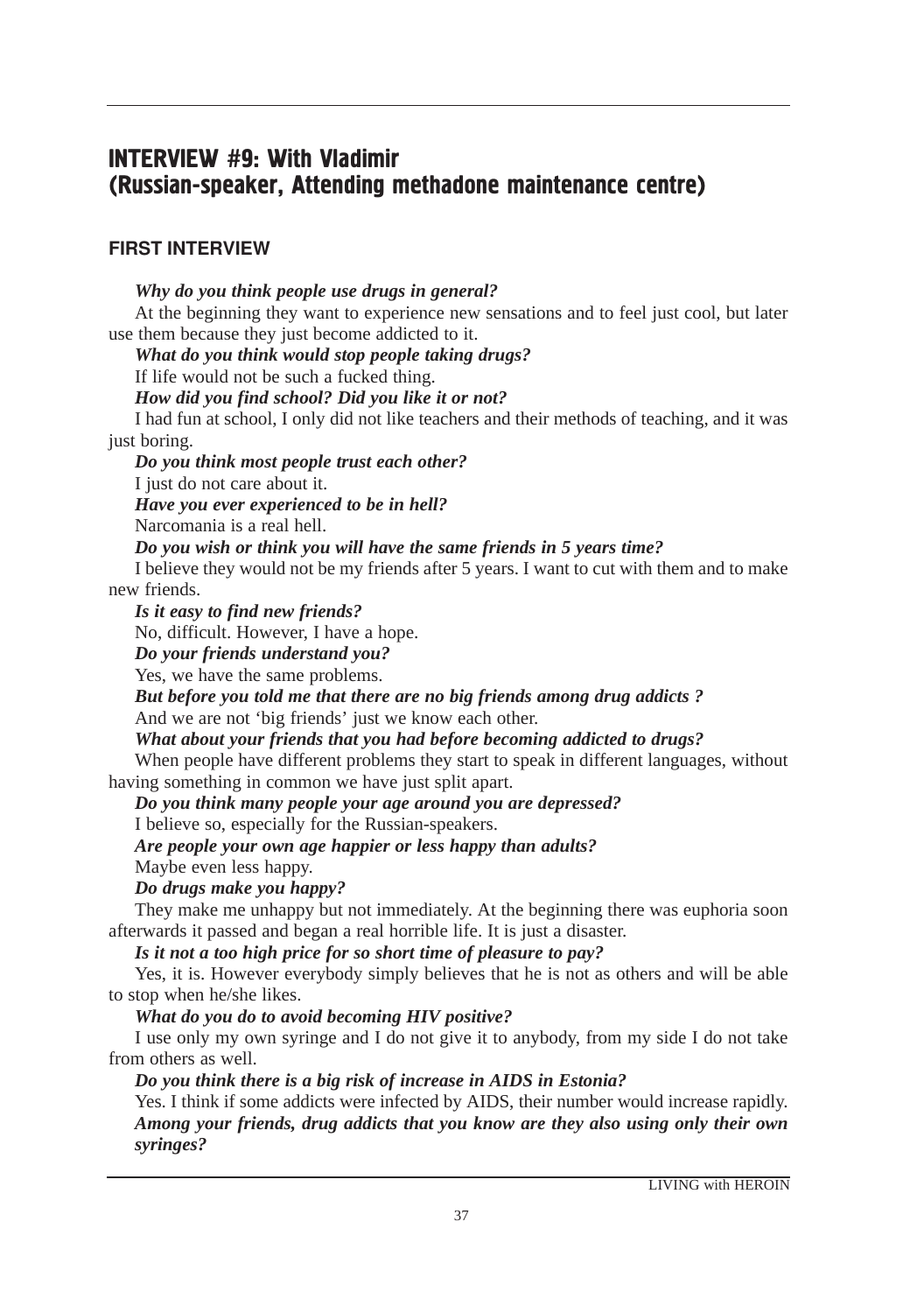# INTERVIEW #9: With Vladimir (Russian-speaker, Attending methadone maintenance centre)

## FIRST INTERVIEW

***Why do you think people use drugs in general?***

At the beginning they want to experience new sensations and to feel just cool, but later use them because they just become addicted to it.

***What do you think would stop people taking drugs?***

If life would not be such a fucked thing.

***How did you find school? Did you like it or not?***

I had fun at school, I only did not like teachers and their methods of teaching, and it was just boring.

***Do you think most people trust each other?***

I just do not care about it.

***Have you ever experienced to be in hell?***

Narcomania is a real hell.

***Do you wish or think you will have the same friends in 5 years time?***

I believe they would not be my friends after 5 years. I want to cut with them and to make new friends.

***Is it easy to find new friends?***

No, difficult. However, I have a hope.

***Do your friends understand you?***

Yes, we have the same problems.

***But before you told me that there are no big friends among drug addicts ?***

And we are not 'big friends' just we know each other.

***What about your friends that you had before becoming addicted to drugs?***

When people have different problems they start to speak in different languages, without having something in common we have just split apart.

***Do you think many people your age around you are depressed?***

I believe so, especially for the Russian-speakers.

***Are people your own age happier or less happy than adults?***

Maybe even less happy.

***Do drugs make you happy?***

They make me unhappy but not immediately. At the beginning there was euphoria soon afterwards it passed and began a real horrible life. It is just a disaster.

***Is it not a too high price for so short time of pleasure to pay?***

Yes, it is. However everybody simply believes that he is not as others and will be able to stop when he/she likes.

***What do you do to avoid becoming HIV positive?***

I use only my own syringe and I do not give it to anybody, from my side I do not take from others as well.

***Do you think there is a big risk of increase in AIDS in Estonia?***

Yes. I think if some addicts were infected by AIDS, their number would increase rapidly.

***Among your friends, drug addicts that you know are they also using only their own syringes?***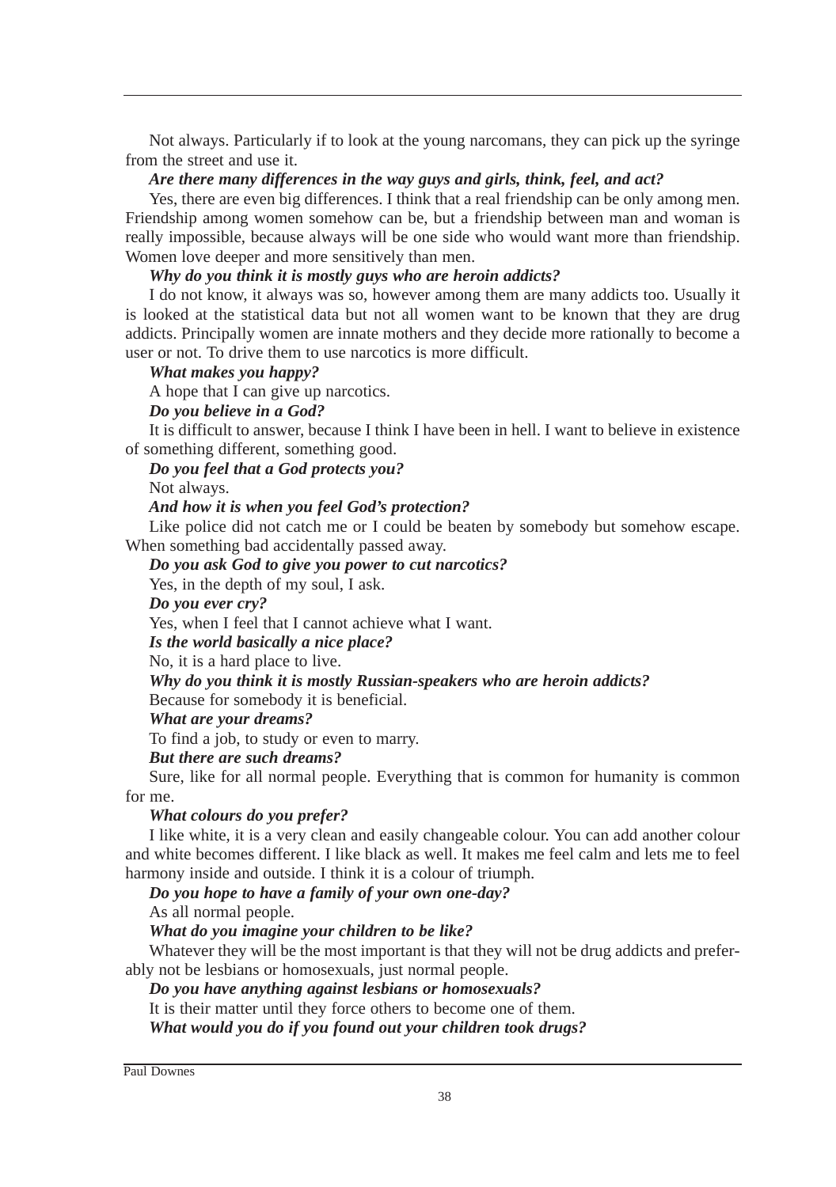Not always. Particularly if to look at the young narcomans, they can pick up the syringe from the street and use it.

***Are there many differences in the way guys and girls, think, feel, and act?***

Yes, there are even big differences. I think that a real friendship can be only among men. Friendship among women somehow can be, but a friendship between man and woman is really impossible, because always will be one side who would want more than friendship. Women love deeper and more sensitively than men.

***Why do you think it is mostly guys who are heroin addicts?***

I do not know, it always was so, however among them are many addicts too. Usually it is looked at the statistical data but not all women want to be known that they are drug addicts. Principally women are innate mothers and they decide more rationally to become a user or not. To drive them to use narcotics is more difficult.

***What makes you happy?***

A hope that I can give up narcotics.

***Do you believe in a God?***

It is difficult to answer, because I think I have been in hell. I want to believe in existence of something different, something good.

***Do you feel that a God protects you?***

Not always.

***And how it is when you feel God's protection?***

Like police did not catch me or I could be beaten by somebody but somehow escape. When something bad accidentally passed away.

***Do you ask God to give you power to cut narcotics?***

Yes, in the depth of my soul, I ask.

***Do you ever cry?***

Yes, when I feel that I cannot achieve what I want.

***Is the world basically a nice place?***

No, it is a hard place to live.

***Why do you think it is mostly Russian-speakers who are heroin addicts?***

Because for somebody it is beneficial.

***What are your dreams?***

To find a job, to study or even to marry.

***But there are such dreams?***

Sure, like for all normal people. Everything that is common for humanity is common for me.

***What colours do you prefer?***

I like white, it is a very clean and easily changeable colour. You can add another colour and white becomes different. I like black as well. It makes me feel calm and lets me to feel harmony inside and outside. I think it is a colour of triumph.

***Do you hope to have a family of your own one-day?***

As all normal people.

***What do you imagine your children to be like?***

Whatever they will be the most important is that they will not be drug addicts and preferably not be lesbians or homosexuals, just normal people.

***Do you have anything against lesbians or homosexuals?***

It is their matter until they force others to become one of them.

***What would you do if you found out your children took drugs?***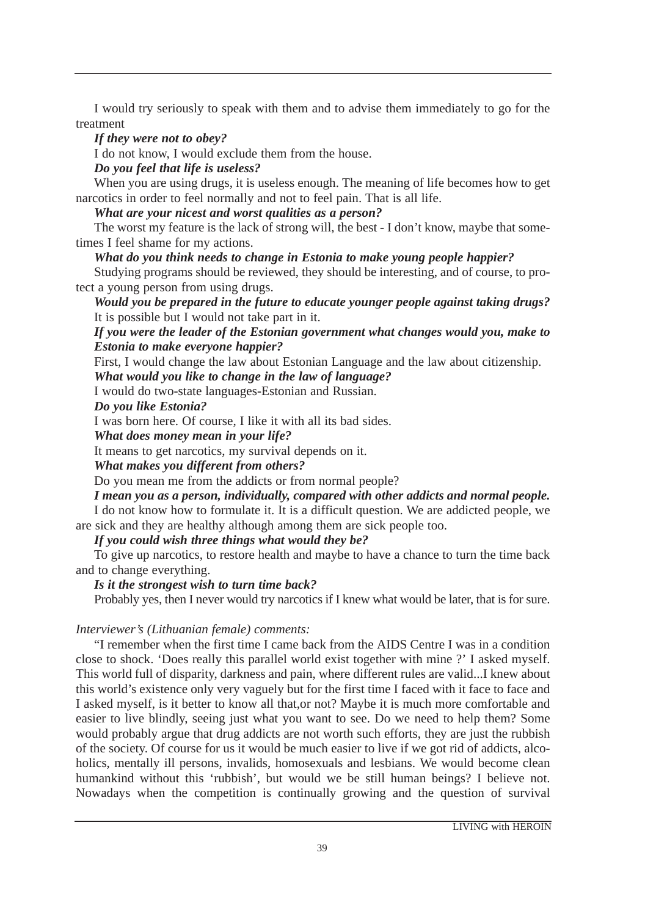I would try seriously to speak with them and to advise them immediately to go for the treatment

***If they were not to obey?***

I do not know, I would exclude them from the house.

***Do you feel that life is useless?***

When you are using drugs, it is useless enough. The meaning of life becomes how to get narcotics in order to feel normally and not to feel pain. That is all life.

***What are your nicest and worst qualities as a person?***

The worst my feature is the lack of strong will, the best - I don't know, maybe that sometimes I feel shame for my actions.

***What do you think needs to change in Estonia to make young people happier?***

Studying programs should be reviewed, they should be interesting, and of course, to protect a young person from using drugs.

***Would you be prepared in the future to educate younger people against taking drugs?***

It is possible but I would not take part in it.

***If you were the leader of the Estonian government what changes would you, make to Estonia to make everyone happier?***

First, I would change the law about Estonian Language and the law about citizenship.

***What would you like to change in the law of language?***

I would do two-state languages-Estonian and Russian.

***Do you like Estonia?***

I was born here. Of course, I like it with all its bad sides.

***What does money mean in your life?***

It means to get narcotics, my survival depends on it.

***What makes you different from others?***

Do you mean me from the addicts or from normal people?

***I mean you as a person, individually, compared with other addicts and normal people.***

I do not know how to formulate it. It is a difficult question. We are addicted people, we are sick and they are healthy although among them are sick people too.

***If you could wish three things what would they be?***

To give up narcotics, to restore health and maybe to have a chance to turn the time back and to change everything.

***Is it the strongest wish to turn time back?***

Probably yes, then I never would try narcotics if I knew what would be later, that is for sure.

*Interviewer's (Lithuanian female) comments:*

"I remember when the first time I came back from the AIDS Centre I was in a condition close to shock. 'Does really this parallel world exist together with mine ?' I asked myself. This world full of disparity, darkness and pain, where different rules are valid...I knew about this world's existence only very vaguely but for the first time I faced with it face to face and I asked myself, is it better to know all that,or not? Maybe it is much more comfortable and easier to live blindly, seeing just what you want to see. Do we need to help them? Some would probably argue that drug addicts are not worth such efforts, they are just the rubbish of the society. Of course for us it would be much easier to live if we got rid of addicts, alcoholics, mentally ill persons, invalids, homosexuals and lesbians. We would become clean humankind without this 'rubbish', but would we be still human beings? I believe not. Nowadays when the competition is continually growing and the question of survival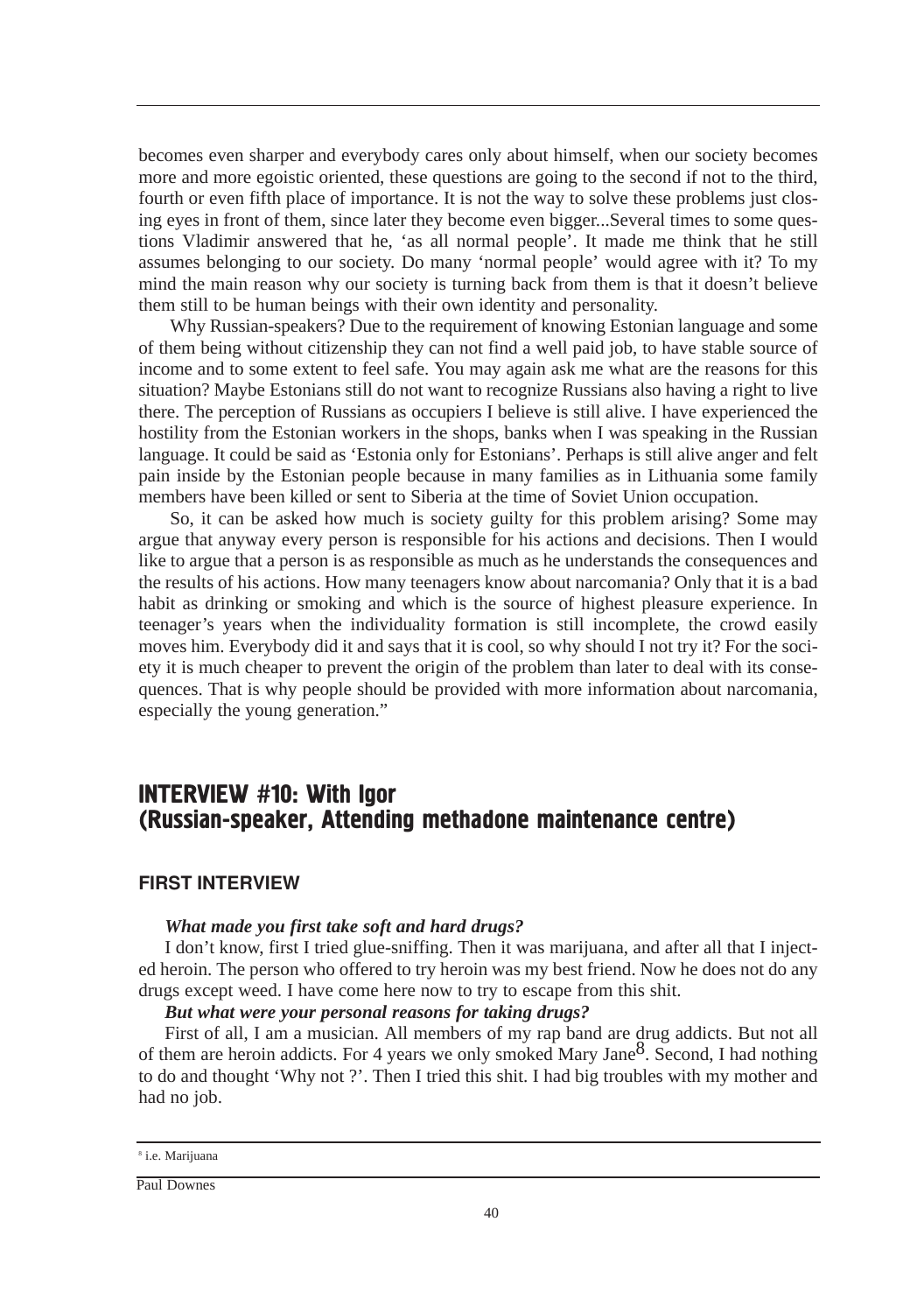becomes even sharper and everybody cares only about himself, when our society becomes more and more egoistic oriented, these questions are going to the second if not to the third, fourth or even fifth place of importance. It is not the way to solve these problems just closing eyes in front of them, since later they become even bigger...Several times to some questions Vladimir answered that he, 'as all normal people'. It made me think that he still assumes belonging to our society. Do many 'normal people' would agree with it? To my mind the main reason why our society is turning back from them is that it doesn't believe them still to be human beings with their own identity and personality.

Why Russian-speakers? Due to the requirement of knowing Estonian language and some of them being without citizenship they can not find a well paid job, to have stable source of income and to some extent to feel safe. You may again ask me what are the reasons for this situation? Maybe Estonians still do not want to recognize Russians also having a right to live there. The perception of Russians as occupiers I believe is still alive. I have experienced the hostility from the Estonian workers in the shops, banks when I was speaking in the Russian language. It could be said as 'Estonia only for Estonians'. Perhaps is still alive anger and felt pain inside by the Estonian people because in many families as in Lithuania some family members have been killed or sent to Siberia at the time of Soviet Union occupation.

So, it can be asked how much is society guilty for this problem arising? Some may argue that anyway every person is responsible for his actions and decisions. Then I would like to argue that a person is as responsible as much as he understands the consequences and the results of his actions. How many teenagers know about narcomania? Only that it is a bad habit as drinking or smoking and which is the source of highest pleasure experience. In teenager's years when the individuality formation is still incomplete, the crowd easily moves him. Everybody did it and says that it is cool, so why should I not try it? For the society it is much cheaper to prevent the origin of the problem than later to deal with its consequences. That is why people should be provided with more information about narcomania, especially the young generation."

## INTERVIEW #10: With Igor (Russian-speaker, Attending methadone maintenance centre)

### FIRST INTERVIEW

***What made you first take soft and hard drugs?***

I don't know, first I tried glue-sniffing. Then it was marijuana, and after all that I injected heroin. The person who offered to try heroin was my best friend. Now he does not do any drugs except weed. I have come here now to try to escape from this shit.

***But what were your personal reasons for taking drugs?***

First of all, I am a musician. All members of my rap band are drug addicts. But not all of them are heroin addicts. For 4 years we only smoked Mary Jane[8]. Second, I had nothing to do and thought 'Why not ?'. Then I tried this shit. I had big troubles with my mother and had no job.

[8] i.e. Marijuana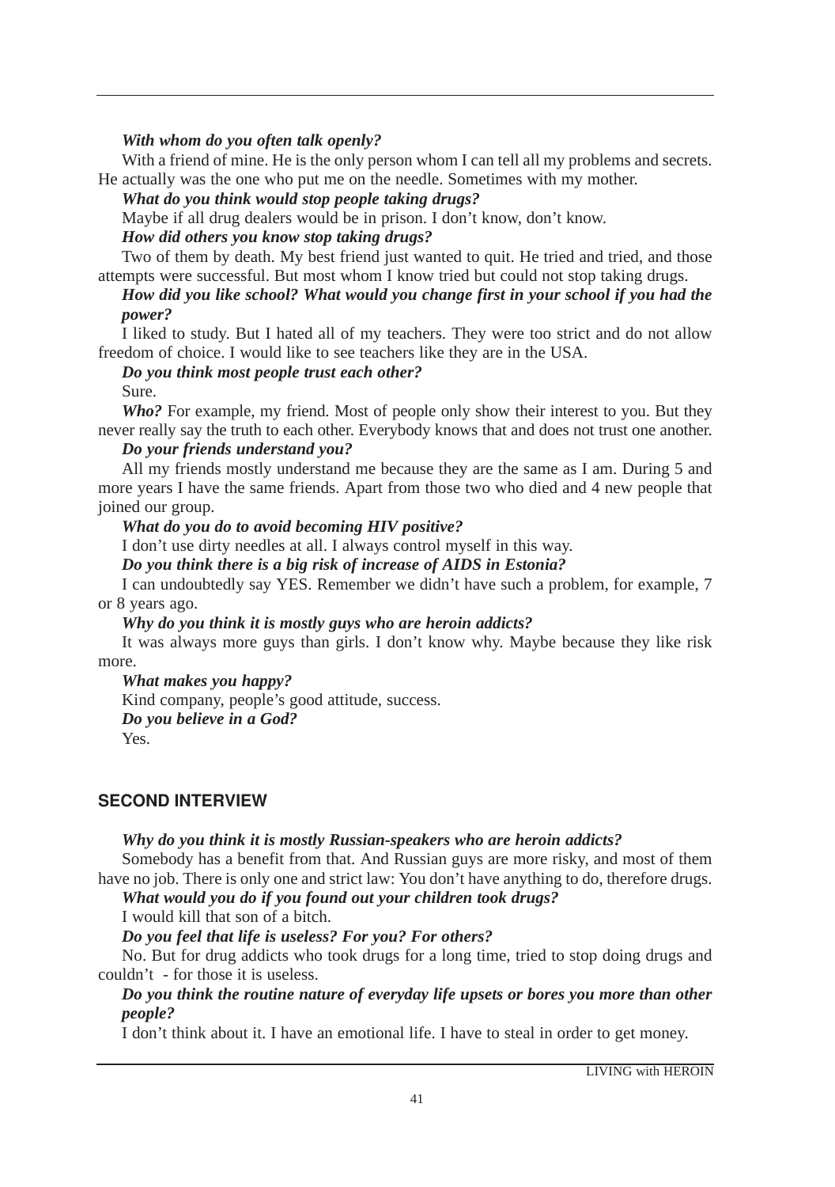***With whom do you often talk openly?***

With a friend of mine. He is the only person whom I can tell all my problems and secrets. He actually was the one who put me on the needle. Sometimes with my mother.

***What do you think would stop people taking drugs?***

Maybe if all drug dealers would be in prison. I don't know, don't know.

***How did others you know stop taking drugs?***

Two of them by death. My best friend just wanted to quit. He tried and tried, and those attempts were successful. But most whom I know tried but could not stop taking drugs.

***How did you like school? What would you change first in your school if you had the power?***

I liked to study. But I hated all of my teachers. They were too strict and do not allow freedom of choice. I would like to see teachers like they are in the USA.

***Do you think most people trust each other?***

Sure.

***Who?*** For example, my friend. Most of people only show their interest to you. But they never really say the truth to each other. Everybody knows that and does not trust one another.

***Do your friends understand you?***

All my friends mostly understand me because they are the same as I am. During 5 and more years I have the same friends. Apart from those two who died and 4 new people that joined our group.

***What do you do to avoid becoming HIV positive?***

I don't use dirty needles at all. I always control myself in this way.

***Do you think there is a big risk of increase of AIDS in Estonia?***

I can undoubtedly say YES. Remember we didn't have such a problem, for example, 7 or 8 years ago.

***Why do you think it is mostly guys who are heroin addicts?***

It was always more guys than girls. I don't know why. Maybe because they like risk more.

***What makes you happy?***

Kind company, people's good attitude, success.

***Do you believe in a God?***

Yes.

## SECOND INTERVIEW

***Why do you think it is mostly Russian-speakers who are heroin addicts?***

Somebody has a benefit from that. And Russian guys are more risky, and most of them have no job. There is only one and strict law: You don't have anything to do, therefore drugs.

***What would you do if you found out your children took drugs?***

I would kill that son of a bitch.

***Do you feel that life is useless? For you? For others?***

No. But for drug addicts who took drugs for a long time, tried to stop doing drugs and couldn't - for those it is useless.

***Do you think the routine nature of everyday life upsets or bores you more than other people?***

I don't think about it. I have an emotional life. I have to steal in order to get money.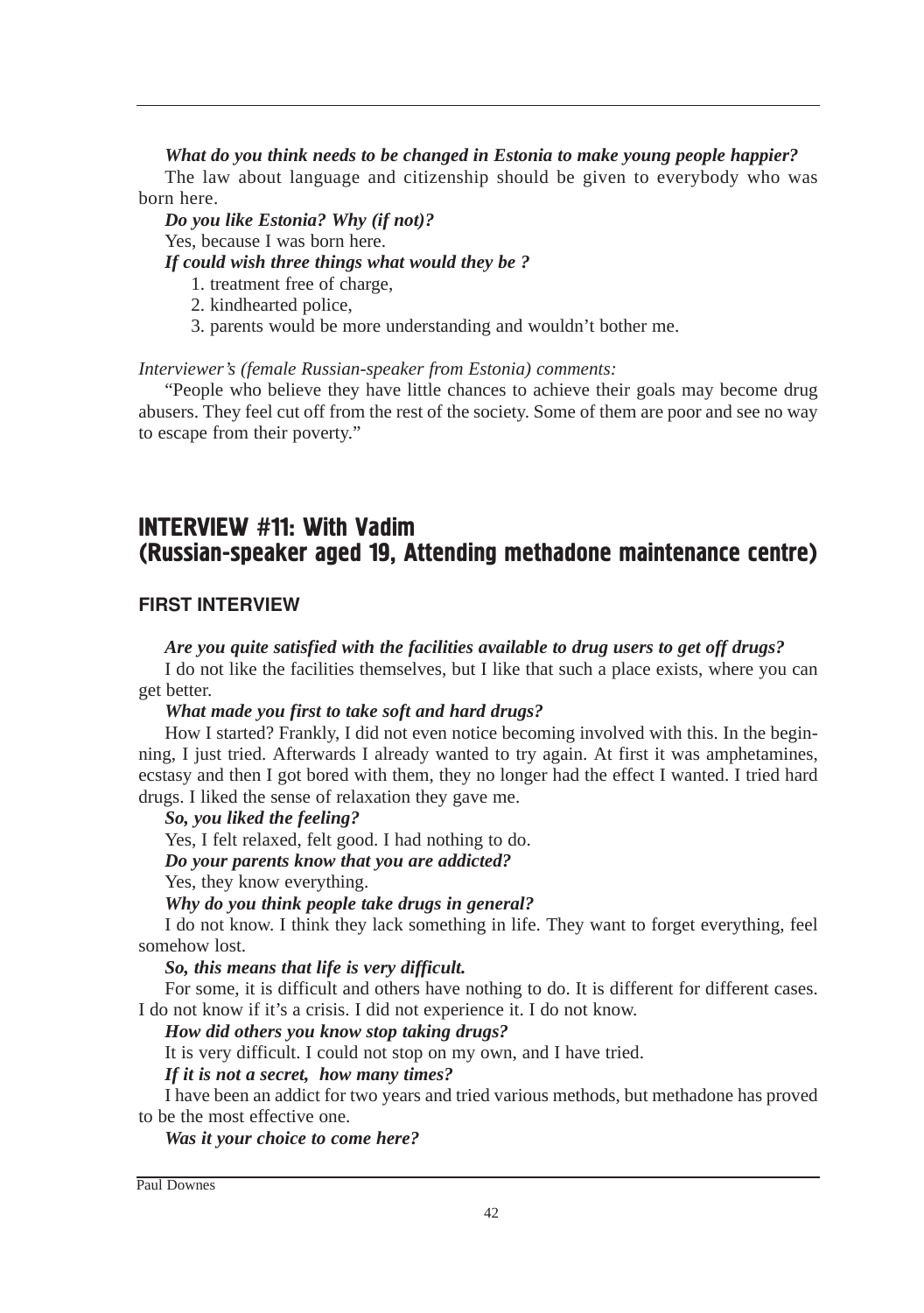***What do you think needs to be changed in Estonia to make young people happier?***

The law about language and citizenship should be given to everybody who was born here.

***Do you like Estonia? Why (if not)?***

Yes, because I was born here.

***If could wish three things what would they be ?***

1. treatment free of charge,
2. kindhearted police,
3. parents would be more understanding and wouldn't bother me.

*Interviewer's (female Russian-speaker from Estonia) comments:*

"People who believe they have little chances to achieve their goals may become drug abusers. They feel cut off from the rest of the society. Some of them are poor and see no way to escape from their poverty."

## INTERVIEW #11: With Vadim (Russian-speaker aged 19, Attending methadone maintenance centre)

### FIRST INTERVIEW

***Are you quite satisfied with the facilities available to drug users to get off drugs?***

I do not like the facilities themselves, but I like that such a place exists, where you can get better.

***What made you first to take soft and hard drugs?***

How I started? Frankly, I did not even notice becoming involved with this. In the beginning, I just tried. Afterwards I already wanted to try again. At first it was amphetamines, ecstasy and then I got bored with them, they no longer had the effect I wanted. I tried hard drugs. I liked the sense of relaxation they gave me.

***So, you liked the feeling?***

Yes, I felt relaxed, felt good. I had nothing to do.

***Do your parents know that you are addicted?***

Yes, they know everything.

***Why do you think people take drugs in general?***

I do not know. I think they lack something in life. They want to forget everything, feel somehow lost.

***So, this means that life is very difficult.***

For some, it is difficult and others have nothing to do. It is different for different cases. I do not know if it's a crisis. I did not experience it. I do not know.

***How did others you know stop taking drugs?***

It is very difficult. I could not stop on my own, and I have tried.

***If it is not a secret, how many times?***

I have been an addict for two years and tried various methods, but methadone has proved to be the most effective one.

***Was it your choice to come here?***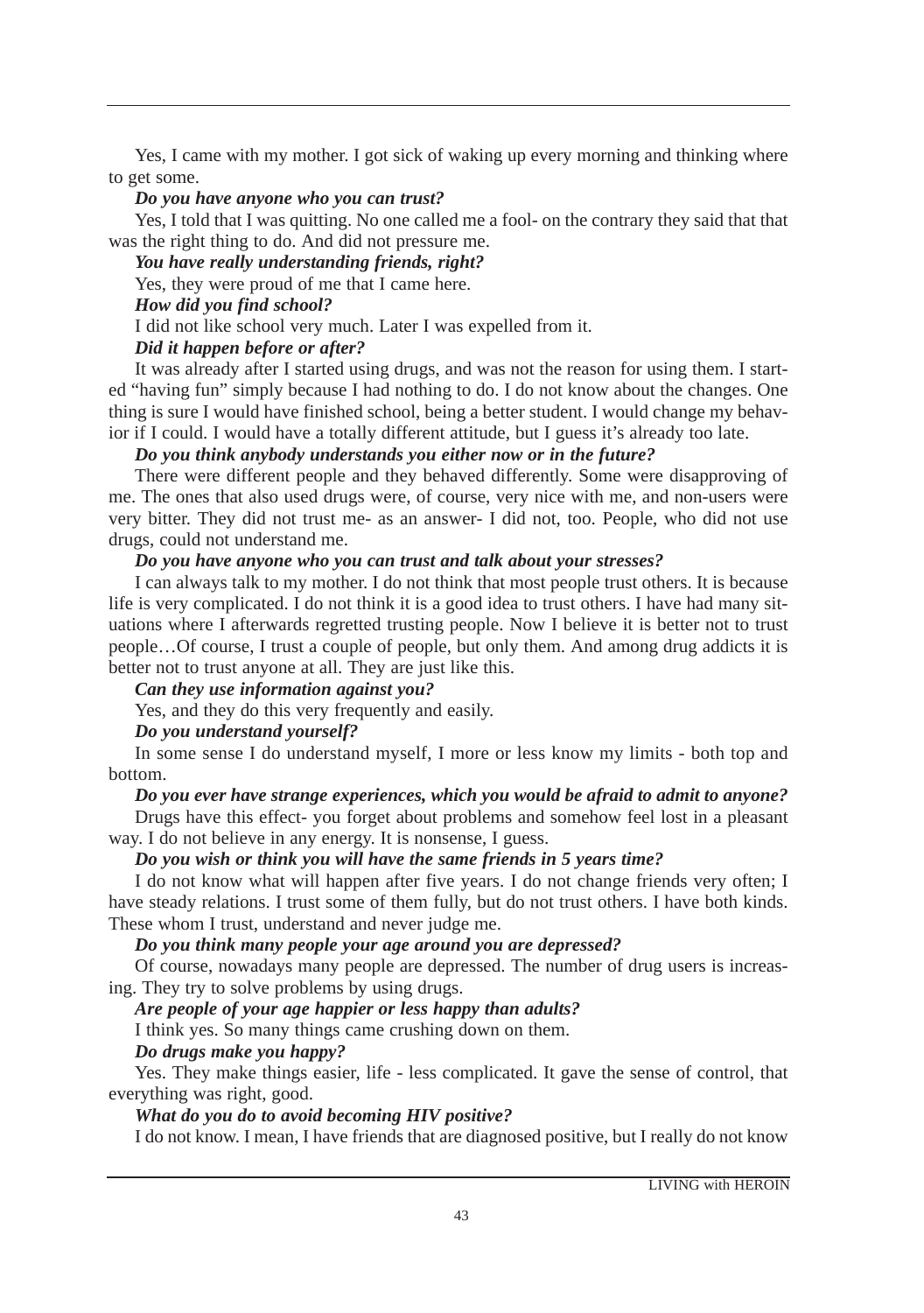Yes, I came with my mother. I got sick of waking up every morning and thinking where to get some.

***Do you have anyone who you can trust?***

Yes, I told that I was quitting. No one called me a fool- on the contrary they said that that was the right thing to do. And did not pressure me.

***You have really understanding friends, right?***

Yes, they were proud of me that I came here.

***How did you find school?***

I did not like school very much. Later I was expelled from it.

***Did it happen before or after?***

It was already after I started using drugs, and was not the reason for using them. I started "having fun" simply because I had nothing to do. I do not know about the changes. One thing is sure I would have finished school, being a better student. I would change my behavior if I could. I would have a totally different attitude, but I guess it's already too late.

***Do you think anybody understands you either now or in the future?***

There were different people and they behaved differently. Some were disapproving of me. The ones that also used drugs were, of course, very nice with me, and non-users were very bitter. They did not trust me- as an answer- I did not, too. People, who did not use drugs, could not understand me.

***Do you have anyone who you can trust and talk about your stresses?***

I can always talk to my mother. I do not think that most people trust others. It is because life is very complicated. I do not think it is a good idea to trust others. I have had many situations where I afterwards regretted trusting people. Now I believe it is better not to trust people…Of course, I trust a couple of people, but only them. And among drug addicts it is better not to trust anyone at all. They are just like this.

***Can they use information against you?***

Yes, and they do this very frequently and easily.

***Do you understand yourself?***

In some sense I do understand myself, I more or less know my limits - both top and bottom.

***Do you ever have strange experiences, which you would be afraid to admit to anyone?***

Drugs have this effect- you forget about problems and somehow feel lost in a pleasant way. I do not believe in any energy. It is nonsense, I guess.

***Do you wish or think you will have the same friends in 5 years time?***

I do not know what will happen after five years. I do not change friends very often; I have steady relations. I trust some of them fully, but do not trust others. I have both kinds. These whom I trust, understand and never judge me.

***Do you think many people your age around you are depressed?***

Of course, nowadays many people are depressed. The number of drug users is increasing. They try to solve problems by using drugs.

***Are people of your age happier or less happy than adults?***

I think yes. So many things came crushing down on them.

***Do drugs make you happy?***

Yes. They make things easier, life - less complicated. It gave the sense of control, that everything was right, good.

***What do you do to avoid becoming HIV positive?***

I do not know. I mean, I have friends that are diagnosed positive, but I really do not know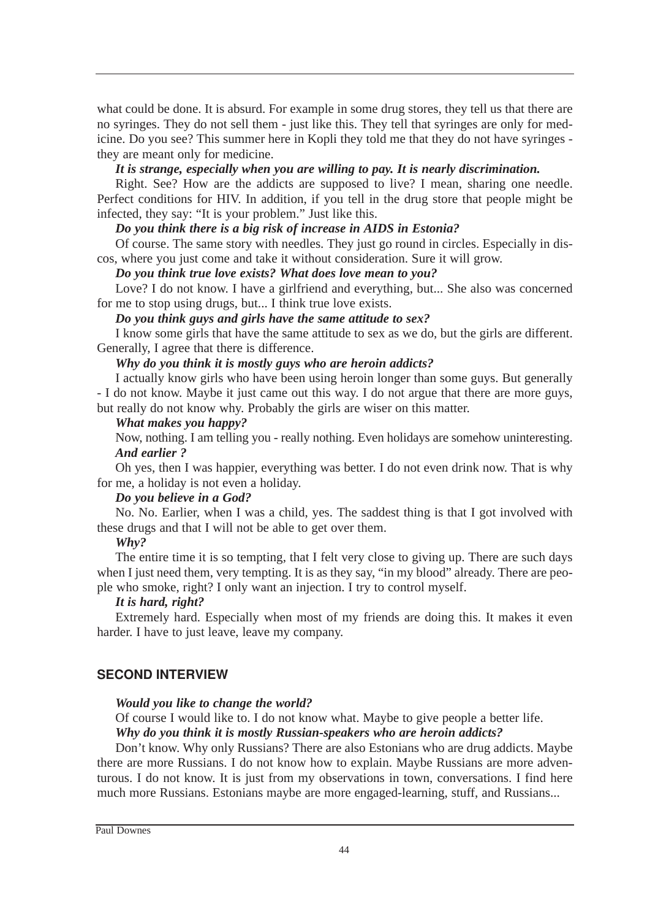what could be done. It is absurd. For example in some drug stores, they tell us that there are no syringes. They do not sell them - just like this. They tell that syringes are only for medicine. Do you see? This summer here in Kopli they told me that they do not have syringes - they are meant only for medicine.

***It is strange, especially when you are willing to pay. It is nearly discrimination.***

Right. See? How are the addicts are supposed to live? I mean, sharing one needle. Perfect conditions for HIV. In addition, if you tell in the drug store that people might be infected, they say: "It is your problem." Just like this.

***Do you think there is a big risk of increase in AIDS in Estonia?***

Of course. The same story with needles. They just go round in circles. Especially in discos, where you just come and take it without consideration. Sure it will grow.

***Do you think true love exists? What does love mean to you?***

Love? I do not know. I have a girlfriend and everything, but... She also was concerned for me to stop using drugs, but... I think true love exists.

***Do you think guys and girls have the same attitude to sex?***

I know some girls that have the same attitude to sex as we do, but the girls are different. Generally, I agree that there is difference.

***Why do you think it is mostly guys who are heroin addicts?***

I actually know girls who have been using heroin longer than some guys. But generally - I do not know. Maybe it just came out this way. I do not argue that there are more guys, but really do not know why. Probably the girls are wiser on this matter.

***What makes you happy?***

Now, nothing. I am telling you - really nothing. Even holidays are somehow uninteresting.

***And earlier ?***

Oh yes, then I was happier, everything was better. I do not even drink now. That is why for me, a holiday is not even a holiday.

***Do you believe in a God?***

No. No. Earlier, when I was a child, yes. The saddest thing is that I got involved with these drugs and that I will not be able to get over them.

***Why?***

The entire time it is so tempting, that I felt very close to giving up. There are such days when I just need them, very tempting. It is as they say, "in my blood" already. There are people who smoke, right? I only want an injection. I try to control myself.

***It is hard, right?***

Extremely hard. Especially when most of my friends are doing this. It makes it even harder. I have to just leave, leave my company.

## SECOND INTERVIEW

***Would you like to change the world?***

Of course I would like to. I do not know what. Maybe to give people a better life.

***Why do you think it is mostly Russian-speakers who are heroin addicts?***

Don't know. Why only Russians? There are also Estonians who are drug addicts. Maybe there are more Russians. I do not know how to explain. Maybe Russians are more adventurous. I do not know. It is just from my observations in town, conversations. I find here much more Russians. Estonians maybe are more engaged-learning, stuff, and Russians...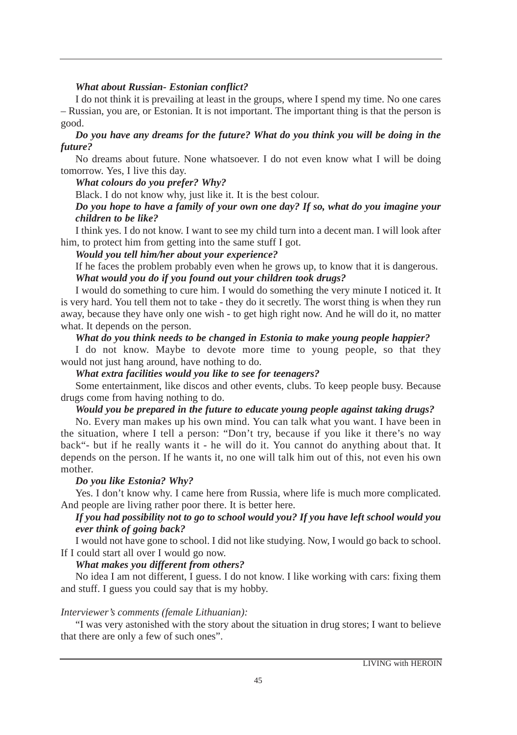***What about Russian- Estonian conflict?***

I do not think it is prevailing at least in the groups, where I spend my time. No one cares – Russian, you are, or Estonian. It is not important. The important thing is that the person is good.

***Do you have any dreams for the future? What do you think you will be doing in the future?***

No dreams about future. None whatsoever. I do not even know what I will be doing tomorrow. Yes, I live this day.

***What colours do you prefer? Why?***

Black. I do not know why, just like it. It is the best colour.

***Do you hope to have a family of your own one day? If so, what do you imagine your children to be like?***

I think yes. I do not know. I want to see my child turn into a decent man. I will look after him, to protect him from getting into the same stuff I got.

***Would you tell him/her about your experience?***

If he faces the problem probably even when he grows up, to know that it is dangerous.

***What would you do if you found out your children took drugs?***

I would do something to cure him. I would do something the very minute I noticed it. It is very hard. You tell them not to take - they do it secretly. The worst thing is when they run away, because they have only one wish - to get high right now. And he will do it, no matter what. It depends on the person.

***What do you think needs to be changed in Estonia to make young people happier?***

I do not know. Maybe to devote more time to young people, so that they would not just hang around, have nothing to do.

***What extra facilities would you like to see for teenagers?***

Some entertainment, like discos and other events, clubs. To keep people busy. Because drugs come from having nothing to do.

***Would you be prepared in the future to educate young people against taking drugs?***

No. Every man makes up his own mind. You can talk what you want. I have been in the situation, where I tell a person: "Don't try, because if you like it there's no way back"- but if he really wants it - he will do it. You cannot do anything about that. It depends on the person. If he wants it, no one will talk him out of this, not even his own mother.

***Do you like Estonia? Why?***

Yes. I don't know why. I came here from Russia, where life is much more complicated. And people are living rather poor there. It is better here.

***If you had possibility not to go to school would you? If you have left school would you ever think of going back?***

I would not have gone to school. I did not like studying. Now, I would go back to school. If I could start all over I would go now.

***What makes you different from others?***

No idea I am not different, I guess. I do not know. I like working with cars: fixing them and stuff. I guess you could say that is my hobby.

*Interviewer's comments (female Lithuanian):*

"I was very astonished with the story about the situation in drug stores; I want to believe that there are only a few of such ones".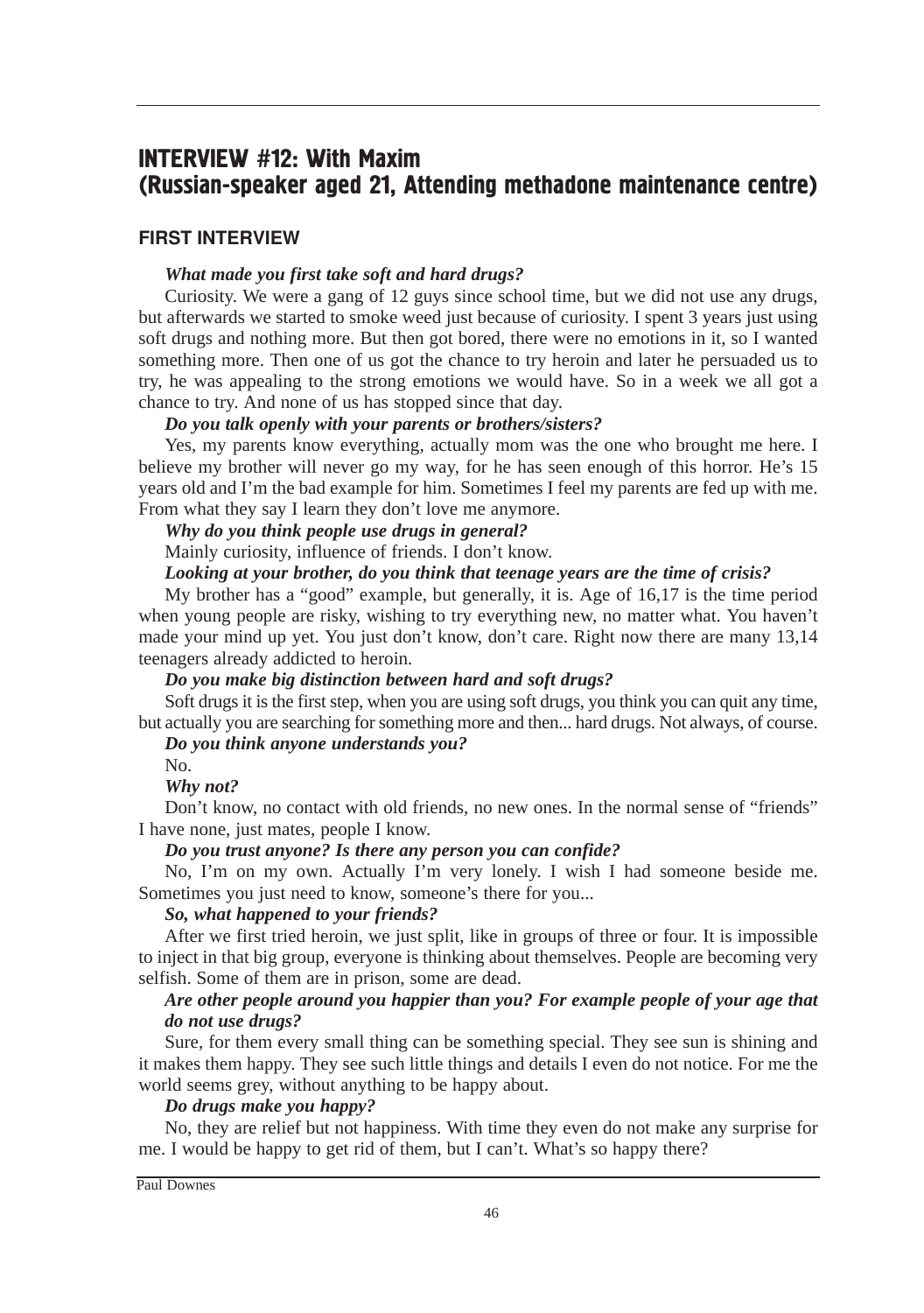## INTERVIEW #12: With Maxim (Russian-speaker aged 21, Attending methadone maintenance centre)

### FIRST INTERVIEW

***What made you first take soft and hard drugs?***

Curiosity. We were a gang of 12 guys since school time, but we did not use any drugs, but afterwards we started to smoke weed just because of curiosity. I spent 3 years just using soft drugs and nothing more. But then got bored, there were no emotions in it, so I wanted something more. Then one of us got the chance to try heroin and later he persuaded us to try, he was appealing to the strong emotions we would have. So in a week we all got a chance to try. And none of us has stopped since that day.

***Do you talk openly with your parents or brothers/sisters?***

Yes, my parents know everything, actually mom was the one who brought me here. I believe my brother will never go my way, for he has seen enough of this horror. He's 15 years old and I'm the bad example for him. Sometimes I feel my parents are fed up with me. From what they say I learn they don't love me anymore.

***Why do you think people use drugs in general?***

Mainly curiosity, influence of friends. I don't know.

***Looking at your brother, do you think that teenage years are the time of crisis?***

My brother has a "good" example, but generally, it is. Age of 16,17 is the time period when young people are risky, wishing to try everything new, no matter what. You haven't made your mind up yet. You just don't know, don't care. Right now there are many 13,14 teenagers already addicted to heroin.

***Do you make big distinction between hard and soft drugs?***

Soft drugs it is the first step, when you are using soft drugs, you think you can quit any time, but actually you are searching for something more and then... hard drugs. Not always, of course.

***Do you think anyone understands you?***

No.

***Why not?***

Don't know, no contact with old friends, no new ones. In the normal sense of "friends" I have none, just mates, people I know.

***Do you trust anyone? Is there any person you can confide?***

No, I'm on my own. Actually I'm very lonely. I wish I had someone beside me. Sometimes you just need to know, someone's there for you...

***So, what happened to your friends?***

After we first tried heroin, we just split, like in groups of three or four. It is impossible to inject in that big group, everyone is thinking about themselves. People are becoming very selfish. Some of them are in prison, some are dead.

***Are other people around you happier than you? For example people of your age that do not use drugs?***

Sure, for them every small thing can be something special. They see sun is shining and it makes them happy. They see such little things and details I even do not notice. For me the world seems grey, without anything to be happy about.

***Do drugs make you happy?***

No, they are relief but not happiness. With time they even do not make any surprise for me. I would be happy to get rid of them, but I can't. What's so happy there?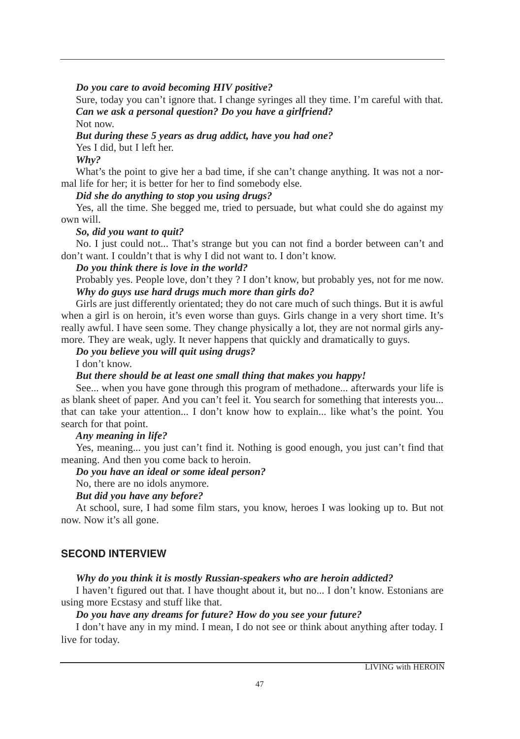***Do you care to avoid becoming HIV positive?***

Sure, today you can't ignore that. I change syringes all they time. I'm careful with that.

***Can we ask a personal question? Do you have a girlfriend?***

Not now.

***But during these 5 years as drug addict, have you had one?***

Yes I did, but I left her.

***Why?***

What's the point to give her a bad time, if she can't change anything. It was not a normal life for her; it is better for her to find somebody else.

***Did she do anything to stop you using drugs?***

Yes, all the time. She begged me, tried to persuade, but what could she do against my own will.

***So, did you want to quit?***

No. I just could not... That's strange but you can not find a border between can't and don't want. I couldn't that is why I did not want to. I don't know.

***Do you think there is love in the world?***

Probably yes. People love, don't they ? I don't know, but probably yes, not for me now.

***Why do guys use hard drugs much more than girls do?***

Girls are just differently orientated; they do not care much of such things. But it is awful when a girl is on heroin, it's even worse than guys. Girls change in a very short time. It's really awful. I have seen some. They change physically a lot, they are not normal girls anymore. They are weak, ugly. It never happens that quickly and dramatically to guys.

***Do you believe you will quit using drugs?***

I don't know.

***But there should be at least one small thing that makes you happy!***

See... when you have gone through this program of methadone... afterwards your life is as blank sheet of paper. And you can't feel it. You search for something that interests you... that can take your attention... I don't know how to explain... like what's the point. You search for that point.

***Any meaning in life?***

Yes, meaning... you just can't find it. Nothing is good enough, you just can't find that meaning. And then you come back to heroin.

***Do you have an ideal or some ideal person?***

No, there are no idols anymore.

***But did you have any before?***

At school, sure, I had some film stars, you know, heroes I was looking up to. But not now. Now it's all gone.

## SECOND INTERVIEW

***Why do you think it is mostly Russian-speakers who are heroin addicted?***

I haven't figured out that. I have thought about it, but no... I don't know. Estonians are using more Ecstasy and stuff like that.

***Do you have any dreams for future? How do you see your future?***

I don't have any in my mind. I mean, I do not see or think about anything after today. I live for today.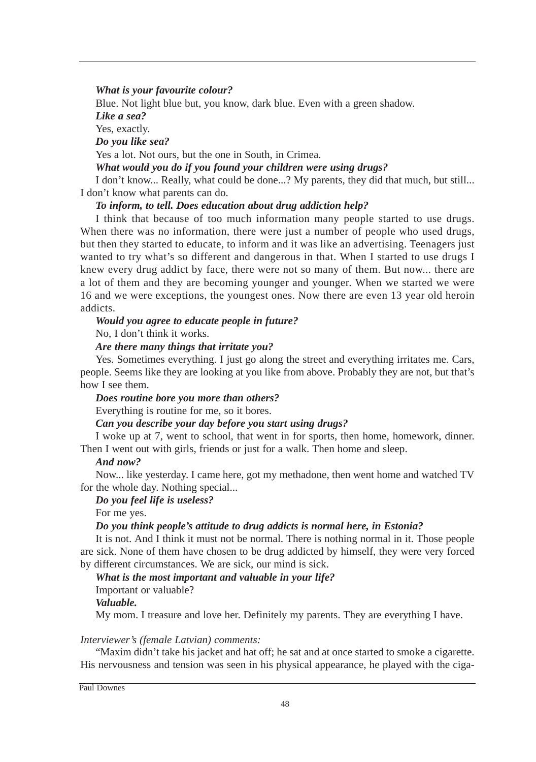***What is your favourite colour?***

Blue. Not light blue but, you know, dark blue. Even with a green shadow.

***Like a sea?***

Yes, exactly.

***Do you like sea?***

Yes a lot. Not ours, but the one in South, in Crimea.

***What would you do if you found your children were using drugs?***

I don't know... Really, what could be done...? My parents, they did that much, but still... I don't know what parents can do.

***To inform, to tell. Does education about drug addiction help?***

I think that because of too much information many people started to use drugs. When there was no information, there were just a number of people who used drugs, but then they started to educate, to inform and it was like an advertising. Teenagers just wanted to try what's so different and dangerous in that. When I started to use drugs I knew every drug addict by face, there were not so many of them. But now... there are a lot of them and they are becoming younger and younger. When we started we were 16 and we were exceptions, the youngest ones. Now there are even 13 year old heroin addicts.

***Would you agree to educate people in future?***

No, I don't think it works.

***Are there many things that irritate you?***

Yes. Sometimes everything. I just go along the street and everything irritates me. Cars, people. Seems like they are looking at you like from above. Probably they are not, but that's how I see them.

***Does routine bore you more than others?***

Everything is routine for me, so it bores.

***Can you describe your day before you start using drugs?***

I woke up at 7, went to school, that went in for sports, then home, homework, dinner. Then I went out with girls, friends or just for a walk. Then home and sleep.

***And now?***

Now... like yesterday. I came here, got my methadone, then went home and watched TV for the whole day. Nothing special...

***Do you feel life is useless?***

For me yes.

***Do you think people's attitude to drug addicts is normal here, in Estonia?***

It is not. And I think it must not be normal. There is nothing normal in it. Those people are sick. None of them have chosen to be drug addicted by himself, they were very forced by different circumstances. We are sick, our mind is sick.

***What is the most important and valuable in your life?***

Important or valuable?

***Valuable.***

My mom. I treasure and love her. Definitely my parents. They are everything I have.

*Interviewer's (female Latvian) comments:*

"Maxim didn't take his jacket and hat off; he sat and at once started to smoke a cigarette. His nervousness and tension was seen in his physical appearance, he played with the ciga-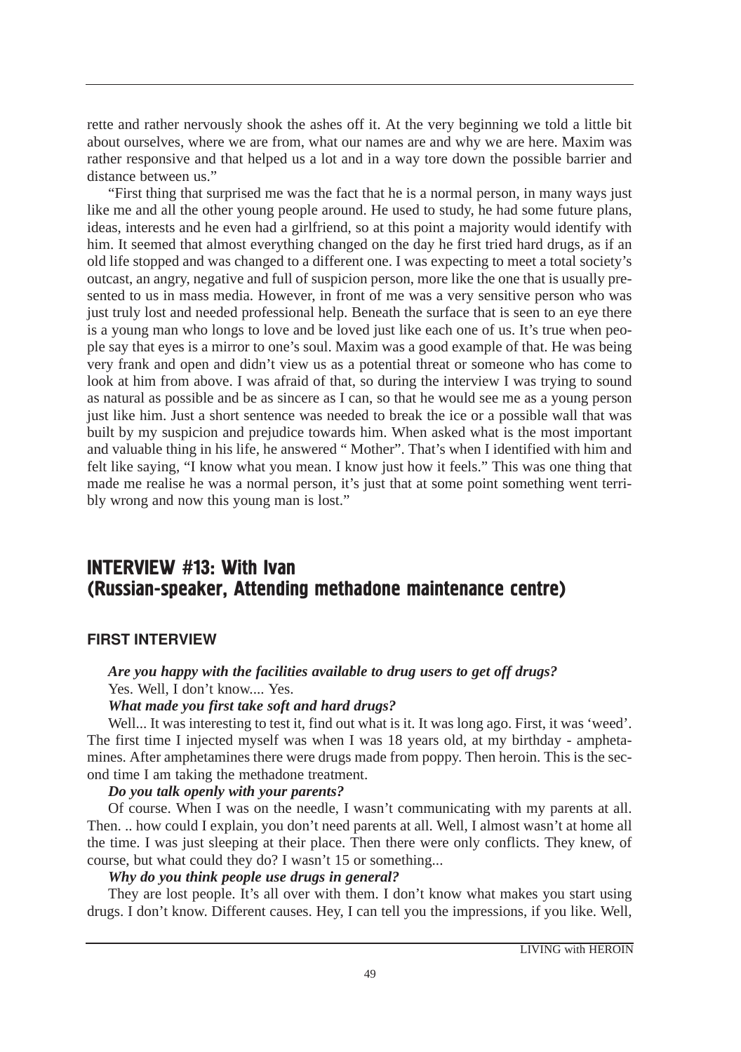rette and rather nervously shook the ashes off it. At the very beginning we told a little bit about ourselves, where we are from, what our names are and why we are here. Maxim was rather responsive and that helped us a lot and in a way tore down the possible barrier and distance between us."

"First thing that surprised me was the fact that he is a normal person, in many ways just like me and all the other young people around. He used to study, he had some future plans, ideas, interests and he even had a girlfriend, so at this point a majority would identify with him. It seemed that almost everything changed on the day he first tried hard drugs, as if an old life stopped and was changed to a different one. I was expecting to meet a total society's outcast, an angry, negative and full of suspicion person, more like the one that is usually presented to us in mass media. However, in front of me was a very sensitive person who was just truly lost and needed professional help. Beneath the surface that is seen to an eye there is a young man who longs to love and be loved just like each one of us. It's true when people say that eyes is a mirror to one's soul. Maxim was a good example of that. He was being very frank and open and didn't view us as a potential threat or someone who has come to look at him from above. I was afraid of that, so during the interview I was trying to sound as natural as possible and be as sincere as I can, so that he would see me as a young person just like him. Just a short sentence was needed to break the ice or a possible wall that was built by my suspicion and prejudice towards him. When asked what is the most important and valuable thing in his life, he answered " Mother". That's when I identified with him and felt like saying, "I know what you mean. I know just how it feels." This was one thing that made me realise he was a normal person, it's just that at some point something went terribly wrong and now this young man is lost."

## INTERVIEW #13: With Ivan (Russian-speaker, Attending methadone maintenance centre)

### FIRST INTERVIEW

***Are you happy with the facilities available to drug users to get off drugs?***

Yes. Well, I don't know.... Yes.

***What made you first take soft and hard drugs?***

Well... It was interesting to test it, find out what is it. It was long ago. First, it was 'weed'. The first time I injected myself was when I was 18 years old, at my birthday - amphetamines. After amphetamines there were drugs made from poppy. Then heroin. This is the second time I am taking the methadone treatment.

***Do you talk openly with your parents?***

Of course. When I was on the needle, I wasn't communicating with my parents at all. Then. .. how could I explain, you don't need parents at all. Well, I almost wasn't at home all the time. I was just sleeping at their place. Then there were only conflicts. They knew, of course, but what could they do? I wasn't 15 or something...

***Why do you think people use drugs in general?***

They are lost people. It's all over with them. I don't know what makes you start using drugs. I don't know. Different causes. Hey, I can tell you the impressions, if you like. Well,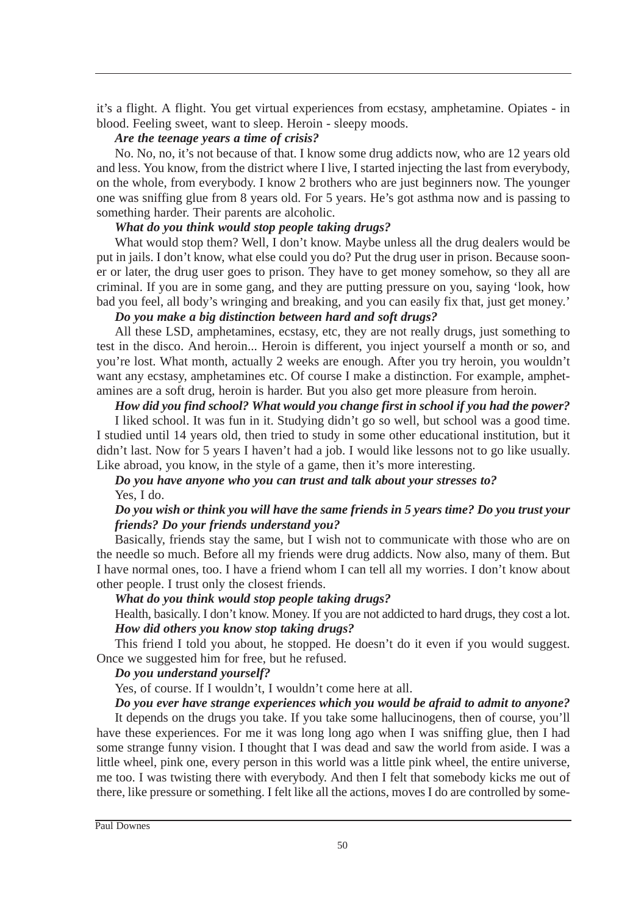it's a flight. A flight. You get virtual experiences from ecstasy, amphetamine. Opiates - in blood. Feeling sweet, want to sleep. Heroin - sleepy moods.

***Are the teenage years a time of crisis?***

No. No, no, it's not because of that. I know some drug addicts now, who are 12 years old and less. You know, from the district where I live, I started injecting the last from everybody, on the whole, from everybody. I know 2 brothers who are just beginners now. The younger one was sniffing glue from 8 years old. For 5 years. He's got asthma now and is passing to something harder. Their parents are alcoholic.

***What do you think would stop people taking drugs?***

What would stop them? Well, I don't know. Maybe unless all the drug dealers would be put in jails. I don't know, what else could you do? Put the drug user in prison. Because sooner or later, the drug user goes to prison. They have to get money somehow, so they all are criminal. If you are in some gang, and they are putting pressure on you, saying 'look, how bad you feel, all body's wringing and breaking, and you can easily fix that, just get money.'

***Do you make a big distinction between hard and soft drugs?***

All these LSD, amphetamines, ecstasy, etc, they are not really drugs, just something to test in the disco. And heroin... Heroin is different, you inject yourself a month or so, and you're lost. What month, actually 2 weeks are enough. After you try heroin, you wouldn't want any ecstasy, amphetamines etc. Of course I make a distinction. For example, amphetamines are a soft drug, heroin is harder. But you also get more pleasure from heroin.

***How did you find school? What would you change first in school if you had the power?***

I liked school. It was fun in it. Studying didn't go so well, but school was a good time. I studied until 14 years old, then tried to study in some other educational institution, but it didn't last. Now for 5 years I haven't had a job. I would like lessons not to go like usually. Like abroad, you know, in the style of a game, then it's more interesting.

***Do you have anyone who you can trust and talk about your stresses to?***

Yes, I do.

***Do you wish or think you will have the same friends in 5 years time? Do you trust your friends? Do your friends understand you?***

Basically, friends stay the same, but I wish not to communicate with those who are on the needle so much. Before all my friends were drug addicts. Now also, many of them. But I have normal ones, too. I have a friend whom I can tell all my worries. I don't know about other people. I trust only the closest friends.

***What do you think would stop people taking drugs?***

Health, basically. I don't know. Money. If you are not addicted to hard drugs, they cost a lot.

***How did others you know stop taking drugs?***

This friend I told you about, he stopped. He doesn't do it even if you would suggest. Once we suggested him for free, but he refused.

***Do you understand yourself?***

Yes, of course. If I wouldn't, I wouldn't come here at all.

***Do you ever have strange experiences which you would be afraid to admit to anyone?***

It depends on the drugs you take. If you take some hallucinogens, then of course, you'll have these experiences. For me it was long long ago when I was sniffing glue, then I had some strange funny vision. I thought that I was dead and saw the world from aside. I was a little wheel, pink one, every person in this world was a little pink wheel, the entire universe, me too. I was twisting there with everybody. And then I felt that somebody kicks me out of there, like pressure or something. I felt like all the actions, moves I do are controlled by some-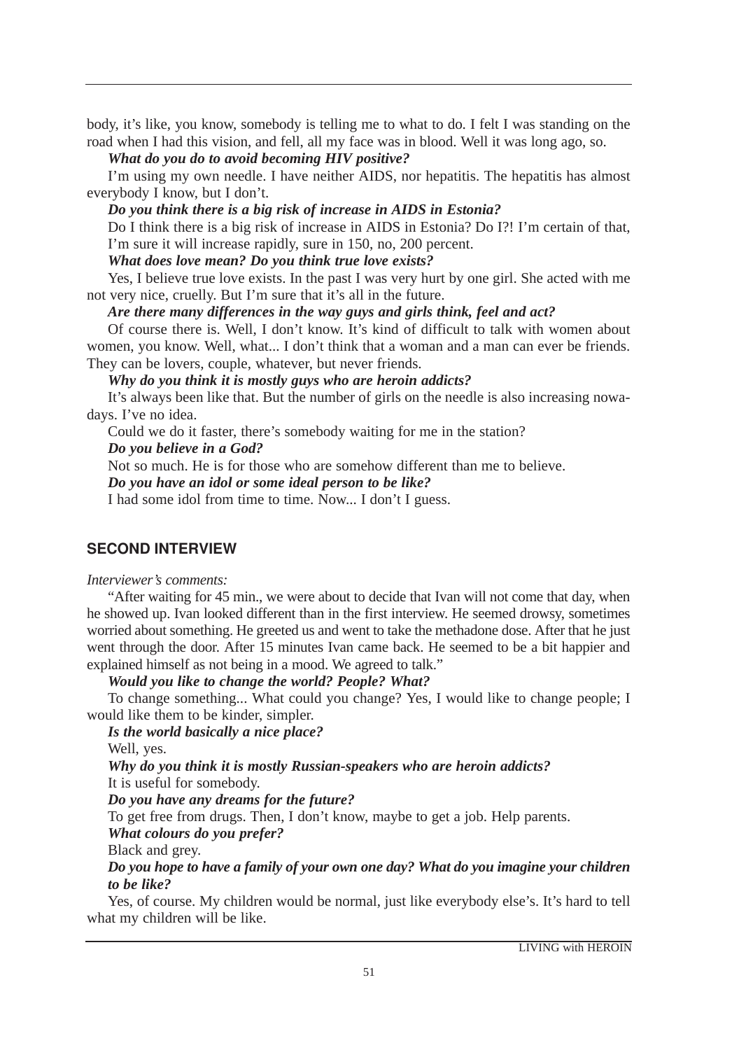body, it's like, you know, somebody is telling me to what to do. I felt I was standing on the road when I had this vision, and fell, all my face was in blood. Well it was long ago, so.

***What do you do to avoid becoming HIV positive?***

I'm using my own needle. I have neither AIDS, nor hepatitis. The hepatitis has almost everybody I know, but I don't.

***Do you think there is a big risk of increase in AIDS in Estonia?***

Do I think there is a big risk of increase in AIDS in Estonia? Do I?! I'm certain of that, I'm sure it will increase rapidly, sure in 150, no, 200 percent.

***What does love mean? Do you think true love exists?***

Yes, I believe true love exists. In the past I was very hurt by one girl. She acted with me not very nice, cruelly. But I'm sure that it's all in the future.

***Are there many differences in the way guys and girls think, feel and act?***

Of course there is. Well, I don't know. It's kind of difficult to talk with women about women, you know. Well, what... I don't think that a woman and a man can ever be friends. They can be lovers, couple, whatever, but never friends.

***Why do you think it is mostly guys who are heroin addicts?***

It's always been like that. But the number of girls on the needle is also increasing nowadays. I've no idea.

Could we do it faster, there's somebody waiting for me in the station?

***Do you believe in a God?***

Not so much. He is for those who are somehow different than me to believe.

***Do you have an idol or some ideal person to be like?***

I had some idol from time to time. Now... I don't I guess.

## SECOND INTERVIEW

*Interviewer's comments:*

"After waiting for 45 min., we were about to decide that Ivan will not come that day, when he showed up. Ivan looked different than in the first interview. He seemed drowsy, sometimes worried about something. He greeted us and went to take the methadone dose. After that he just went through the door. After 15 minutes Ivan came back. He seemed to be a bit happier and explained himself as not being in a mood. We agreed to talk."

***Would you like to change the world? People? What?***

To change something... What could you change? Yes, I would like to change people; I would like them to be kinder, simpler.

***Is the world basically a nice place?***

Well, yes.

***Why do you think it is mostly Russian-speakers who are heroin addicts?***

It is useful for somebody.

***Do you have any dreams for the future?***

To get free from drugs. Then, I don't know, maybe to get a job. Help parents.

***What colours do you prefer?***

Black and grey.

***Do you hope to have a family of your own one day? What do you imagine your children to be like?***

Yes, of course. My children would be normal, just like everybody else's. It's hard to tell what my children will be like.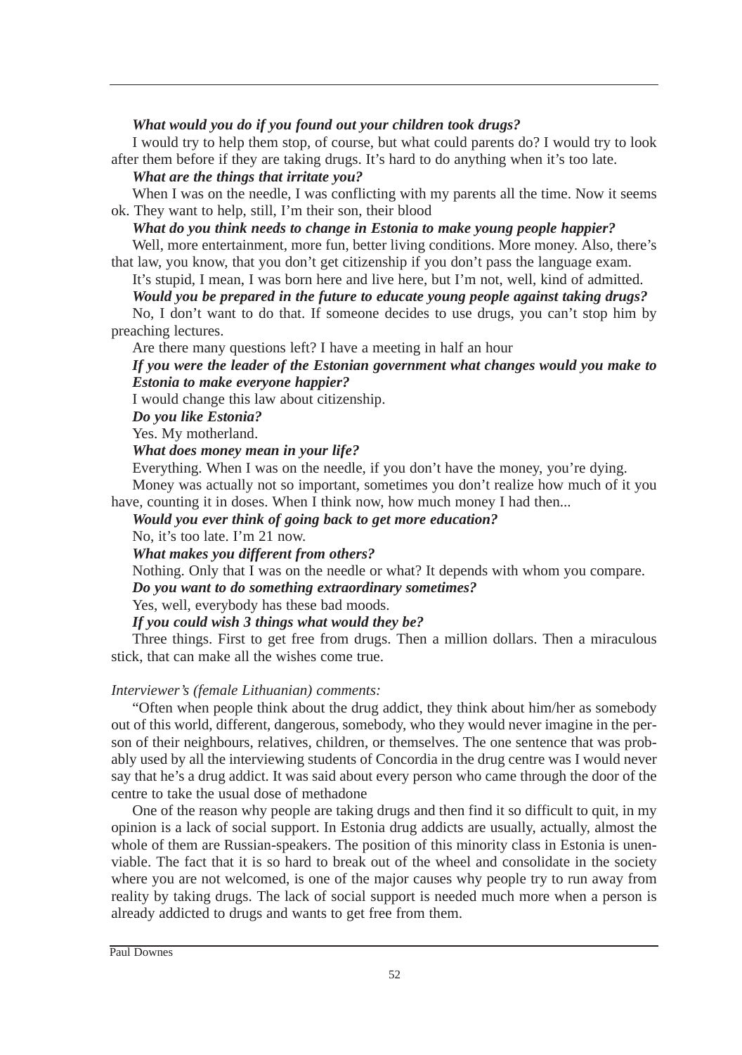***What would you do if you found out your children took drugs?***

I would try to help them stop, of course, but what could parents do? I would try to look after them before if they are taking drugs. It's hard to do anything when it's too late.

***What are the things that irritate you?***

When I was on the needle, I was conflicting with my parents all the time. Now it seems ok. They want to help, still, I'm their son, their blood

***What do you think needs to change in Estonia to make young people happier?***

Well, more entertainment, more fun, better living conditions. More money. Also, there's that law, you know, that you don't get citizenship if you don't pass the language exam.

It's stupid, I mean, I was born here and live here, but I'm not, well, kind of admitted.

***Would you be prepared in the future to educate young people against taking drugs?***

No, I don't want to do that. If someone decides to use drugs, you can't stop him by preaching lectures.

Are there many questions left? I have a meeting in half an hour

***If you were the leader of the Estonian government what changes would you make to Estonia to make everyone happier?***

I would change this law about citizenship.

***Do you like Estonia?***

Yes. My motherland.

***What does money mean in your life?***

Everything. When I was on the needle, if you don't have the money, you're dying.

Money was actually not so important, sometimes you don't realize how much of it you have, counting it in doses. When I think now, how much money I had then...

***Would you ever think of going back to get more education?***

No, it's too late. I'm 21 now.

***What makes you different from others?***

Nothing. Only that I was on the needle or what? It depends with whom you compare.

***Do you want to do something extraordinary sometimes?***

Yes, well, everybody has these bad moods.

***If you could wish 3 things what would they be?***

Three things. First to get free from drugs. Then a million dollars. Then a miraculous stick, that can make all the wishes come true.

*Interviewer's (female Lithuanian) comments:*

"Often when people think about the drug addict, they think about him/her as somebody out of this world, different, dangerous, somebody, who they would never imagine in the person of their neighbours, relatives, children, or themselves. The one sentence that was probably used by all the interviewing students of Concordia in the drug centre was I would never say that he's a drug addict. It was said about every person who came through the door of the centre to take the usual dose of methadone

One of the reason why people are taking drugs and then find it so difficult to quit, in my opinion is a lack of social support. In Estonia drug addicts are usually, actually, almost the whole of them are Russian-speakers. The position of this minority class in Estonia is unenviable. The fact that it is so hard to break out of the wheel and consolidate in the society where you are not welcomed, is one of the major causes why people try to run away from reality by taking drugs. The lack of social support is needed much more when a person is already addicted to drugs and wants to get free from them.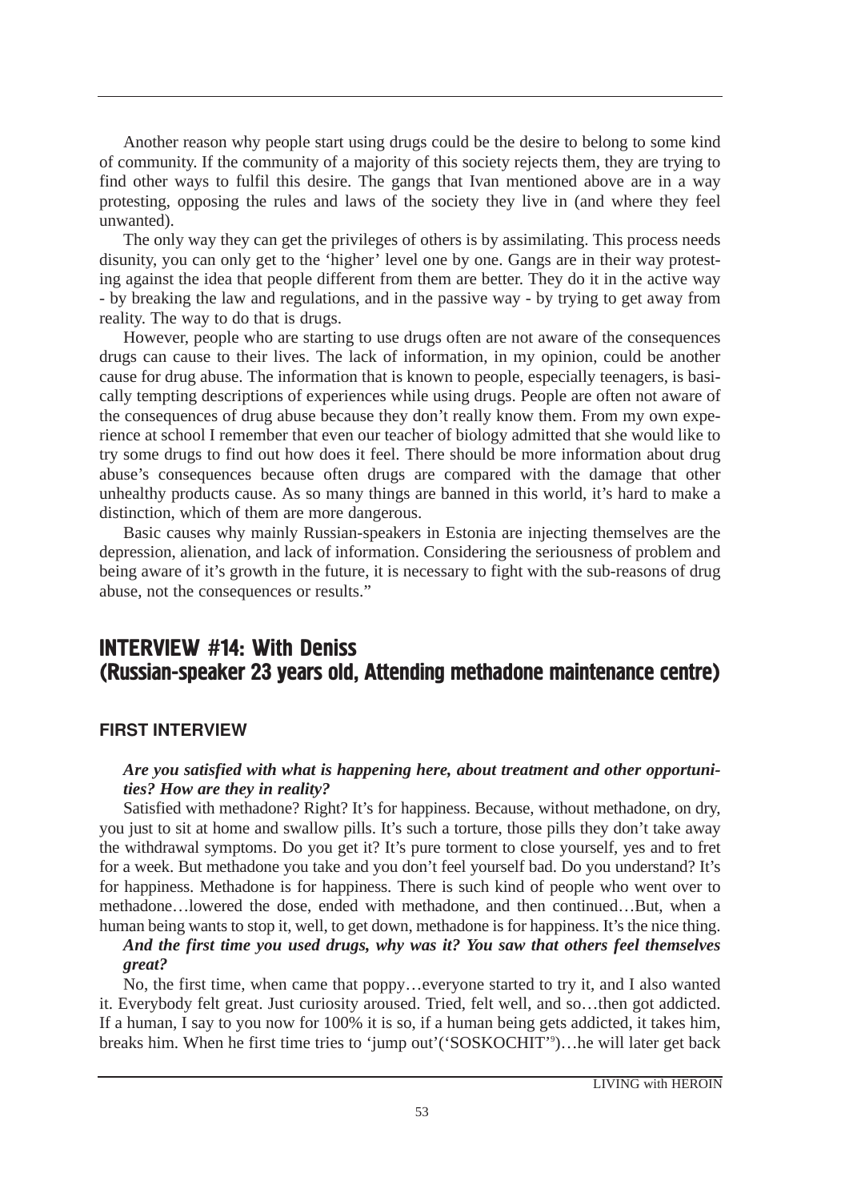Another reason why people start using drugs could be the desire to belong to some kind of community. If the community of a majority of this society rejects them, they are trying to find other ways to fulfil this desire. The gangs that Ivan mentioned above are in a way protesting, opposing the rules and laws of the society they live in (and where they feel unwanted).

The only way they can get the privileges of others is by assimilating. This process needs disunity, you can only get to the 'higher' level one by one. Gangs are in their way protesting against the idea that people different from them are better. They do it in the active way - by breaking the law and regulations, and in the passive way - by trying to get away from reality. The way to do that is drugs.

However, people who are starting to use drugs often are not aware of the consequences drugs can cause to their lives. The lack of information, in my opinion, could be another cause for drug abuse. The information that is known to people, especially teenagers, is basically tempting descriptions of experiences while using drugs. People are often not aware of the consequences of drug abuse because they don't really know them. From my own experience at school I remember that even our teacher of biology admitted that she would like to try some drugs to find out how does it feel. There should be more information about drug abuse's consequences because often drugs are compared with the damage that other unhealthy products cause. As so many things are banned in this world, it's hard to make a distinction, which of them are more dangerous.

Basic causes why mainly Russian-speakers in Estonia are injecting themselves are the depression, alienation, and lack of information. Considering the seriousness of problem and being aware of it's growth in the future, it is necessary to fight with the sub-reasons of drug abuse, not the consequences or results."

## INTERVIEW #14: With Deniss (Russian-speaker 23 years old, Attending methadone maintenance centre)

### FIRST INTERVIEW

***Are you satisfied with what is happening here, about treatment and other opportunities? How are they in reality?***

Satisfied with methadone? Right? It's for happiness. Because, without methadone, on dry, you just to sit at home and swallow pills. It's such a torture, those pills they don't take away the withdrawal symptoms. Do you get it? It's pure torment to close yourself, yes and to fret for a week. But methadone you take and you don't feel yourself bad. Do you understand? It's for happiness. Methadone is for happiness. There is such kind of people who went over to methadone…lowered the dose, ended with methadone, and then continued…But, when a human being wants to stop it, well, to get down, methadone is for happiness. It's the nice thing.

***And the first time you used drugs, why was it? You saw that others feel themselves great?***

No, the first time, when came that poppy…everyone started to try it, and I also wanted it. Everybody felt great. Just curiosity aroused. Tried, felt well, and so…then got addicted. If a human, I say to you now for 100% it is so, if a human being gets addicted, it takes him, breaks him. When he first time tries to 'jump out'('SOSKOCHIT'[9])…he will later get back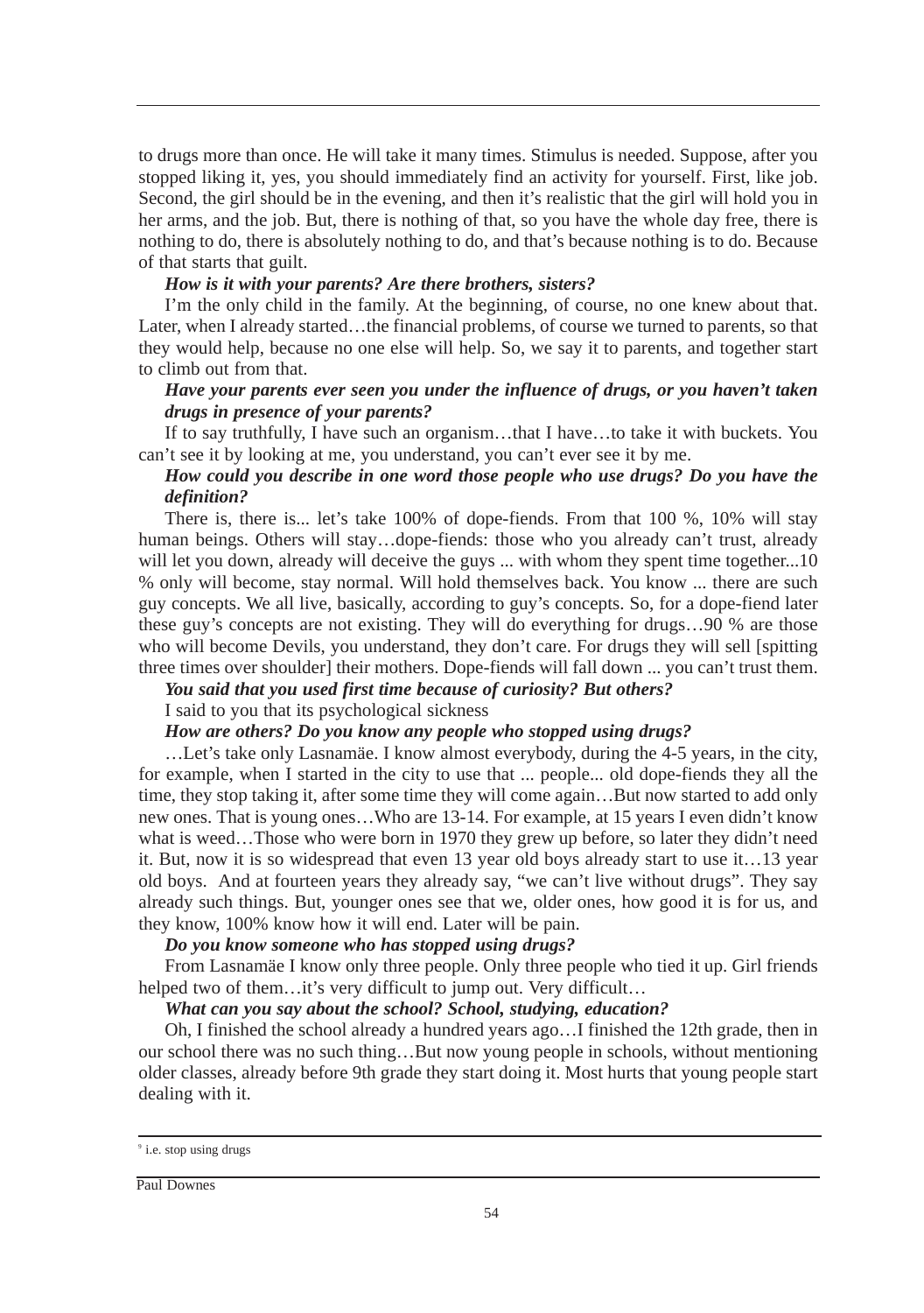to drugs more than once. He will take it many times. Stimulus is needed. Suppose, after you stopped liking it, yes, you should immediately find an activity for yourself. First, like job. Second, the girl should be in the evening, and then it's realistic that the girl will hold you in her arms, and the job. But, there is nothing of that, so you have the whole day free, there is nothing to do, there is absolutely nothing to do, and that's because nothing is to do. Because of that starts that guilt.

***How is it with your parents? Are there brothers, sisters?***

I'm the only child in the family. At the beginning, of course, no one knew about that. Later, when I already started…the financial problems, of course we turned to parents, so that they would help, because no one else will help. So, we say it to parents, and together start to climb out from that.

***Have your parents ever seen you under the influence of drugs, or you haven't taken drugs in presence of your parents?***

If to say truthfully, I have such an organism…that I have…to take it with buckets. You can't see it by looking at me, you understand, you can't ever see it by me.

***How could you describe in one word those people who use drugs? Do you have the definition?***

There is, there is... let's take 100% of dope-fiends. From that 100 %, 10% will stay human beings. Others will stay…dope-fiends: those who you already can't trust, already will let you down, already will deceive the guys ... with whom they spent time together...10 % only will become, stay normal. Will hold themselves back. You know ... there are such guy concepts. We all live, basically, according to guy's concepts. So, for a dope-fiend later these guy's concepts are not existing. They will do everything for drugs…90 % are those who will become Devils, you understand, they don't care. For drugs they will sell [spitting three times over shoulder] their mothers. Dope-fiends will fall down ... you can't trust them.

***You said that you used first time because of curiosity? But others?***

I said to you that its psychological sickness

***How are others? Do you know any people who stopped using drugs?***

…Let's take only Lasnamäe. I know almost everybody, during the 4-5 years, in the city, for example, when I started in the city to use that ... people... old dope-fiends they all the time, they stop taking it, after some time they will come again…But now started to add only new ones. That is young ones…Who are 13-14. For example, at 15 years I even didn't know what is weed…Those who were born in 1970 they grew up before, so later they didn't need it. But, now it is so widespread that even 13 year old boys already start to use it…13 year old boys. And at fourteen years they already say, "we can't live without drugs". They say already such things. But, younger ones see that we, older ones, how good it is for us, and they know, 100% know how it will end. Later will be pain.

***Do you know someone who has stopped using drugs?***

From Lasnamäe I know only three people. Only three people who tied it up. Girl friends helped two of them…it's very difficult to jump out. Very difficult…

***What can you say about the school? School, studying, education?***

Oh, I finished the school already a hundred years ago…I finished the 12th grade, then in our school there was no such thing…But now young people in schools, without mentioning older classes, already before 9th grade they start doing it. Most hurts that young people start dealing with it.

---

[9] i.e. stop using drugs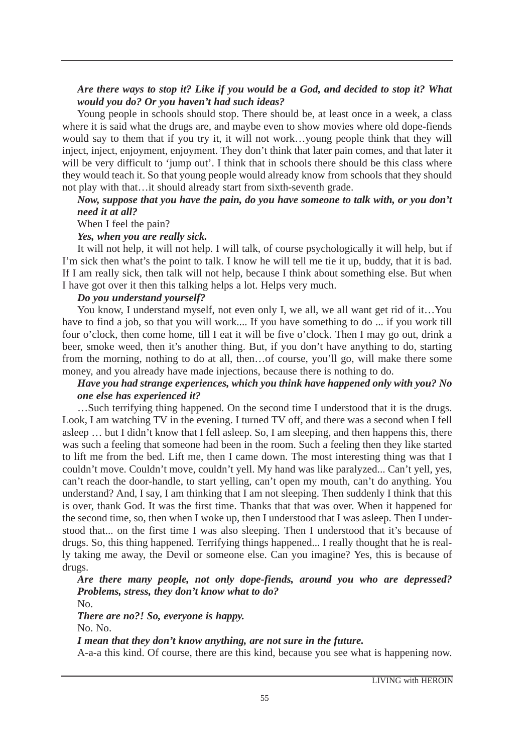***Are there ways to stop it? Like if you would be a God, and decided to stop it? What would you do? Or you haven't had such ideas?***

Young people in schools should stop. There should be, at least once in a week, a class where it is said what the drugs are, and maybe even to show movies where old dope-fiends would say to them that if you try it, it will not work…young people think that they will inject, inject, enjoyment, enjoyment. They don't think that later pain comes, and that later it will be very difficult to 'jump out'. I think that in schools there should be this class where they would teach it. So that young people would already know from schools that they should not play with that…it should already start from sixth-seventh grade.

***Now, suppose that you have the pain, do you have someone to talk with, or you don't need it at all?***

When I feel the pain?

***Yes, when you are really sick.***

It will not help, it will not help. I will talk, of course psychologically it will help, but if I'm sick then what's the point to talk. I know he will tell me tie it up, buddy, that it is bad. If I am really sick, then talk will not help, because I think about something else. But when I have got over it then this talking helps a lot. Helps very much.

***Do you understand yourself?***

You know, I understand myself, not even only I, we all, we all want get rid of it…You have to find a job, so that you will work.... If you have something to do ... if you work till four o'clock, then come home, till I eat it will be five o'clock. Then I may go out, drink a beer, smoke weed, then it's another thing. But, if you don't have anything to do, starting from the morning, nothing to do at all, then…of course, you'll go, will make there some money, and you already have made injections, because there is nothing to do.

***Have you had strange experiences, which you think have happened only with you? No one else has experienced it?***

…Such terrifying thing happened. On the second time I understood that it is the drugs. Look, I am watching TV in the evening. I turned TV off, and there was a second when I fell asleep … but I didn't know that I fell asleep. So, I am sleeping, and then happens this, there was such a feeling that someone had been in the room. Such a feeling then they like started to lift me from the bed. Lift me, then I came down. The most interesting thing was that I couldn't move. Couldn't move, couldn't yell. My hand was like paralyzed... Can't yell, yes, can't reach the door-handle, to start yelling, can't open my mouth, can't do anything. You understand? And, I say, I am thinking that I am not sleeping. Then suddenly I think that this is over, thank God. It was the first time. Thanks that that was over. When it happened for the second time, so, then when I woke up, then I understood that I was asleep. Then I understood that... on the first time I was also sleeping. Then I understood that it's because of drugs. So, this thing happened. Terrifying things happened... I really thought that he is really taking me away, the Devil or someone else. Can you imagine? Yes, this is because of drugs.

***Are there many people, not only dope-fiends, around you who are depressed? Problems, stress, they don't know what to do?***

No.

***There are no?! So, everyone is happy.***

No. No.

***I mean that they don't know anything, are not sure in the future.***

A-a-a this kind. Of course, there are this kind, because you see what is happening now.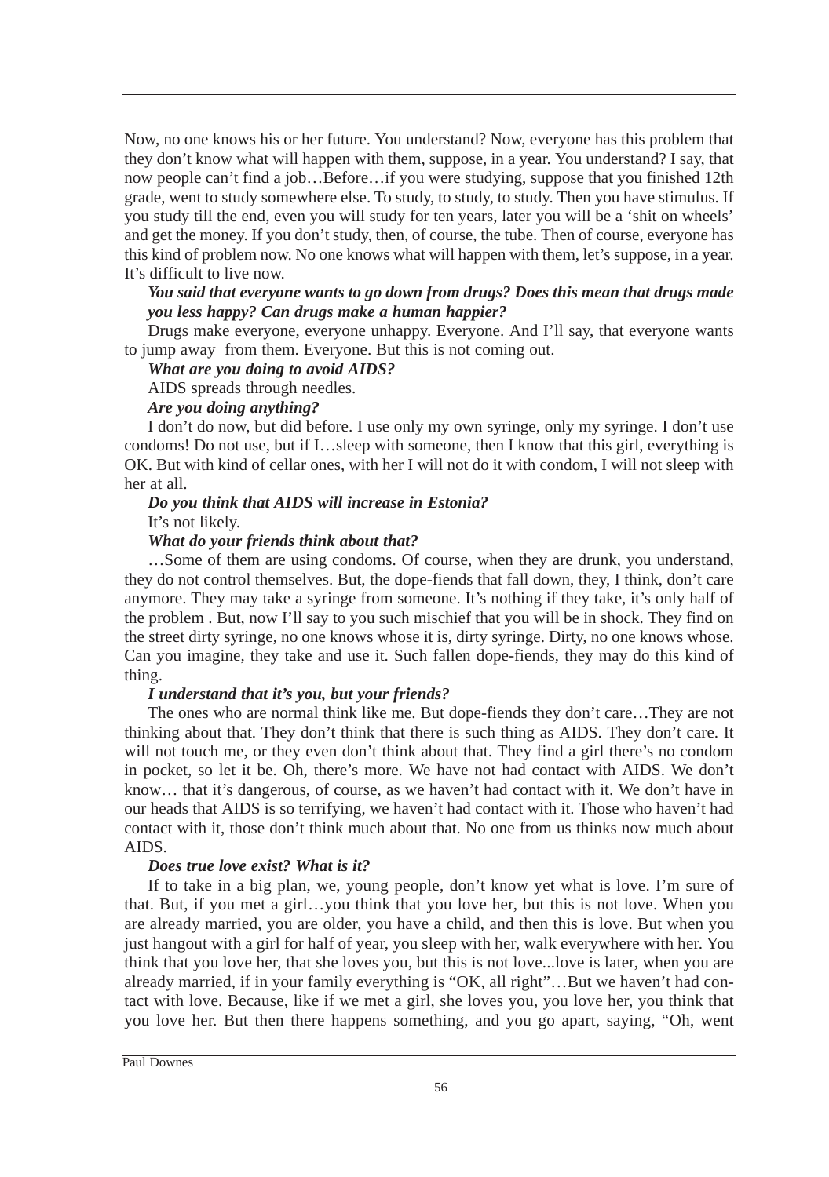Now, no one knows his or her future. You understand? Now, everyone has this problem that they don't know what will happen with them, suppose, in a year. You understand? I say, that now people can't find a job…Before…if you were studying, suppose that you finished 12th grade, went to study somewhere else. To study, to study, to study. Then you have stimulus. If you study till the end, even you will study for ten years, later you will be a 'shit on wheels' and get the money. If you don't study, then, of course, the tube. Then of course, everyone has this kind of problem now. No one knows what will happen with them, let's suppose, in a year. It's difficult to live now.

***You said that everyone wants to go down from drugs? Does this mean that drugs made you less happy? Can drugs make a human happier?***

Drugs make everyone, everyone unhappy. Everyone. And I'll say, that everyone wants to jump away from them. Everyone. But this is not coming out.

***What are you doing to avoid AIDS?***

AIDS spreads through needles.

***Are you doing anything?***

I don't do now, but did before. I use only my own syringe, only my syringe. I don't use condoms! Do not use, but if I…sleep with someone, then I know that this girl, everything is OK. But with kind of cellar ones, with her I will not do it with condom, I will not sleep with her at all.

***Do you think that AIDS will increase in Estonia?***

It's not likely.

***What do your friends think about that?***

…Some of them are using condoms. Of course, when they are drunk, you understand, they do not control themselves. But, the dope-fiends that fall down, they, I think, don't care anymore. They may take a syringe from someone. It's nothing if they take, it's only half of the problem . But, now I'll say to you such mischief that you will be in shock. They find on the street dirty syringe, no one knows whose it is, dirty syringe. Dirty, no one knows whose. Can you imagine, they take and use it. Such fallen dope-fiends, they may do this kind of thing.

***I understand that it's you, but your friends?***

The ones who are normal think like me. But dope-fiends they don't care…They are not thinking about that. They don't think that there is such thing as AIDS. They don't care. It will not touch me, or they even don't think about that. They find a girl there's no condom in pocket, so let it be. Oh, there's more. We have not had contact with AIDS. We don't know… that it's dangerous, of course, as we haven't had contact with it. We don't have in our heads that AIDS is so terrifying, we haven't had contact with it. Those who haven't had contact with it, those don't think much about that. No one from us thinks now much about AIDS.

***Does true love exist? What is it?***

If to take in a big plan, we, young people, don't know yet what is love. I'm sure of that. But, if you met a girl…you think that you love her, but this is not love. When you are already married, you are older, you have a child, and then this is love. But when you just hangout with a girl for half of year, you sleep with her, walk everywhere with her. You think that you love her, that she loves you, but this is not love...love is later, when you are already married, if in your family everything is "OK, all right"…But we haven't had contact with love. Because, like if we met a girl, she loves you, you love her, you think that you love her. But then there happens something, and you go apart, saying, "Oh, went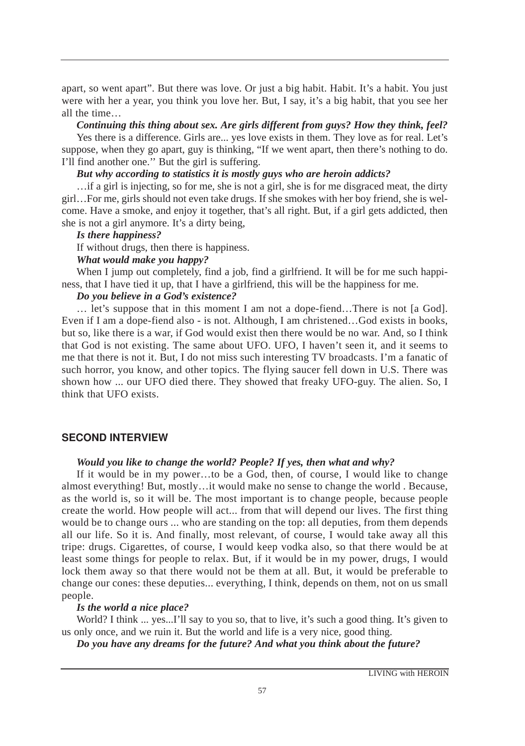apart, so went apart". But there was love. Or just a big habit. Habit. It's a habit. You just were with her a year, you think you love her. But, I say, it's a big habit, that you see her all the time…

***Continuing this thing about sex. Are girls different from guys? How they think, feel?***

Yes there is a difference. Girls are... yes love exists in them. They love as for real. Let's suppose, when they go apart, guy is thinking, "If we went apart, then there's nothing to do. I'll find another one.'' But the girl is suffering.

***But why according to statistics it is mostly guys who are heroin addicts?***

…if a girl is injecting, so for me, she is not a girl, she is for me disgraced meat, the dirty girl…For me, girls should not even take drugs. If she smokes with her boy friend, she is welcome. Have a smoke, and enjoy it together, that's all right. But, if a girl gets addicted, then she is not a girl anymore. It's a dirty being,

***Is there happiness?***

If without drugs, then there is happiness.

***What would make you happy?***

When I jump out completely, find a job, find a girlfriend. It will be for me such happiness, that I have tied it up, that I have a girlfriend, this will be the happiness for me.

***Do you believe in a God's existence?***

… let's suppose that in this moment I am not a dope-fiend…There is not [a God]. Even if I am a dope-fiend also - is not. Although, I am christened…God exists in books, but so, like there is a war, if God would exist then there would be no war. And, so I think that God is not existing. The same about UFO. UFO, I haven't seen it, and it seems to me that there is not it. But, I do not miss such interesting TV broadcasts. I'm a fanatic of such horror, you know, and other topics. The flying saucer fell down in U.S. There was shown how ... our UFO died there. They showed that freaky UFO-guy. The alien. So, I think that UFO exists.

## SECOND INTERVIEW

***Would you like to change the world? People? If yes, then what and why?***

If it would be in my power…to be a God, then, of course, I would like to change almost everything! But, mostly…it would make no sense to change the world . Because, as the world is, so it will be. The most important is to change people, because people create the world. How people will act... from that will depend our lives. The first thing would be to change ours ... who are standing on the top: all deputies, from them depends all our life. So it is. And finally, most relevant, of course, I would take away all this tripe: drugs. Cigarettes, of course, I would keep vodka also, so that there would be at least some things for people to relax. But, if it would be in my power, drugs, I would lock them away so that there would not be them at all. But, it would be preferable to change our cones: these deputies... everything, I think, depends on them, not on us small people.

***Is the world a nice place?***

World? I think ... yes...I'll say to you so, that to live, it's such a good thing. It's given to us only once, and we ruin it. But the world and life is a very nice, good thing.

***Do you have any dreams for the future? And what you think about the future?***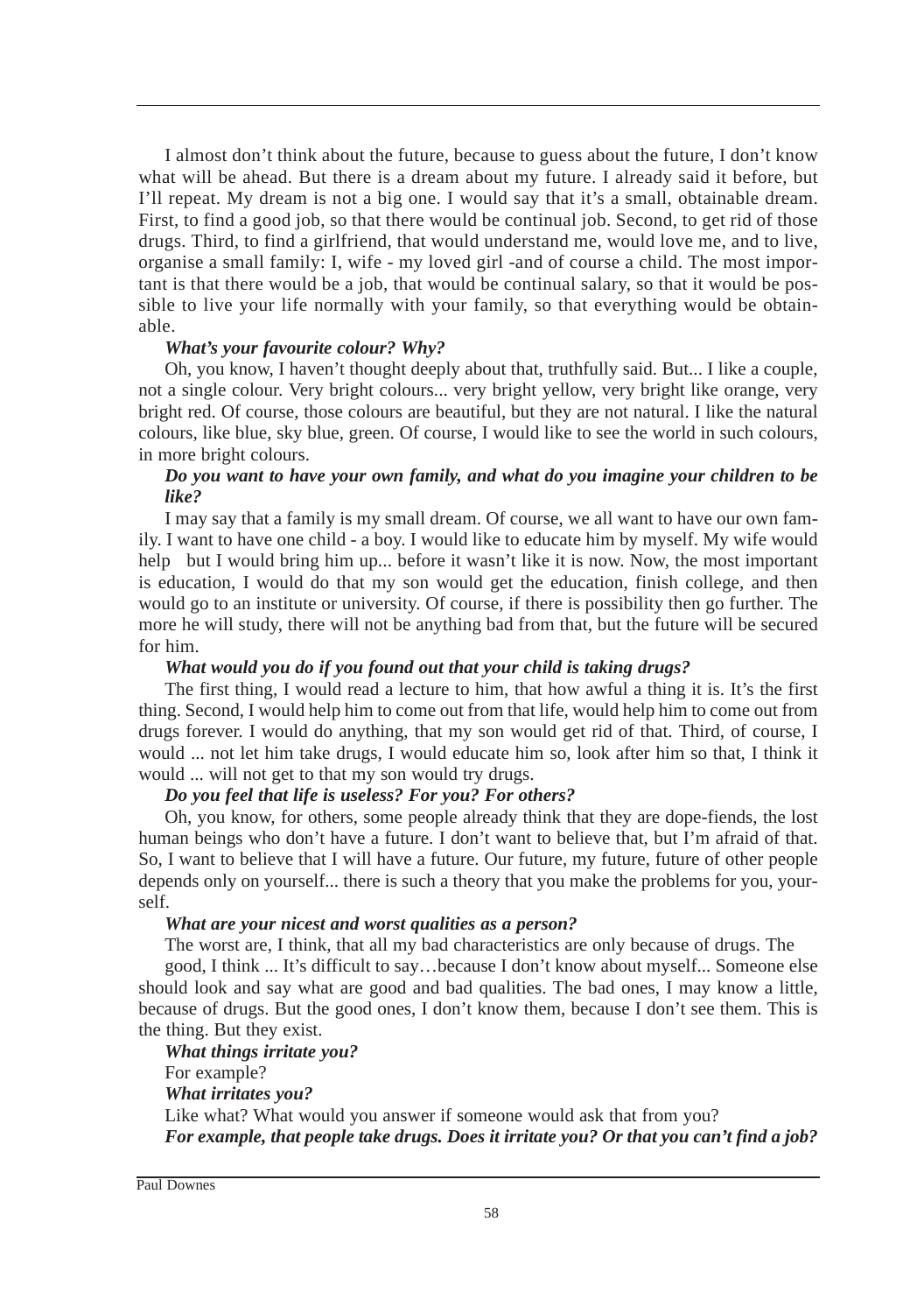I almost don't think about the future, because to guess about the future, I don't know what will be ahead. But there is a dream about my future. I already said it before, but I'll repeat. My dream is not a big one. I would say that it's a small, obtainable dream. First, to find a good job, so that there would be continual job. Second, to get rid of those drugs. Third, to find a girlfriend, that would understand me, would love me, and to live, organise a small family: I, wife - my loved girl -and of course a child. The most important is that there would be a job, that would be continual salary, so that it would be possible to live your life normally with your family, so that everything would be obtainable.

***What's your favourite colour? Why?***

Oh, you know, I haven't thought deeply about that, truthfully said. But... I like a couple, not a single colour. Very bright colours... very bright yellow, very bright like orange, very bright red. Of course, those colours are beautiful, but they are not natural. I like the natural colours, like blue, sky blue, green. Of course, I would like to see the world in such colours, in more bright colours.

***Do you want to have your own family, and what do you imagine your children to be like?***

I may say that a family is my small dream. Of course, we all want to have our own family. I want to have one child - a boy. I would like to educate him by myself. My wife would help  but I would bring him up... before it wasn't like it is now. Now, the most important is education, I would do that my son would get the education, finish college, and then would go to an institute or university. Of course, if there is possibility then go further. The more he will study, there will not be anything bad from that, but the future will be secured for him.

***What would you do if you found out that your child is taking drugs?***

The first thing, I would read a lecture to him, that how awful a thing it is. It's the first thing. Second, I would help him to come out from that life, would help him to come out from drugs forever. I would do anything, that my son would get rid of that. Third, of course, I would ... not let him take drugs, I would educate him so, look after him so that, I think it would ... will not get to that my son would try drugs.

***Do you feel that life is useless? For you? For others?***

Oh, you know, for others, some people already think that they are dope-fiends, the lost human beings who don't have a future. I don't want to believe that, but I'm afraid of that. So, I want to believe that I will have a future. Our future, my future, future of other people depends only on yourself... there is such a theory that you make the problems for you, yourself.

***What are your nicest and worst qualities as a person?***

The worst are, I think, that all my bad characteristics are only because of drugs. The

good, I think ... It's difficult to say…because I don't know about myself... Someone else should look and say what are good and bad qualities. The bad ones, I may know a little, because of drugs. But the good ones, I don't know them, because I don't see them. This is the thing. But they exist.

***What things irritate you?***

For example?

***What irritates you?***

Like what? What would you answer if someone would ask that from you?

***For example, that people take drugs. Does it irritate you? Or that you can't find a job?***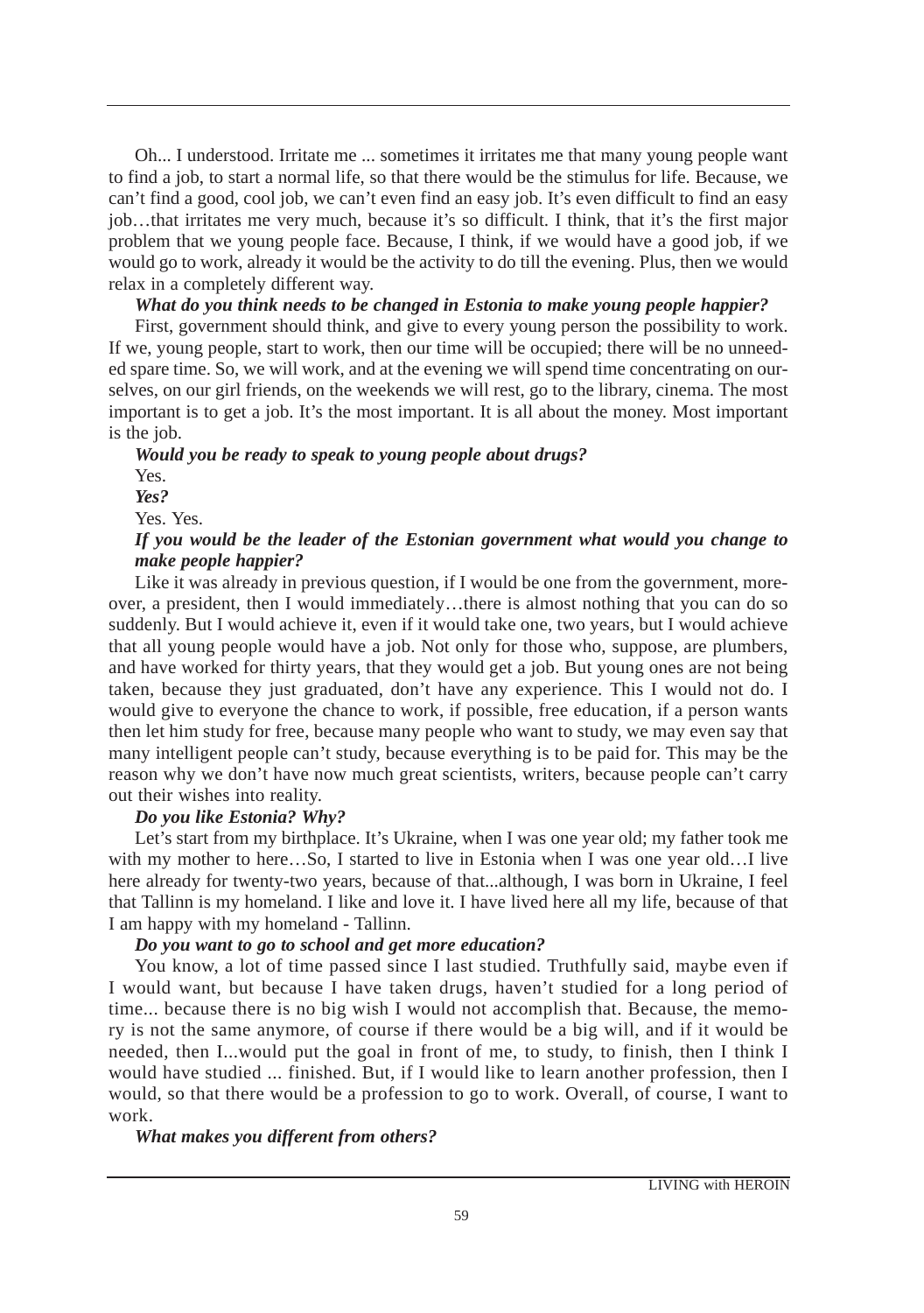Oh... I understood. Irritate me ... sometimes it irritates me that many young people want to find a job, to start a normal life, so that there would be the stimulus for life. Because, we can't find a good, cool job, we can't even find an easy job. It's even difficult to find an easy job…that irritates me very much, because it's so difficult. I think, that it's the first major problem that we young people face. Because, I think, if we would have a good job, if we would go to work, already it would be the activity to do till the evening. Plus, then we would relax in a completely different way.

***What do you think needs to be changed in Estonia to make young people happier?***

First, government should think, and give to every young person the possibility to work. If we, young people, start to work, then our time will be occupied; there will be no unneeded spare time. So, we will work, and at the evening we will spend time concentrating on ourselves, on our girl friends, on the weekends we will rest, go to the library, cinema. The most important is to get a job. It's the most important. It is all about the money. Most important is the job.

***Would you be ready to speak to young people about drugs?***

Yes.

***Yes?***

Yes. Yes.

***If you would be the leader of the Estonian government what would you change to make people happier?***

Like it was already in previous question, if I would be one from the government, moreover, a president, then I would immediately…there is almost nothing that you can do so suddenly. But I would achieve it, even if it would take one, two years, but I would achieve that all young people would have a job. Not only for those who, suppose, are plumbers, and have worked for thirty years, that they would get a job. But young ones are not being taken, because they just graduated, don't have any experience. This I would not do. I would give to everyone the chance to work, if possible, free education, if a person wants then let him study for free, because many people who want to study, we may even say that many intelligent people can't study, because everything is to be paid for. This may be the reason why we don't have now much great scientists, writers, because people can't carry out their wishes into reality.

***Do you like Estonia? Why?***

Let's start from my birthplace. It's Ukraine, when I was one year old; my father took me with my mother to here…So, I started to live in Estonia when I was one year old…I live here already for twenty-two years, because of that...although, I was born in Ukraine, I feel that Tallinn is my homeland. I like and love it. I have lived here all my life, because of that I am happy with my homeland - Tallinn.

***Do you want to go to school and get more education?***

You know, a lot of time passed since I last studied. Truthfully said, maybe even if I would want, but because I have taken drugs, haven't studied for a long period of time... because there is no big wish I would not accomplish that. Because, the memory is not the same anymore, of course if there would be a big will, and if it would be needed, then I...would put the goal in front of me, to study, to finish, then I think I would have studied ... finished. But, if I would like to learn another profession, then I would, so that there would be a profession to go to work. Overall, of course, I want to work.

***What makes you different from others?***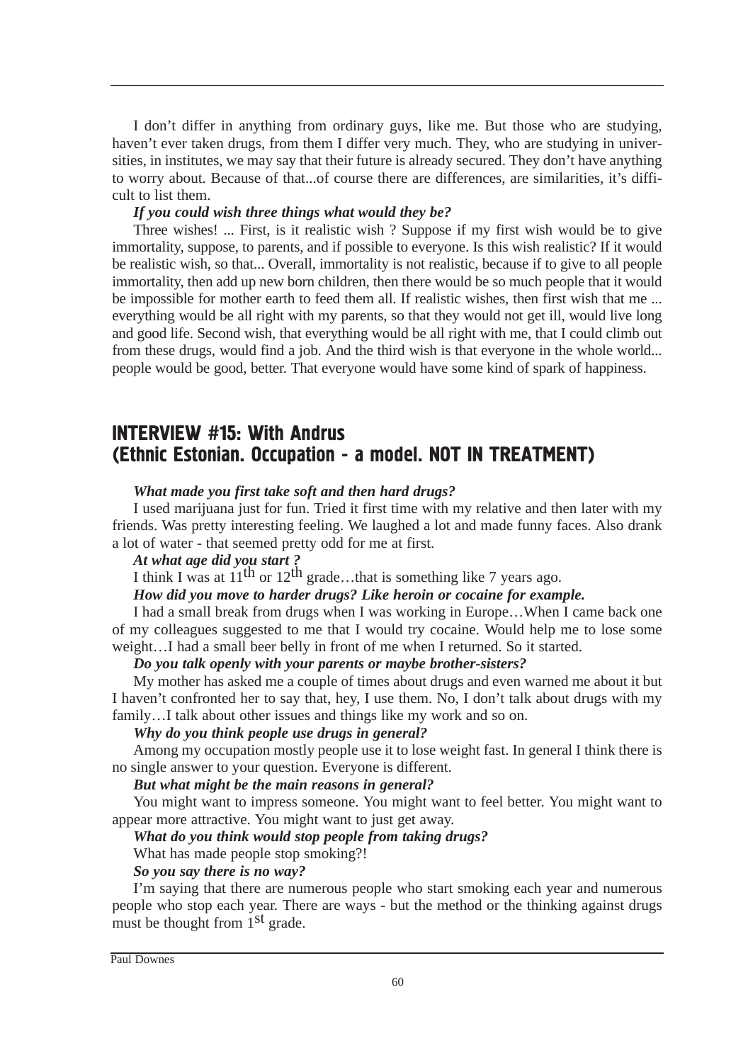I don't differ in anything from ordinary guys, like me. But those who are studying, haven't ever taken drugs, from them I differ very much. They, who are studying in universities, in institutes, we may say that their future is already secured. They don't have anything to worry about. Because of that...of course there are differences, are similarities, it's difficult to list them.

***If you could wish three things what would they be?***

Three wishes! ... First, is it realistic wish ? Suppose if my first wish would be to give immortality, suppose, to parents, and if possible to everyone. Is this wish realistic? If it would be realistic wish, so that... Overall, immortality is not realistic, because if to give to all people immortality, then add up new born children, then there would be so much people that it would be impossible for mother earth to feed them all. If realistic wishes, then first wish that me ... everything would be all right with my parents, so that they would not get ill, would live long and good life. Second wish, that everything would be all right with me, that I could climb out from these drugs, would find a job. And the third wish is that everyone in the whole world... people would be good, better. That everyone would have some kind of spark of happiness.

## INTERVIEW #15: With Andrus (Ethnic Estonian. Occupation - a model. NOT IN TREATMENT)

***What made you first take soft and then hard drugs?***

I used marijuana just for fun. Tried it first time with my relative and then later with my friends. Was pretty interesting feeling. We laughed a lot and made funny faces. Also drank a lot of water - that seemed pretty odd for me at first.

***At what age did you start ?***

I think I was at 11th or 12th grade…that is something like 7 years ago.

***How did you move to harder drugs? Like heroin or cocaine for example.***

I had a small break from drugs when I was working in Europe…When I came back one of my colleagues suggested to me that I would try cocaine. Would help me to lose some weight…I had a small beer belly in front of me when I returned. So it started.

***Do you talk openly with your parents or maybe brother-sisters?***

My mother has asked me a couple of times about drugs and even warned me about it but I haven't confronted her to say that, hey, I use them. No, I don't talk about drugs with my family…I talk about other issues and things like my work and so on.

***Why do you think people use drugs in general?***

Among my occupation mostly people use it to lose weight fast. In general I think there is no single answer to your question. Everyone is different.

***But what might be the main reasons in general?***

You might want to impress someone. You might want to feel better. You might want to appear more attractive. You might want to just get away.

***What do you think would stop people from taking drugs?***

What has made people stop smoking?!

***So you say there is no way?***

I'm saying that there are numerous people who start smoking each year and numerous people who stop each year. There are ways - but the method or the thinking against drugs must be thought from 1st grade.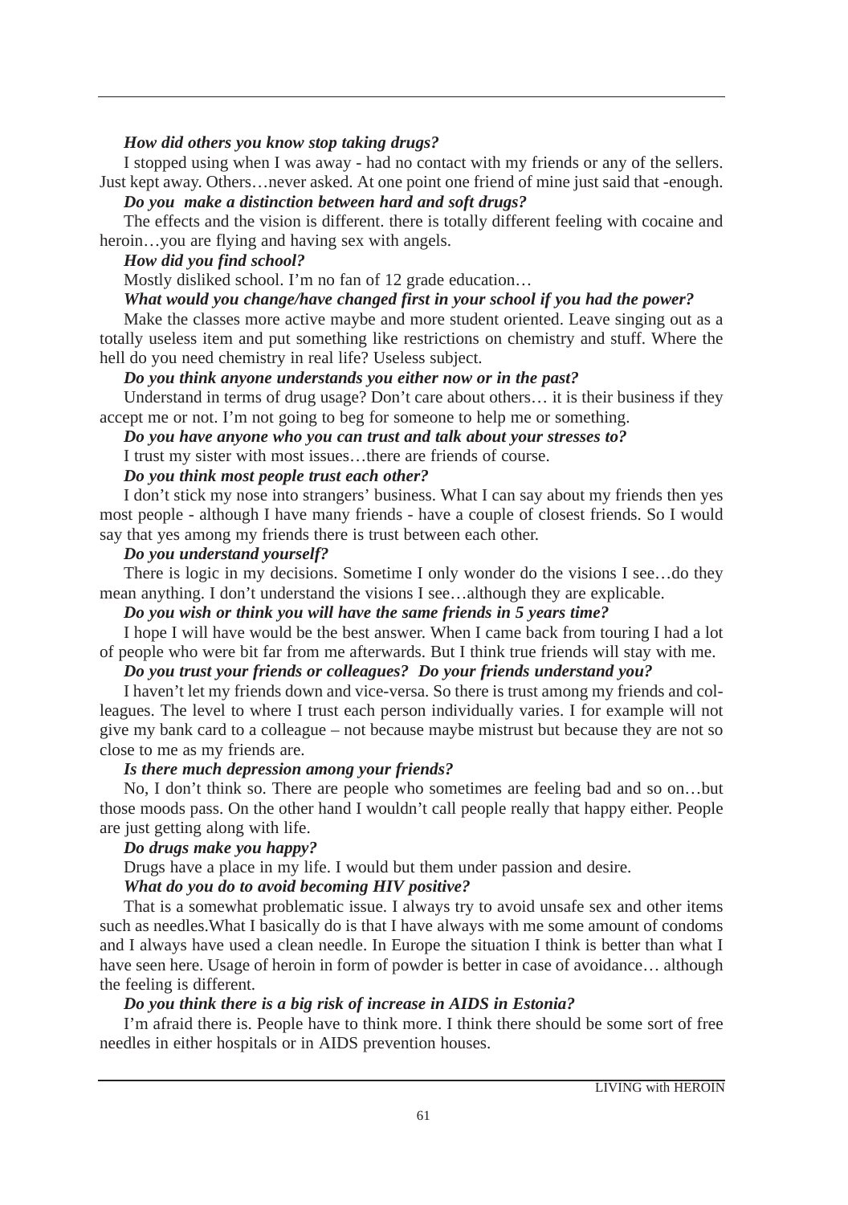***How did others you know stop taking drugs?***

I stopped using when I was away - had no contact with my friends or any of the sellers. Just kept away. Others…never asked. At one point one friend of mine just said that -enough.

***Do you  make a distinction between hard and soft drugs?***

The effects and the vision is different. there is totally different feeling with cocaine and heroin…you are flying and having sex with angels.

***How did you find school?***

Mostly disliked school. I'm no fan of 12 grade education…

***What would you change/have changed first in your school if you had the power?***

Make the classes more active maybe and more student oriented. Leave singing out as a totally useless item and put something like restrictions on chemistry and stuff. Where the hell do you need chemistry in real life? Useless subject.

***Do you think anyone understands you either now or in the past?***

Understand in terms of drug usage? Don't care about others… it is their business if they accept me or not. I'm not going to beg for someone to help me or something.

***Do you have anyone who you can trust and talk about your stresses to?***

I trust my sister with most issues…there are friends of course.

***Do you think most people trust each other?***

I don't stick my nose into strangers' business. What I can say about my friends then yes most people - although I have many friends - have a couple of closest friends. So I would say that yes among my friends there is trust between each other.

***Do you understand yourself?***

There is logic in my decisions. Sometime I only wonder do the visions I see…do they mean anything. I don't understand the visions I see…although they are explicable.

***Do you wish or think you will have the same friends in 5 years time?***

I hope I will have would be the best answer. When I came back from touring I had a lot of people who were bit far from me afterwards. But I think true friends will stay with me.

***Do you trust your friends or colleagues?  Do your friends understand you?***

I haven't let my friends down and vice-versa. So there is trust among my friends and colleagues. The level to where I trust each person individually varies. I for example will not give my bank card to a colleague – not because maybe mistrust but because they are not so close to me as my friends are.

***Is there much depression among your friends?***

No, I don't think so. There are people who sometimes are feeling bad and so on…but those moods pass. On the other hand I wouldn't call people really that happy either. People are just getting along with life.

***Do drugs make you happy?***

Drugs have a place in my life. I would but them under passion and desire.

***What do you do to avoid becoming HIV positive?***

That is a somewhat problematic issue. I always try to avoid unsafe sex and other items such as needles.What I basically do is that I have always with me some amount of condoms and I always have used a clean needle. In Europe the situation I think is better than what I have seen here. Usage of heroin in form of powder is better in case of avoidance… although the feeling is different.

***Do you think there is a big risk of increase in AIDS in Estonia?***

I'm afraid there is. People have to think more. I think there should be some sort of free needles in either hospitals or in AIDS prevention houses.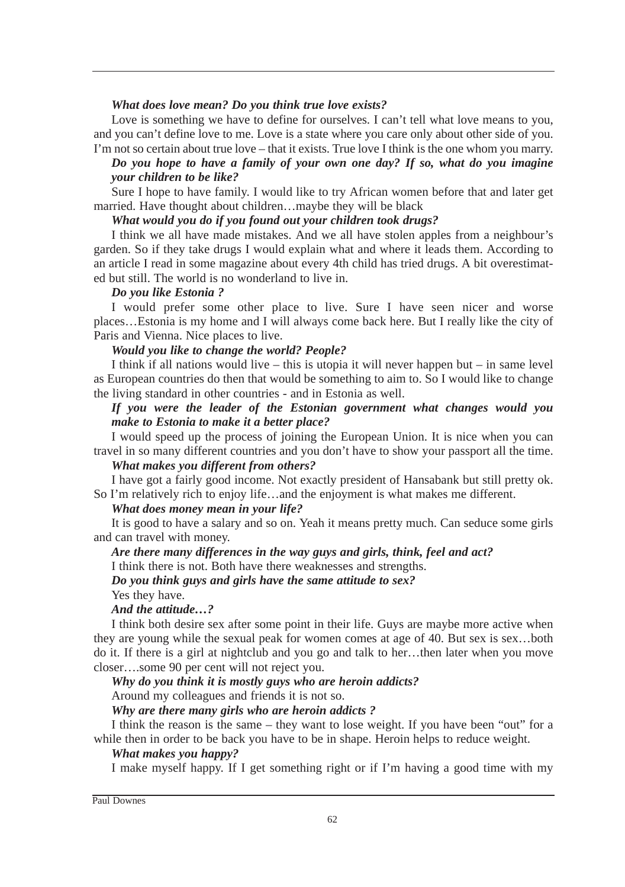***What does love mean? Do you think true love exists?***

Love is something we have to define for ourselves. I can't tell what love means to you, and you can't define love to me. Love is a state where you care only about other side of you. I'm not so certain about true love – that it exists. True love I think is the one whom you marry.

***Do you hope to have a family of your own one day? If so, what do you imagine your children to be like?***

Sure I hope to have family. I would like to try African women before that and later get married. Have thought about children…maybe they will be black

***What would you do if you found out your children took drugs?***

I think we all have made mistakes. And we all have stolen apples from a neighbour's garden. So if they take drugs I would explain what and where it leads them. According to an article I read in some magazine about every 4th child has tried drugs. A bit overestimated but still. The world is no wonderland to live in.

***Do you like Estonia ?***

I would prefer some other place to live. Sure I have seen nicer and worse places…Estonia is my home and I will always come back here. But I really like the city of Paris and Vienna. Nice places to live.

***Would you like to change the world? People?***

I think if all nations would live – this is utopia it will never happen but – in same level as European countries do then that would be something to aim to. So I would like to change the living standard in other countries - and in Estonia as well.

***If you were the leader of the Estonian government what changes would you make to Estonia to make it a better place?***

I would speed up the process of joining the European Union. It is nice when you can travel in so many different countries and you don't have to show your passport all the time.

***What makes you different from others?***

I have got a fairly good income. Not exactly president of Hansabank but still pretty ok. So I'm relatively rich to enjoy life…and the enjoyment is what makes me different.

***What does money mean in your life?***

It is good to have a salary and so on. Yeah it means pretty much. Can seduce some girls and can travel with money.

***Are there many differences in the way guys and girls, think, feel and act?***

I think there is not. Both have there weaknesses and strengths.

***Do you think guys and girls have the same attitude to sex?***

Yes they have.

***And the attitude…?***

I think both desire sex after some point in their life. Guys are maybe more active when they are young while the sexual peak for women comes at age of 40. But sex is sex…both do it. If there is a girl at nightclub and you go and talk to her…then later when you move closer….some 90 per cent will not reject you.

***Why do you think it is mostly guys who are heroin addicts?***

Around my colleagues and friends it is not so.

***Why are there many girls who are heroin addicts ?***

I think the reason is the same – they want to lose weight. If you have been "out" for a while then in order to be back you have to be in shape. Heroin helps to reduce weight.

***What makes you happy?***

I make myself happy. If I get something right or if I'm having a good time with my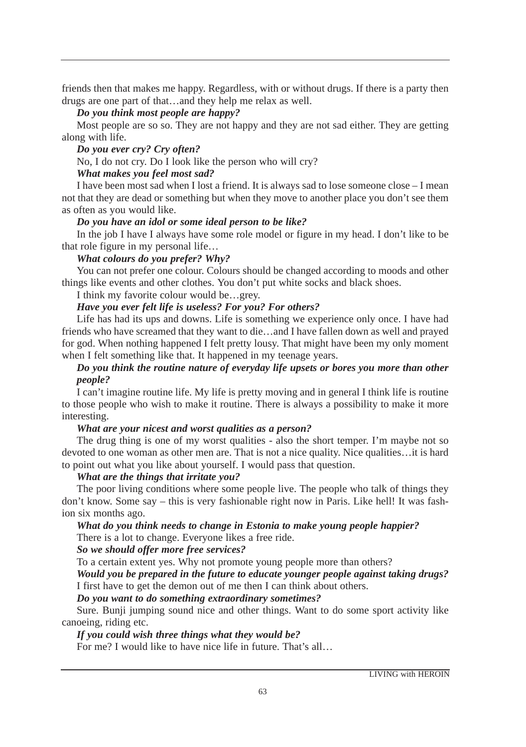friends then that makes me happy. Regardless, with or without drugs. If there is a party then drugs are one part of that…and they help me relax as well.

***Do you think most people are happy?***

Most people are so so. They are not happy and they are not sad either. They are getting along with life.

***Do you ever cry? Cry often?***

No, I do not cry. Do I look like the person who will cry?

***What makes you feel most sad?***

I have been most sad when I lost a friend. It is always sad to lose someone close – I mean not that they are dead or something but when they move to another place you don't see them as often as you would like.

***Do you have an idol or some ideal person to be like?***

In the job I have I always have some role model or figure in my head. I don't like to be that role figure in my personal life…

***What colours do you prefer? Why?***

You can not prefer one colour. Colours should be changed according to moods and other things like events and other clothes. You don't put white socks and black shoes.

I think my favorite colour would be…grey.

***Have you ever felt life is useless? For you? For others?***

Life has had its ups and downs. Life is something we experience only once. I have had friends who have screamed that they want to die…and I have fallen down as well and prayed for god. When nothing happened I felt pretty lousy. That might have been my only moment when I felt something like that. It happened in my teenage years.

***Do you think the routine nature of everyday life upsets or bores you more than other people?***

I can't imagine routine life. My life is pretty moving and in general I think life is routine to those people who wish to make it routine. There is always a possibility to make it more interesting.

***What are your nicest and worst qualities as a person?***

The drug thing is one of my worst qualities - also the short temper. I'm maybe not so devoted to one woman as other men are. That is not a nice quality. Nice qualities…it is hard to point out what you like about yourself. I would pass that question.

***What are the things that irritate you?***

The poor living conditions where some people live. The people who talk of things they don't know. Some say – this is very fashionable right now in Paris. Like hell! It was fashion six months ago.

***What do you think needs to change in Estonia to make young people happier?***

There is a lot to change. Everyone likes a free ride.

***So we should offer more free services?***

To a certain extent yes. Why not promote young people more than others?

***Would you be prepared in the future to educate younger people against taking drugs?***

I first have to get the demon out of me then I can think about others.

***Do you want to do something extraordinary sometimes?***

Sure. Bunji jumping sound nice and other things. Want to do some sport activity like canoeing, riding etc.

***If you could wish three things what they would be?***

For me? I would like to have nice life in future. That's all…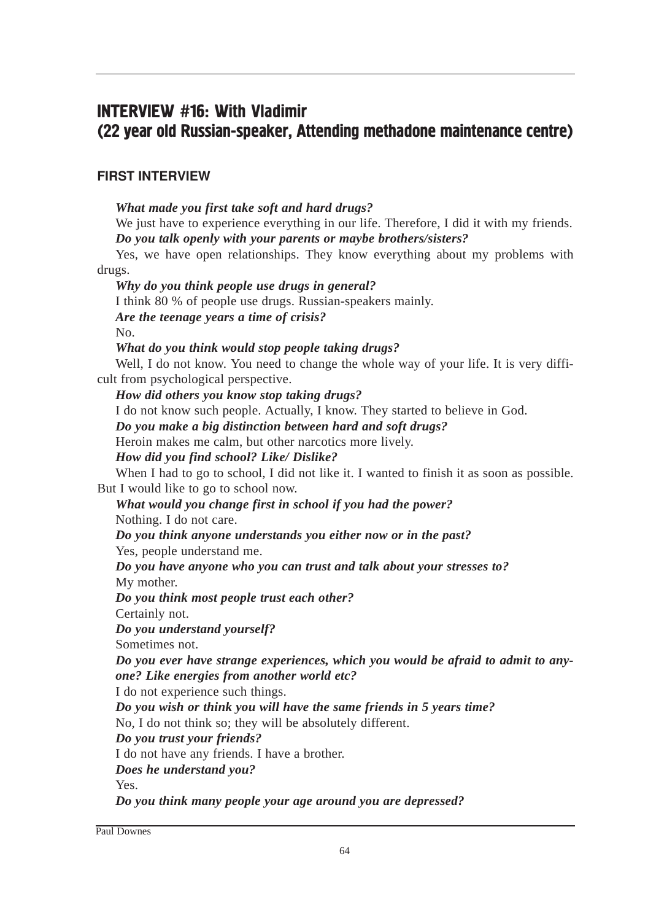## INTERVIEW #16: With Vladimir (22 year old Russian-speaker, Attending methadone maintenance centre)

### FIRST INTERVIEW

***What made you first take soft and hard drugs?***

We just have to experience everything in our life. Therefore, I did it with my friends.

***Do you talk openly with your parents or maybe brothers/sisters?***

Yes, we have open relationships. They know everything about my problems with drugs.

***Why do you think people use drugs in general?***

I think 80 % of people use drugs. Russian-speakers mainly.

***Are the teenage years a time of crisis?***

No.

***What do you think would stop people taking drugs?***

Well, I do not know. You need to change the whole way of your life. It is very difficult from psychological perspective.

***How did others you know stop taking drugs?***

I do not know such people. Actually, I know. They started to believe in God.

***Do you make a big distinction between hard and soft drugs?***

Heroin makes me calm, but other narcotics more lively.

***How did you find school? Like/ Dislike?***

When I had to go to school, I did not like it. I wanted to finish it as soon as possible. But I would like to go to school now.

***What would you change first in school if you had the power?***

Nothing. I do not care.

***Do you think anyone understands you either now or in the past?***

Yes, people understand me.

***Do you have anyone who you can trust and talk about your stresses to?***

My mother.

***Do you think most people trust each other?***

Certainly not.

***Do you understand yourself?***

Sometimes not.

***Do you ever have strange experiences, which you would be afraid to admit to anyone? Like energies from another world etc?***

I do not experience such things.

***Do you wish or think you will have the same friends in 5 years time?***

No, I do not think so; they will be absolutely different.

***Do you trust your friends?***

I do not have any friends. I have a brother.

***Does he understand you?***

Yes.

***Do you think many people your age around you are depressed?***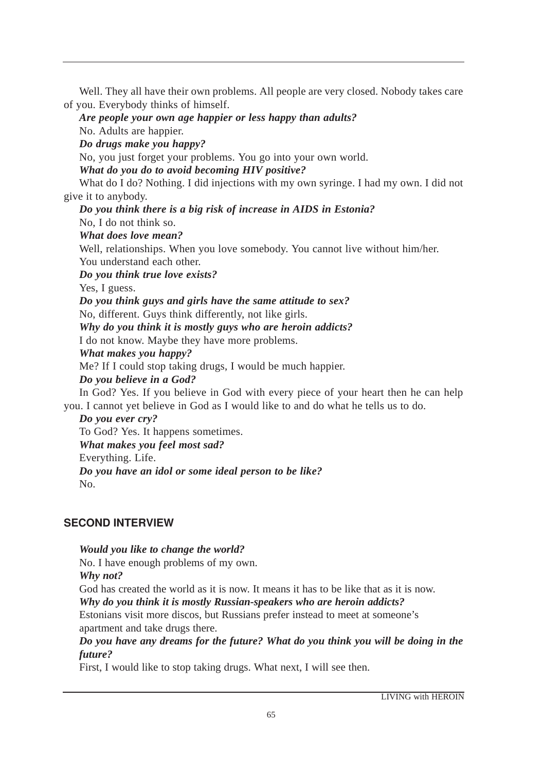Well. They all have their own problems. All people are very closed. Nobody takes care of you. Everybody thinks of himself.

***Are people your own age happier or less happy than adults?***

No. Adults are happier.

***Do drugs make you happy?***

No, you just forget your problems. You go into your own world.

***What do you do to avoid becoming HIV positive?***

What do I do? Nothing. I did injections with my own syringe. I had my own. I did not give it to anybody.

***Do you think there is a big risk of increase in AIDS in Estonia?***

No, I do not think so.

***What does love mean?***

Well, relationships. When you love somebody. You cannot live without him/her. You understand each other.

***Do you think true love exists?***

Yes, I guess.

***Do you think guys and girls have the same attitude to sex?***

No, different. Guys think differently, not like girls.

***Why do you think it is mostly guys who are heroin addicts?***

I do not know. Maybe they have more problems.

***What makes you happy?***

Me? If I could stop taking drugs, I would be much happier.

***Do you believe in a God?***

In God? Yes. If you believe in God with every piece of your heart then he can help you. I cannot yet believe in God as I would like to and do what he tells us to do.

***Do you ever cry?***

To God? Yes. It happens sometimes.

***What makes you feel most sad?***

Everything. Life.

***Do you have an idol or some ideal person to be like?***

No.

## SECOND INTERVIEW

***Would you like to change the world?***

No. I have enough problems of my own.

***Why not?***

God has created the world as it is now. It means it has to be like that as it is now.

***Why do you think it is mostly Russian-speakers who are heroin addicts?***

Estonians visit more discos, but Russians prefer instead to meet at someone's apartment and take drugs there.

***Do you have any dreams for the future? What do you think you will be doing in the future?***

First, I would like to stop taking drugs. What next, I will see then.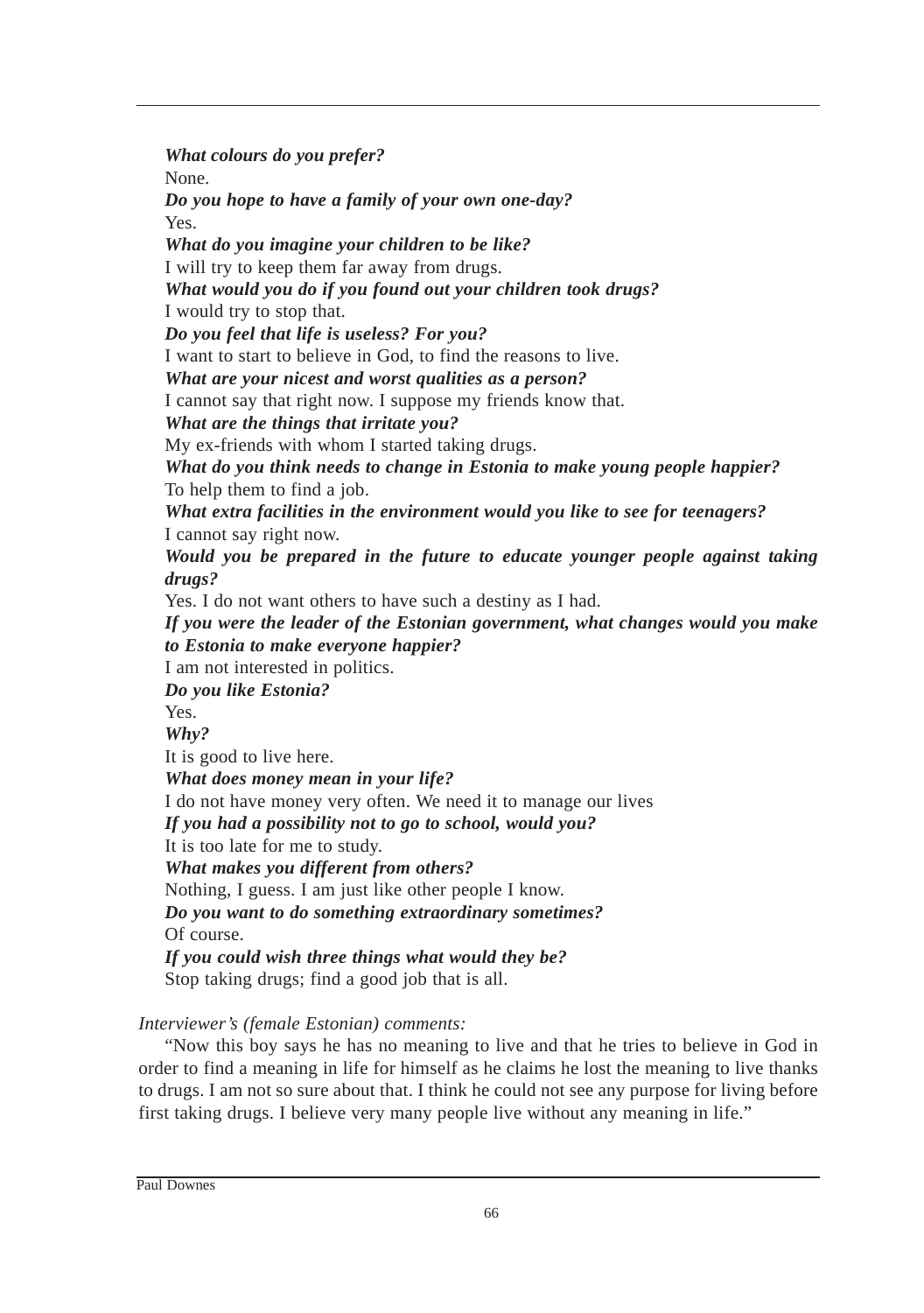***What colours do you prefer?***
None.
***Do you hope to have a family of your own one-day?***
Yes.
***What do you imagine your children to be like?***
I will try to keep them far away from drugs.
***What would you do if you found out your children took drugs?***
I would try to stop that.
***Do you feel that life is useless? For you?***
I want to start to believe in God, to find the reasons to live.
***What are your nicest and worst qualities as a person?***
I cannot say that right now. I suppose my friends know that.
***What are the things that irritate you?***
My ex-friends with whom I started taking drugs.
***What do you think needs to change in Estonia to make young people happier?***
To help them to find a job.
***What extra facilities in the environment would you like to see for teenagers?***
I cannot say right now.
***Would you be prepared in the future to educate younger people against taking drugs?***
Yes. I do not want others to have such a destiny as I had.
***If you were the leader of the Estonian government, what changes would you make to Estonia to make everyone happier?***
I am not interested in politics.
***Do you like Estonia?***
Yes.
***Why?***
It is good to live here.
***What does money mean in your life?***
I do not have money very often. We need it to manage our lives
***If you had a possibility not to go to school, would you?***
It is too late for me to study.
***What makes you different from others?***
Nothing, I guess. I am just like other people I know.
***Do you want to do something extraordinary sometimes?***
Of course.
***If you could wish three things what would they be?***
Stop taking drugs; find a good job that is all.

*Interviewer's (female Estonian) comments:*

"Now this boy says he has no meaning to live and that he tries to believe in God in order to find a meaning in life for himself as he claims he lost the meaning to live thanks to drugs. I am not so sure about that. I think he could not see any purpose for living before first taking drugs. I believe very many people live without any meaning in life."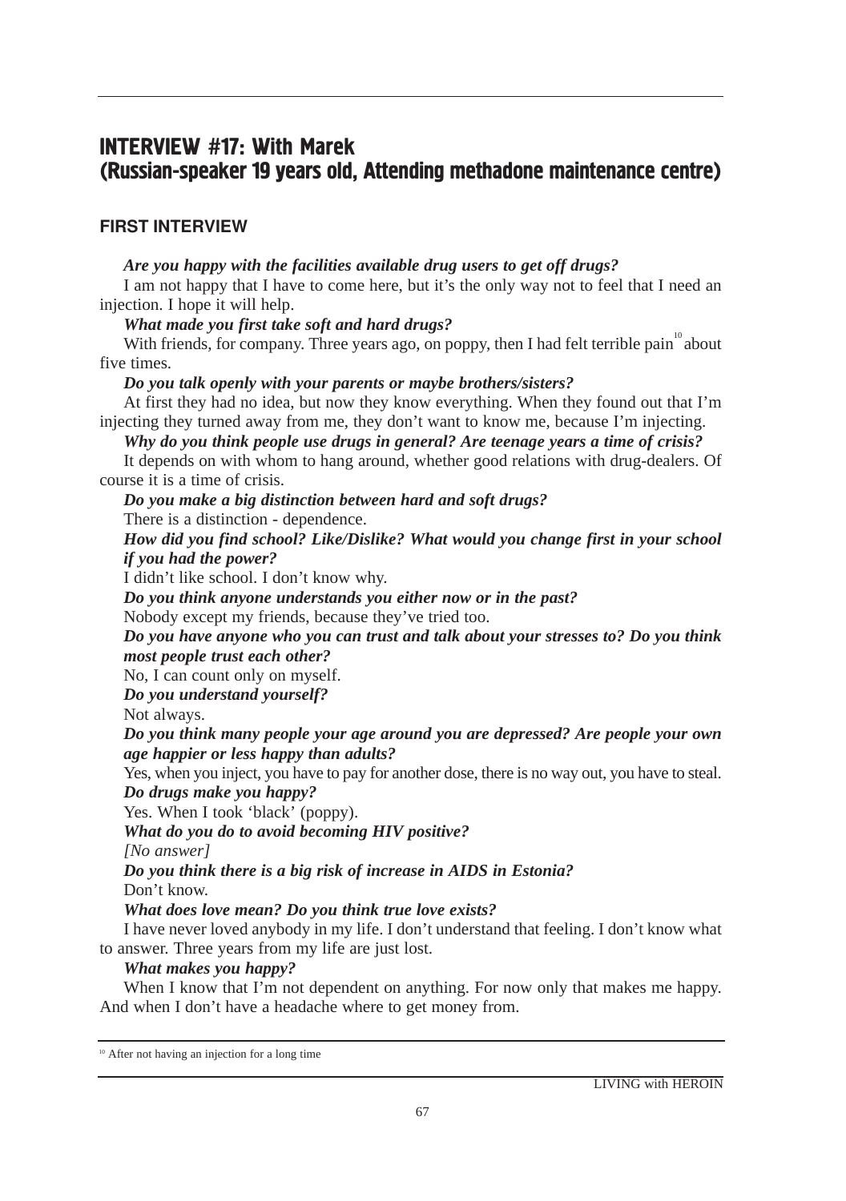# INTERVIEW #17: With Marek
# (Russian-speaker 19 years old, Attending methadone maintenance centre)

## FIRST INTERVIEW

***Are you happy with the facilities available drug users to get off drugs?***

I am not happy that I have to come here, but it's the only way not to feel that I need an injection. I hope it will help.

***What made you first take soft and hard drugs?***

With friends, for company. Three years ago, on poppy, then I had felt terrible pain[10] about five times.

***Do you talk openly with your parents or maybe brothers/sisters?***

At first they had no idea, but now they know everything. When they found out that I'm injecting they turned away from me, they don't want to know me, because I'm injecting.

***Why do you think people use drugs in general? Are teenage years a time of crisis?***

It depends on with whom to hang around, whether good relations with drug-dealers. Of course it is a time of crisis.

***Do you make a big distinction between hard and soft drugs?***

There is a distinction - dependence.

***How did you find school? Like/Dislike? What would you change first in your school if you had the power?***

I didn't like school. I don't know why.

***Do you think anyone understands you either now or in the past?***

Nobody except my friends, because they've tried too.

***Do you have anyone who you can trust and talk about your stresses to? Do you think most people trust each other?***

No, I can count only on myself.

***Do you understand yourself?***

Not always.

***Do you think many people your age around you are depressed? Are people your own age happier or less happy than adults?***

Yes, when you inject, you have to pay for another dose, there is no way out, you have to steal.

***Do drugs make you happy?***

Yes. When I took 'black' (poppy).

***What do you do to avoid becoming HIV positive?***

*[No answer]*

***Do you think there is a big risk of increase in AIDS in Estonia?***

Don't know.

***What does love mean? Do you think true love exists?***

I have never loved anybody in my life. I don't understand that feeling. I don't know what to answer. Three years from my life are just lost.

***What makes you happy?***

When I know that I'm not dependent on anything. For now only that makes me happy. And when I don't have a headache where to get money from.

---

[10] After not having an injection for a long time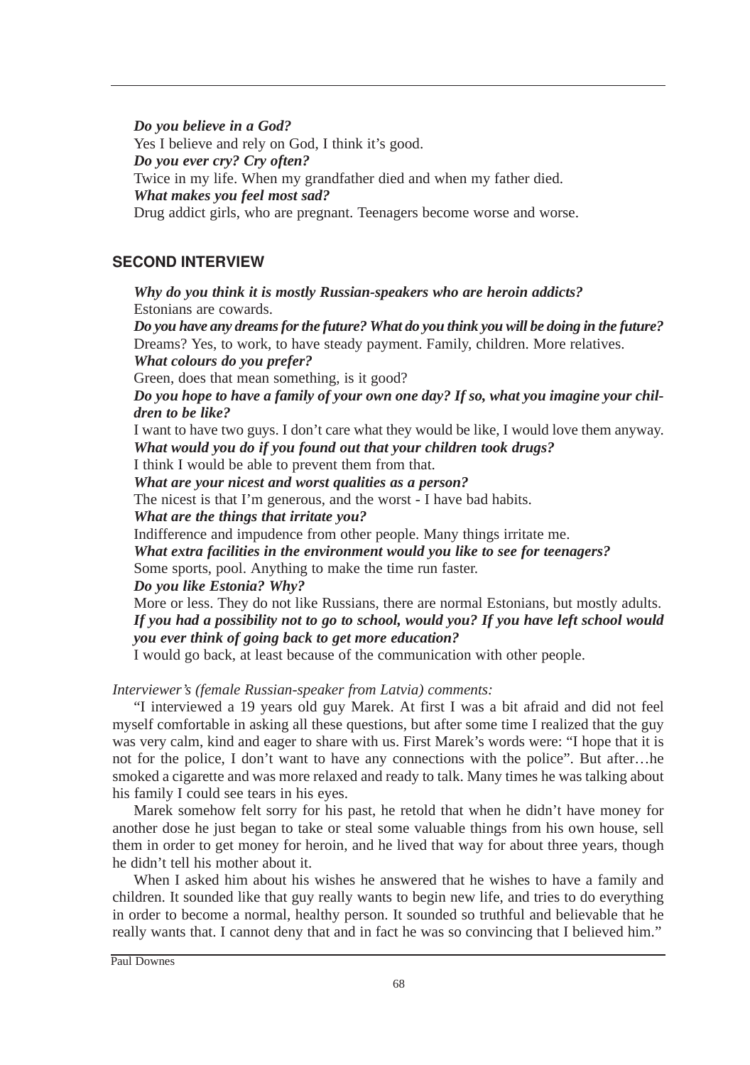***Do you believe in a God?***
Yes I believe and rely on God, I think it's good.
***Do you ever cry? Cry often?***
Twice in my life. When my grandfather died and when my father died.
***What makes you feel most sad?***
Drug addict girls, who are pregnant. Teenagers become worse and worse.

## SECOND INTERVIEW

***Why do you think it is mostly Russian-speakers who are heroin addicts?***
Estonians are cowards.
***Do you have any dreams for the future? What do you think you will be doing in the future?***
Dreams? Yes, to work, to have steady payment. Family, children. More relatives.
***What colours do you prefer?***
Green, does that mean something, is it good?
***Do you hope to have a family of your own one day? If so, what you imagine your children to be like?***
I want to have two guys. I don't care what they would be like, I would love them anyway.
***What would you do if you found out that your children took drugs?***
I think I would be able to prevent them from that.
***What are your nicest and worst qualities as a person?***
The nicest is that I'm generous, and the worst - I have bad habits.
***What are the things that irritate you?***
Indifference and impudence from other people. Many things irritate me.
***What extra facilities in the environment would you like to see for teenagers?***
Some sports, pool. Anything to make the time run faster.
***Do you like Estonia? Why?***
More or less. They do not like Russians, there are normal Estonians, but mostly adults.
***If you had a possibility not to go to school, would you? If you have left school would you ever think of going back to get more education?***
I would go back, at least because of the communication with other people.

*Interviewer's (female Russian-speaker from Latvia) comments:*

"I interviewed a 19 years old guy Marek. At first I was a bit afraid and did not feel myself comfortable in asking all these questions, but after some time I realized that the guy was very calm, kind and eager to share with us. First Marek's words were: "I hope that it is not for the police, I don't want to have any connections with the police". But after…he smoked a cigarette and was more relaxed and ready to talk. Many times he was talking about his family I could see tears in his eyes.

Marek somehow felt sorry for his past, he retold that when he didn't have money for another dose he just began to take or steal some valuable things from his own house, sell them in order to get money for heroin, and he lived that way for about three years, though he didn't tell his mother about it.

When I asked him about his wishes he answered that he wishes to have a family and children. It sounded like that guy really wants to begin new life, and tries to do everything in order to become a normal, healthy person. It sounded so truthful and believable that he really wants that. I cannot deny that and in fact he was so convincing that I believed him."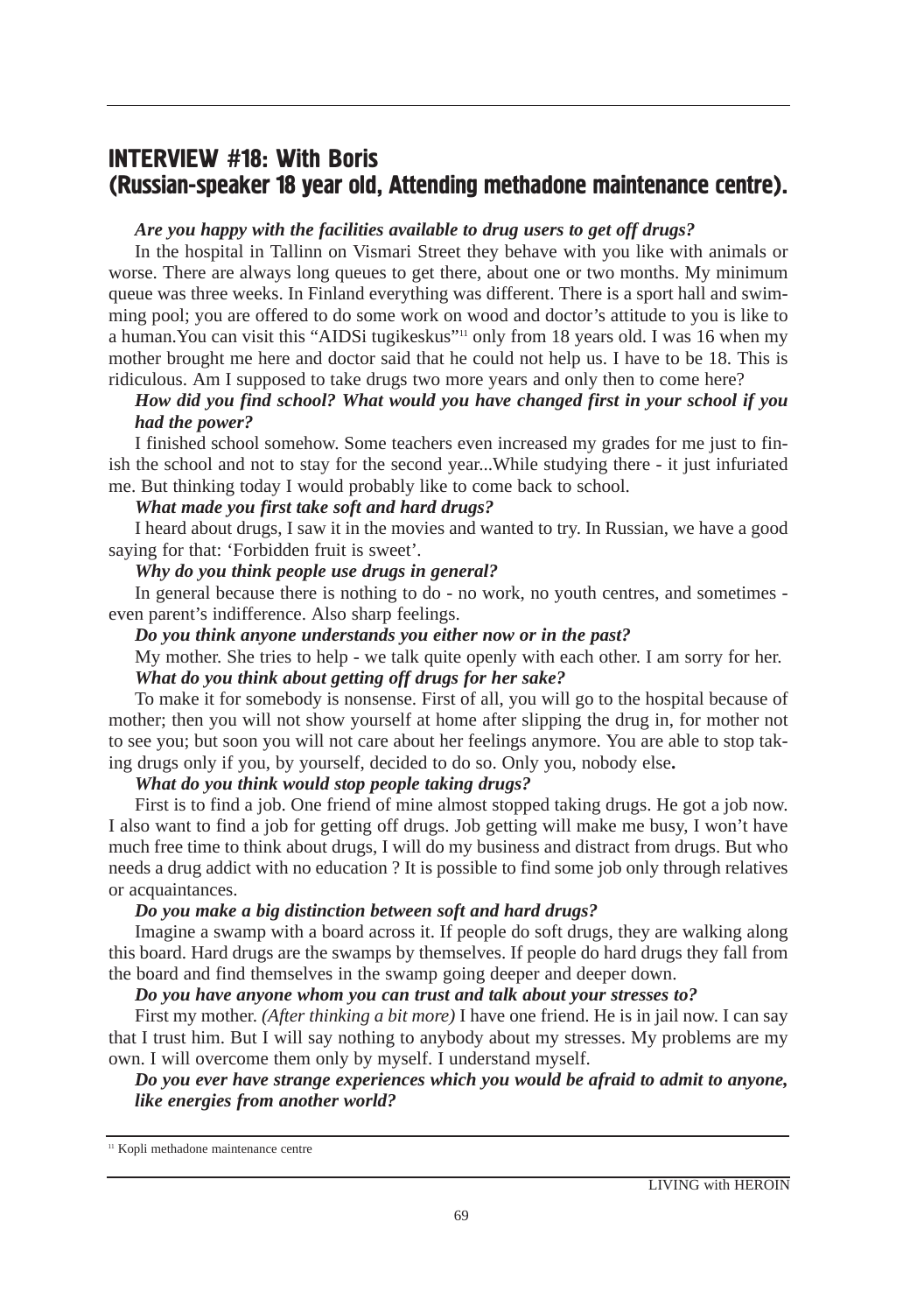## INTERVIEW #18: With Boris (Russian-speaker 18 year old, Attending methadone maintenance centre).

***Are you happy with the facilities available to drug users to get off drugs?***

In the hospital in Tallinn on Vismari Street they behave with you like with animals or worse. There are always long queues to get there, about one or two months. My minimum queue was three weeks. In Finland everything was different. There is a sport hall and swimming pool; you are offered to do some work on wood and doctor's attitude to you is like to a human.You can visit this "AIDSi tugikeskus"[11] only from 18 years old. I was 16 when my mother brought me here and doctor said that he could not help us. I have to be 18. This is ridiculous. Am I supposed to take drugs two more years and only then to come here?

***How did you find school? What would you have changed first in your school if you had the power?***

I finished school somehow. Some teachers even increased my grades for me just to finish the school and not to stay for the second year...While studying there - it just infuriated me. But thinking today I would probably like to come back to school.

***What made you first take soft and hard drugs?***

I heard about drugs, I saw it in the movies and wanted to try. In Russian, we have a good saying for that: 'Forbidden fruit is sweet'.

***Why do you think people use drugs in general?***

In general because there is nothing to do - no work, no youth centres, and sometimes - even parent's indifference. Also sharp feelings.

***Do you think anyone understands you either now or in the past?***

My mother. She tries to help - we talk quite openly with each other. I am sorry for her.

***What do you think about getting off drugs for her sake?***

To make it for somebody is nonsense. First of all, you will go to the hospital because of mother; then you will not show yourself at home after slipping the drug in, for mother not to see you; but soon you will not care about her feelings anymore. You are able to stop taking drugs only if you, by yourself, decided to do so. Only you, nobody else**.**

***What do you think would stop people taking drugs?***

First is to find a job. One friend of mine almost stopped taking drugs. He got a job now. I also want to find a job for getting off drugs. Job getting will make me busy, I won't have much free time to think about drugs, I will do my business and distract from drugs. But who needs a drug addict with no education ? It is possible to find some job only through relatives or acquaintances.

***Do you make a big distinction between soft and hard drugs?***

Imagine a swamp with a board across it. If people do soft drugs, they are walking along this board. Hard drugs are the swamps by themselves. If people do hard drugs they fall from the board and find themselves in the swamp going deeper and deeper down.

***Do you have anyone whom you can trust and talk about your stresses to?***

First my mother. *(After thinking a bit more)* I have one friend. He is in jail now. I can say that I trust him. But I will say nothing to anybody about my stresses. My problems are my own. I will overcome them only by myself. I understand myself.

***Do you ever have strange experiences which you would be afraid to admit to anyone, like energies from another world?***

---

[11] Kopli methadone maintenance centre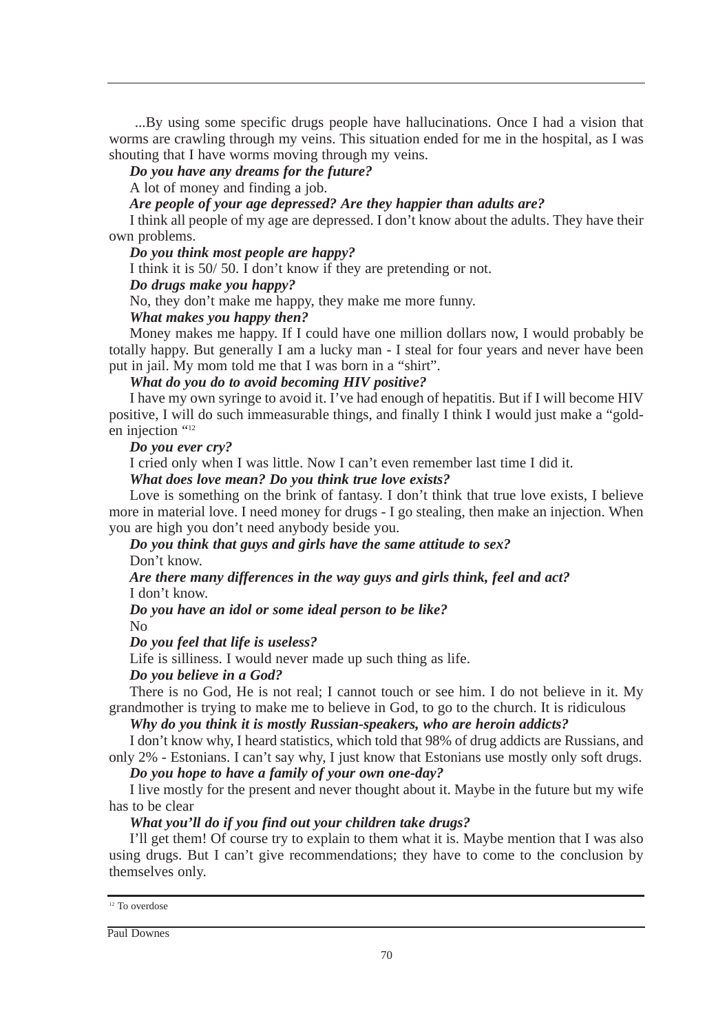...By using some specific drugs people have hallucinations. Once I had a vision that worms are crawling through my veins. This situation ended for me in the hospital, as I was shouting that I have worms moving through my veins.

***Do you have any dreams for the future?***

A lot of money and finding a job.

***Are people of your age depressed? Are they happier than adults are?***

I think all people of my age are depressed. I don't know about the adults. They have their own problems.

***Do you think most people are happy?***

I think it is 50/ 50. I don't know if they are pretending or not.

***Do drugs make you happy?***

No, they don't make me happy, they make me more funny.

***What makes you happy then?***

Money makes me happy. If I could have one million dollars now, I would probably be totally happy. But generally I am a lucky man - I steal for four years and never have been put in jail. My mom told me that I was born in a "shirt".

***What do you do to avoid becoming HIV positive?***

I have my own syringe to avoid it. I've had enough of hepatitis. But if I will become HIV positive, I will do such immeasurable things, and finally I think I would just make a "golden injection "[12]

***Do you ever cry?***

I cried only when I was little. Now I can't even remember last time I did it.

***What does love mean? Do you think true love exists?***

Love is something on the brink of fantasy. I don't think that true love exists, I believe more in material love. I need money for drugs - I go stealing, then make an injection. When you are high you don't need anybody beside you.

***Do you think that guys and girls have the same attitude to sex?***

Don't know.

***Are there many differences in the way guys and girls think, feel and act?***

I don't know.

***Do you have an idol or some ideal person to be like?***

No

***Do you feel that life is useless?***

Life is silliness. I would never made up such thing as life.

***Do you believe in a God?***

There is no God, He is not real; I cannot touch or see him. I do not believe in it. My grandmother is trying to make me to believe in God, to go to the church. It is ridiculous

***Why do you think it is mostly Russian-speakers, who are heroin addicts?***

I don't know why, I heard statistics, which told that 98% of drug addicts are Russians, and only 2% - Estonians. I can't say why, I just know that Estonians use mostly only soft drugs.

***Do you hope to have a family of your own one-day?***

I live mostly for the present and never thought about it. Maybe in the future but my wife has to be clear

***What you'll do if you find out your children take drugs?***

I'll get them! Of course try to explain to them what it is. Maybe mention that I was also using drugs. But I can't give recommendations; they have to come to the conclusion by themselves only.

---

[12] To overdose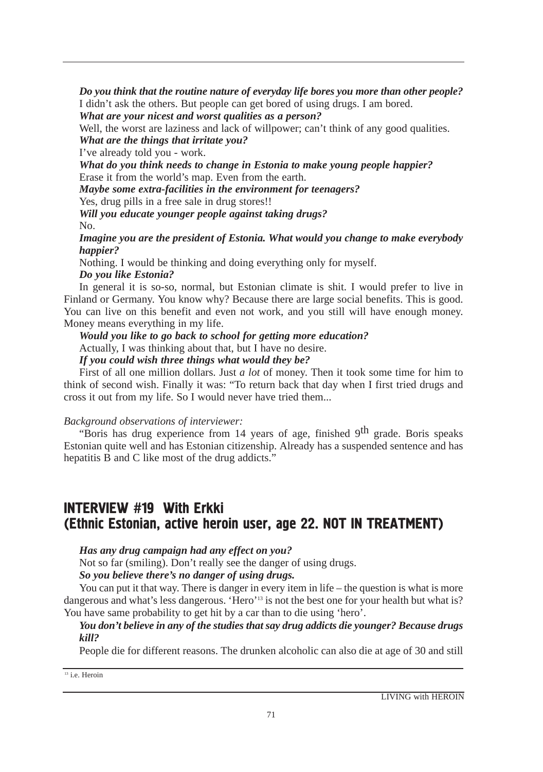***Do you think that the routine nature of everyday life bores you more than other people?***
I didn't ask the others. But people can get bored of using drugs. I am bored.
***What are your nicest and worst qualities as a person?***
Well, the worst are laziness and lack of willpower; can't think of any good qualities.
***What are the things that irritate you?***
I've already told you - work.
***What do you think needs to change in Estonia to make young people happier?***
Erase it from the world's map. Even from the earth.
***Maybe some extra-facilities in the environment for teenagers?***
Yes, drug pills in a free sale in drug stores!!
***Will you educate younger people against taking drugs?***
No.
***Imagine you are the president of Estonia. What would you change to make everybody happier?***
Nothing. I would be thinking and doing everything only for myself.
***Do you like Estonia?***
In general it is so-so, normal, but Estonian climate is shit. I would prefer to live in Finland or Germany. You know why? Because there are large social benefits. This is good. You can live on this benefit and even not work, and you still will have enough money. Money means everything in my life.
***Would you like to go back to school for getting more education?***
Actually, I was thinking about that, but I have no desire.
***If you could wish three things what would they be?***
First of all one million dollars. Just *a lot* of money. Then it took some time for him to think of second wish. Finally it was: "To return back that day when I first tried drugs and cross it out from my life. So I would never have tried them...

*Background observations of interviewer:*

"Boris has drug experience from 14 years of age, finished 9th grade. Boris speaks Estonian quite well and has Estonian citizenship. Already has a suspended sentence and has hepatitis B and C like most of the drug addicts."

## INTERVIEW #19 With Erkki (Ethnic Estonian, active heroin user, age 22. NOT IN TREATMENT)

***Has any drug campaign had any effect on you?***
Not so far (smiling). Don't really see the danger of using drugs.
***So you believe there's no danger of using drugs.***
You can put it that way. There is danger in every item in life – the question is what is more dangerous and what's less dangerous. 'Hero'[13] is not the best one for your health but what is? You have same probability to get hit by a car than to die using 'hero'.
***You don't believe in any of the studies that say drug addicts die younger? Because drugs kill?***
People die for different reasons. The drunken alcoholic can also die at age of 30 and still

[13] i.e. Heroin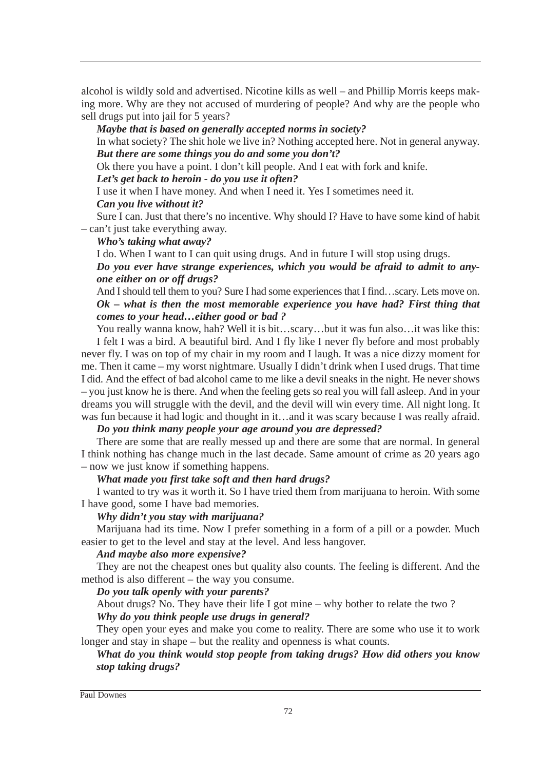alcohol is wildly sold and advertised. Nicotine kills as well – and Phillip Morris keeps making more. Why are they not accused of murdering of people? And why are the people who sell drugs put into jail for 5 years?

***Maybe that is based on generally accepted norms in society?***

In what society? The shit hole we live in? Nothing accepted here. Not in general anyway.

***But there are some things you do and some you don't?***

Ok there you have a point. I don't kill people. And I eat with fork and knife.

***Let's get back to heroin - do you use it often?***

I use it when I have money. And when I need it. Yes I sometimes need it.

***Can you live without it?***

Sure I can. Just that there's no incentive. Why should I? Have to have some kind of habit – can't just take everything away.

***Who's taking what away?***

I do. When I want to I can quit using drugs. And in future I will stop using drugs.

***Do you ever have strange experiences, which you would be afraid to admit to anyone either on or off drugs?***

And I should tell them to you? Sure I had some experiences that I find…scary. Lets move on.

***Ok – what is then the most memorable experience you have had? First thing that comes to your head…either good or bad ?***

You really wanna know, hah? Well it is bit…scary…but it was fun also…it was like this:

I felt I was a bird. A beautiful bird. And I fly like I never fly before and most probably never fly. I was on top of my chair in my room and I laugh. It was a nice dizzy moment for me. Then it came – my worst nightmare. Usually I didn't drink when I used drugs. That time I did. And the effect of bad alcohol came to me like a devil sneaks in the night. He never shows – you just know he is there. And when the feeling gets so real you will fall asleep. And in your dreams you will struggle with the devil, and the devil will win every time. All night long. It was fun because it had logic and thought in it…and it was scary because I was really afraid.

***Do you think many people your age around you are depressed?***

There are some that are really messed up and there are some that are normal. In general I think nothing has change much in the last decade. Same amount of crime as 20 years ago – now we just know if something happens.

***What made you first take soft and then hard drugs?***

I wanted to try was it worth it. So I have tried them from marijuana to heroin. With some I have good, some I have bad memories.

***Why didn't you stay with marijuana?***

Marijuana had its time. Now I prefer something in a form of a pill or a powder. Much easier to get to the level and stay at the level. And less hangover.

***And maybe also more expensive?***

They are not the cheapest ones but quality also counts. The feeling is different. And the method is also different – the way you consume.

***Do you talk openly with your parents?***

About drugs? No. They have their life I got mine – why bother to relate the two ?

***Why do you think people use drugs in general?***

They open your eyes and make you come to reality. There are some who use it to work longer and stay in shape – but the reality and openness is what counts.

***What do you think would stop people from taking drugs? How did others you know stop taking drugs?***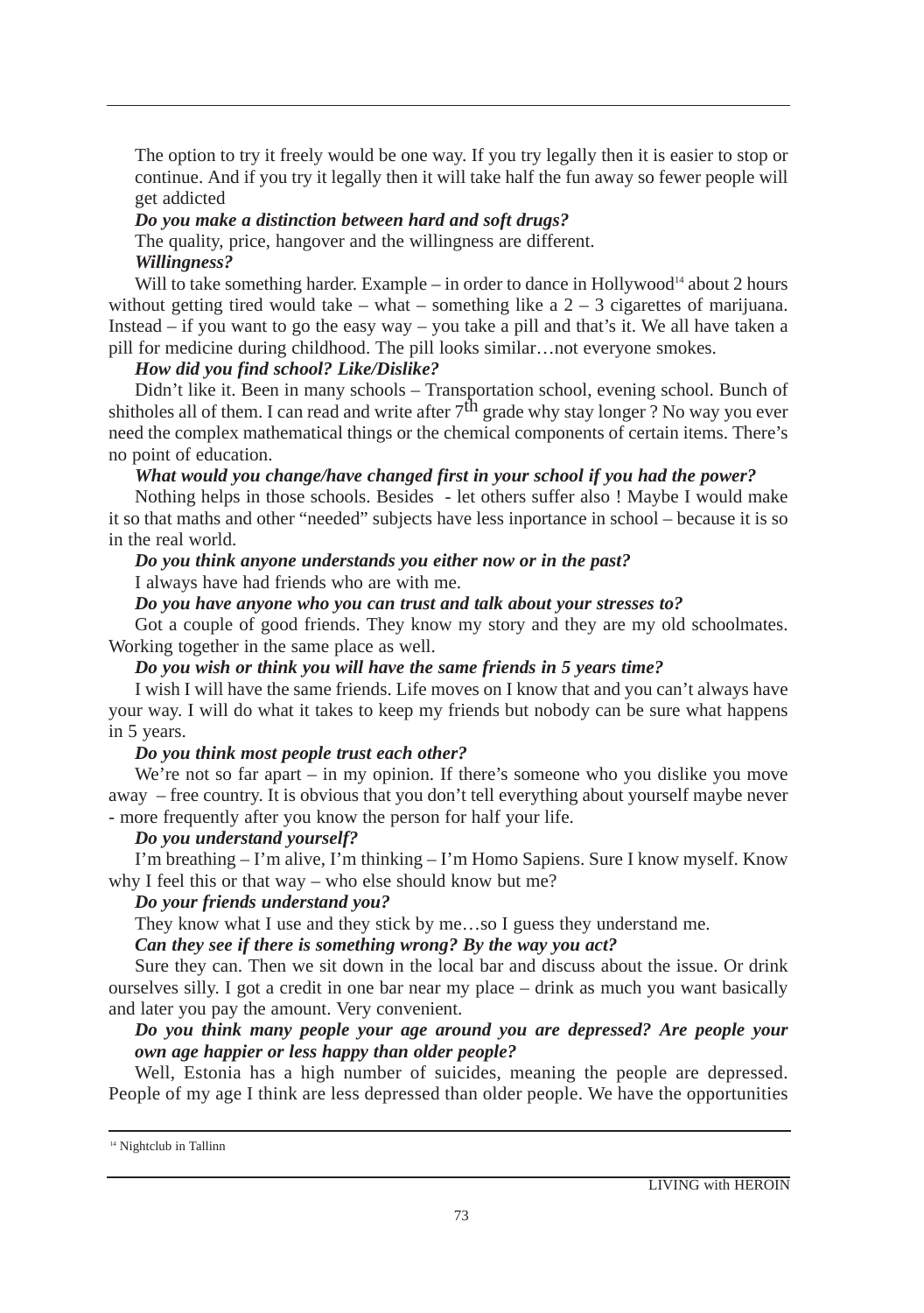The option to try it freely would be one way. If you try legally then it is easier to stop or continue. And if you try it legally then it will take half the fun away so fewer people will get addicted

***Do you make a distinction between hard and soft drugs?***

The quality, price, hangover and the willingness are different.

***Willingness?***

Will to take something harder. Example – in order to dance in Hollywood[14] about 2 hours without getting tired would take – what – something like a 2 – 3 cigarettes of marijuana. Instead – if you want to go the easy way – you take a pill and that's it. We all have taken a pill for medicine during childhood. The pill looks similar…not everyone smokes.

***How did you find school? Like/Dislike?***

Didn't like it. Been in many schools – Transportation school, evening school. Bunch of shitholes all of them. I can read and write after 7th grade why stay longer ? No way you ever need the complex mathematical things or the chemical components of certain items. There's no point of education.

***What would you change/have changed first in your school if you had the power?***

Nothing helps in those schools. Besides - let others suffer also ! Maybe I would make it so that maths and other "needed" subjects have less inportance in school – because it is so in the real world.

***Do you think anyone understands you either now or in the past?***

I always have had friends who are with me.

***Do you have anyone who you can trust and talk about your stresses to?***

Got a couple of good friends. They know my story and they are my old schoolmates. Working together in the same place as well.

***Do you wish or think you will have the same friends in 5 years time?***

I wish I will have the same friends. Life moves on I know that and you can't always have your way. I will do what it takes to keep my friends but nobody can be sure what happens in 5 years.

***Do you think most people trust each other?***

We're not so far apart – in my opinion. If there's someone who you dislike you move away – free country. It is obvious that you don't tell everything about yourself maybe never - more frequently after you know the person for half your life.

***Do you understand yourself?***

I'm breathing – I'm alive, I'm thinking – I'm Homo Sapiens. Sure I know myself. Know why I feel this or that way – who else should know but me?

***Do your friends understand you?***

They know what I use and they stick by me…so I guess they understand me.

***Can they see if there is something wrong? By the way you act?***

Sure they can. Then we sit down in the local bar and discuss about the issue. Or drink ourselves silly. I got a credit in one bar near my place – drink as much you want basically and later you pay the amount. Very convenient.

***Do you think many people your age around you are depressed? Are people your own age happier or less happy than older people?***

Well, Estonia has a high number of suicides, meaning the people are depressed. People of my age I think are less depressed than older people. We have the opportunities

[14] Nightclub in Tallinn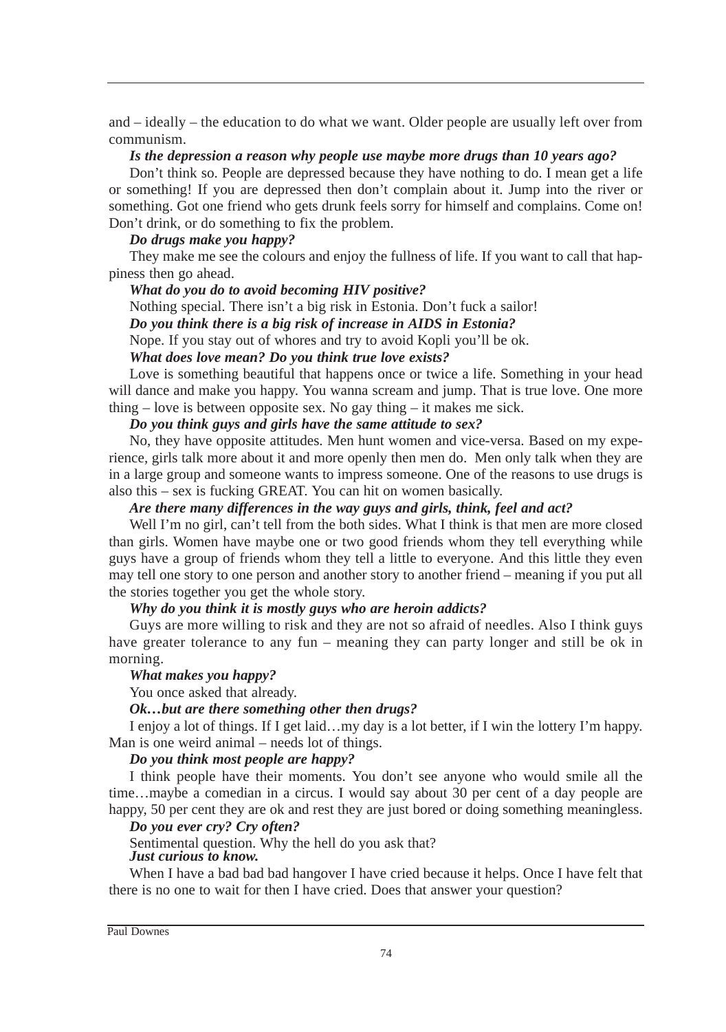and – ideally – the education to do what we want. Older people are usually left over from communism.

***Is the depression a reason why people use maybe more drugs than 10 years ago?***

Don't think so. People are depressed because they have nothing to do. I mean get a life or something! If you are depressed then don't complain about it. Jump into the river or something. Got one friend who gets drunk feels sorry for himself and complains. Come on! Don't drink, or do something to fix the problem.

***Do drugs make you happy?***

They make me see the colours and enjoy the fullness of life. If you want to call that happiness then go ahead.

***What do you do to avoid becoming HIV positive?***

Nothing special. There isn't a big risk in Estonia. Don't fuck a sailor!

***Do you think there is a big risk of increase in AIDS in Estonia?***

Nope. If you stay out of whores and try to avoid Kopli you'll be ok.

***What does love mean? Do you think true love exists?***

Love is something beautiful that happens once or twice a life. Something in your head will dance and make you happy. You wanna scream and jump. That is true love. One more thing – love is between opposite sex. No gay thing – it makes me sick.

***Do you think guys and girls have the same attitude to sex?***

No, they have opposite attitudes. Men hunt women and vice-versa. Based on my experience, girls talk more about it and more openly then men do. Men only talk when they are in a large group and someone wants to impress someone. One of the reasons to use drugs is also this – sex is fucking GREAT. You can hit on women basically.

***Are there many differences in the way guys and girls, think, feel and act?***

Well I'm no girl, can't tell from the both sides. What I think is that men are more closed than girls. Women have maybe one or two good friends whom they tell everything while guys have a group of friends whom they tell a little to everyone. And this little they even may tell one story to one person and another story to another friend – meaning if you put all the stories together you get the whole story.

***Why do you think it is mostly guys who are heroin addicts?***

Guys are more willing to risk and they are not so afraid of needles. Also I think guys have greater tolerance to any fun – meaning they can party longer and still be ok in morning.

***What makes you happy?***

You once asked that already.

***Ok…but are there something other then drugs?***

I enjoy a lot of things. If I get laid…my day is a lot better, if I win the lottery I'm happy. Man is one weird animal – needs lot of things.

***Do you think most people are happy?***

I think people have their moments. You don't see anyone who would smile all the time…maybe a comedian in a circus. I would say about 30 per cent of a day people are happy, 50 per cent they are ok and rest they are just bored or doing something meaningless.

***Do you ever cry? Cry often?***

Sentimental question. Why the hell do you ask that?

***Just curious to know.***

When I have a bad bad bad hangover I have cried because it helps. Once I have felt that there is no one to wait for then I have cried. Does that answer your question?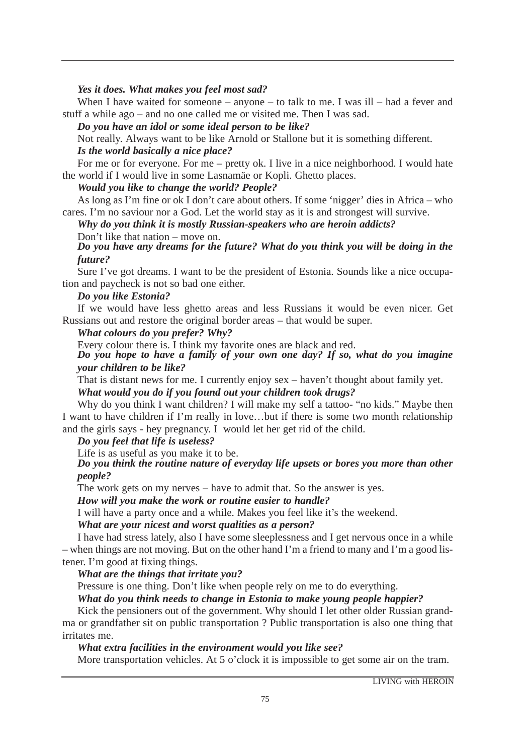***Yes it does. What makes you feel most sad?***

When I have waited for someone – anyone – to talk to me. I was ill – had a fever and stuff a while ago – and no one called me or visited me. Then I was sad.

***Do you have an idol or some ideal person to be like?***

Not really. Always want to be like Arnold or Stallone but it is something different.

***Is the world basically a nice place?***

For me or for everyone. For me – pretty ok. I live in a nice neighborhood. I would hate the world if I would live in some Lasnamäe or Kopli. Ghetto places.

***Would you like to change the world? People?***

As long as I'm fine or ok I don't care about others. If some 'nigger' dies in Africa – who cares. I'm no saviour nor a God. Let the world stay as it is and strongest will survive.

***Why do you think it is mostly Russian-speakers who are heroin addicts?***

Don't like that nation – move on.

***Do you have any dreams for the future? What do you think you will be doing in the future?***

Sure I've got dreams. I want to be the president of Estonia. Sounds like a nice occupation and paycheck is not so bad one either.

***Do you like Estonia?***

If we would have less ghetto areas and less Russians it would be even nicer. Get Russians out and restore the original border areas – that would be super.

***What colours do you prefer? Why?***

Every colour there is. I think my favorite ones are black and red.

***Do you hope to have a family of your own one day? If so, what do you imagine your children to be like?***

That is distant news for me. I currently enjoy sex – haven't thought about family yet.

***What would you do if you found out your children took drugs?***

Why do you think I want children? I will make my self a tattoo- "no kids." Maybe then I want to have children if I'm really in love…but if there is some two month relationship and the girls says - hey pregnancy. I would let her get rid of the child.

***Do you feel that life is useless?***

Life is as useful as you make it to be.

***Do you think the routine nature of everyday life upsets or bores you more than other people?***

The work gets on my nerves – have to admit that. So the answer is yes.

***How will you make the work or routine easier to handle?***

I will have a party once and a while. Makes you feel like it's the weekend.

***What are your nicest and worst qualities as a person?***

I have had stress lately, also I have some sleeplessness and I get nervous once in a while – when things are not moving. But on the other hand I'm a friend to many and I'm a good listener. I'm good at fixing things.

***What are the things that irritate you?***

Pressure is one thing. Don't like when people rely on me to do everything.

***What do you think needs to change in Estonia to make young people happier?***

Kick the pensioners out of the government. Why should I let other older Russian grandma or grandfather sit on public transportation ? Public transportation is also one thing that irritates me.

***What extra facilities in the environment would you like see?***

More transportation vehicles. At 5 o'clock it is impossible to get some air on the tram.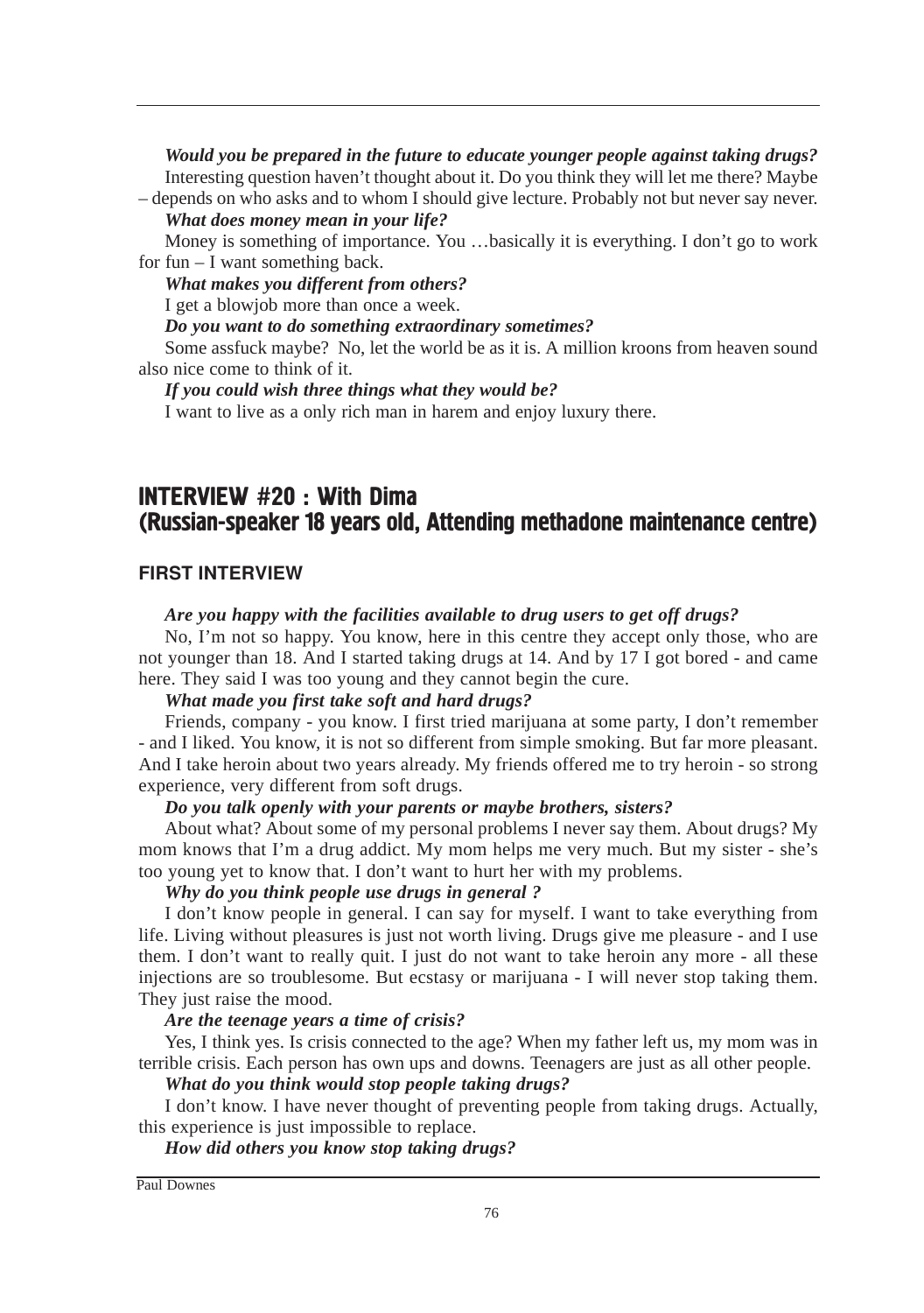***Would you be prepared in the future to educate younger people against taking drugs?***

Interesting question haven't thought about it. Do you think they will let me there? Maybe – depends on who asks and to whom I should give lecture. Probably not but never say never.

***What does money mean in your life?***

Money is something of importance. You …basically it is everything. I don't go to work for fun – I want something back.

***What makes you different from others?***

I get a blowjob more than once a week.

***Do you want to do something extraordinary sometimes?***

Some assfuck maybe? No, let the world be as it is. A million kroons from heaven sound also nice come to think of it.

***If you could wish three things what they would be?***

I want to live as a only rich man in harem and enjoy luxury there.

## INTERVIEW #20 : With Dima (Russian-speaker 18 years old, Attending methadone maintenance centre)

### FIRST INTERVIEW

***Are you happy with the facilities available to drug users to get off drugs?***

No, I'm not so happy. You know, here in this centre they accept only those, who are not younger than 18. And I started taking drugs at 14. And by 17 I got bored - and came here. They said I was too young and they cannot begin the cure.

***What made you first take soft and hard drugs?***

Friends, company - you know. I first tried marijuana at some party, I don't remember - and I liked. You know, it is not so different from simple smoking. But far more pleasant. And I take heroin about two years already. My friends offered me to try heroin - so strong experience, very different from soft drugs.

***Do you talk openly with your parents or maybe brothers, sisters?***

About what? About some of my personal problems I never say them. About drugs? My mom knows that I'm a drug addict. My mom helps me very much. But my sister - she's too young yet to know that. I don't want to hurt her with my problems.

***Why do you think people use drugs in general ?***

I don't know people in general. I can say for myself. I want to take everything from life. Living without pleasures is just not worth living. Drugs give me pleasure - and I use them. I don't want to really quit. I just do not want to take heroin any more - all these injections are so troublesome. But ecstasy or marijuana - I will never stop taking them. They just raise the mood.

***Are the teenage years a time of crisis?***

Yes, I think yes. Is crisis connected to the age? When my father left us, my mom was in terrible crisis. Each person has own ups and downs. Teenagers are just as all other people.

***What do you think would stop people taking drugs?***

I don't know. I have never thought of preventing people from taking drugs. Actually, this experience is just impossible to replace.

***How did others you know stop taking drugs?***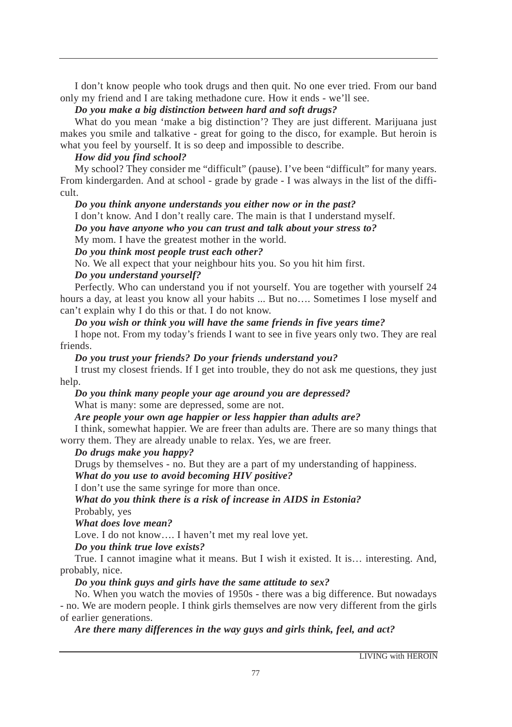I don't know people who took drugs and then quit. No one ever tried. From our band only my friend and I are taking methadone cure. How it ends - we'll see.

***Do you make a big distinction between hard and soft drugs?***

What do you mean 'make a big distinction'? They are just different. Marijuana just makes you smile and talkative - great for going to the disco, for example. But heroin is what you feel by yourself. It is so deep and impossible to describe.

***How did you find school?***

My school? They consider me "difficult" (pause). I've been "difficult" for many years. From kindergarden. And at school - grade by grade - I was always in the list of the difficult.

***Do you think anyone understands you either now or in the past?***

I don't know. And I don't really care. The main is that I understand myself.

***Do you have anyone who you can trust and talk about your stress to?***

My mom. I have the greatest mother in the world.

***Do you think most people trust each other?***

No. We all expect that your neighbour hits you. So you hit him first.

***Do you understand yourself?***

Perfectly. Who can understand you if not yourself. You are together with yourself 24 hours a day, at least you know all your habits ... But no…. Sometimes I lose myself and can't explain why I do this or that. I do not know.

***Do you wish or think you will have the same friends in five years time?***

I hope not. From my today's friends I want to see in five years only two. They are real friends.

***Do you trust your friends? Do your friends understand you?***

I trust my closest friends. If I get into trouble, they do not ask me questions, they just help.

***Do you think many people your age around you are depressed?***

What is many: some are depressed, some are not.

***Are people your own age happier or less happier than adults are?***

I think, somewhat happier. We are freer than adults are. There are so many things that worry them. They are already unable to relax. Yes, we are freer.

***Do drugs make you happy?***

Drugs by themselves - no. But they are a part of my understanding of happiness.

***What do you use to avoid becoming HIV positive?***

I don't use the same syringe for more than once.

***What do you think there is a risk of increase in AIDS in Estonia?***

Probably, yes

***What does love mean?***

Love. I do not know…. I haven't met my real love yet.

***Do you think true love exists?***

True. I cannot imagine what it means. But I wish it existed. It is… interesting. And, probably, nice.

***Do you think guys and girls have the same attitude to sex?***

No. When you watch the movies of 1950s - there was a big difference. But nowadays - no. We are modern people. I think girls themselves are now very different from the girls of earlier generations.

***Are there many differences in the way guys and girls think, feel, and act?***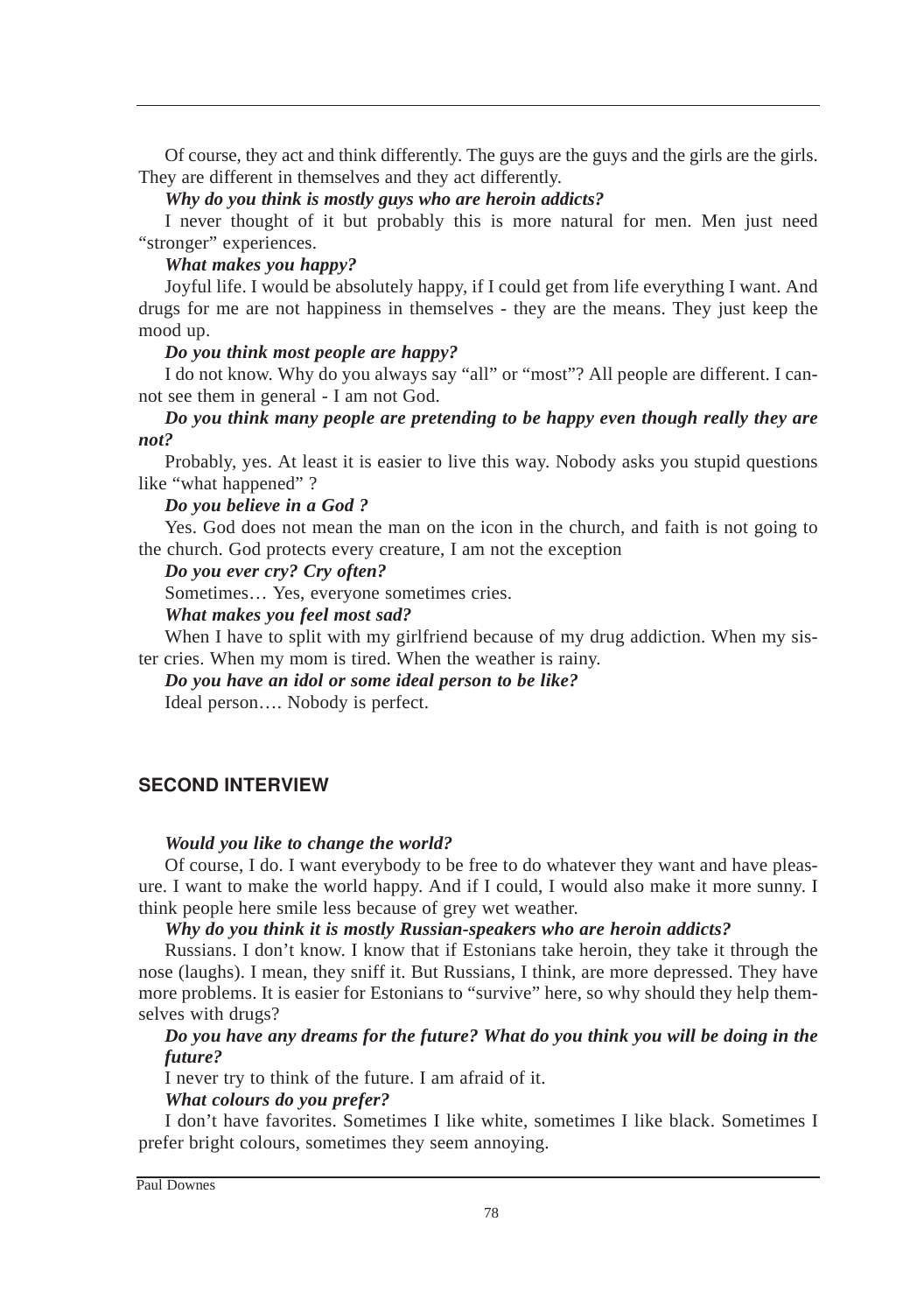Of course, they act and think differently. The guys are the guys and the girls are the girls. They are different in themselves and they act differently.

***Why do you think is mostly guys who are heroin addicts?***

I never thought of it but probably this is more natural for men. Men just need "stronger" experiences.

***What makes you happy?***

Joyful life. I would be absolutely happy, if I could get from life everything I want. And drugs for me are not happiness in themselves - they are the means. They just keep the mood up.

***Do you think most people are happy?***

I do not know. Why do you always say "all" or "most"? All people are different. I cannot see them in general - I am not God.

***Do you think many people are pretending to be happy even though really they are not?***

Probably, yes. At least it is easier to live this way. Nobody asks you stupid questions like "what happened" ?

***Do you believe in a God ?***

Yes. God does not mean the man on the icon in the church, and faith is not going to the church. God protects every creature, I am not the exception

***Do you ever cry? Cry often?***

Sometimes… Yes, everyone sometimes cries.

***What makes you feel most sad?***

When I have to split with my girlfriend because of my drug addiction. When my sister cries. When my mom is tired. When the weather is rainy.

***Do you have an idol or some ideal person to be like?***

Ideal person…. Nobody is perfect.

## SECOND INTERVIEW

***Would you like to change the world?***

Of course, I do. I want everybody to be free to do whatever they want and have pleasure. I want to make the world happy. And if I could, I would also make it more sunny. I think people here smile less because of grey wet weather.

***Why do you think it is mostly Russian-speakers who are heroin addicts?***

Russians. I don't know. I know that if Estonians take heroin, they take it through the nose (laughs). I mean, they sniff it. But Russians, I think, are more depressed. They have more problems. It is easier for Estonians to "survive" here, so why should they help themselves with drugs?

***Do you have any dreams for the future? What do you think you will be doing in the future?***

I never try to think of the future. I am afraid of it.

***What colours do you prefer?***

I don't have favorites. Sometimes I like white, sometimes I like black. Sometimes I prefer bright colours, sometimes they seem annoying.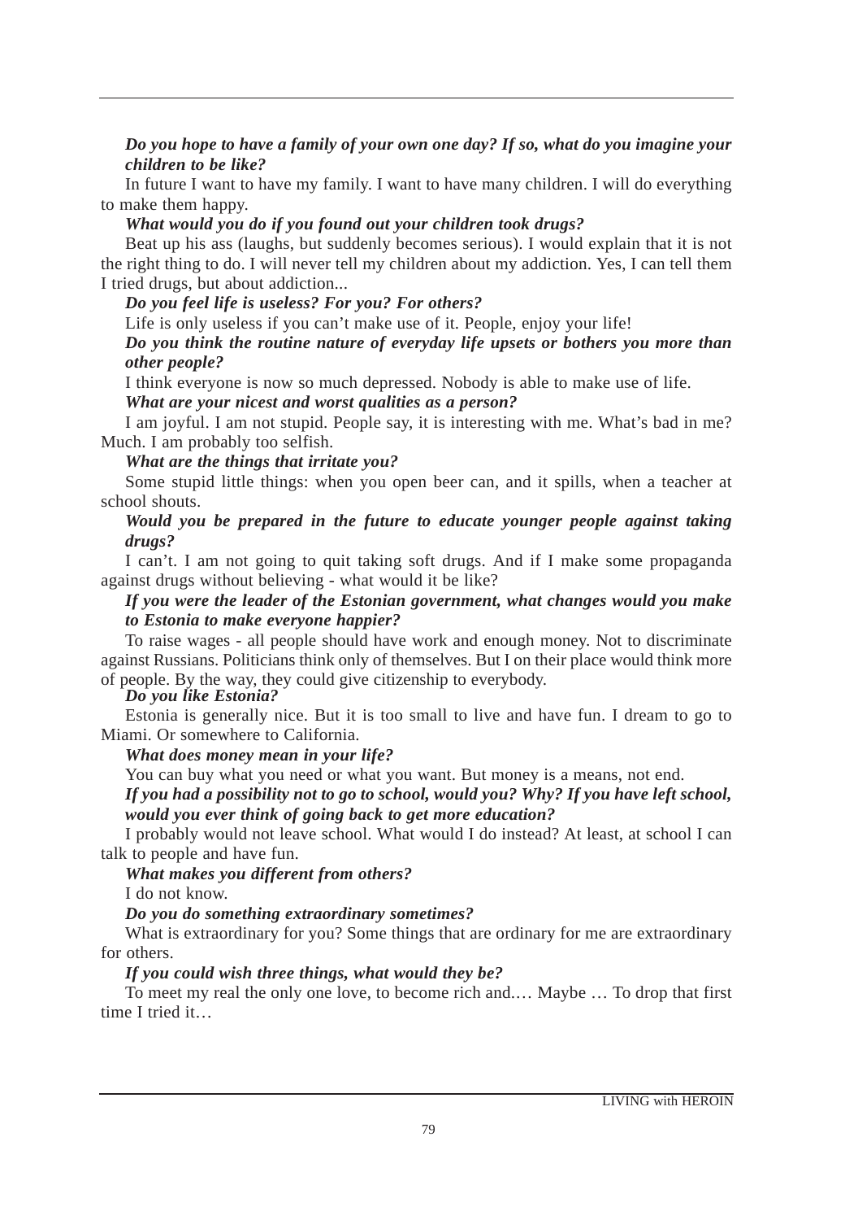***Do you hope to have a family of your own one day? If so, what do you imagine your children to be like?***

In future I want to have my family. I want to have many children. I will do everything to make them happy.

***What would you do if you found out your children took drugs?***

Beat up his ass (laughs, but suddenly becomes serious). I would explain that it is not the right thing to do. I will never tell my children about my addiction. Yes, I can tell them I tried drugs, but about addiction...

***Do you feel life is useless? For you? For others?***

Life is only useless if you can't make use of it. People, enjoy your life!

***Do you think the routine nature of everyday life upsets or bothers you more than other people?***

I think everyone is now so much depressed. Nobody is able to make use of life.

***What are your nicest and worst qualities as a person?***

I am joyful. I am not stupid. People say, it is interesting with me. What's bad in me? Much. I am probably too selfish.

***What are the things that irritate you?***

Some stupid little things: when you open beer can, and it spills, when a teacher at school shouts.

***Would you be prepared in the future to educate younger people against taking drugs?***

I can't. I am not going to quit taking soft drugs. And if I make some propaganda against drugs without believing - what would it be like?

***If you were the leader of the Estonian government, what changes would you make to Estonia to make everyone happier?***

To raise wages - all people should have work and enough money. Not to discriminate against Russians. Politicians think only of themselves. But I on their place would think more of people. By the way, they could give citizenship to everybody.

***Do you like Estonia?***

Estonia is generally nice. But it is too small to live and have fun. I dream to go to Miami. Or somewhere to California.

***What does money mean in your life?***

You can buy what you need or what you want. But money is a means, not end.

***If you had a possibility not to go to school, would you? Why? If you have left school, would you ever think of going back to get more education?***

I probably would not leave school. What would I do instead? At least, at school I can talk to people and have fun.

***What makes you different from others?***

I do not know.

***Do you do something extraordinary sometimes?***

What is extraordinary for you? Some things that are ordinary for me are extraordinary for others.

***If you could wish three things, what would they be?***

To meet my real the only one love, to become rich and.… Maybe … To drop that first time I tried it…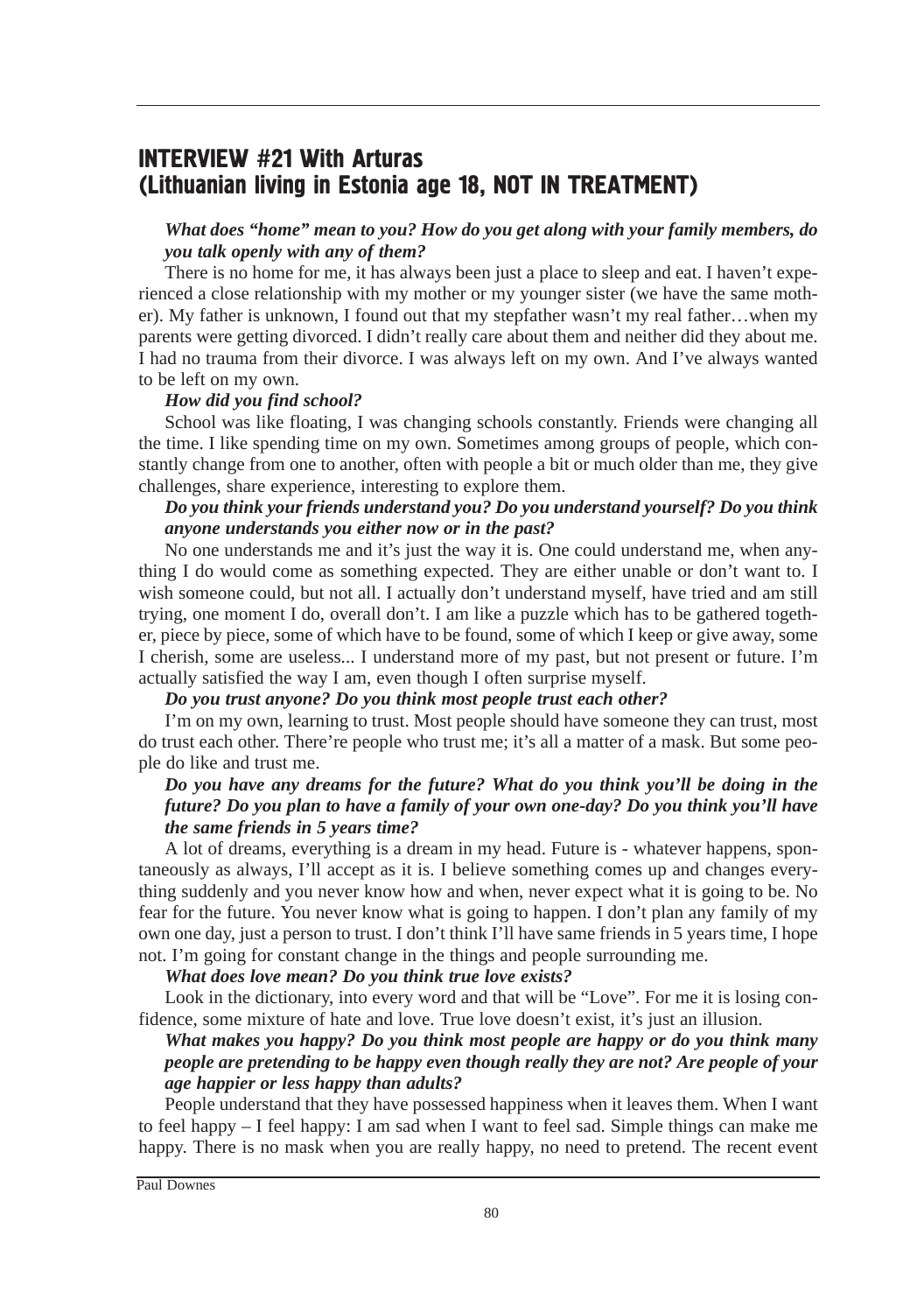## INTERVIEW #21 With Arturas (Lithuanian living in Estonia age 18, NOT IN TREATMENT)

***What does "home" mean to you? How do you get along with your family members, do you talk openly with any of them?***

There is no home for me, it has always been just a place to sleep and eat. I haven't experienced a close relationship with my mother or my younger sister (we have the same mother). My father is unknown, I found out that my stepfather wasn't my real father…when my parents were getting divorced. I didn't really care about them and neither did they about me. I had no trauma from their divorce. I was always left on my own. And I've always wanted to be left on my own.

***How did you find school?***

School was like floating, I was changing schools constantly. Friends were changing all the time. I like spending time on my own. Sometimes among groups of people, which constantly change from one to another, often with people a bit or much older than me, they give challenges, share experience, interesting to explore them.

***Do you think your friends understand you? Do you understand yourself? Do you think anyone understands you either now or in the past?***

No one understands me and it's just the way it is. One could understand me, when anything I do would come as something expected. They are either unable or don't want to. I wish someone could, but not all. I actually don't understand myself, have tried and am still trying, one moment I do, overall don't. I am like a puzzle which has to be gathered together, piece by piece, some of which have to be found, some of which I keep or give away, some I cherish, some are useless... I understand more of my past, but not present or future. I'm actually satisfied the way I am, even though I often surprise myself.

***Do you trust anyone? Do you think most people trust each other?***

I'm on my own, learning to trust. Most people should have someone they can trust, most do trust each other. There're people who trust me; it's all a matter of a mask. But some people do like and trust me.

***Do you have any dreams for the future? What do you think you'll be doing in the future? Do you plan to have a family of your own one-day? Do you think you'll have the same friends in 5 years time?***

A lot of dreams, everything is a dream in my head. Future is - whatever happens, spontaneously as always, I'll accept as it is. I believe something comes up and changes everything suddenly and you never know how and when, never expect what it is going to be. No fear for the future. You never know what is going to happen. I don't plan any family of my own one day, just a person to trust. I don't think I'll have same friends in 5 years time, I hope not. I'm going for constant change in the things and people surrounding me.

***What does love mean? Do you think true love exists?***

Look in the dictionary, into every word and that will be "Love". For me it is losing confidence, some mixture of hate and love. True love doesn't exist, it's just an illusion.

***What makes you happy? Do you think most people are happy or do you think many people are pretending to be happy even though really they are not? Are people of your age happier or less happy than adults?***

People understand that they have possessed happiness when it leaves them. When I want to feel happy – I feel happy: I am sad when I want to feel sad. Simple things can make me happy. There is no mask when you are really happy, no need to pretend. The recent event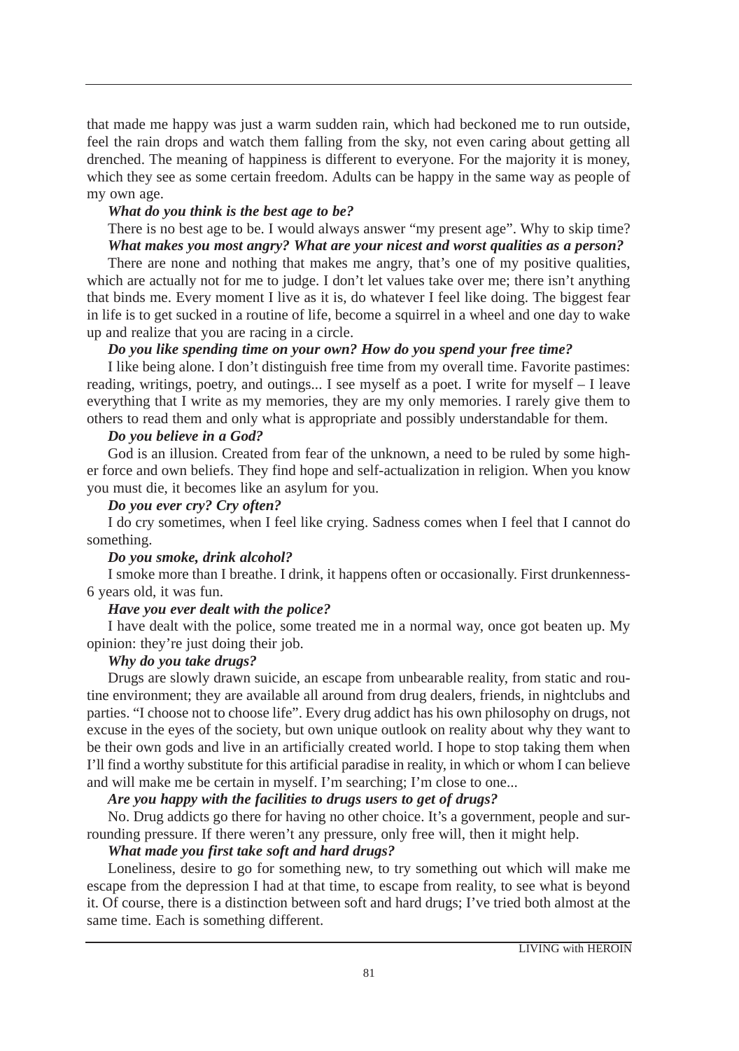that made me happy was just a warm sudden rain, which had beckoned me to run outside, feel the rain drops and watch them falling from the sky, not even caring about getting all drenched. The meaning of happiness is different to everyone. For the majority it is money, which they see as some certain freedom. Adults can be happy in the same way as people of my own age.

***What do you think is the best age to be?***

There is no best age to be. I would always answer "my present age". Why to skip time?

***What makes you most angry? What are your nicest and worst qualities as a person?***

There are none and nothing that makes me angry, that's one of my positive qualities, which are actually not for me to judge. I don't let values take over me; there isn't anything that binds me. Every moment I live as it is, do whatever I feel like doing. The biggest fear in life is to get sucked in a routine of life, become a squirrel in a wheel and one day to wake up and realize that you are racing in a circle.

***Do you like spending time on your own? How do you spend your free time?***

I like being alone. I don't distinguish free time from my overall time. Favorite pastimes: reading, writings, poetry, and outings... I see myself as a poet. I write for myself – I leave everything that I write as my memories, they are my only memories. I rarely give them to others to read them and only what is appropriate and possibly understandable for them.

***Do you believe in a God?***

God is an illusion. Created from fear of the unknown, a need to be ruled by some higher force and own beliefs. They find hope and self-actualization in religion. When you know you must die, it becomes like an asylum for you.

***Do you ever cry? Cry often?***

I do cry sometimes, when I feel like crying. Sadness comes when I feel that I cannot do something.

***Do you smoke, drink alcohol?***

I smoke more than I breathe. I drink, it happens often or occasionally. First drunkenness-6 years old, it was fun.

***Have you ever dealt with the police?***

I have dealt with the police, some treated me in a normal way, once got beaten up. My opinion: they're just doing their job.

***Why do you take drugs?***

Drugs are slowly drawn suicide, an escape from unbearable reality, from static and routine environment; they are available all around from drug dealers, friends, in nightclubs and parties. "I choose not to choose life". Every drug addict has his own philosophy on drugs, not excuse in the eyes of the society, but own unique outlook on reality about why they want to be their own gods and live in an artificially created world. I hope to stop taking them when I'll find a worthy substitute for this artificial paradise in reality, in which or whom I can believe and will make me be certain in myself. I'm searching; I'm close to one...

***Are you happy with the facilities to drugs users to get of drugs?***

No. Drug addicts go there for having no other choice. It's a government, people and surrounding pressure. If there weren't any pressure, only free will, then it might help.

***What made you first take soft and hard drugs?***

Loneliness, desire to go for something new, to try something out which will make me escape from the depression I had at that time, to escape from reality, to see what is beyond it. Of course, there is a distinction between soft and hard drugs; I've tried both almost at the same time. Each is something different.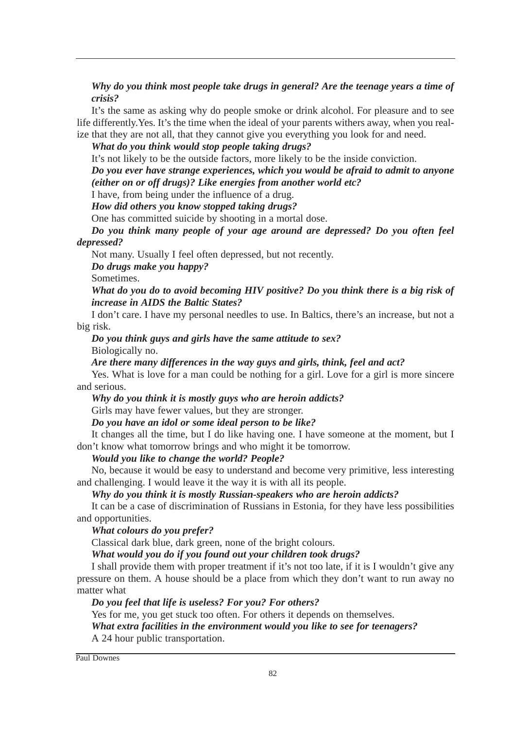***Why do you think most people take drugs in general? Are the teenage years a time of crisis?***

It's the same as asking why do people smoke or drink alcohol. For pleasure and to see life differently.Yes. It's the time when the ideal of your parents withers away, when you realize that they are not all, that they cannot give you everything you look for and need.

***What do you think would stop people taking drugs?***

It's not likely to be the outside factors, more likely to be the inside conviction.

***Do you ever have strange experiences, which you would be afraid to admit to anyone (either on or off drugs)? Like energies from another world etc?***

I have, from being under the influence of a drug.

***How did others you know stopped taking drugs?***

One has committed suicide by shooting in a mortal dose.

***Do you think many people of your age around are depressed? Do you often feel depressed?***

Not many. Usually I feel often depressed, but not recently.

***Do drugs make you happy?***

Sometimes.

***What do you do to avoid becoming HIV positive? Do you think there is a big risk of increase in AIDS the Baltic States?***

I don't care. I have my personal needles to use. In Baltics, there's an increase, but not a big risk.

***Do you think guys and girls have the same attitude to sex?***

Biologically no.

***Are there many differences in the way guys and girls, think, feel and act?***

Yes. What is love for a man could be nothing for a girl. Love for a girl is more sincere and serious.

***Why do you think it is mostly guys who are heroin addicts?***

Girls may have fewer values, but they are stronger.

***Do you have an idol or some ideal person to be like?***

It changes all the time, but I do like having one. I have someone at the moment, but I don't know what tomorrow brings and who might it be tomorrow.

***Would you like to change the world? People?***

No, because it would be easy to understand and become very primitive, less interesting and challenging. I would leave it the way it is with all its people.

***Why do you think it is mostly Russian-speakers who are heroin addicts?***

It can be a case of discrimination of Russians in Estonia, for they have less possibilities and opportunities.

***What colours do you prefer?***

Classical dark blue, dark green, none of the bright colours.

***What would you do if you found out your children took drugs?***

I shall provide them with proper treatment if it's not too late, if it is I wouldn't give any pressure on them. A house should be a place from which they don't want to run away no matter what

***Do you feel that life is useless? For you? For others?***

Yes for me, you get stuck too often. For others it depends on themselves.

***What extra facilities in the environment would you like to see for teenagers?***

A 24 hour public transportation.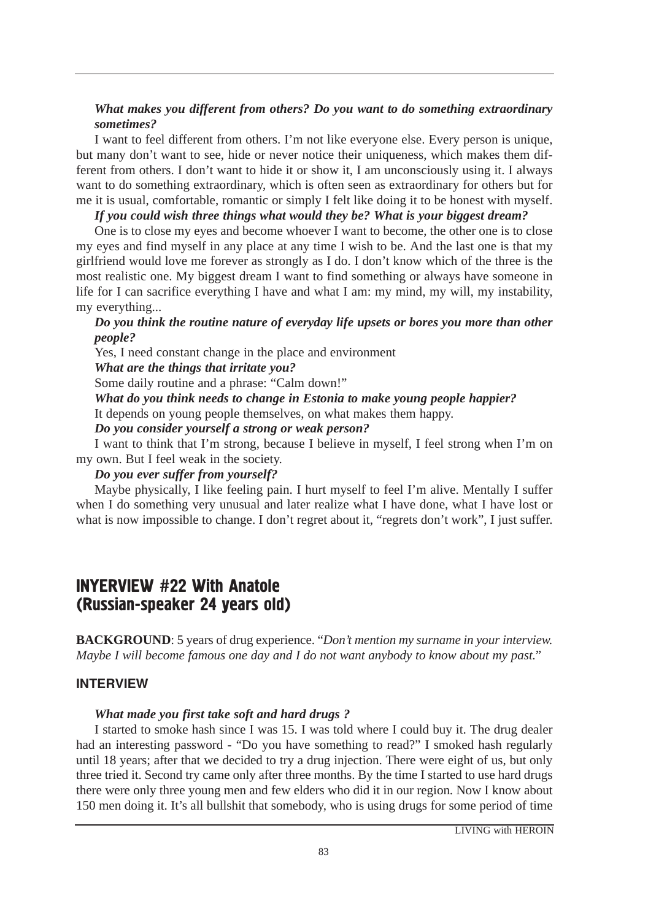***What makes you different from others? Do you want to do something extraordinary sometimes?***

I want to feel different from others. I'm not like everyone else. Every person is unique, but many don't want to see, hide or never notice their uniqueness, which makes them different from others. I don't want to hide it or show it, I am unconsciously using it. I always want to do something extraordinary, which is often seen as extraordinary for others but for me it is usual, comfortable, romantic or simply I felt like doing it to be honest with myself.

***If you could wish three things what would they be? What is your biggest dream?***

One is to close my eyes and become whoever I want to become, the other one is to close my eyes and find myself in any place at any time I wish to be. And the last one is that my girlfriend would love me forever as strongly as I do. I don't know which of the three is the most realistic one. My biggest dream I want to find something or always have someone in life for I can sacrifice everything I have and what I am: my mind, my will, my instability, my everything...

***Do you think the routine nature of everyday life upsets or bores you more than other people?***

Yes, I need constant change in the place and environment

***What are the things that irritate you?***

Some daily routine and a phrase: "Calm down!"

***What do you think needs to change in Estonia to make young people happier?***

It depends on young people themselves, on what makes them happy.

***Do you consider yourself a strong or weak person?***

I want to think that I'm strong, because I believe in myself, I feel strong when I'm on my own. But I feel weak in the society.

***Do you ever suffer from yourself?***

Maybe physically, I like feeling pain. I hurt myself to feel I'm alive. Mentally I suffer when I do something very unusual and later realize what I have done, what I have lost or what is now impossible to change. I don't regret about it, "regrets don't work", I just suffer.

## INYERVIEW #22 With Anatole (Russian-speaker 24 years old)

**BACKGROUND**: 5 years of drug experience. "*Don't mention my surname in your interview. Maybe I will become famous one day and I do not want anybody to know about my past.*"

### INTERVIEW

***What made you first take soft and hard drugs ?***

I started to smoke hash since I was 15. I was told where I could buy it. The drug dealer had an interesting password - "Do you have something to read?" I smoked hash regularly until 18 years; after that we decided to try a drug injection. There were eight of us, but only three tried it. Second try came only after three months. By the time I started to use hard drugs there were only three young men and few elders who did it in our region. Now I know about 150 men doing it. It's all bullshit that somebody, who is using drugs for some period of time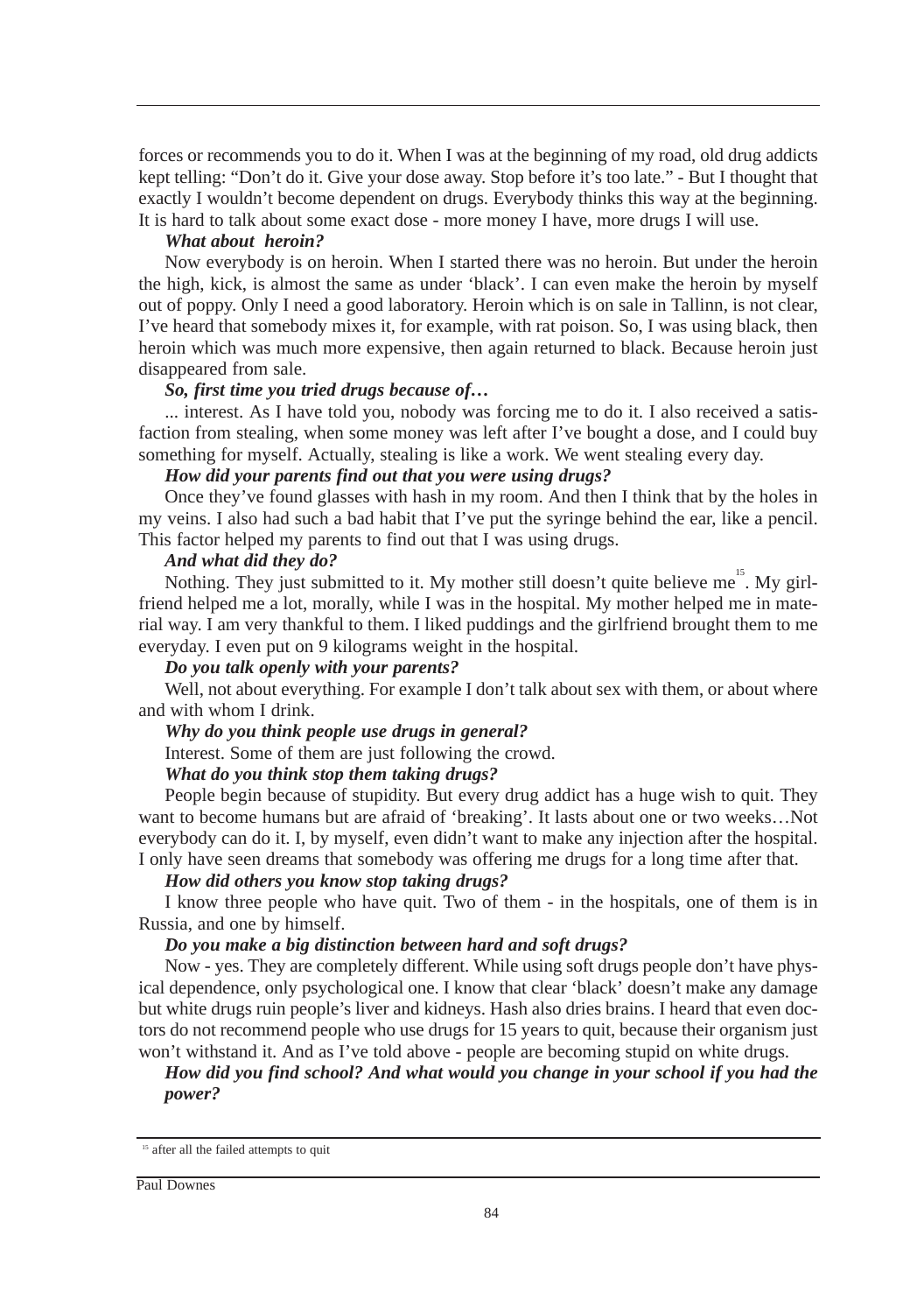forces or recommends you to do it. When I was at the beginning of my road, old drug addicts kept telling: "Don't do it. Give your dose away. Stop before it's too late." - But I thought that exactly I wouldn't become dependent on drugs. Everybody thinks this way at the beginning. It is hard to talk about some exact dose - more money I have, more drugs I will use.

***What about heroin?***

Now everybody is on heroin. When I started there was no heroin. But under the heroin the high, kick, is almost the same as under 'black'. I can even make the heroin by myself out of poppy. Only I need a good laboratory. Heroin which is on sale in Tallinn, is not clear, I've heard that somebody mixes it, for example, with rat poison. So, I was using black, then heroin which was much more expensive, then again returned to black. Because heroin just disappeared from sale.

***So, first time you tried drugs because of…***

... interest. As I have told you, nobody was forcing me to do it. I also received a satisfaction from stealing, when some money was left after I've bought a dose, and I could buy something for myself. Actually, stealing is like a work. We went stealing every day.

***How did your parents find out that you were using drugs?***

Once they've found glasses with hash in my room. And then I think that by the holes in my veins. I also had such a bad habit that I've put the syringe behind the ear, like a pencil. This factor helped my parents to find out that I was using drugs.

***And what did they do?***

Nothing. They just submitted to it. My mother still doesn't quite believe me[15]. My girlfriend helped me a lot, morally, while I was in the hospital. My mother helped me in material way. I am very thankful to them. I liked puddings and the girlfriend brought them to me everyday. I even put on 9 kilograms weight in the hospital.

***Do you talk openly with your parents?***

Well, not about everything. For example I don't talk about sex with them, or about where and with whom I drink.

***Why do you think people use drugs in general?***

Interest. Some of them are just following the crowd.

***What do you think stop them taking drugs?***

People begin because of stupidity. But every drug addict has a huge wish to quit. They want to become humans but are afraid of 'breaking'. It lasts about one or two weeks…Not everybody can do it. I, by myself, even didn't want to make any injection after the hospital. I only have seen dreams that somebody was offering me drugs for a long time after that.

***How did others you know stop taking drugs?***

I know three people who have quit. Two of them - in the hospitals, one of them is in Russia, and one by himself.

***Do you make a big distinction between hard and soft drugs?***

Now - yes. They are completely different. While using soft drugs people don't have physical dependence, only psychological one. I know that clear 'black' doesn't make any damage but white drugs ruin people's liver and kidneys. Hash also dries brains. I heard that even doctors do not recommend people who use drugs for 15 years to quit, because their organism just won't withstand it. And as I've told above - people are becoming stupid on white drugs.

***How did you find school? And what would you change in your school if you had the power?***

---

[15] after all the failed attempts to quit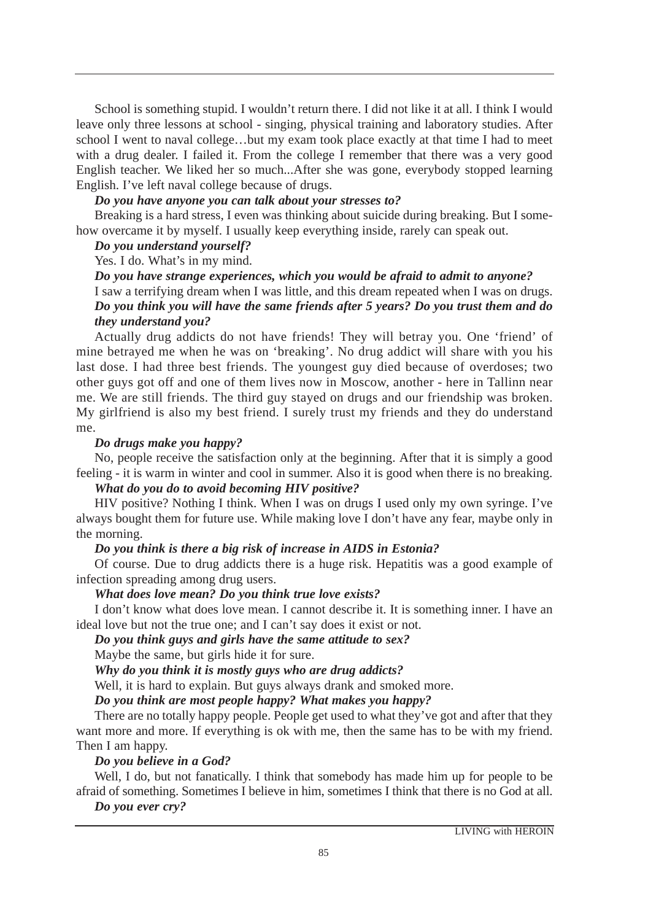School is something stupid. I wouldn't return there. I did not like it at all. I think I would leave only three lessons at school - singing, physical training and laboratory studies. After school I went to naval college…but my exam took place exactly at that time I had to meet with a drug dealer. I failed it. From the college I remember that there was a very good English teacher. We liked her so much...After she was gone, everybody stopped learning English. I've left naval college because of drugs.

***Do you have anyone you can talk about your stresses to?***

Breaking is a hard stress, I even was thinking about suicide during breaking. But I somehow overcame it by myself. I usually keep everything inside, rarely can speak out.

***Do you understand yourself?***

Yes. I do. What's in my mind.

***Do you have strange experiences, which you would be afraid to admit to anyone?***

I saw a terrifying dream when I was little, and this dream repeated when I was on drugs.

***Do you think you will have the same friends after 5 years? Do you trust them and do they understand you?***

Actually drug addicts do not have friends! They will betray you. One 'friend' of mine betrayed me when he was on 'breaking'. No drug addict will share with you his last dose. I had three best friends. The youngest guy died because of overdoses; two other guys got off and one of them lives now in Moscow, another - here in Tallinn near me. We are still friends. The third guy stayed on drugs and our friendship was broken. My girlfriend is also my best friend. I surely trust my friends and they do understand me.

***Do drugs make you happy?***

No, people receive the satisfaction only at the beginning. After that it is simply a good feeling - it is warm in winter and cool in summer. Also it is good when there is no breaking.

***What do you do to avoid becoming HIV positive?***

HIV positive? Nothing I think. When I was on drugs I used only my own syringe. I've always bought them for future use. While making love I don't have any fear, maybe only in the morning.

***Do you think is there a big risk of increase in AIDS in Estonia?***

Of course. Due to drug addicts there is a huge risk. Hepatitis was a good example of infection spreading among drug users.

***What does love mean? Do you think true love exists?***

I don't know what does love mean. I cannot describe it. It is something inner. I have an ideal love but not the true one; and I can't say does it exist or not.

***Do you think guys and girls have the same attitude to sex?***

Maybe the same, but girls hide it for sure.

***Why do you think it is mostly guys who are drug addicts?***

Well, it is hard to explain. But guys always drank and smoked more.

***Do you think are most people happy? What makes you happy?***

There are no totally happy people. People get used to what they've got and after that they want more and more. If everything is ok with me, then the same has to be with my friend. Then I am happy.

***Do you believe in a God?***

Well, I do, but not fanatically. I think that somebody has made him up for people to be afraid of something. Sometimes I believe in him, sometimes I think that there is no God at all.

***Do you ever cry?***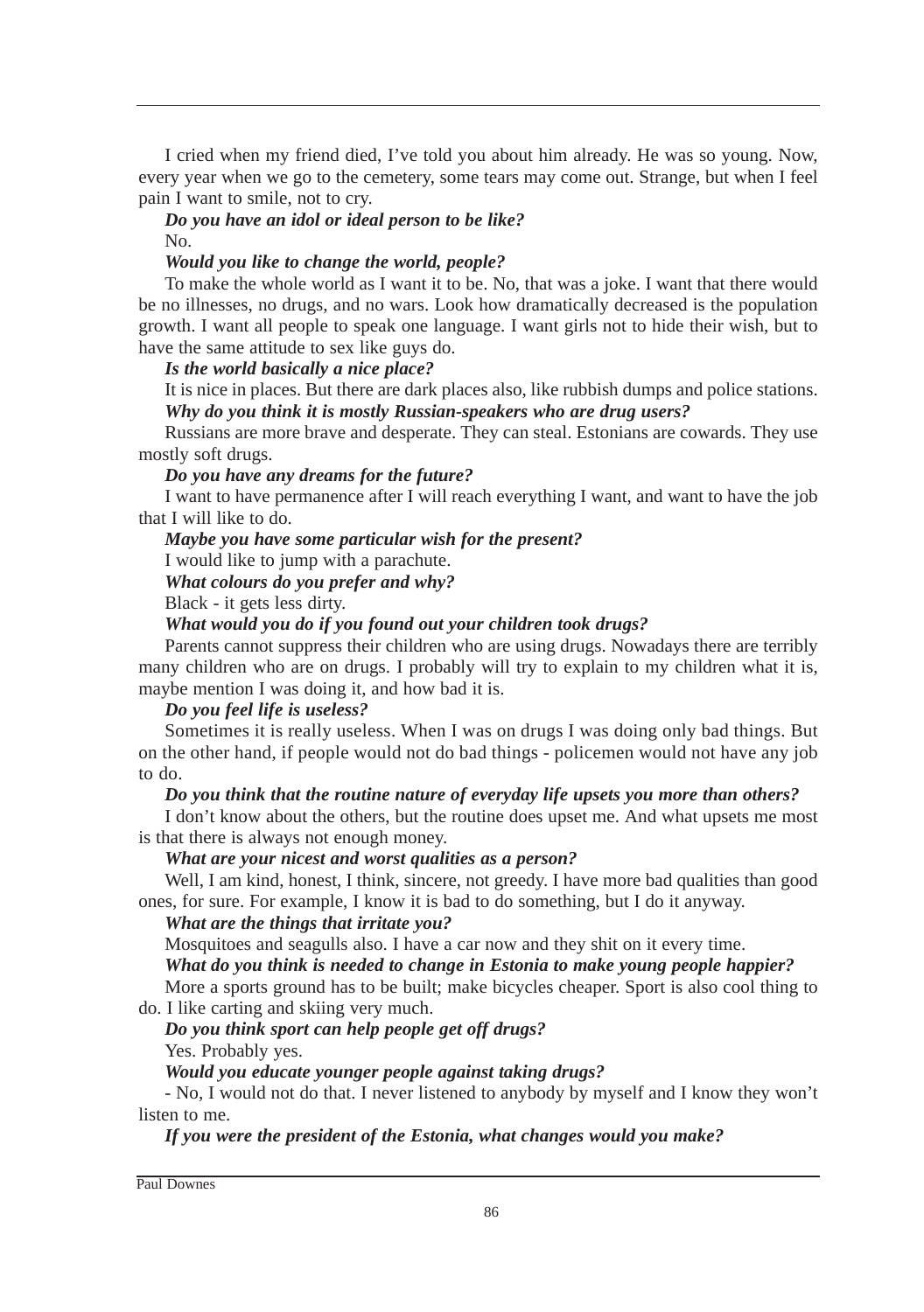I cried when my friend died, I've told you about him already. He was so young. Now, every year when we go to the cemetery, some tears may come out. Strange, but when I feel pain I want to smile, not to cry.

***Do you have an idol or ideal person to be like?***

No.

***Would you like to change the world, people?***

To make the whole world as I want it to be. No, that was a joke. I want that there would be no illnesses, no drugs, and no wars. Look how dramatically decreased is the population growth. I want all people to speak one language. I want girls not to hide their wish, but to have the same attitude to sex like guys do.

***Is the world basically a nice place?***

It is nice in places. But there are dark places also, like rubbish dumps and police stations.

***Why do you think it is mostly Russian-speakers who are drug users?***

Russians are more brave and desperate. They can steal. Estonians are cowards. They use mostly soft drugs.

***Do you have any dreams for the future?***

I want to have permanence after I will reach everything I want, and want to have the job that I will like to do.

***Maybe you have some particular wish for the present?***

I would like to jump with a parachute.

***What colours do you prefer and why?***

Black - it gets less dirty.

***What would you do if you found out your children took drugs?***

Parents cannot suppress their children who are using drugs. Nowadays there are terribly many children who are on drugs. I probably will try to explain to my children what it is, maybe mention I was doing it, and how bad it is.

***Do you feel life is useless?***

Sometimes it is really useless. When I was on drugs I was doing only bad things. But on the other hand, if people would not do bad things - policemen would not have any job to do.

***Do you think that the routine nature of everyday life upsets you more than others?***

I don't know about the others, but the routine does upset me. And what upsets me most is that there is always not enough money.

***What are your nicest and worst qualities as a person?***

Well, I am kind, honest, I think, sincere, not greedy. I have more bad qualities than good ones, for sure. For example, I know it is bad to do something, but I do it anyway.

***What are the things that irritate you?***

Mosquitoes and seagulls also. I have a car now and they shit on it every time.

***What do you think is needed to change in Estonia to make young people happier?***

More a sports ground has to be built; make bicycles cheaper. Sport is also cool thing to do. I like carting and skiing very much.

***Do you think sport can help people get off drugs?***

Yes. Probably yes.

***Would you educate younger people against taking drugs?***

- No, I would not do that. I never listened to anybody by myself and I know they won't listen to me.

***If you were the president of the Estonia, what changes would you make?***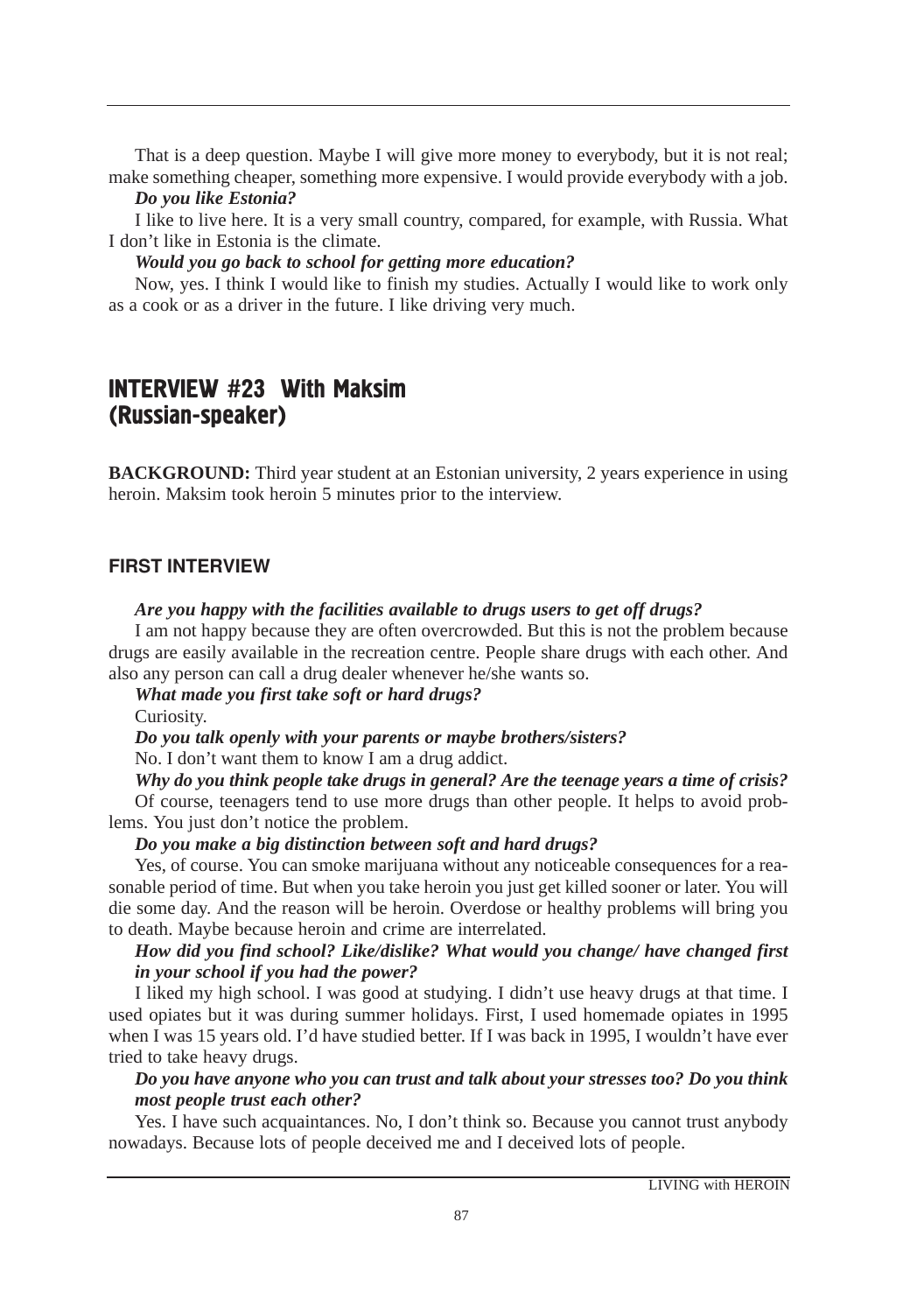That is a deep question. Maybe I will give more money to everybody, but it is not real; make something cheaper, something more expensive. I would provide everybody with a job.

***Do you like Estonia?***

I like to live here. It is a very small country, compared, for example, with Russia. What I don't like in Estonia is the climate.

***Would you go back to school for getting more education?***

Now, yes. I think I would like to finish my studies. Actually I would like to work only as a cook or as a driver in the future. I like driving very much.

## INTERVIEW #23 With Maksim (Russian-speaker)

**BACKGROUND:** Third year student at an Estonian university, 2 years experience in using heroin. Maksim took heroin 5 minutes prior to the interview.

### FIRST INTERVIEW

***Are you happy with the facilities available to drugs users to get off drugs?***

I am not happy because they are often overcrowded. But this is not the problem because drugs are easily available in the recreation centre. People share drugs with each other. And also any person can call a drug dealer whenever he/she wants so.

***What made you first take soft or hard drugs?***

Curiosity.

***Do you talk openly with your parents or maybe brothers/sisters?***

No. I don't want them to know I am a drug addict.

***Why do you think people take drugs in general? Are the teenage years a time of crisis?***

Of course, teenagers tend to use more drugs than other people. It helps to avoid problems. You just don't notice the problem.

***Do you make a big distinction between soft and hard drugs?***

Yes, of course. You can smoke marijuana without any noticeable consequences for a reasonable period of time. But when you take heroin you just get killed sooner or later. You will die some day. And the reason will be heroin. Overdose or healthy problems will bring you to death. Maybe because heroin and crime are interrelated.

***How did you find school? Like/dislike? What would you change/ have changed first in your school if you had the power?***

I liked my high school. I was good at studying. I didn't use heavy drugs at that time. I used opiates but it was during summer holidays. First, I used homemade opiates in 1995 when I was 15 years old. I'd have studied better. If I was back in 1995, I wouldn't have ever tried to take heavy drugs.

***Do you have anyone who you can trust and talk about your stresses too? Do you think most people trust each other?***

Yes. I have such acquaintances. No, I don't think so. Because you cannot trust anybody nowadays. Because lots of people deceived me and I deceived lots of people.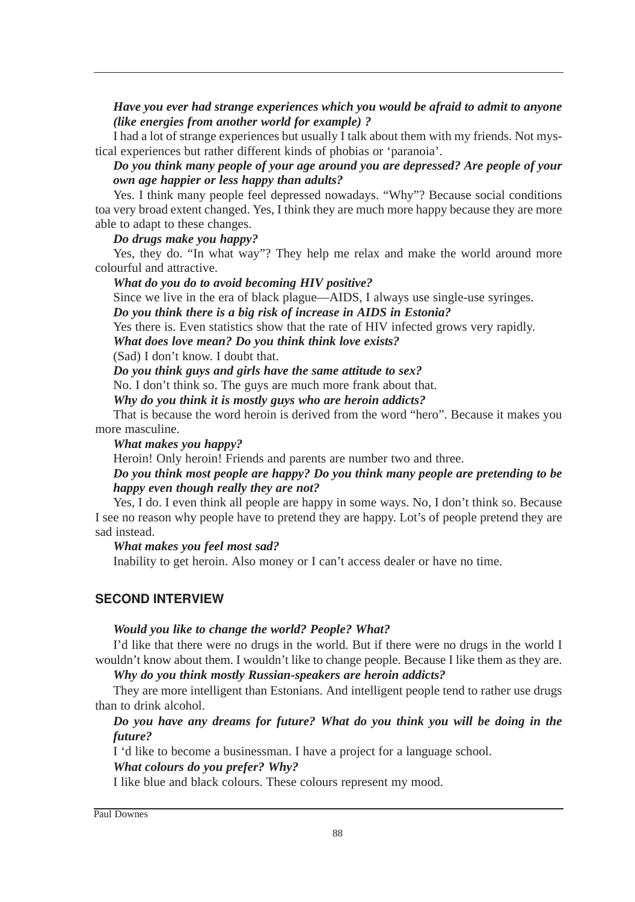***Have you ever had strange experiences which you would be afraid to admit to anyone (like energies from another world for example) ?***

I had a lot of strange experiences but usually I talk about them with my friends. Not mystical experiences but rather different kinds of phobias or 'paranoia'.

***Do you think many people of your age around you are depressed? Are people of your own age happier or less happy than adults?***

Yes. I think many people feel depressed nowadays. "Why"? Because social conditions toa very broad extent changed. Yes, I think they are much more happy because they are more able to adapt to these changes.

***Do drugs make you happy?***

Yes, they do. "In what way"? They help me relax and make the world around more colourful and attractive.

***What do you do to avoid becoming HIV positive?***

Since we live in the era of black plague—AIDS, I always use single-use syringes.

***Do you think there is a big risk of increase in AIDS in Estonia?***

Yes there is. Even statistics show that the rate of HIV infected grows very rapidly.

***What does love mean? Do you think think love exists?***

(Sad) I don't know. I doubt that.

***Do you think guys and girls have the same attitude to sex?***

No. I don't think so. The guys are much more frank about that.

***Why do you think it is mostly guys who are heroin addicts?***

That is because the word heroin is derived from the word "hero". Because it makes you more masculine.

***What makes you happy?***

Heroin! Only heroin! Friends and parents are number two and three.

***Do you think most people are happy? Do you think many people are pretending to be happy even though really they are not?***

Yes, I do. I even think all people are happy in some ways. No, I don't think so. Because I see no reason why people have to pretend they are happy. Lot's of people pretend they are sad instead.

***What makes you feel most sad?***

Inability to get heroin. Also money or I can't access dealer or have no time.

## SECOND INTERVIEW

***Would you like to change the world? People? What?***

I'd like that there were no drugs in the world. But if there were no drugs in the world I wouldn't know about them. I wouldn't like to change people. Because I like them as they are.

***Why do you think mostly Russian-speakers are heroin addicts?***

They are more intelligent than Estonians. And intelligent people tend to rather use drugs than to drink alcohol.

***Do you have any dreams for future? What do you think you will be doing in the future?***

I 'd like to become a businessman. I have a project for a language school.

***What colours do you prefer? Why?***

I like blue and black colours. These colours represent my mood.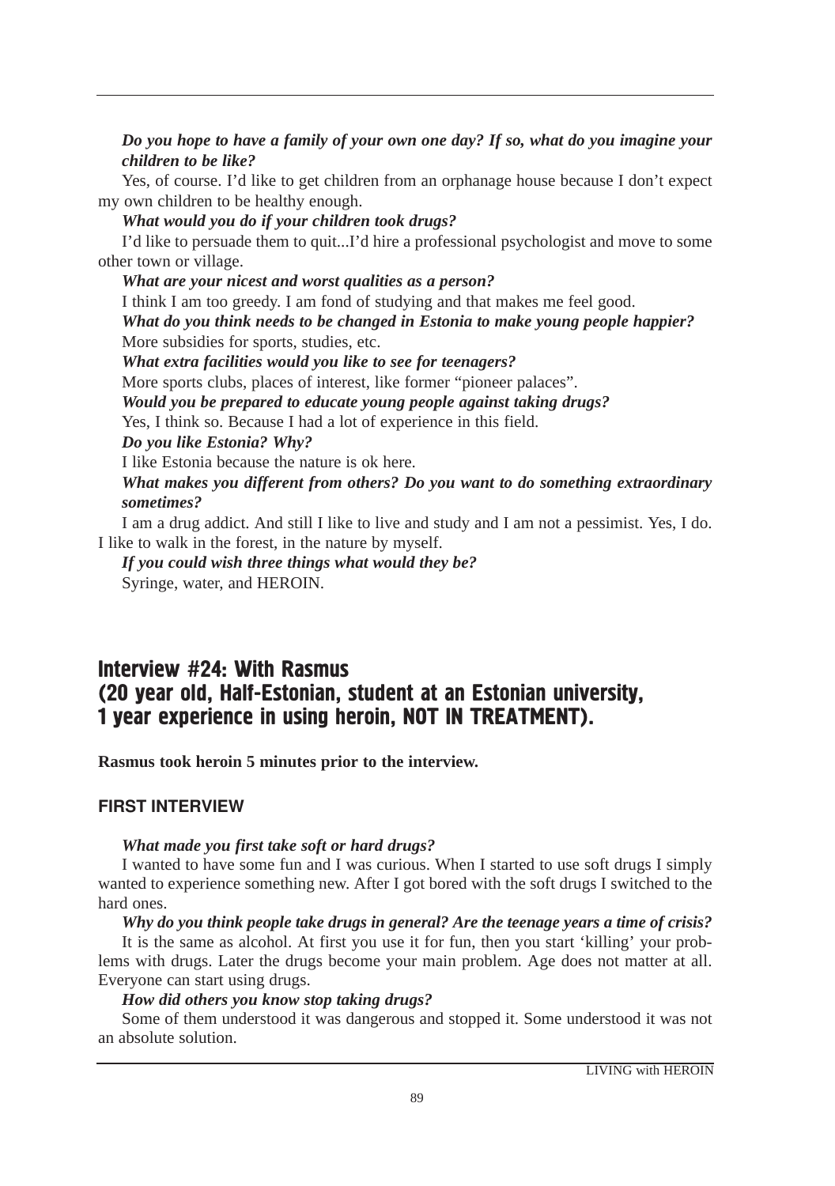***Do you hope to have a family of your own one day? If so, what do you imagine your children to be like?***

Yes, of course. I'd like to get children from an orphanage house because I don't expect my own children to be healthy enough.

***What would you do if your children took drugs?***

I'd like to persuade them to quit...I'd hire a professional psychologist and move to some other town or village.

***What are your nicest and worst qualities as a person?***

I think I am too greedy. I am fond of studying and that makes me feel good.

***What do you think needs to be changed in Estonia to make young people happier?***

More subsidies for sports, studies, etc.

***What extra facilities would you like to see for teenagers?***

More sports clubs, places of interest, like former "pioneer palaces".

***Would you be prepared to educate young people against taking drugs?***

Yes, I think so. Because I had a lot of experience in this field.

***Do you like Estonia? Why?***

I like Estonia because the nature is ok here.

***What makes you different from others? Do you want to do something extraordinary sometimes?***

I am a drug addict. And still I like to live and study and I am not a pessimist. Yes, I do. I like to walk in the forest, in the nature by myself.

***If you could wish three things what would they be?***

Syringe, water, and HEROIN.

## Interview #24: With Rasmus (20 year old, Half-Estonian, student at an Estonian university, 1 year experience in using heroin, NOT IN TREATMENT).

**Rasmus took heroin 5 minutes prior to the interview.**

### FIRST INTERVIEW

***What made you first take soft or hard drugs?***

I wanted to have some fun and I was curious. When I started to use soft drugs I simply wanted to experience something new. After I got bored with the soft drugs I switched to the hard ones.

***Why do you think people take drugs in general? Are the teenage years a time of crisis?***

It is the same as alcohol. At first you use it for fun, then you start 'killing' your problems with drugs. Later the drugs become your main problem. Age does not matter at all. Everyone can start using drugs.

***How did others you know stop taking drugs?***

Some of them understood it was dangerous and stopped it. Some understood it was not an absolute solution.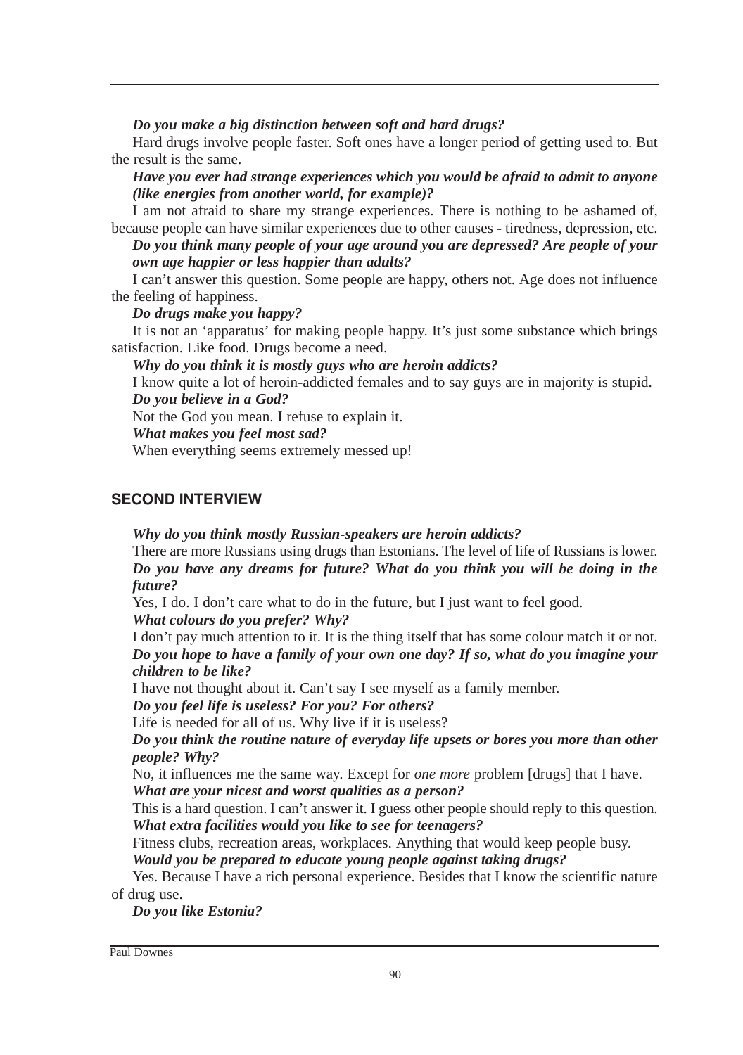***Do you make a big distinction between soft and hard drugs?***

Hard drugs involve people faster. Soft ones have a longer period of getting used to. But the result is the same.

***Have you ever had strange experiences which you would be afraid to admit to anyone (like energies from another world, for example)?***

I am not afraid to share my strange experiences. There is nothing to be ashamed of, because people can have similar experiences due to other causes - tiredness, depression, etc.

***Do you think many people of your age around you are depressed? Are people of your own age happier or less happier than adults?***

I can't answer this question. Some people are happy, others not. Age does not influence the feeling of happiness.

***Do drugs make you happy?***

It is not an 'apparatus' for making people happy. It's just some substance which brings satisfaction. Like food. Drugs become a need.

***Why do you think it is mostly guys who are heroin addicts?***

I know quite a lot of heroin-addicted females and to say guys are in majority is stupid.

***Do you believe in a God?***

Not the God you mean. I refuse to explain it.

***What makes you feel most sad?***

When everything seems extremely messed up!

## SECOND INTERVIEW

***Why do you think mostly Russian-speakers are heroin addicts?***

There are more Russians using drugs than Estonians. The level of life of Russians is lower.

***Do you have any dreams for future? What do you think you will be doing in the future?***

Yes, I do. I don't care what to do in the future, but I just want to feel good.

***What colours do you prefer? Why?***

I don't pay much attention to it. It is the thing itself that has some colour match it or not.

***Do you hope to have a family of your own one day? If so, what do you imagine your children to be like?***

I have not thought about it. Can't say I see myself as a family member.

***Do you feel life is useless? For you? For others?***

Life is needed for all of us. Why live if it is useless?

***Do you think the routine nature of everyday life upsets or bores you more than other people? Why?***

No, it influences me the same way. Except for *one more* problem [drugs] that I have.

***What are your nicest and worst qualities as a person?***

This is a hard question. I can't answer it. I guess other people should reply to this question.

***What extra facilities would you like to see for teenagers?***

Fitness clubs, recreation areas, workplaces. Anything that would keep people busy.

***Would you be prepared to educate young people against taking drugs?***

Yes. Because I have a rich personal experience. Besides that I know the scientific nature of drug use.

***Do you like Estonia?***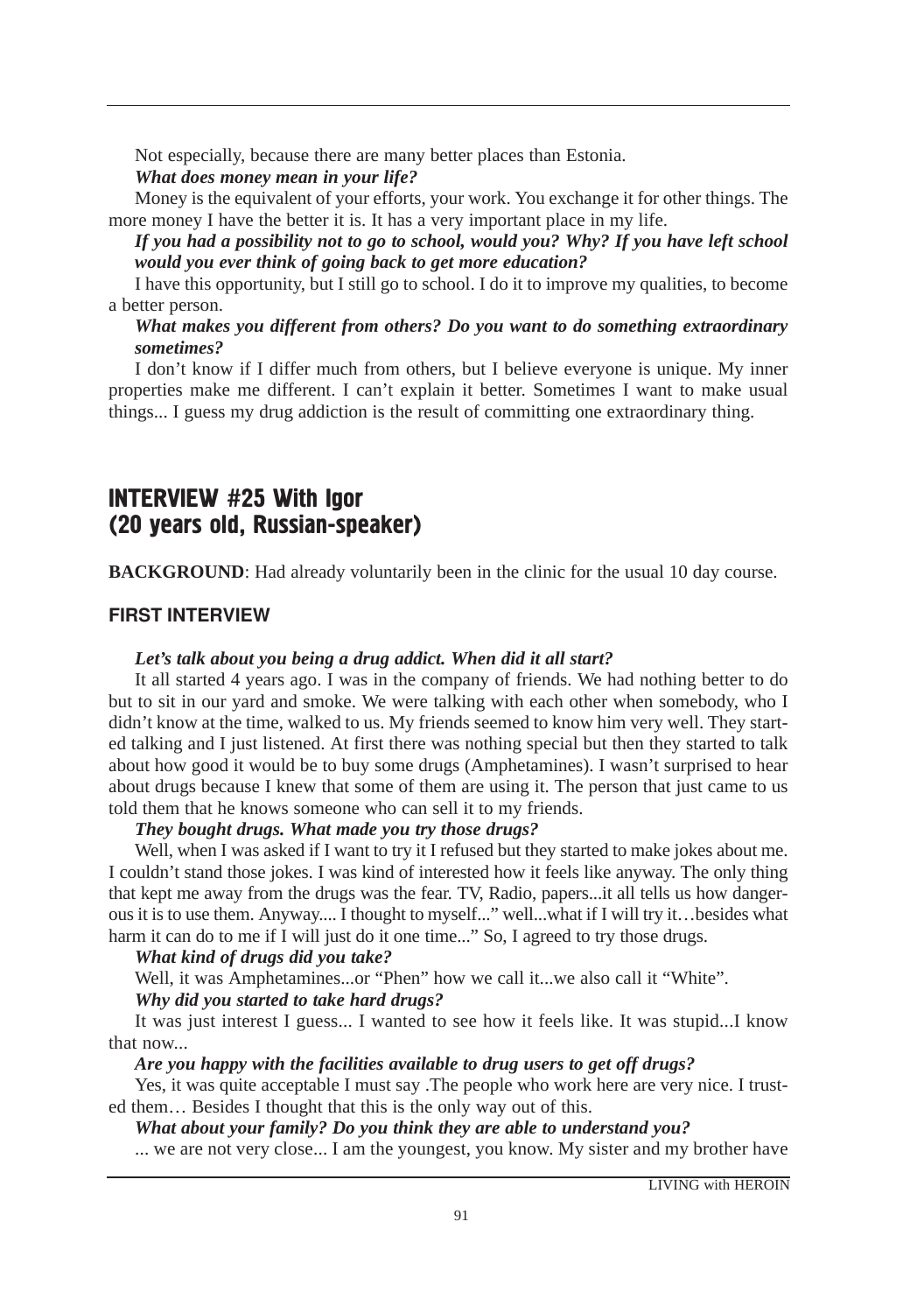Not especially, because there are many better places than Estonia.

***What does money mean in your life?***

Money is the equivalent of your efforts, your work. You exchange it for other things. The more money I have the better it is. It has a very important place in my life.

***If you had a possibility not to go to school, would you? Why? If you have left school would you ever think of going back to get more education?***

I have this opportunity, but I still go to school. I do it to improve my qualities, to become a better person.

***What makes you different from others? Do you want to do something extraordinary sometimes?***

I don't know if I differ much from others, but I believe everyone is unique. My inner properties make me different. I can't explain it better. Sometimes I want to make usual things... I guess my drug addiction is the result of committing one extraordinary thing.

## INTERVIEW #25 With Igor (20 years old, Russian-speaker)

**BACKGROUND**: Had already voluntarily been in the clinic for the usual 10 day course.

### FIRST INTERVIEW

***Let's talk about you being a drug addict. When did it all start?***

It all started 4 years ago. I was in the company of friends. We had nothing better to do but to sit in our yard and smoke. We were talking with each other when somebody, who I didn't know at the time, walked to us. My friends seemed to know him very well. They started talking and I just listened. At first there was nothing special but then they started to talk about how good it would be to buy some drugs (Amphetamines). I wasn't surprised to hear about drugs because I knew that some of them are using it. The person that just came to us told them that he knows someone who can sell it to my friends.

***They bought drugs. What made you try those drugs?***

Well, when I was asked if I want to try it I refused but they started to make jokes about me. I couldn't stand those jokes. I was kind of interested how it feels like anyway. The only thing that kept me away from the drugs was the fear. TV, Radio, papers...it all tells us how dangerous it is to use them. Anyway.... I thought to myself..." well...what if I will try it…besides what harm it can do to me if I will just do it one time..." So, I agreed to try those drugs.

***What kind of drugs did you take?***

Well, it was Amphetamines...or "Phen" how we call it...we also call it "White".

***Why did you started to take hard drugs?***

It was just interest I guess... I wanted to see how it feels like. It was stupid...I know that now...

***Are you happy with the facilities available to drug users to get off drugs?***

Yes, it was quite acceptable I must say .The people who work here are very nice. I trusted them… Besides I thought that this is the only way out of this.

***What about your family? Do you think they are able to understand you?***

... we are not very close... I am the youngest, you know. My sister and my brother have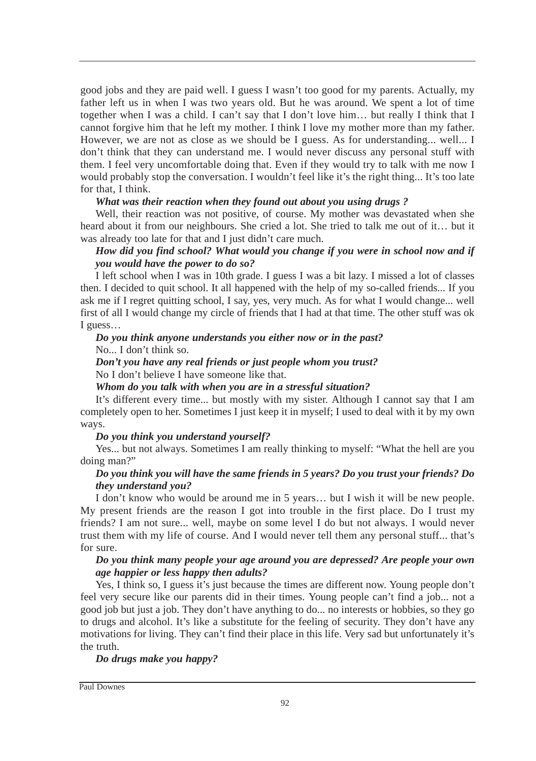good jobs and they are paid well. I guess I wasn't too good for my parents. Actually, my father left us in when I was two years old. But he was around. We spent a lot of time together when I was a child. I can't say that I don't love him… but really I think that I cannot forgive him that he left my mother. I think I love my mother more than my father. However, we are not as close as we should be I guess. As for understanding... well... I don't think that they can understand me. I would never discuss any personal stuff with them. I feel very uncomfortable doing that. Even if they would try to talk with me now I would probably stop the conversation. I wouldn't feel like it's the right thing... It's too late for that, I think.

***What was their reaction when they found out about you using drugs ?***

Well, their reaction was not positive, of course. My mother was devastated when she heard about it from our neighbours. She cried a lot. She tried to talk me out of it… but it was already too late for that and I just didn't care much.

***How did you find school? What would you change if you were in school now and if you would have the power to do so?***

I left school when I was in 10th grade. I guess I was a bit lazy. I missed a lot of classes then. I decided to quit school. It all happened with the help of my so-called friends... If you ask me if I regret quitting school, I say, yes, very much. As for what I would change... well first of all I would change my circle of friends that I had at that time. The other stuff was ok I guess…

***Do you think anyone understands you either now or in the past?***

No... I don't think so.

***Don't you have any real friends or just people whom you trust?***

No I don't believe I have someone like that.

***Whom do you talk with when you are in a stressful situation?***

It's different every time... but mostly with my sister. Although I cannot say that I am completely open to her. Sometimes I just keep it in myself; I used to deal with it by my own ways.

***Do you think you understand yourself?***

Yes... but not always. Sometimes I am really thinking to myself: "What the hell are you doing man?"

***Do you think you will have the same friends in 5 years? Do you trust your friends? Do they understand you?***

I don't know who would be around me in 5 years… but I wish it will be new people. My present friends are the reason I got into trouble in the first place. Do I trust my friends? I am not sure... well, maybe on some level I do but not always. I would never trust them with my life of course. And I would never tell them any personal stuff... that's for sure.

***Do you think many people your age around you are depressed? Are people your own age happier or less happy then adults?***

Yes, I think so, I guess it's just because the times are different now. Young people don't feel very secure like our parents did in their times. Young people can't find a job... not a good job but just a job. They don't have anything to do... no interests or hobbies, so they go to drugs and alcohol. It's like a substitute for the feeling of security. They don't have any motivations for living. They can't find their place in this life. Very sad but unfortunately it's the truth.

***Do drugs make you happy?***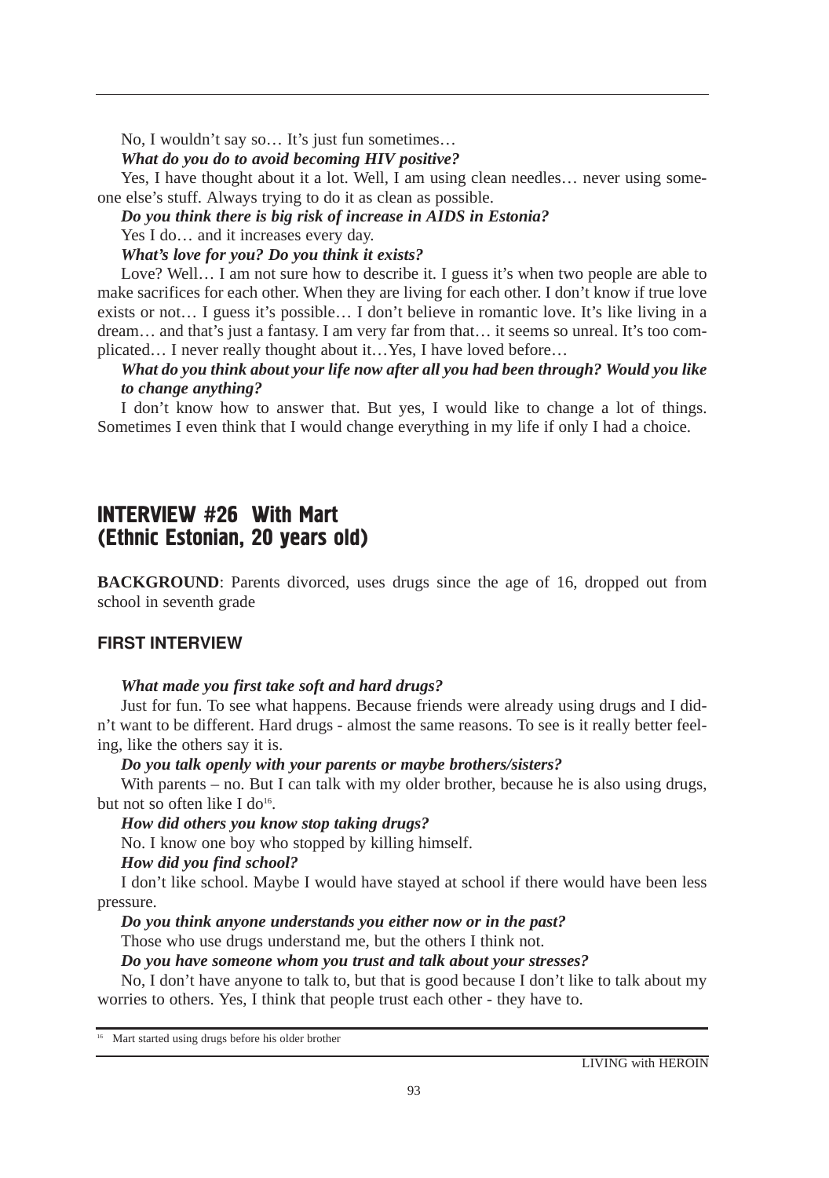No, I wouldn't say so… It's just fun sometimes…

***What do you do to avoid becoming HIV positive?***

Yes, I have thought about it a lot. Well, I am using clean needles… never using someone else's stuff. Always trying to do it as clean as possible.

***Do you think there is big risk of increase in AIDS in Estonia?***

Yes I do… and it increases every day.

***What's love for you? Do you think it exists?***

Love? Well… I am not sure how to describe it. I guess it's when two people are able to make sacrifices for each other. When they are living for each other. I don't know if true love exists or not… I guess it's possible… I don't believe in romantic love. It's like living in a dream… and that's just a fantasy. I am very far from that… it seems so unreal. It's too complicated… I never really thought about it…Yes, I have loved before…

***What do you think about your life now after all you had been through? Would you like to change anything?***

I don't know how to answer that. But yes, I would like to change a lot of things. Sometimes I even think that I would change everything in my life if only I had a choice.

## INTERVIEW #26 With Mart (Ethnic Estonian, 20 years old)

**BACKGROUND**: Parents divorced, uses drugs since the age of 16, dropped out from school in seventh grade

### FIRST INTERVIEW

***What made you first take soft and hard drugs?***

Just for fun. To see what happens. Because friends were already using drugs and I didn't want to be different. Hard drugs - almost the same reasons. To see is it really better feeling, like the others say it is.

***Do you talk openly with your parents or maybe brothers/sisters?***

With parents – no. But I can talk with my older brother, because he is also using drugs, but not so often like I do[16].

***How did others you know stop taking drugs?***

No. I know one boy who stopped by killing himself.

***How did you find school?***

I don't like school. Maybe I would have stayed at school if there would have been less pressure.

***Do you think anyone understands you either now or in the past?***

Those who use drugs understand me, but the others I think not.

***Do you have someone whom you trust and talk about your stresses?***

No, I don't have anyone to talk to, but that is good because I don't like to talk about my worries to others. Yes, I think that people trust each other - they have to.

[16] Mart started using drugs before his older brother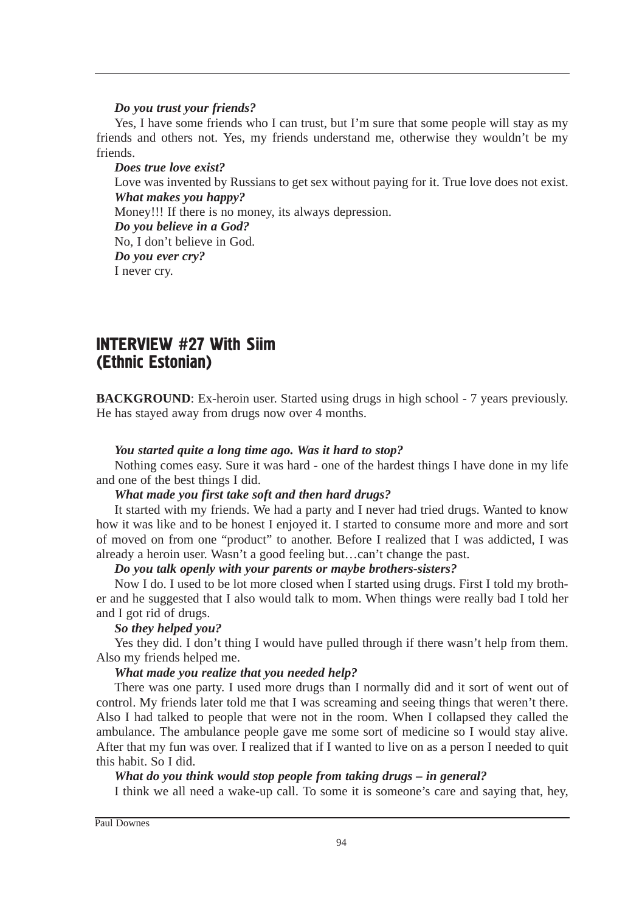***Do you trust your friends?***

Yes, I have some friends who I can trust, but I'm sure that some people will stay as my friends and others not. Yes, my friends understand me, otherwise they wouldn't be my friends.

***Does true love exist?***

Love was invented by Russians to get sex without paying for it. True love does not exist.

***What makes you happy?***

Money!!! If there is no money, its always depression.

***Do you believe in a God?***

No, I don't believe in God.

***Do you ever cry?***

I never cry.

## INTERVIEW #27 With Siim (Ethnic Estonian)

**BACKGROUND**: Ex-heroin user. Started using drugs in high school - 7 years previously. He has stayed away from drugs now over 4 months.

***You started quite a long time ago. Was it hard to stop?***

Nothing comes easy. Sure it was hard - one of the hardest things I have done in my life and one of the best things I did.

***What made you first take soft and then hard drugs?***

It started with my friends. We had a party and I never had tried drugs. Wanted to know how it was like and to be honest I enjoyed it. I started to consume more and more and sort of moved on from one "product" to another. Before I realized that I was addicted, I was already a heroin user. Wasn't a good feeling but…can't change the past.

***Do you talk openly with your parents or maybe brothers-sisters?***

Now I do. I used to be lot more closed when I started using drugs. First I told my brother and he suggested that I also would talk to mom. When things were really bad I told her and I got rid of drugs.

***So they helped you?***

Yes they did. I don't thing I would have pulled through if there wasn't help from them. Also my friends helped me.

***What made you realize that you needed help?***

There was one party. I used more drugs than I normally did and it sort of went out of control. My friends later told me that I was screaming and seeing things that weren't there. Also I had talked to people that were not in the room. When I collapsed they called the ambulance. The ambulance people gave me some sort of medicine so I would stay alive. After that my fun was over. I realized that if I wanted to live on as a person I needed to quit this habit. So I did.

***What do you think would stop people from taking drugs – in general?***

I think we all need a wake-up call. To some it is someone's care and saying that, hey,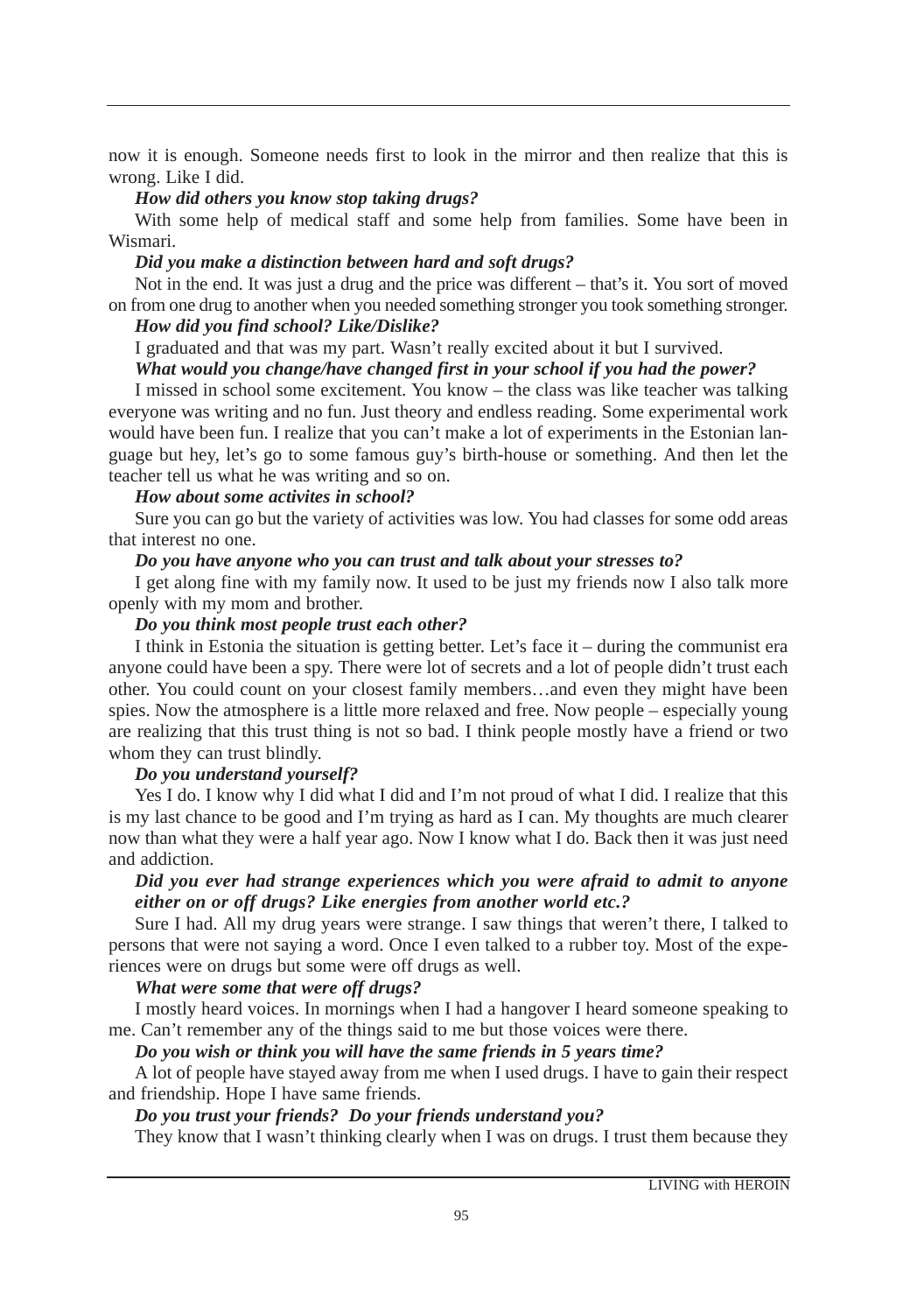now it is enough. Someone needs first to look in the mirror and then realize that this is wrong. Like I did.

***How did others you know stop taking drugs?***

With some help of medical staff and some help from families. Some have been in Wismari.

***Did you make a distinction between hard and soft drugs?***

Not in the end. It was just a drug and the price was different – that's it. You sort of moved on from one drug to another when you needed something stronger you took something stronger.

***How did you find school? Like/Dislike?***

I graduated and that was my part. Wasn't really excited about it but I survived.

***What would you change/have changed first in your school if you had the power?***

I missed in school some excitement. You know – the class was like teacher was talking everyone was writing and no fun. Just theory and endless reading. Some experimental work would have been fun. I realize that you can't make a lot of experiments in the Estonian language but hey, let's go to some famous guy's birth-house or something. And then let the teacher tell us what he was writing and so on.

***How about some activites in school?***

Sure you can go but the variety of activities was low. You had classes for some odd areas that interest no one.

***Do you have anyone who you can trust and talk about your stresses to?***

I get along fine with my family now. It used to be just my friends now I also talk more openly with my mom and brother.

***Do you think most people trust each other?***

I think in Estonia the situation is getting better. Let's face it – during the communist era anyone could have been a spy. There were lot of secrets and a lot of people didn't trust each other. You could count on your closest family members…and even they might have been spies. Now the atmosphere is a little more relaxed and free. Now people – especially young are realizing that this trust thing is not so bad. I think people mostly have a friend or two whom they can trust blindly.

***Do you understand yourself?***

Yes I do. I know why I did what I did and I'm not proud of what I did. I realize that this is my last chance to be good and I'm trying as hard as I can. My thoughts are much clearer now than what they were a half year ago. Now I know what I do. Back then it was just need and addiction.

***Did you ever had strange experiences which you were afraid to admit to anyone either on or off drugs? Like energies from another world etc.?***

Sure I had. All my drug years were strange. I saw things that weren't there, I talked to persons that were not saying a word. Once I even talked to a rubber toy. Most of the experiences were on drugs but some were off drugs as well.

***What were some that were off drugs?***

I mostly heard voices. In mornings when I had a hangover I heard someone speaking to me. Can't remember any of the things said to me but those voices were there.

***Do you wish or think you will have the same friends in 5 years time?***

A lot of people have stayed away from me when I used drugs. I have to gain their respect and friendship. Hope I have same friends.

***Do you trust your friends? Do your friends understand you?***

They know that I wasn't thinking clearly when I was on drugs. I trust them because they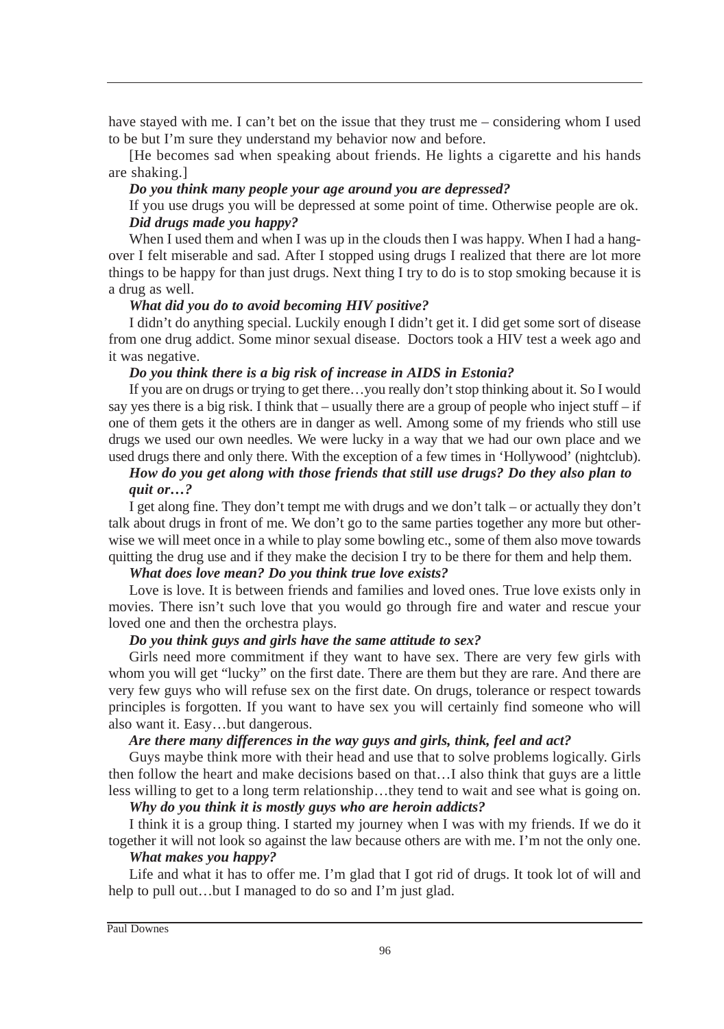have stayed with me. I can't bet on the issue that they trust me – considering whom I used to be but I'm sure they understand my behavior now and before.

[He becomes sad when speaking about friends. He lights a cigarette and his hands are shaking.]

***Do you think many people your age around you are depressed?***

If you use drugs you will be depressed at some point of time. Otherwise people are ok.

***Did drugs made you happy?***

When I used them and when I was up in the clouds then I was happy. When I had a hangover I felt miserable and sad. After I stopped using drugs I realized that there are lot more things to be happy for than just drugs. Next thing I try to do is to stop smoking because it is a drug as well.

***What did you do to avoid becoming HIV positive?***

I didn't do anything special. Luckily enough I didn't get it. I did get some sort of disease from one drug addict. Some minor sexual disease. Doctors took a HIV test a week ago and it was negative.

***Do you think there is a big risk of increase in AIDS in Estonia?***

If you are on drugs or trying to get there…you really don't stop thinking about it. So I would say yes there is a big risk. I think that – usually there are a group of people who inject stuff – if one of them gets it the others are in danger as well. Among some of my friends who still use drugs we used our own needles. We were lucky in a way that we had our own place and we used drugs there and only there. With the exception of a few times in 'Hollywood' (nightclub).

***How do you get along with those friends that still use drugs? Do they also plan to quit or…?***

I get along fine. They don't tempt me with drugs and we don't talk – or actually they don't talk about drugs in front of me. We don't go to the same parties together any more but otherwise we will meet once in a while to play some bowling etc., some of them also move towards quitting the drug use and if they make the decision I try to be there for them and help them.

***What does love mean? Do you think true love exists?***

Love is love. It is between friends and families and loved ones. True love exists only in movies. There isn't such love that you would go through fire and water and rescue your loved one and then the orchestra plays.

***Do you think guys and girls have the same attitude to sex?***

Girls need more commitment if they want to have sex. There are very few girls with whom you will get "lucky" on the first date. There are them but they are rare. And there are very few guys who will refuse sex on the first date. On drugs, tolerance or respect towards principles is forgotten. If you want to have sex you will certainly find someone who will also want it. Easy…but dangerous.

***Are there many differences in the way guys and girls, think, feel and act?***

Guys maybe think more with their head and use that to solve problems logically. Girls then follow the heart and make decisions based on that…I also think that guys are a little less willing to get to a long term relationship…they tend to wait and see what is going on.

***Why do you think it is mostly guys who are heroin addicts?***

I think it is a group thing. I started my journey when I was with my friends. If we do it together it will not look so against the law because others are with me. I'm not the only one.

***What makes you happy?***

Life and what it has to offer me. I'm glad that I got rid of drugs. It took lot of will and help to pull out…but I managed to do so and I'm just glad.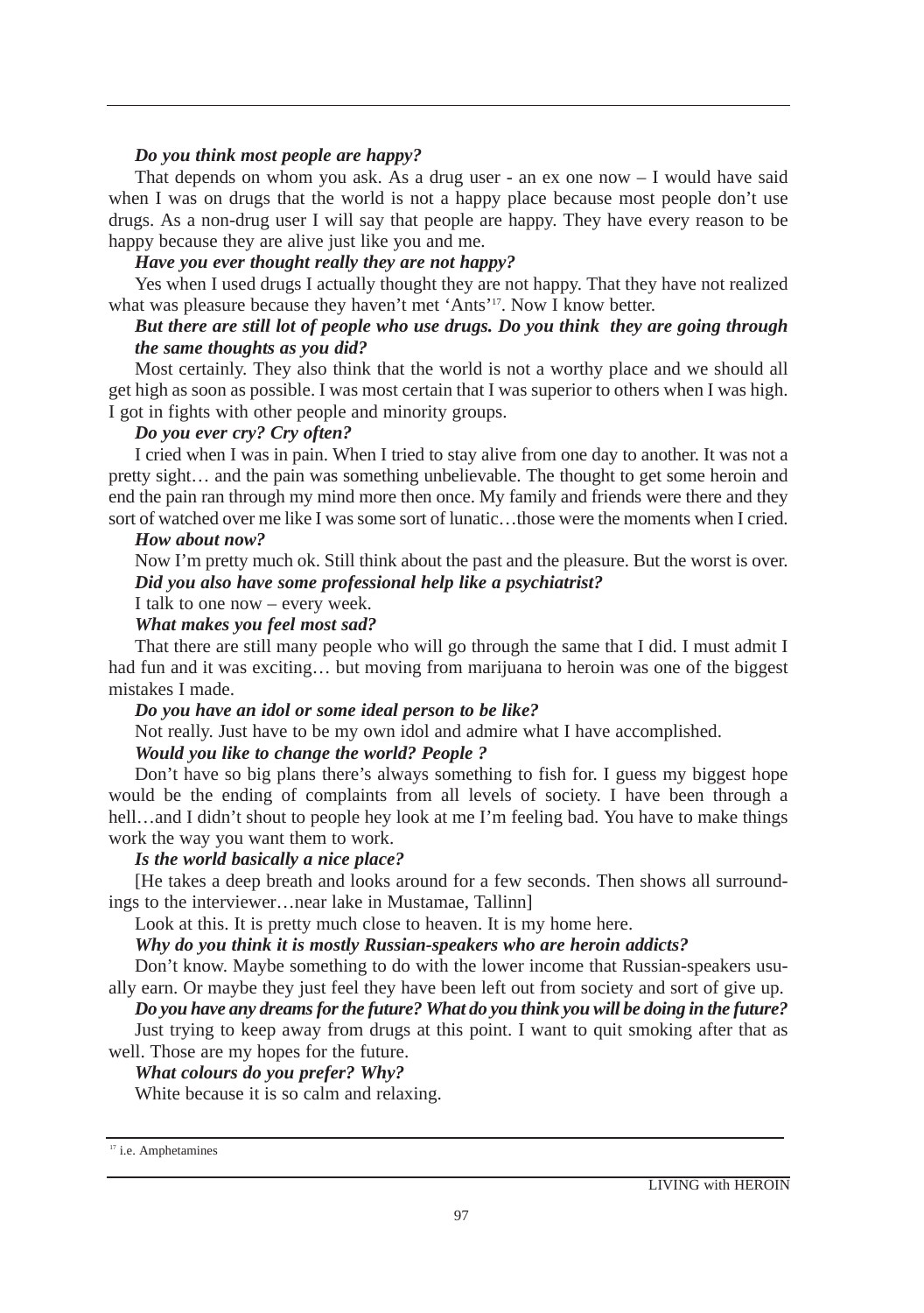*Do you think most people are happy?*

That depends on whom you ask. As a drug user - an ex one now – I would have said when I was on drugs that the world is not a happy place because most people don't use drugs. As a non-drug user I will say that people are happy. They have every reason to be happy because they are alive just like you and me.

*Have you ever thought really they are not happy?*

Yes when I used drugs I actually thought they are not happy. That they have not realized what was pleasure because they haven't met 'Ants'[17]. Now I know better.

*But there are still lot of people who use drugs. Do you think they are going through the same thoughts as you did?*

Most certainly. They also think that the world is not a worthy place and we should all get high as soon as possible. I was most certain that I was superior to others when I was high. I got in fights with other people and minority groups.

*Do you ever cry? Cry often?*

I cried when I was in pain. When I tried to stay alive from one day to another. It was not a pretty sight… and the pain was something unbelievable. The thought to get some heroin and end the pain ran through my mind more then once. My family and friends were there and they sort of watched over me like I was some sort of lunatic…those were the moments when I cried.

*How about now?*

Now I'm pretty much ok. Still think about the past and the pleasure. But the worst is over.

*Did you also have some professional help like a psychiatrist?*

I talk to one now – every week.

*What makes you feel most sad?*

That there are still many people who will go through the same that I did. I must admit I had fun and it was exciting… but moving from marijuana to heroin was one of the biggest mistakes I made.

*Do you have an idol or some ideal person to be like?*

Not really. Just have to be my own idol and admire what I have accomplished.

*Would you like to change the world? People ?*

Don't have so big plans there's always something to fish for. I guess my biggest hope would be the ending of complaints from all levels of society. I have been through a hell…and I didn't shout to people hey look at me I'm feeling bad. You have to make things work the way you want them to work.

*Is the world basically a nice place?*

[He takes a deep breath and looks around for a few seconds. Then shows all surroundings to the interviewer…near lake in Mustamae, Tallinn]

Look at this. It is pretty much close to heaven. It is my home here.

*Why do you think it is mostly Russian-speakers who are heroin addicts?*

Don't know. Maybe something to do with the lower income that Russian-speakers usually earn. Or maybe they just feel they have been left out from society and sort of give up.

*Do you have any dreams for the future? What do you think you will be doing in the future?*

Just trying to keep away from drugs at this point. I want to quit smoking after that as well. Those are my hopes for the future.

*What colours do you prefer? Why?*

White because it is so calm and relaxing.

---

[17] i.e. Amphetamines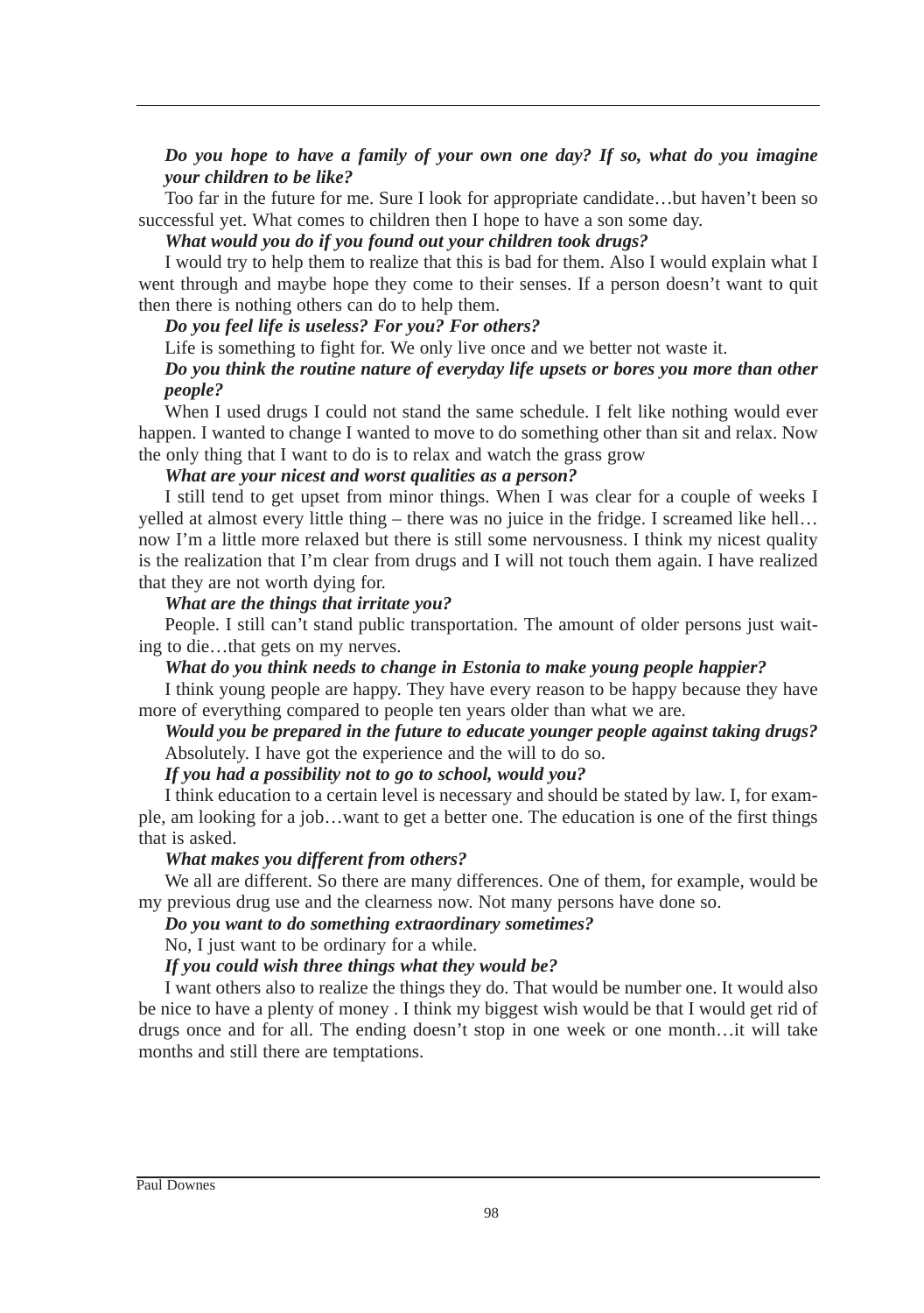***Do you hope to have a family of your own one day? If so, what do you imagine your children to be like?***

Too far in the future for me. Sure I look for appropriate candidate…but haven't been so successful yet. What comes to children then I hope to have a son some day.

***What would you do if you found out your children took drugs?***

I would try to help them to realize that this is bad for them. Also I would explain what I went through and maybe hope they come to their senses. If a person doesn't want to quit then there is nothing others can do to help them.

***Do you feel life is useless? For you? For others?***

Life is something to fight for. We only live once and we better not waste it.

***Do you think the routine nature of everyday life upsets or bores you more than other people?***

When I used drugs I could not stand the same schedule. I felt like nothing would ever happen. I wanted to change I wanted to move to do something other than sit and relax. Now the only thing that I want to do is to relax and watch the grass grow

***What are your nicest and worst qualities as a person?***

I still tend to get upset from minor things. When I was clear for a couple of weeks I yelled at almost every little thing – there was no juice in the fridge. I screamed like hell… now I'm a little more relaxed but there is still some nervousness. I think my nicest quality is the realization that I'm clear from drugs and I will not touch them again. I have realized that they are not worth dying for.

***What are the things that irritate you?***

People. I still can't stand public transportation. The amount of older persons just waiting to die…that gets on my nerves.

***What do you think needs to change in Estonia to make young people happier?***

I think young people are happy. They have every reason to be happy because they have more of everything compared to people ten years older than what we are.

***Would you be prepared in the future to educate younger people against taking drugs?***

Absolutely. I have got the experience and the will to do so.

***If you had a possibility not to go to school, would you?***

I think education to a certain level is necessary and should be stated by law. I, for example, am looking for a job…want to get a better one. The education is one of the first things that is asked.

***What makes you different from others?***

We all are different. So there are many differences. One of them, for example, would be my previous drug use and the clearness now. Not many persons have done so.

***Do you want to do something extraordinary sometimes?***

No, I just want to be ordinary for a while.

***If you could wish three things what they would be?***

I want others also to realize the things they do. That would be number one. It would also be nice to have a plenty of money . I think my biggest wish would be that I would get rid of drugs once and for all. The ending doesn't stop in one week or one month…it will take months and still there are temptations.